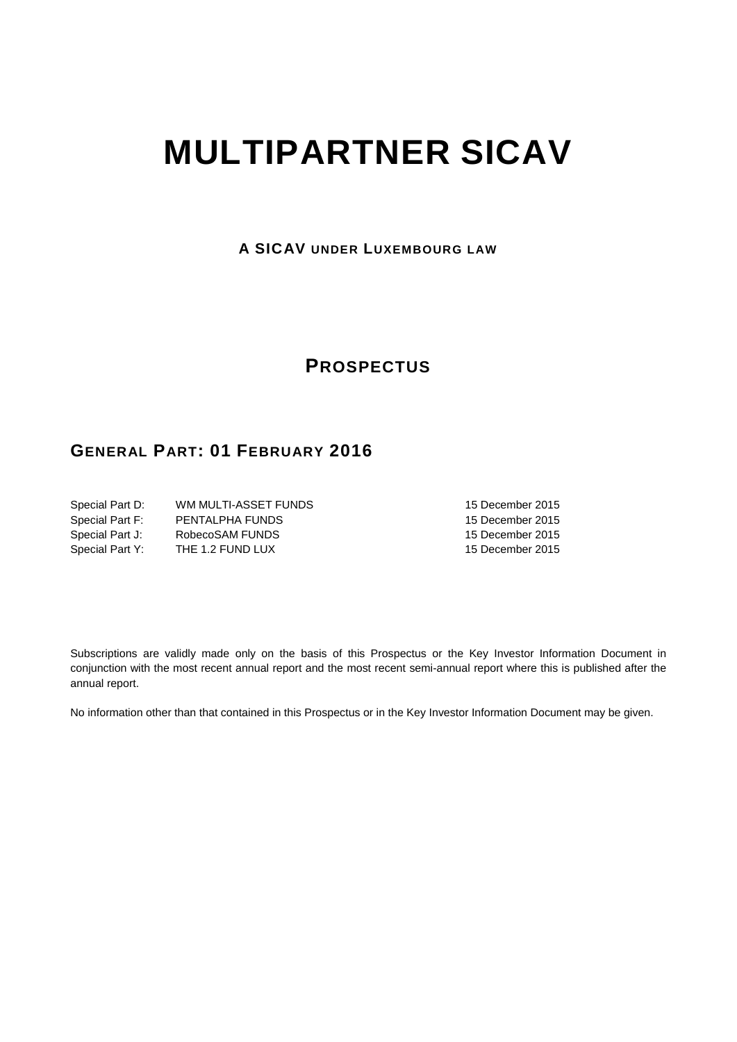# MULTIPARTNER SICAV

**A SICAV UNDER LUXEMBOURG LAW**

## PROSPECTUS

### GENERAL PART: 01 FEBRUARY 2016

| | | |
|---|---|---|
| Special Part D: | WM MULTI-ASSET FUNDS | 15 December 2015 |
| Special Part F: | PENTALPHA FUNDS | 15 December 2015 |
| Special Part J: | RobecoSAM FUNDS | 15 December 2015 |
| Special Part Y: | THE 1.2 FUND LUX | 15 December 2015 |

Subscriptions are validly made only on the basis of this Prospectus or the Key Investor Information Document in conjunction with the most recent annual report and the most recent semi-annual report where this is published after the annual report.

No information other than that contained in this Prospectus or in the Key Investor Information Document may be given.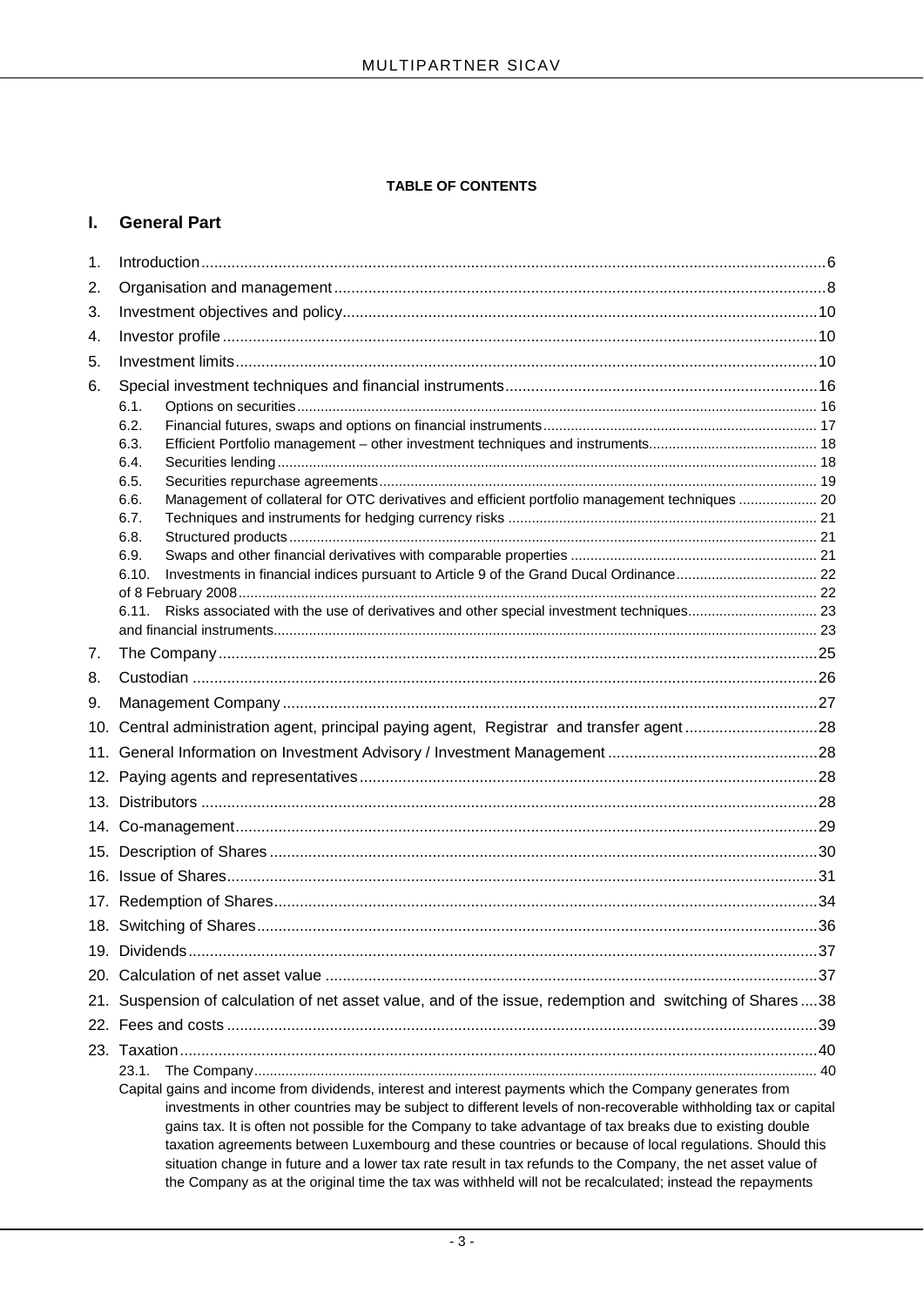**TABLE OF CONTENTS**

## I. General Part

1. Introduction ... 6
2. Organisation and management ... 8
3. Investment objectives and policy ... 10
4. Investor profile ... 10
5. Investment limits ... 10
6. Special investment techniques and financial instruments ... 16
   - 6.1. Options on securities ... 16
   - 6.2. Financial futures, swaps and options on financial instruments ... 17
   - 6.3. Efficient Portfolio management – other investment techniques and instruments ... 18
   - 6.4. Securities lending ... 18
   - 6.5. Securities repurchase agreements ... 19
   - 6.6. Management of collateral for OTC derivatives and efficient portfolio management techniques ... 20
   - 6.7. Techniques and instruments for hedging currency risks ... 21
   - 6.8. Structured products ... 21
   - 6.9. Swaps and other financial derivatives with comparable properties ... 21
   - 6.10. Investments in financial indices pursuant to Article 9 of the Grand Ducal Ordinance ... 22 of 8 February 2008 ... 22
   - 6.11. Risks associated with the use of derivatives and other special investment techniques ... 23 and financial instruments ... 23
7. The Company ... 25
8. Custodian ... 26
9. Management Company ... 27
10. Central administration agent, principal paying agent, Registrar and transfer agent ... 28
11. General Information on Investment Advisory / Investment Management ... 28
12. Paying agents and representatives ... 28
13. Distributors ... 28
14. Co-management ... 29
15. Description of Shares ... 30
16. Issue of Shares ... 31
17. Redemption of Shares ... 34
18. Switching of Shares ... 36
19. Dividends ... 37
20. Calculation of net asset value ... 37
21. Suspension of calculation of net asset value, and of the issue, redemption and switching of Shares ... 38
22. Fees and costs ... 39
23. Taxation ... 40
   - 23.1. The Company ... 40

   Capital gains and income from dividends, interest and interest payments which the Company generates from investments in other countries may be subject to different levels of non-recoverable withholding tax or capital gains tax. It is often not possible for the Company to take advantage of tax breaks due to existing double taxation agreements between Luxembourg and these countries or because of local regulations. Should this situation change in future and a lower tax rate result in tax refunds to the Company, the net asset value of the Company as at the original time the tax was withheld will not be recalculated; instead the repayments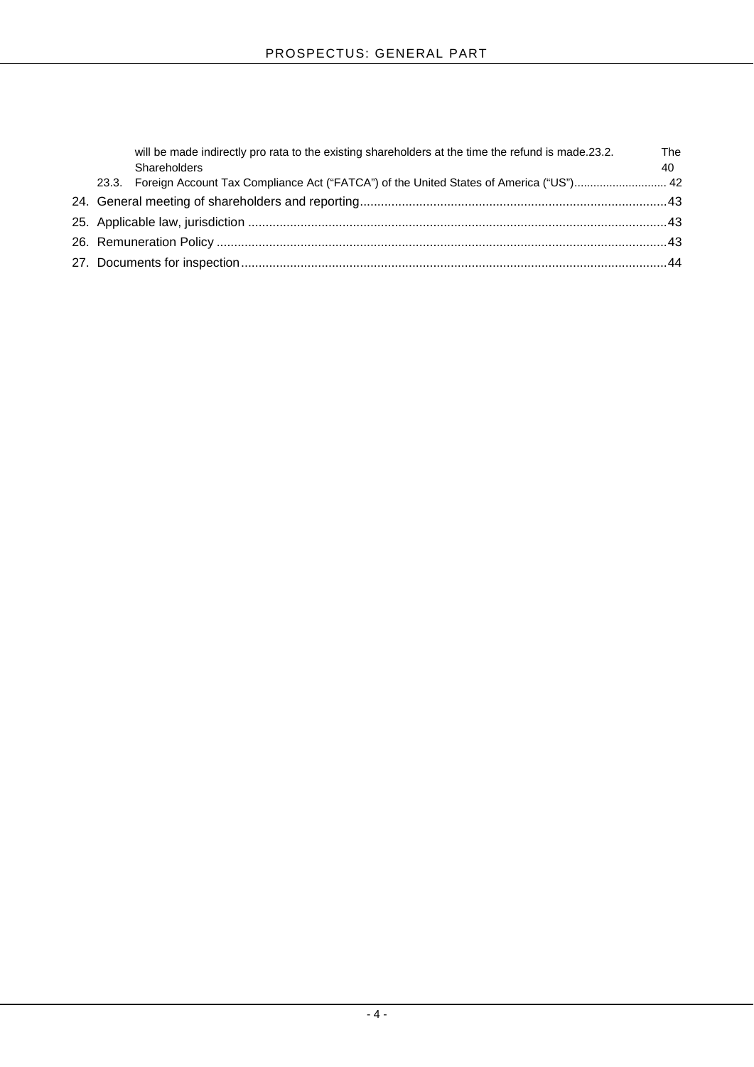will be made indirectly pro rata to the existing shareholders at the time the refund is made.23.2. The Shareholders 40

23.3. Foreign Account Tax Compliance Act ("FATCA") of the United States of America ("US") ............................ 42

24. General meeting of shareholders and reporting ........................................................................................ 43

25. Applicable law, jurisdiction ........................................................................................................................ 43

26. Remuneration Policy .................................................................................................................................. 43

27. Documents for inspection .......................................................................................................................... 44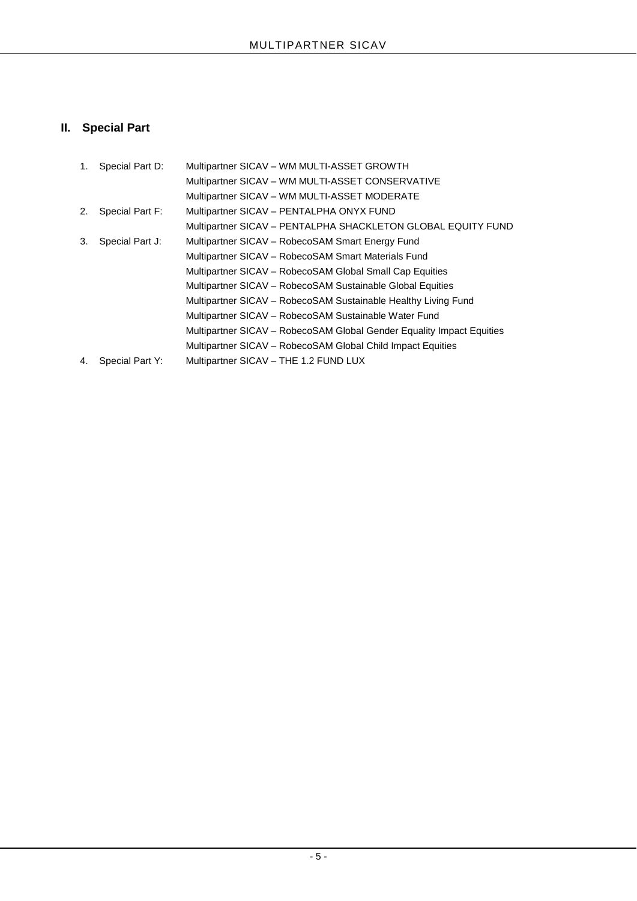## II. Special Part

| | | |
|---|---|---|
| 1. | Special Part D: | Multipartner SICAV – WM MULTI-ASSET GROWTH |
| | | Multipartner SICAV – WM MULTI-ASSET CONSERVATIVE |
| | | Multipartner SICAV – WM MULTI-ASSET MODERATE |
| 2. | Special Part F: | Multipartner SICAV – PENTALPHA ONYX FUND |
| | | Multipartner SICAV – PENTALPHA SHACKLETON GLOBAL EQUITY FUND |
| 3. | Special Part J: | Multipartner SICAV – RobecoSAM Smart Energy Fund |
| | | Multipartner SICAV – RobecoSAM Smart Materials Fund |
| | | Multipartner SICAV – RobecoSAM Global Small Cap Equities |
| | | Multipartner SICAV – RobecoSAM Sustainable Global Equities |
| | | Multipartner SICAV – RobecoSAM Sustainable Healthy Living Fund |
| | | Multipartner SICAV – RobecoSAM Sustainable Water Fund |
| | | Multipartner SICAV – RobecoSAM Global Gender Equality Impact Equities |
| | | Multipartner SICAV – RobecoSAM Global Child Impact Equities |
| 4. | Special Part Y: | Multipartner SICAV – THE 1.2 FUND LUX |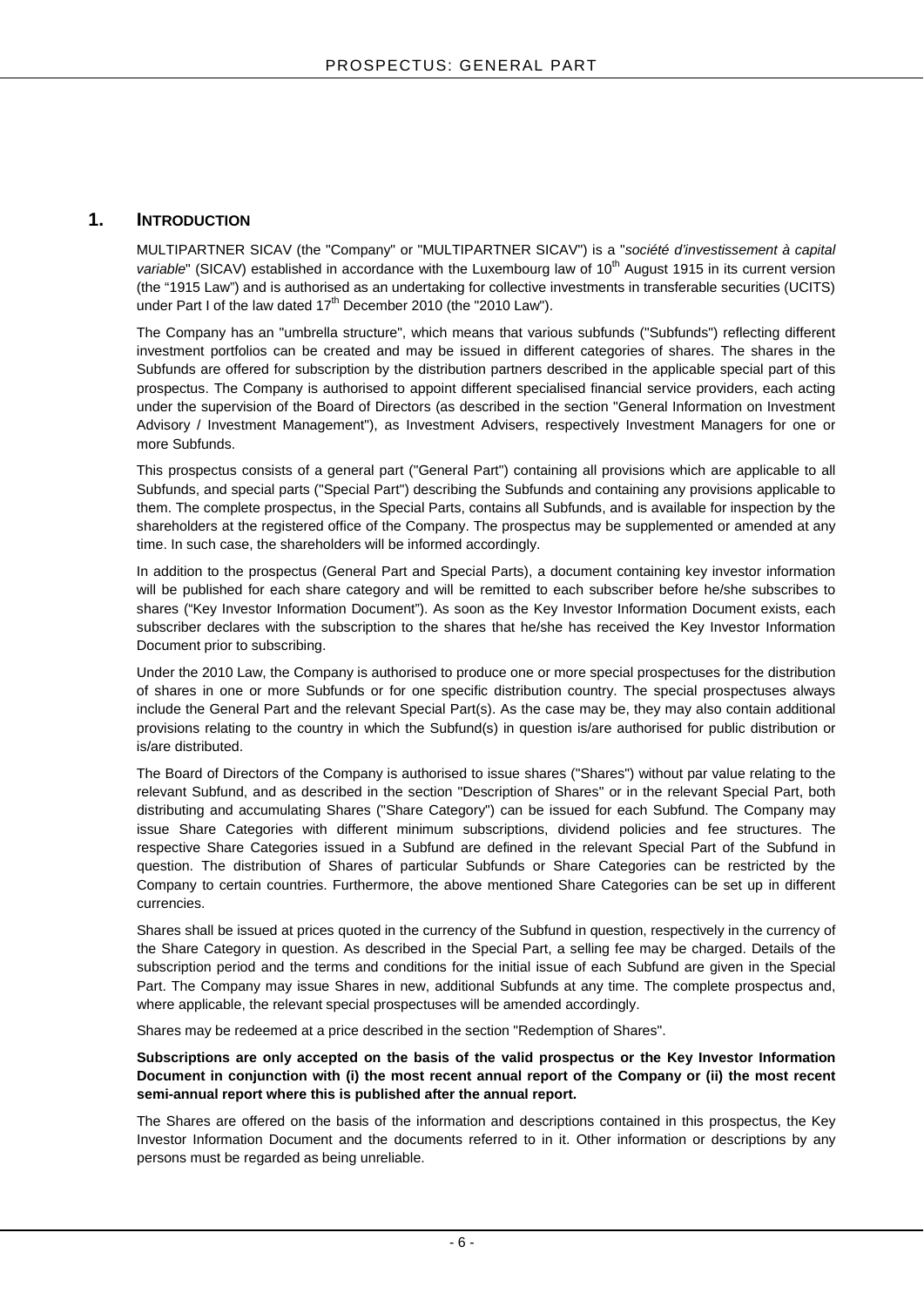## 1. INTRODUCTION

MULTIPARTNER SICAV (the "Company" or "MULTIPARTNER SICAV") is a "*société d'investissement à capital variable*" (SICAV) established in accordance with the Luxembourg law of 10th August 1915 in its current version (the "1915 Law") and is authorised as an undertaking for collective investments in transferable securities (UCITS) under Part I of the law dated 17th December 2010 (the "2010 Law").

The Company has an "umbrella structure", which means that various subfunds ("Subfunds") reflecting different investment portfolios can be created and may be issued in different categories of shares. The shares in the Subfunds are offered for subscription by the distribution partners described in the applicable special part of this prospectus. The Company is authorised to appoint different specialised financial service providers, each acting under the supervision of the Board of Directors (as described in the section "General Information on Investment Advisory / Investment Management"), as Investment Advisers, respectively Investment Managers for one or more Subfunds.

This prospectus consists of a general part ("General Part") containing all provisions which are applicable to all Subfunds, and special parts ("Special Part") describing the Subfunds and containing any provisions applicable to them. The complete prospectus, in the Special Parts, contains all Subfunds, and is available for inspection by the shareholders at the registered office of the Company. The prospectus may be supplemented or amended at any time. In such case, the shareholders will be informed accordingly.

In addition to the prospectus (General Part and Special Parts), a document containing key investor information will be published for each share category and will be remitted to each subscriber before he/she subscribes to shares ("Key Investor Information Document"). As soon as the Key Investor Information Document exists, each subscriber declares with the subscription to the shares that he/she has received the Key Investor Information Document prior to subscribing.

Under the 2010 Law, the Company is authorised to produce one or more special prospectuses for the distribution of shares in one or more Subfunds or for one specific distribution country. The special prospectuses always include the General Part and the relevant Special Part(s). As the case may be, they may also contain additional provisions relating to the country in which the Subfund(s) in question is/are authorised for public distribution or is/are distributed.

The Board of Directors of the Company is authorised to issue shares ("Shares") without par value relating to the relevant Subfund, and as described in the section "Description of Shares" or in the relevant Special Part, both distributing and accumulating Shares ("Share Category") can be issued for each Subfund. The Company may issue Share Categories with different minimum subscriptions, dividend policies and fee structures. The respective Share Categories issued in a Subfund are defined in the relevant Special Part of the Subfund in question. The distribution of Shares of particular Subfunds or Share Categories can be restricted by the Company to certain countries. Furthermore, the above mentioned Share Categories can be set up in different currencies.

Shares shall be issued at prices quoted in the currency of the Subfund in question, respectively in the currency of the Share Category in question. As described in the Special Part, a selling fee may be charged. Details of the subscription period and the terms and conditions for the initial issue of each Subfund are given in the Special Part. The Company may issue Shares in new, additional Subfunds at any time. The complete prospectus and, where applicable, the relevant special prospectuses will be amended accordingly.

Shares may be redeemed at a price described in the section "Redemption of Shares".

**Subscriptions are only accepted on the basis of the valid prospectus or the Key Investor Information Document in conjunction with (i) the most recent annual report of the Company or (ii) the most recent semi-annual report where this is published after the annual report.**

The Shares are offered on the basis of the information and descriptions contained in this prospectus, the Key Investor Information Document and the documents referred to in it. Other information or descriptions by any persons must be regarded as being unreliable.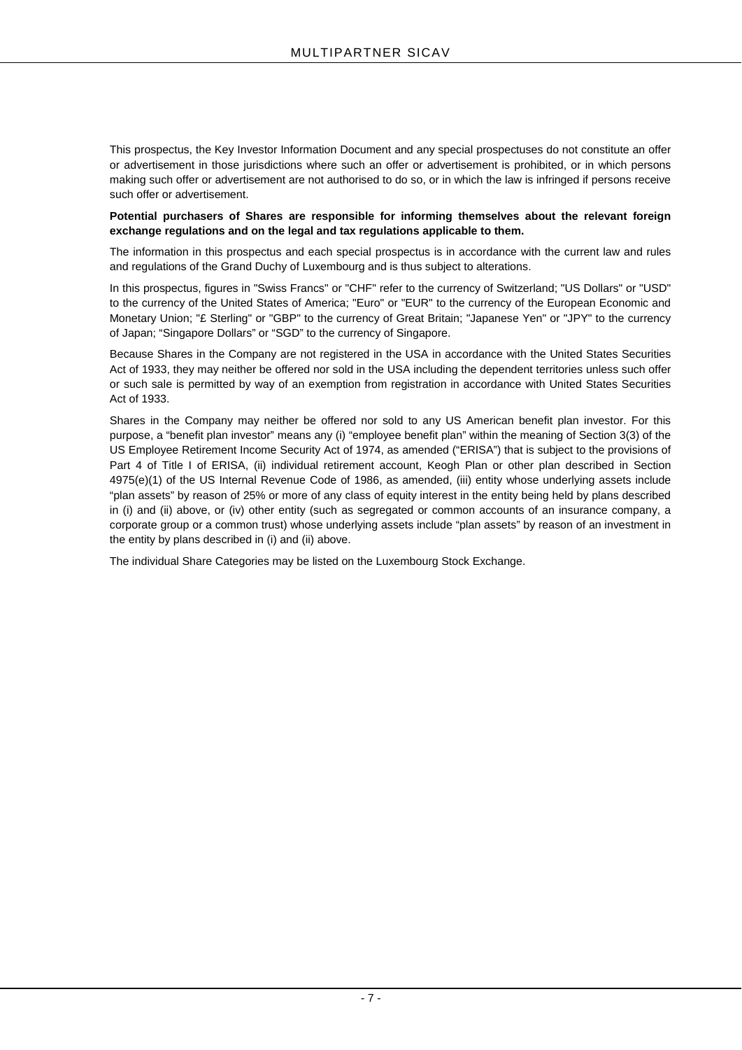This prospectus, the Key Investor Information Document and any special prospectuses do not constitute an offer or advertisement in those jurisdictions where such an offer or advertisement is prohibited, or in which persons making such offer or advertisement are not authorised to do so, or in which the law is infringed if persons receive such offer or advertisement.

**Potential purchasers of Shares are responsible for informing themselves about the relevant foreign exchange regulations and on the legal and tax regulations applicable to them.**

The information in this prospectus and each special prospectus is in accordance with the current law and rules and regulations of the Grand Duchy of Luxembourg and is thus subject to alterations.

In this prospectus, figures in "Swiss Francs" or "CHF" refer to the currency of Switzerland; "US Dollars" or "USD" to the currency of the United States of America; "Euro" or "EUR" to the currency of the European Economic and Monetary Union; "£ Sterling" or "GBP" to the currency of Great Britain; "Japanese Yen" or "JPY" to the currency of Japan; "Singapore Dollars" or "SGD" to the currency of Singapore.

Because Shares in the Company are not registered in the USA in accordance with the United States Securities Act of 1933, they may neither be offered nor sold in the USA including the dependent territories unless such offer or such sale is permitted by way of an exemption from registration in accordance with United States Securities Act of 1933.

Shares in the Company may neither be offered nor sold to any US American benefit plan investor. For this purpose, a "benefit plan investor" means any (i) "employee benefit plan" within the meaning of Section 3(3) of the US Employee Retirement Income Security Act of 1974, as amended ("ERISA") that is subject to the provisions of Part 4 of Title I of ERISA, (ii) individual retirement account, Keogh Plan or other plan described in Section 4975(e)(1) of the US Internal Revenue Code of 1986, as amended, (iii) entity whose underlying assets include "plan assets" by reason of 25% or more of any class of equity interest in the entity being held by plans described in (i) and (ii) above, or (iv) other entity (such as segregated or common accounts of an insurance company, a corporate group or a common trust) whose underlying assets include "plan assets" by reason of an investment in the entity by plans described in (i) and (ii) above.

The individual Share Categories may be listed on the Luxembourg Stock Exchange.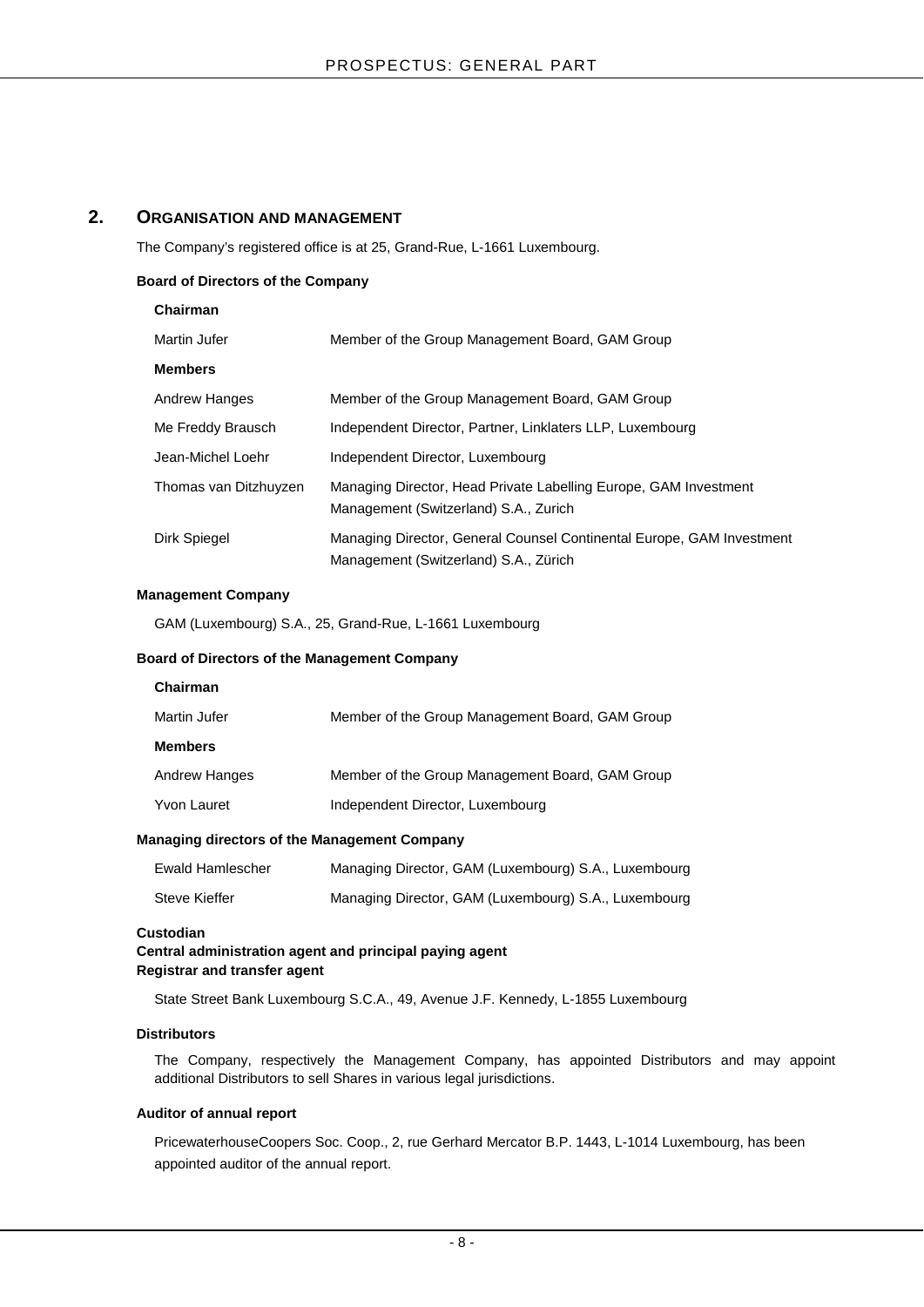## 2. Organisation and Management

The Company's registered office is at 25, Grand-Rue, L-1661 Luxembourg.

**Board of Directors of the Company**

**Chairman**

| | |
|---|---|
| Martin Jufer | Member of the Group Management Board, GAM Group |

**Members**

| | |
|---|---|
| Andrew Hanges | Member of the Group Management Board, GAM Group |
| Me Freddy Brausch | Independent Director, Partner, Linklaters LLP, Luxembourg |
| Jean-Michel Loehr | Independent Director, Luxembourg |
| Thomas van Ditzhuyzen | Managing Director, Head Private Labelling Europe, GAM Investment Management (Switzerland) S.A., Zurich |
| Dirk Spiegel | Managing Director, General Counsel Continental Europe, GAM Investment Management (Switzerland) S.A., Zürich |

**Management Company**

GAM (Luxembourg) S.A., 25, Grand-Rue, L-1661 Luxembourg

**Board of Directors of the Management Company**

**Chairman**

| | |
|---|---|
| Martin Jufer | Member of the Group Management Board, GAM Group |

**Members**

| | |
|---|---|
| Andrew Hanges | Member of the Group Management Board, GAM Group |
| Yvon Lauret | Independent Director, Luxembourg |

**Managing directors of the Management Company**

| | |
|---|---|
| Ewald Hamlescher | Managing Director, GAM (Luxembourg) S.A., Luxembourg |
| Steve Kieffer | Managing Director, GAM (Luxembourg) S.A., Luxembourg |

**Custodian**
**Central administration agent and principal paying agent**
**Registrar and transfer agent**

State Street Bank Luxembourg S.C.A., 49, Avenue J.F. Kennedy, L-1855 Luxembourg

**Distributors**

The Company, respectively the Management Company, has appointed Distributors and may appoint additional Distributors to sell Shares in various legal jurisdictions.

**Auditor of annual report**

PricewaterhouseCoopers Soc. Coop., 2, rue Gerhard Mercator B.P. 1443, L-1014 Luxembourg, has been appointed auditor of the annual report.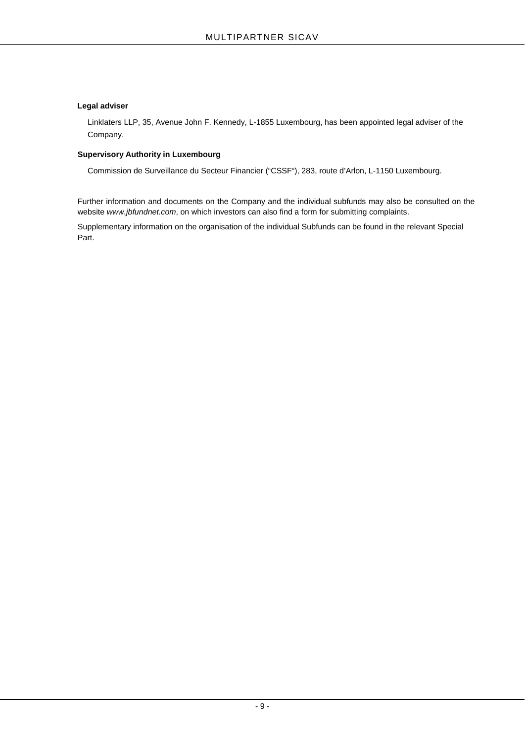**Legal adviser**

Linklaters LLP, 35, Avenue John F. Kennedy, L-1855 Luxembourg, has been appointed legal adviser of the Company.

**Supervisory Authority in Luxembourg**

Commission de Surveillance du Secteur Financier ("CSSF"), 283, route d'Arlon, L-1150 Luxembourg.

Further information and documents on the Company and the individual subfunds may also be consulted on the website *www.jbfundnet.com*, on which investors can also find a form for submitting complaints.

Supplementary information on the organisation of the individual Subfunds can be found in the relevant Special Part.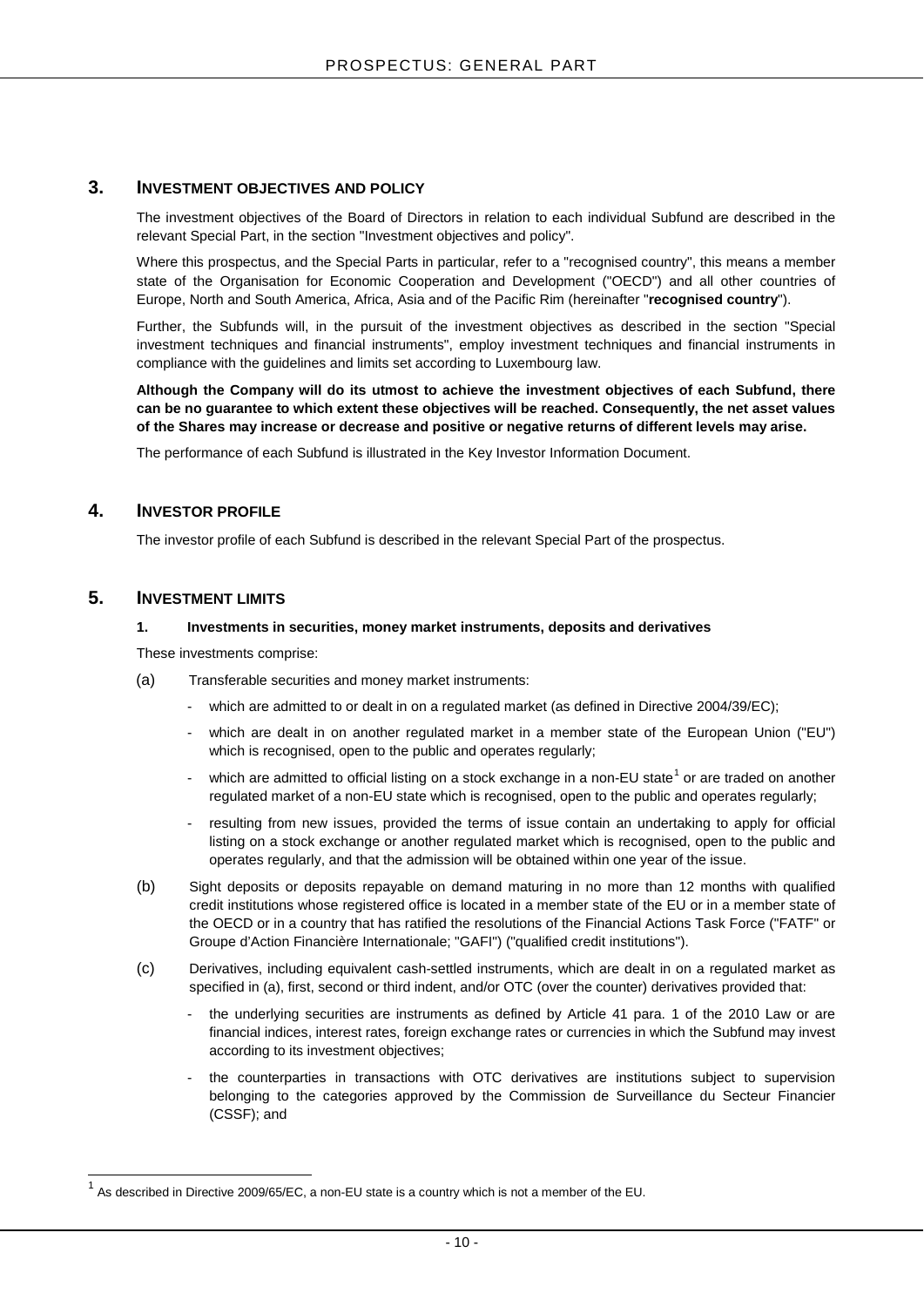## 3. INVESTMENT OBJECTIVES AND POLICY

The investment objectives of the Board of Directors in relation to each individual Subfund are described in the relevant Special Part, in the section "Investment objectives and policy".

Where this prospectus, and the Special Parts in particular, refer to a "recognised country", this means a member state of the Organisation for Economic Cooperation and Development ("OECD") and all other countries of Europe, North and South America, Africa, Asia and of the Pacific Rim (hereinafter "**recognised country**").

Further, the Subfunds will, in the pursuit of the investment objectives as described in the section "Special investment techniques and financial instruments", employ investment techniques and financial instruments in compliance with the guidelines and limits set according to Luxembourg law.

**Although the Company will do its utmost to achieve the investment objectives of each Subfund, there can be no guarantee to which extent these objectives will be reached. Consequently, the net asset values of the Shares may increase or decrease and positive or negative returns of different levels may arise.**

The performance of each Subfund is illustrated in the Key Investor Information Document.

## 4. INVESTOR PROFILE

The investor profile of each Subfund is described in the relevant Special Part of the prospectus.

## 5. INVESTMENT LIMITS

### 1. Investments in securities, money market instruments, deposits and derivatives

These investments comprise:

(a) Transferable securities and money market instruments:

- which are admitted to or dealt in on a regulated market (as defined in Directive 2004/39/EC);
- which are dealt in on another regulated market in a member state of the European Union ("EU") which is recognised, open to the public and operates regularly;
- which are admitted to official listing on a stock exchange in a non-EU state[1] or are traded on another regulated market of a non-EU state which is recognised, open to the public and operates regularly;
- resulting from new issues, provided the terms of issue contain an undertaking to apply for official listing on a stock exchange or another regulated market which is recognised, open to the public and operates regularly, and that the admission will be obtained within one year of the issue.

(b) Sight deposits or deposits repayable on demand maturing in no more than 12 months with qualified credit institutions whose registered office is located in a member state of the EU or in a member state of the OECD or in a country that has ratified the resolutions of the Financial Actions Task Force ("FATF" or Groupe d'Action Financière Internationale; "GAFI") ("qualified credit institutions").

(c) Derivatives, including equivalent cash-settled instruments, which are dealt in on a regulated market as specified in (a), first, second or third indent, and/or OTC (over the counter) derivatives provided that:

- the underlying securities are instruments as defined by Article 41 para. 1 of the 2010 Law or are financial indices, interest rates, foreign exchange rates or currencies in which the Subfund may invest according to its investment objectives;
- the counterparties in transactions with OTC derivatives are institutions subject to supervision belonging to the categories approved by the Commission de Surveillance du Secteur Financier (CSSF); and

---

[1] As described in Directive 2009/65/EC, a non-EU state is a country which is not a member of the EU.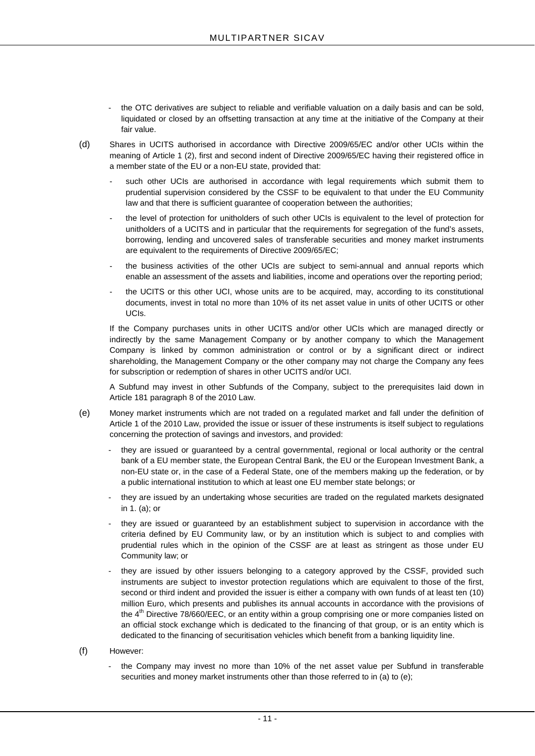- the OTC derivatives are subject to reliable and verifiable valuation on a daily basis and can be sold, liquidated or closed by an offsetting transaction at any time at the initiative of the Company at their fair value.

(d) Shares in UCITS authorised in accordance with Directive 2009/65/EC and/or other UCIs within the meaning of Article 1 (2), first and second indent of Directive 2009/65/EC having their registered office in a member state of the EU or a non-EU state, provided that:

- such other UCIs are authorised in accordance with legal requirements which submit them to prudential supervision considered by the CSSF to be equivalent to that under the EU Community law and that there is sufficient guarantee of cooperation between the authorities;
- the level of protection for unitholders of such other UCIs is equivalent to the level of protection for unitholders of a UCITS and in particular that the requirements for segregation of the fund's assets, borrowing, lending and uncovered sales of transferable securities and money market instruments are equivalent to the requirements of Directive 2009/65/EC;
- the business activities of the other UCIs are subject to semi-annual and annual reports which enable an assessment of the assets and liabilities, income and operations over the reporting period;
- the UCITS or this other UCI, whose units are to be acquired, may, according to its constitutional documents, invest in total no more than 10% of its net asset value in units of other UCITS or other UCIs.

If the Company purchases units in other UCITS and/or other UCIs which are managed directly or indirectly by the same Management Company or by another company to which the Management Company is linked by common administration or control or by a significant direct or indirect shareholding, the Management Company or the other company may not charge the Company any fees for subscription or redemption of shares in other UCITS and/or UCI.

A Subfund may invest in other Subfunds of the Company, subject to the prerequisites laid down in Article 181 paragraph 8 of the 2010 Law.

(e) Money market instruments which are not traded on a regulated market and fall under the definition of Article 1 of the 2010 Law, provided the issue or issuer of these instruments is itself subject to regulations concerning the protection of savings and investors, and provided:

- they are issued or guaranteed by a central governmental, regional or local authority or the central bank of a EU member state, the European Central Bank, the EU or the European Investment Bank, a non-EU state or, in the case of a Federal State, one of the members making up the federation, or by a public international institution to which at least one EU member state belongs; or
- they are issued by an undertaking whose securities are traded on the regulated markets designated in 1. (a); or
- they are issued or guaranteed by an establishment subject to supervision in accordance with the criteria defined by EU Community law, or by an institution which is subject to and complies with prudential rules which in the opinion of the CSSF are at least as stringent as those under EU Community law; or
- they are issued by other issuers belonging to a category approved by the CSSF, provided such instruments are subject to investor protection regulations which are equivalent to those of the first, second or third indent and provided the issuer is either a company with own funds of at least ten (10) million Euro, which presents and publishes its annual accounts in accordance with the provisions of the 4th Directive 78/660/EEC, or an entity within a group comprising one or more companies listed on an official stock exchange which is dedicated to the financing of that group, or is an entity which is dedicated to the financing of securitisation vehicles which benefit from a banking liquidity line.

(f) However:

- the Company may invest no more than 10% of the net asset value per Subfund in transferable securities and money market instruments other than those referred to in (a) to (e);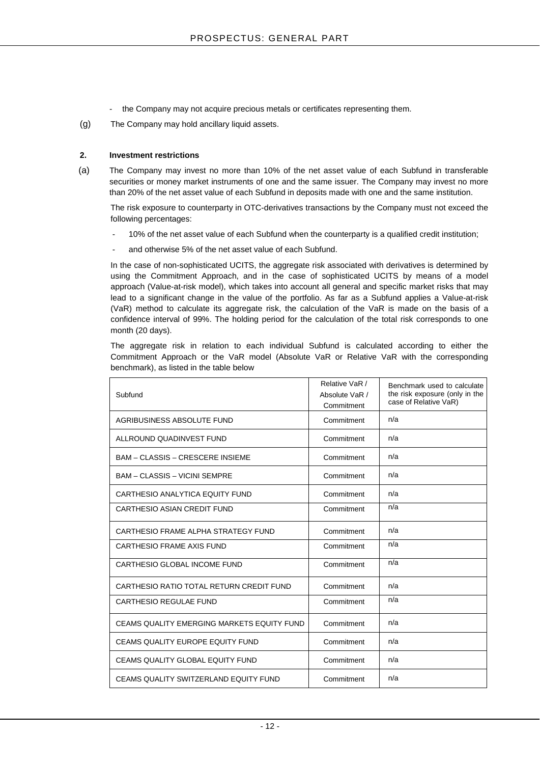- the Company may not acquire precious metals or certificates representing them.

(g) The Company may hold ancillary liquid assets.

**2. Investment restrictions**

(a) The Company may invest no more than 10% of the net asset value of each Subfund in transferable securities or money market instruments of one and the same issuer. The Company may invest no more than 20% of the net asset value of each Subfund in deposits made with one and the same institution.

The risk exposure to counterparty in OTC-derivatives transactions by the Company must not exceed the following percentages:

- 10% of the net asset value of each Subfund when the counterparty is a qualified credit institution;
- and otherwise 5% of the net asset value of each Subfund.

In the case of non-sophisticated UCITS, the aggregate risk associated with derivatives is determined by using the Commitment Approach, and in the case of sophisticated UCITS by means of a model approach (Value-at-risk model), which takes into account all general and specific market risks that may lead to a significant change in the value of the portfolio. As far as a Subfund applies a Value-at-risk (VaR) method to calculate its aggregate risk, the calculation of the VaR is made on the basis of a confidence interval of 99%. The holding period for the calculation of the total risk corresponds to one month (20 days).

The aggregate risk in relation to each individual Subfund is calculated according to either the Commitment Approach or the VaR model (Absolute VaR or Relative VaR with the corresponding benchmark), as listed in the table below

| Subfund | Relative VaR / Absolute VaR / Commitment | Benchmark used to calculate the risk exposure (only in the case of Relative VaR) |
|---|---|---|
| AGRIBUSINESS ABSOLUTE FUND | Commitment | n/a |
| ALLROUND QUADINVEST FUND | Commitment | n/a |
| BAM – CLASSIS – CRESCERE INSIEME | Commitment | n/a |
| BAM – CLASSIS – VICINI SEMPRE | Commitment | n/a |
| CARTHESIO ANALYTICA EQUITY FUND | Commitment | n/a |
| CARTHESIO ASIAN CREDIT FUND | Commitment | n/a |
| CARTHESIO FRAME ALPHA STRATEGY FUND | Commitment | n/a |
| CARTHESIO FRAME AXIS FUND | Commitment | n/a |
| CARTHESIO GLOBAL INCOME FUND | Commitment | n/a |
| CARTHESIO RATIO TOTAL RETURN CREDIT FUND | Commitment | n/a |
| CARTHESIO REGULAE FUND | Commitment | n/a |
| CEAMS QUALITY EMERGING MARKETS EQUITY FUND | Commitment | n/a |
| CEAMS QUALITY EUROPE EQUITY FUND | Commitment | n/a |
| CEAMS QUALITY GLOBAL EQUITY FUND | Commitment | n/a |
| CEAMS QUALITY SWITZERLAND EQUITY FUND | Commitment | n/a |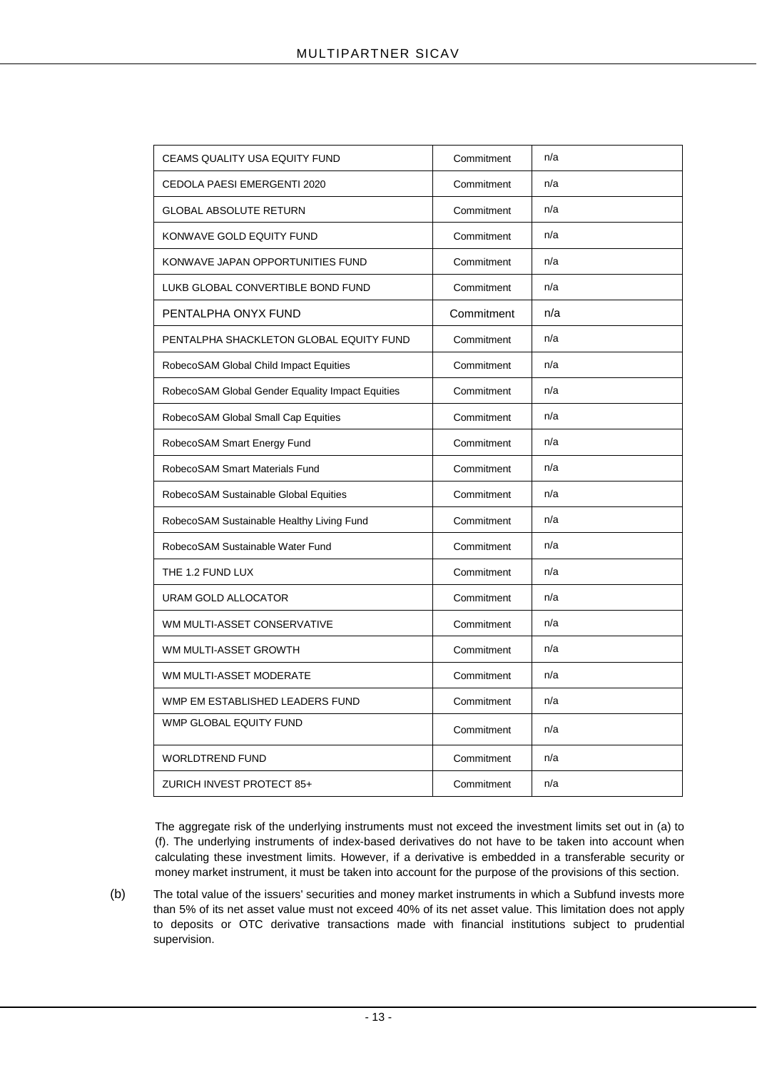| | | |
|---|---|---|
| CEAMS QUALITY USA EQUITY FUND | Commitment | n/a |
| CEDOLA PAESI EMERGENTI 2020 | Commitment | n/a |
| GLOBAL ABSOLUTE RETURN | Commitment | n/a |
| KONWAVE GOLD EQUITY FUND | Commitment | n/a |
| KONWAVE JAPAN OPPORTUNITIES FUND | Commitment | n/a |
| LUKB GLOBAL CONVERTIBLE BOND FUND | Commitment | n/a |
| PENTALPHA ONYX FUND | Commitment | n/a |
| PENTALPHA SHACKLETON GLOBAL EQUITY FUND | Commitment | n/a |
| RobecoSAM Global Child Impact Equities | Commitment | n/a |
| RobecoSAM Global Gender Equality Impact Equities | Commitment | n/a |
| RobecoSAM Global Small Cap Equities | Commitment | n/a |
| RobecoSAM Smart Energy Fund | Commitment | n/a |
| RobecoSAM Smart Materials Fund | Commitment | n/a |
| RobecoSAM Sustainable Global Equities | Commitment | n/a |
| RobecoSAM Sustainable Healthy Living Fund | Commitment | n/a |
| RobecoSAM Sustainable Water Fund | Commitment | n/a |
| THE 1.2 FUND LUX | Commitment | n/a |
| URAM GOLD ALLOCATOR | Commitment | n/a |
| WM MULTI-ASSET CONSERVATIVE | Commitment | n/a |
| WM MULTI-ASSET GROWTH | Commitment | n/a |
| WM MULTI-ASSET MODERATE | Commitment | n/a |
| WMP EM ESTABLISHED LEADERS FUND | Commitment | n/a |
| WMP GLOBAL EQUITY FUND | Commitment | n/a |
| WORLDTREND FUND | Commitment | n/a |
| ZURICH INVEST PROTECT 85+ | Commitment | n/a |

The aggregate risk of the underlying instruments must not exceed the investment limits set out in (a) to (f). The underlying instruments of index-based derivatives do not have to be taken into account when calculating these investment limits. However, if a derivative is embedded in a transferable security or money market instrument, it must be taken into account for the purpose of the provisions of this section.

(b) The total value of the issuers' securities and money market instruments in which a Subfund invests more than 5% of its net asset value must not exceed 40% of its net asset value. This limitation does not apply to deposits or OTC derivative transactions made with financial institutions subject to prudential supervision.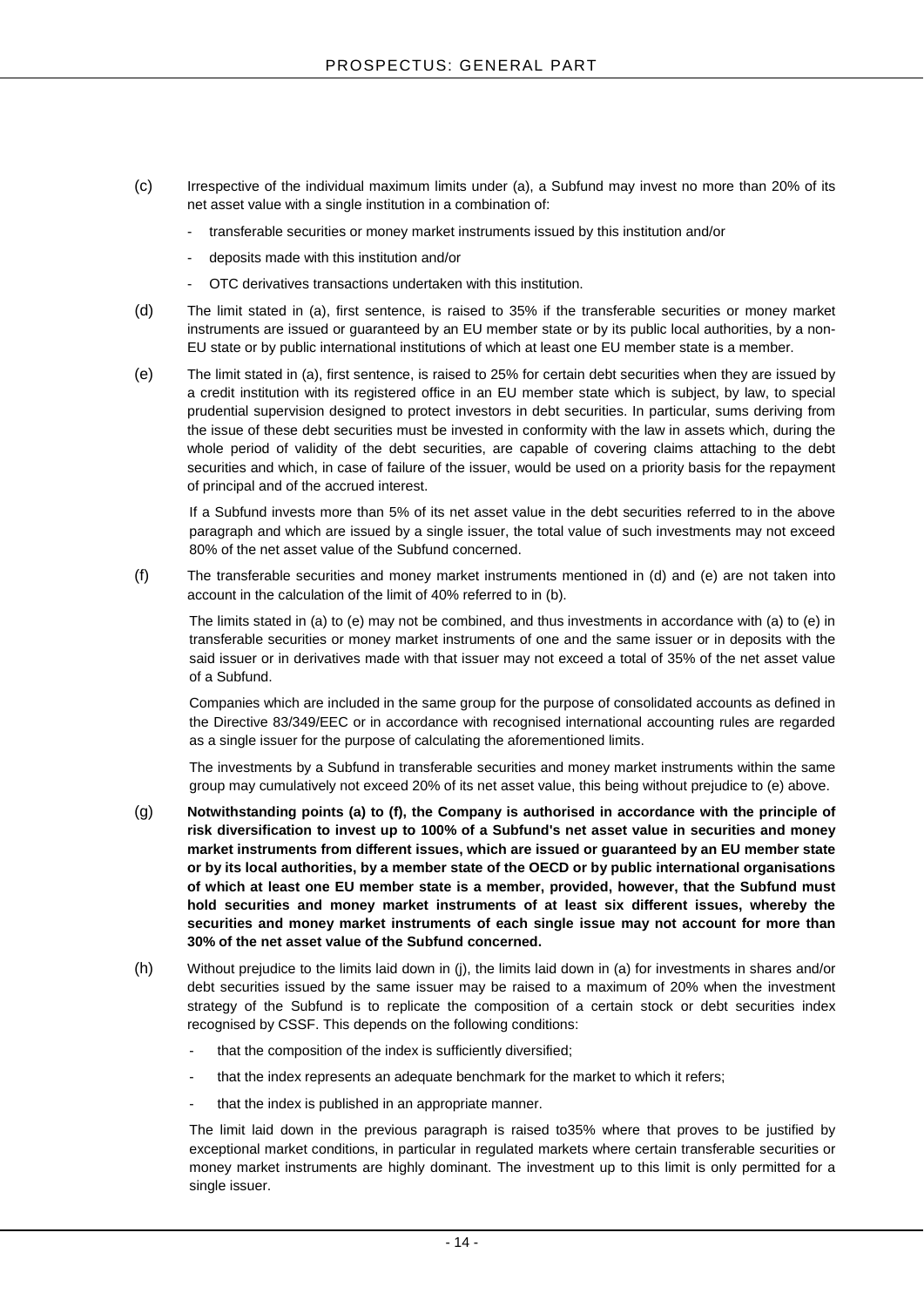(c) Irrespective of the individual maximum limits under (a), a Subfund may invest no more than 20% of its net asset value with a single institution in a combination of:

- transferable securities or money market instruments issued by this institution and/or
- deposits made with this institution and/or
- OTC derivatives transactions undertaken with this institution.

(d) The limit stated in (a), first sentence, is raised to 35% if the transferable securities or money market instruments are issued or guaranteed by an EU member state or by its public local authorities, by a non-EU state or by public international institutions of which at least one EU member state is a member.

(e) The limit stated in (a), first sentence, is raised to 25% for certain debt securities when they are issued by a credit institution with its registered office in an EU member state which is subject, by law, to special prudential supervision designed to protect investors in debt securities. In particular, sums deriving from the issue of these debt securities must be invested in conformity with the law in assets which, during the whole period of validity of the debt securities, are capable of covering claims attaching to the debt securities and which, in case of failure of the issuer, would be used on a priority basis for the repayment of principal and of the accrued interest.

If a Subfund invests more than 5% of its net asset value in the debt securities referred to in the above paragraph and which are issued by a single issuer, the total value of such investments may not exceed 80% of the net asset value of the Subfund concerned.

(f) The transferable securities and money market instruments mentioned in (d) and (e) are not taken into account in the calculation of the limit of 40% referred to in (b).

The limits stated in (a) to (e) may not be combined, and thus investments in accordance with (a) to (e) in transferable securities or money market instruments of one and the same issuer or in deposits with the said issuer or in derivatives made with that issuer may not exceed a total of 35% of the net asset value of a Subfund.

Companies which are included in the same group for the purpose of consolidated accounts as defined in the Directive 83/349/EEC or in accordance with recognised international accounting rules are regarded as a single issuer for the purpose of calculating the aforementioned limits.

The investments by a Subfund in transferable securities and money market instruments within the same group may cumulatively not exceed 20% of its net asset value, this being without prejudice to (e) above.

(g) **Notwithstanding points (a) to (f), the Company is authorised in accordance with the principle of risk diversification to invest up to 100% of a Subfund's net asset value in securities and money market instruments from different issues, which are issued or guaranteed by an EU member state or by its local authorities, by a member state of the OECD or by public international organisations of which at least one EU member state is a member, provided, however, that the Subfund must hold securities and money market instruments of at least six different issues, whereby the securities and money market instruments of each single issue may not account for more than 30% of the net asset value of the Subfund concerned.**

(h) Without prejudice to the limits laid down in (j), the limits laid down in (a) for investments in shares and/or debt securities issued by the same issuer may be raised to a maximum of 20% when the investment strategy of the Subfund is to replicate the composition of a certain stock or debt securities index recognised by CSSF. This depends on the following conditions:

- that the composition of the index is sufficiently diversified;
- that the index represents an adequate benchmark for the market to which it refers;
- that the index is published in an appropriate manner.

The limit laid down in the previous paragraph is raised to35% where that proves to be justified by exceptional market conditions, in particular in regulated markets where certain transferable securities or money market instruments are highly dominant. The investment up to this limit is only permitted for a single issuer.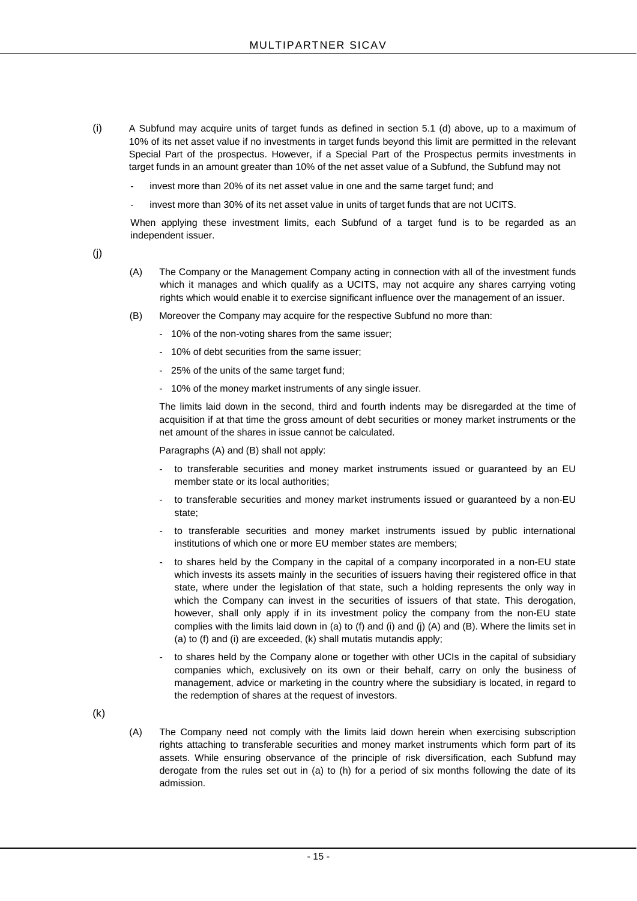(i) A Subfund may acquire units of target funds as defined in section 5.1 (d) above, up to a maximum of 10% of its net asset value if no investments in target funds beyond this limit are permitted in the relevant Special Part of the prospectus. However, if a Special Part of the Prospectus permits investments in target funds in an amount greater than 10% of the net asset value of a Subfund, the Subfund may not

- invest more than 20% of its net asset value in one and the same target fund; and
- invest more than 30% of its net asset value in units of target funds that are not UCITS.

When applying these investment limits, each Subfund of a target fund is to be regarded as an independent issuer.

(j)

(A) The Company or the Management Company acting in connection with all of the investment funds which it manages and which qualify as a UCITS, may not acquire any shares carrying voting rights which would enable it to exercise significant influence over the management of an issuer.

(B) Moreover the Company may acquire for the respective Subfund no more than:

- 10% of the non-voting shares from the same issuer;
- 10% of debt securities from the same issuer;
- 25% of the units of the same target fund;
- 10% of the money market instruments of any single issuer.

The limits laid down in the second, third and fourth indents may be disregarded at the time of acquisition if at that time the gross amount of debt securities or money market instruments or the net amount of the shares in issue cannot be calculated.

Paragraphs (A) and (B) shall not apply:

- to transferable securities and money market instruments issued or guaranteed by an EU member state or its local authorities;
- to transferable securities and money market instruments issued or guaranteed by a non-EU state;
- to transferable securities and money market instruments issued by public international institutions of which one or more EU member states are members;
- to shares held by the Company in the capital of a company incorporated in a non-EU state which invests its assets mainly in the securities of issuers having their registered office in that state, where under the legislation of that state, such a holding represents the only way in which the Company can invest in the securities of issuers of that state. This derogation, however, shall only apply if in its investment policy the company from the non-EU state complies with the limits laid down in (a) to (f) and (i) and (j) (A) and (B). Where the limits set in (a) to (f) and (i) are exceeded, (k) shall mutatis mutandis apply;
- to shares held by the Company alone or together with other UCIs in the capital of subsidiary companies which, exclusively on its own or their behalf, carry on only the business of management, advice or marketing in the country where the subsidiary is located, in regard to the redemption of shares at the request of investors.

(k)

(A) The Company need not comply with the limits laid down herein when exercising subscription rights attaching to transferable securities and money market instruments which form part of its assets. While ensuring observance of the principle of risk diversification, each Subfund may derogate from the rules set out in (a) to (h) for a period of six months following the date of its admission.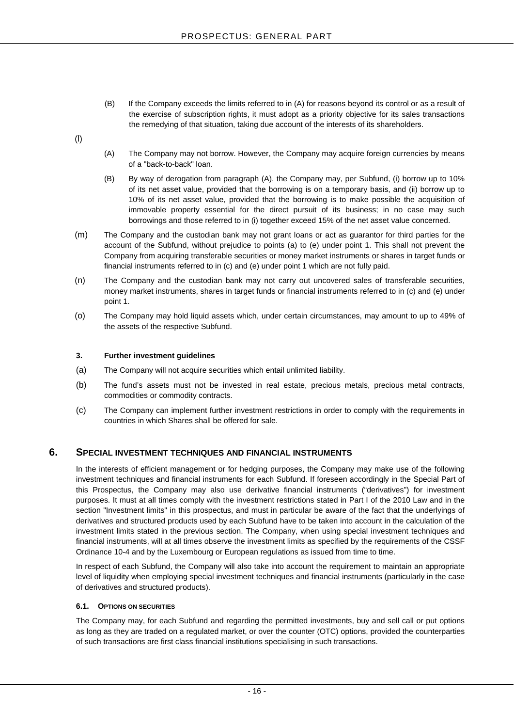(B) If the Company exceeds the limits referred to in (A) for reasons beyond its control or as a result of the exercise of subscription rights, it must adopt as a priority objective for its sales transactions the remedying of that situation, taking due account of the interests of its shareholders.

(l)

(A) The Company may not borrow. However, the Company may acquire foreign currencies by means of a "back-to-back" loan.

(B) By way of derogation from paragraph (A), the Company may, per Subfund, (i) borrow up to 10% of its net asset value, provided that the borrowing is on a temporary basis, and (ii) borrow up to 10% of its net asset value, provided that the borrowing is to make possible the acquisition of immovable property essential for the direct pursuit of its business; in no case may such borrowings and those referred to in (i) together exceed 15% of the net asset value concerned.

(m) The Company and the custodian bank may not grant loans or act as guarantor for third parties for the account of the Subfund, without prejudice to points (a) to (e) under point 1. This shall not prevent the Company from acquiring transferable securities or money market instruments or shares in target funds or financial instruments referred to in (c) and (e) under point 1 which are not fully paid.

(n) The Company and the custodian bank may not carry out uncovered sales of transferable securities, money market instruments, shares in target funds or financial instruments referred to in (c) and (e) under point 1.

(o) The Company may hold liquid assets which, under certain circumstances, may amount to up to 49% of the assets of the respective Subfund.

**3. Further investment guidelines**

(a) The Company will not acquire securities which entail unlimited liability.

(b) The fund's assets must not be invested in real estate, precious metals, precious metal contracts, commodities or commodity contracts.

(c) The Company can implement further investment restrictions in order to comply with the requirements in countries in which Shares shall be offered for sale.

## 6. SPECIAL INVESTMENT TECHNIQUES AND FINANCIAL INSTRUMENTS

In the interests of efficient management or for hedging purposes, the Company may make use of the following investment techniques and financial instruments for each Subfund. If foreseen accordingly in the Special Part of this Prospectus, the Company may also use derivative financial instruments ("derivatives") for investment purposes. It must at all times comply with the investment restrictions stated in Part I of the 2010 Law and in the section "Investment limits" in this prospectus, and must in particular be aware of the fact that the underlyings of derivatives and structured products used by each Subfund have to be taken into account in the calculation of the investment limits stated in the previous section. The Company, when using special investment techniques and financial instruments, will at all times observe the investment limits as specified by the requirements of the CSSF Ordinance 10-4 and by the Luxembourg or European regulations as issued from time to time.

In respect of each Subfund, the Company will also take into account the requirement to maintain an appropriate level of liquidity when employing special investment techniques and financial instruments (particularly in the case of derivatives and structured products).

### 6.1. OPTIONS ON SECURITIES

The Company may, for each Subfund and regarding the permitted investments, buy and sell call or put options as long as they are traded on a regulated market, or over the counter (OTC) options, provided the counterparties of such transactions are first class financial institutions specialising in such transactions.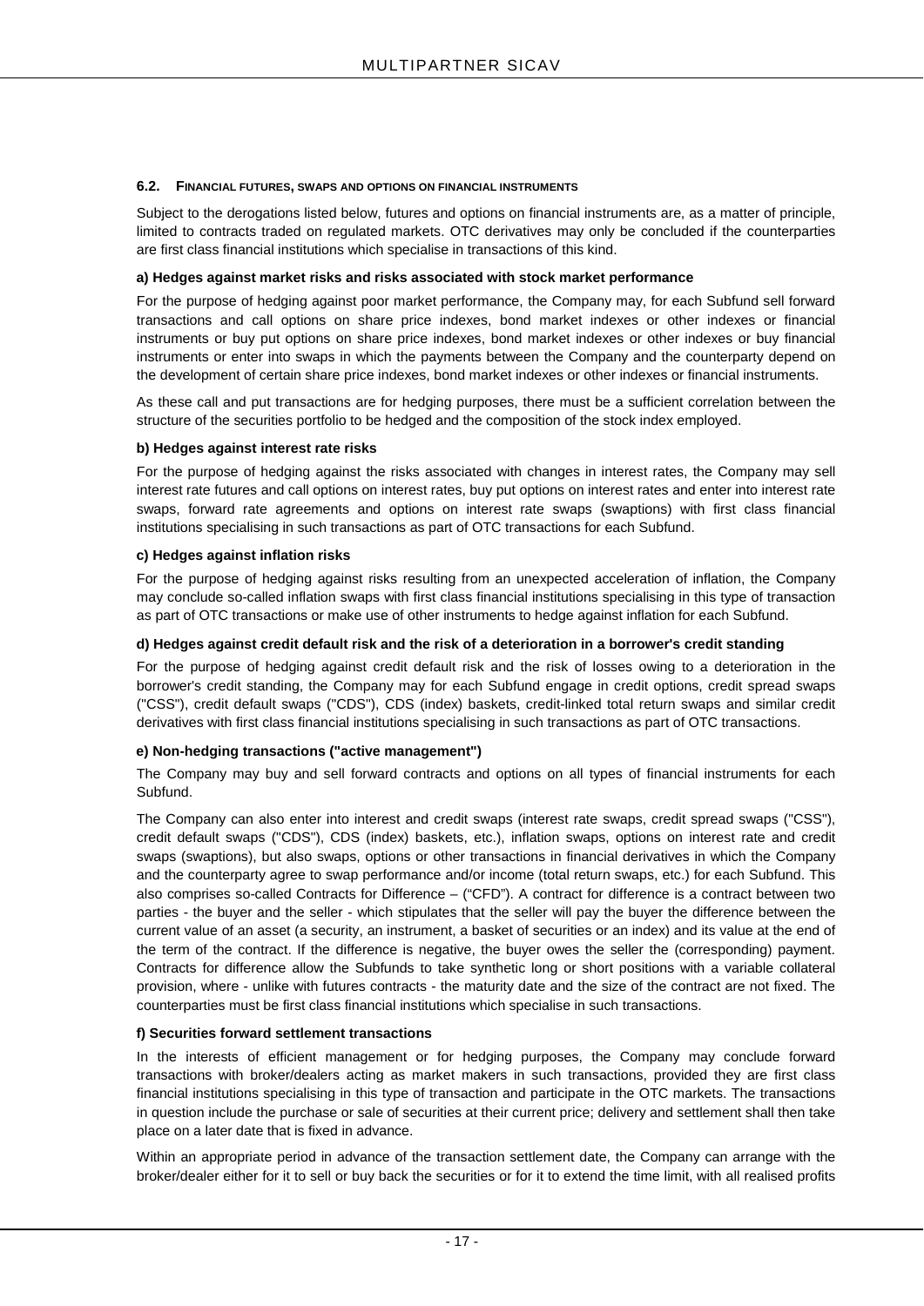### 6.2. FINANCIAL FUTURES, SWAPS AND OPTIONS ON FINANCIAL INSTRUMENTS

Subject to the derogations listed below, futures and options on financial instruments are, as a matter of principle, limited to contracts traded on regulated markets. OTC derivatives may only be concluded if the counterparties are first class financial institutions which specialise in transactions of this kind.

**a) Hedges against market risks and risks associated with stock market performance**

For the purpose of hedging against poor market performance, the Company may, for each Subfund sell forward transactions and call options on share price indexes, bond market indexes or other indexes or financial instruments or buy put options on share price indexes, bond market indexes or other indexes or buy financial instruments or enter into swaps in which the payments between the Company and the counterparty depend on the development of certain share price indexes, bond market indexes or other indexes or financial instruments.

As these call and put transactions are for hedging purposes, there must be a sufficient correlation between the structure of the securities portfolio to be hedged and the composition of the stock index employed.

**b) Hedges against interest rate risks**

For the purpose of hedging against the risks associated with changes in interest rates, the Company may sell interest rate futures and call options on interest rates, buy put options on interest rates and enter into interest rate swaps, forward rate agreements and options on interest rate swaps (swaptions) with first class financial institutions specialising in such transactions as part of OTC transactions for each Subfund.

**c) Hedges against inflation risks**

For the purpose of hedging against risks resulting from an unexpected acceleration of inflation, the Company may conclude so-called inflation swaps with first class financial institutions specialising in this type of transaction as part of OTC transactions or make use of other instruments to hedge against inflation for each Subfund.

**d) Hedges against credit default risk and the risk of a deterioration in a borrower's credit standing**

For the purpose of hedging against credit default risk and the risk of losses owing to a deterioration in the borrower's credit standing, the Company may for each Subfund engage in credit options, credit spread swaps ("CSS"), credit default swaps ("CDS"), CDS (index) baskets, credit-linked total return swaps and similar credit derivatives with first class financial institutions specialising in such transactions as part of OTC transactions.

**e) Non-hedging transactions ("active management")**

The Company may buy and sell forward contracts and options on all types of financial instruments for each Subfund.

The Company can also enter into interest and credit swaps (interest rate swaps, credit spread swaps ("CSS"), credit default swaps ("CDS"), CDS (index) baskets, etc.), inflation swaps, options on interest rate and credit swaps (swaptions), but also swaps, options or other transactions in financial derivatives in which the Company and the counterparty agree to swap performance and/or income (total return swaps, etc.) for each Subfund. This also comprises so-called Contracts for Difference – ("CFD"). A contract for difference is a contract between two parties - the buyer and the seller - which stipulates that the seller will pay the buyer the difference between the current value of an asset (a security, an instrument, a basket of securities or an index) and its value at the end of the term of the contract. If the difference is negative, the buyer owes the seller the (corresponding) payment. Contracts for difference allow the Subfunds to take synthetic long or short positions with a variable collateral provision, where - unlike with futures contracts - the maturity date and the size of the contract are not fixed. The counterparties must be first class financial institutions which specialise in such transactions.

**f) Securities forward settlement transactions**

In the interests of efficient management or for hedging purposes, the Company may conclude forward transactions with broker/dealers acting as market makers in such transactions, provided they are first class financial institutions specialising in this type of transaction and participate in the OTC markets. The transactions in question include the purchase or sale of securities at their current price; delivery and settlement shall then take place on a later date that is fixed in advance.

Within an appropriate period in advance of the transaction settlement date, the Company can arrange with the broker/dealer either for it to sell or buy back the securities or for it to extend the time limit, with all realised profits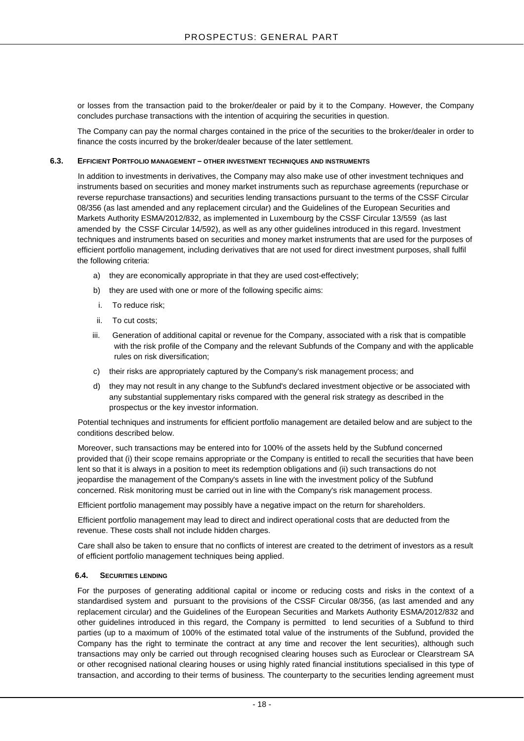or losses from the transaction paid to the broker/dealer or paid by it to the Company. However, the Company concludes purchase transactions with the intention of acquiring the securities in question.

The Company can pay the normal charges contained in the price of the securities to the broker/dealer in order to finance the costs incurred by the broker/dealer because of the later settlement.

### 6.3. Efficient Portfolio management – other investment techniques and instruments

In addition to investments in derivatives, the Company may also make use of other investment techniques and instruments based on securities and money market instruments such as repurchase agreements (repurchase or reverse repurchase transactions) and securities lending transactions pursuant to the terms of the CSSF Circular 08/356 (as last amended and any replacement circular) and the Guidelines of the European Securities and Markets Authority ESMA/2012/832, as implemented in Luxembourg by the CSSF Circular 13/559 (as last amended by the CSSF Circular 14/592), as well as any other guidelines introduced in this regard. Investment techniques and instruments based on securities and money market instruments that are used for the purposes of efficient portfolio management, including derivatives that are not used for direct investment purposes, shall fulfil the following criteria:

a) they are economically appropriate in that they are used cost-effectively;

b) they are used with one or more of the following specific aims:

   i. To reduce risk;

   ii. To cut costs;

   iii. Generation of additional capital or revenue for the Company, associated with a risk that is compatible with the risk profile of the Company and the relevant Subfunds of the Company and with the applicable rules on risk diversification;

c) their risks are appropriately captured by the Company's risk management process; and

d) they may not result in any change to the Subfund's declared investment objective or be associated with any substantial supplementary risks compared with the general risk strategy as described in the prospectus or the key investor information.

Potential techniques and instruments for efficient portfolio management are detailed below and are subject to the conditions described below.

Moreover, such transactions may be entered into for 100% of the assets held by the Subfund concerned provided that (i) their scope remains appropriate or the Company is entitled to recall the securities that have been lent so that it is always in a position to meet its redemption obligations and (ii) such transactions do not jeopardise the management of the Company's assets in line with the investment policy of the Subfund concerned. Risk monitoring must be carried out in line with the Company's risk management process.

Efficient portfolio management may possibly have a negative impact on the return for shareholders.

Efficient portfolio management may lead to direct and indirect operational costs that are deducted from the revenue. These costs shall not include hidden charges.

Care shall also be taken to ensure that no conflicts of interest are created to the detriment of investors as a result of efficient portfolio management techniques being applied.

### 6.4. Securities lending

For the purposes of generating additional capital or income or reducing costs and risks in the context of a standardised system and pursuant to the provisions of the CSSF Circular 08/356, (as last amended and any replacement circular) and the Guidelines of the European Securities and Markets Authority ESMA/2012/832 and other guidelines introduced in this regard, the Company is permitted to lend securities of a Subfund to third parties (up to a maximum of 100% of the estimated total value of the instruments of the Subfund, provided the Company has the right to terminate the contract at any time and recover the lent securities), although such transactions may only be carried out through recognised clearing houses such as Euroclear or Clearstream SA or other recognised national clearing houses or using highly rated financial institutions specialised in this type of transaction, and according to their terms of business. The counterparty to the securities lending agreement must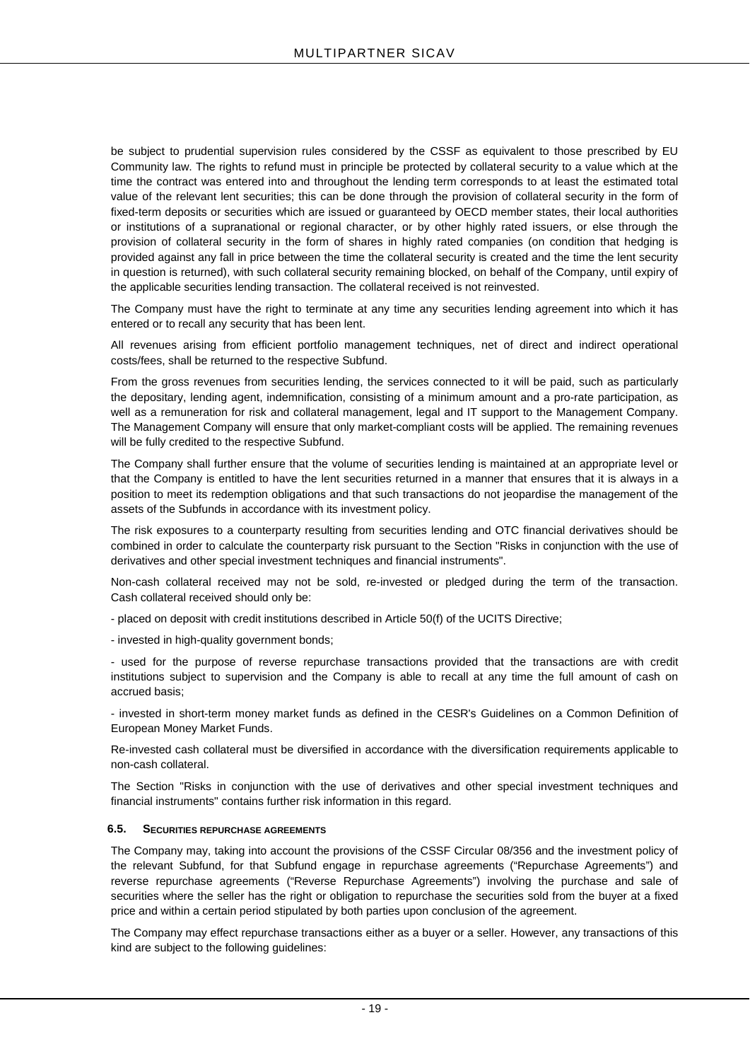be subject to prudential supervision rules considered by the CSSF as equivalent to those prescribed by EU Community law. The rights to refund must in principle be protected by collateral security to a value which at the time the contract was entered into and throughout the lending term corresponds to at least the estimated total value of the relevant lent securities; this can be done through the provision of collateral security in the form of fixed-term deposits or securities which are issued or guaranteed by OECD member states, their local authorities or institutions of a supranational or regional character, or by other highly rated issuers, or else through the provision of collateral security in the form of shares in highly rated companies (on condition that hedging is provided against any fall in price between the time the collateral security is created and the time the lent security in question is returned), with such collateral security remaining blocked, on behalf of the Company, until expiry of the applicable securities lending transaction. The collateral received is not reinvested.

The Company must have the right to terminate at any time any securities lending agreement into which it has entered or to recall any security that has been lent.

All revenues arising from efficient portfolio management techniques, net of direct and indirect operational costs/fees, shall be returned to the respective Subfund.

From the gross revenues from securities lending, the services connected to it will be paid, such as particularly the depositary, lending agent, indemnification, consisting of a minimum amount and a pro-rate participation, as well as a remuneration for risk and collateral management, legal and IT support to the Management Company. The Management Company will ensure that only market-compliant costs will be applied. The remaining revenues will be fully credited to the respective Subfund.

The Company shall further ensure that the volume of securities lending is maintained at an appropriate level or that the Company is entitled to have the lent securities returned in a manner that ensures that it is always in a position to meet its redemption obligations and that such transactions do not jeopardise the management of the assets of the Subfunds in accordance with its investment policy.

The risk exposures to a counterparty resulting from securities lending and OTC financial derivatives should be combined in order to calculate the counterparty risk pursuant to the Section "Risks in conjunction with the use of derivatives and other special investment techniques and financial instruments".

Non-cash collateral received may not be sold, re-invested or pledged during the term of the transaction. Cash collateral received should only be:

- placed on deposit with credit institutions described in Article 50(f) of the UCITS Directive;
- invested in high-quality government bonds;
- used for the purpose of reverse repurchase transactions provided that the transactions are with credit institutions subject to supervision and the Company is able to recall at any time the full amount of cash on accrued basis;
- invested in short-term money market funds as defined in the CESR's Guidelines on a Common Definition of European Money Market Funds.

Re-invested cash collateral must be diversified in accordance with the diversification requirements applicable to non-cash collateral.

The Section "Risks in conjunction with the use of derivatives and other special investment techniques and financial instruments" contains further risk information in this regard.

### 6.5. Securities repurchase agreements

The Company may, taking into account the provisions of the CSSF Circular 08/356 and the investment policy of the relevant Subfund, for that Subfund engage in repurchase agreements ("Repurchase Agreements") and reverse repurchase agreements ("Reverse Repurchase Agreements") involving the purchase and sale of securities where the seller has the right or obligation to repurchase the securities sold from the buyer at a fixed price and within a certain period stipulated by both parties upon conclusion of the agreement.

The Company may effect repurchase transactions either as a buyer or a seller. However, any transactions of this kind are subject to the following guidelines: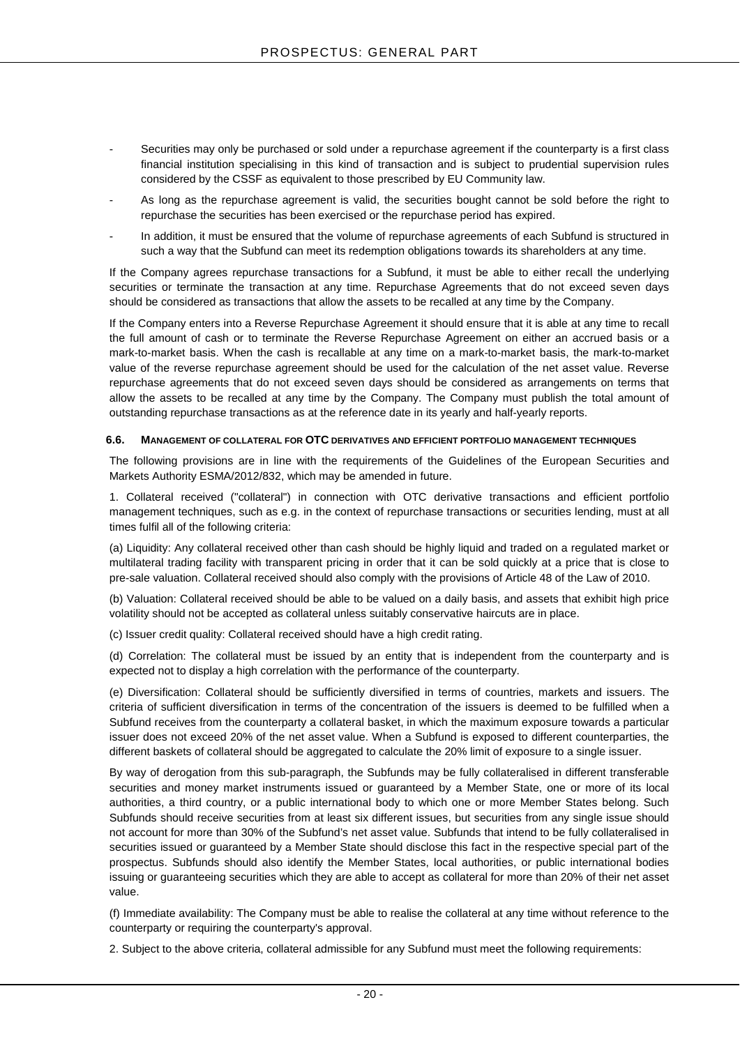- Securities may only be purchased or sold under a repurchase agreement if the counterparty is a first class financial institution specialising in this kind of transaction and is subject to prudential supervision rules considered by the CSSF as equivalent to those prescribed by EU Community law.
- As long as the repurchase agreement is valid, the securities bought cannot be sold before the right to repurchase the securities has been exercised or the repurchase period has expired.
- In addition, it must be ensured that the volume of repurchase agreements of each Subfund is structured in such a way that the Subfund can meet its redemption obligations towards its shareholders at any time.

If the Company agrees repurchase transactions for a Subfund, it must be able to either recall the underlying securities or terminate the transaction at any time. Repurchase Agreements that do not exceed seven days should be considered as transactions that allow the assets to be recalled at any time by the Company.

If the Company enters into a Reverse Repurchase Agreement it should ensure that it is able at any time to recall the full amount of cash or to terminate the Reverse Repurchase Agreement on either an accrued basis or a mark-to-market basis. When the cash is recallable at any time on a mark-to-market basis, the mark-to-market value of the reverse repurchase agreement should be used for the calculation of the net asset value. Reverse repurchase agreements that do not exceed seven days should be considered as arrangements on terms that allow the assets to be recalled at any time by the Company. The Company must publish the total amount of outstanding repurchase transactions as at the reference date in its yearly and half-yearly reports.

### 6.6. MANAGEMENT OF COLLATERAL FOR OTC DERIVATIVES AND EFFICIENT PORTFOLIO MANAGEMENT TECHNIQUES

The following provisions are in line with the requirements of the Guidelines of the European Securities and Markets Authority ESMA/2012/832, which may be amended in future.

1. Collateral received ("collateral") in connection with OTC derivative transactions and efficient portfolio management techniques, such as e.g. in the context of repurchase transactions or securities lending, must at all times fulfil all of the following criteria:

(a) Liquidity: Any collateral received other than cash should be highly liquid and traded on a regulated market or multilateral trading facility with transparent pricing in order that it can be sold quickly at a price that is close to pre-sale valuation. Collateral received should also comply with the provisions of Article 48 of the Law of 2010.

(b) Valuation: Collateral received should be able to be valued on a daily basis, and assets that exhibit high price volatility should not be accepted as collateral unless suitably conservative haircuts are in place.

(c) Issuer credit quality: Collateral received should have a high credit rating.

(d) Correlation: The collateral must be issued by an entity that is independent from the counterparty and is expected not to display a high correlation with the performance of the counterparty.

(e) Diversification: Collateral should be sufficiently diversified in terms of countries, markets and issuers. The criteria of sufficient diversification in terms of the concentration of the issuers is deemed to be fulfilled when a Subfund receives from the counterparty a collateral basket, in which the maximum exposure towards a particular issuer does not exceed 20% of the net asset value. When a Subfund is exposed to different counterparties, the different baskets of collateral should be aggregated to calculate the 20% limit of exposure to a single issuer.

By way of derogation from this sub-paragraph, the Subfunds may be fully collateralised in different transferable securities and money market instruments issued or guaranteed by a Member State, one or more of its local authorities, a third country, or a public international body to which one or more Member States belong. Such Subfunds should receive securities from at least six different issues, but securities from any single issue should not account for more than 30% of the Subfund's net asset value. Subfunds that intend to be fully collateralised in securities issued or guaranteed by a Member State should disclose this fact in the respective special part of the prospectus. Subfunds should also identify the Member States, local authorities, or public international bodies issuing or guaranteeing securities which they are able to accept as collateral for more than 20% of their net asset value.

(f) Immediate availability: The Company must be able to realise the collateral at any time without reference to the counterparty or requiring the counterparty's approval.

2. Subject to the above criteria, collateral admissible for any Subfund must meet the following requirements: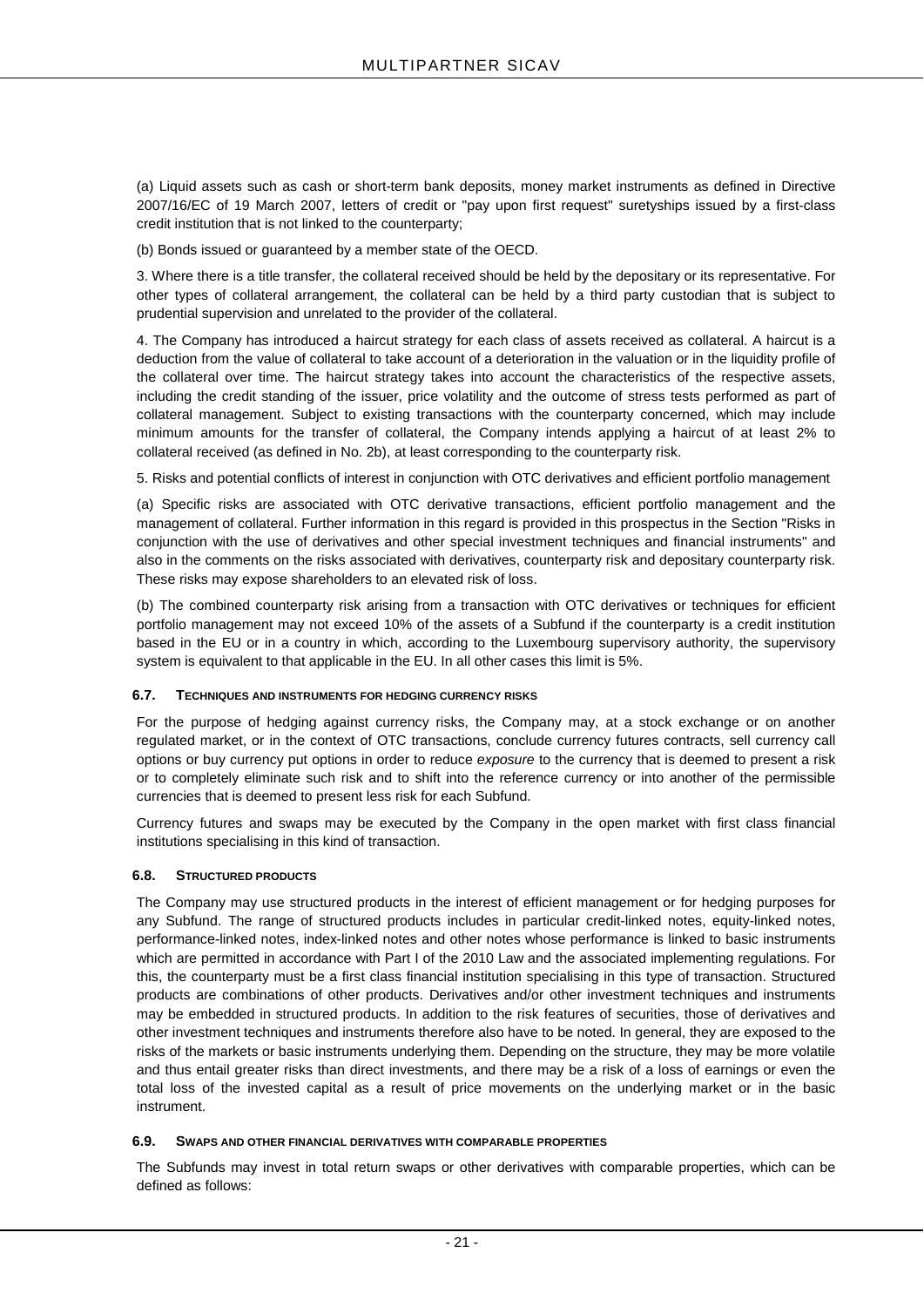(a) Liquid assets such as cash or short-term bank deposits, money market instruments as defined in Directive 2007/16/EC of 19 March 2007, letters of credit or "pay upon first request" suretyships issued by a first-class credit institution that is not linked to the counterparty;

(b) Bonds issued or guaranteed by a member state of the OECD.

3. Where there is a title transfer, the collateral received should be held by the depositary or its representative. For other types of collateral arrangement, the collateral can be held by a third party custodian that is subject to prudential supervision and unrelated to the provider of the collateral.

4. The Company has introduced a haircut strategy for each class of assets received as collateral. A haircut is a deduction from the value of collateral to take account of a deterioration in the valuation or in the liquidity profile of the collateral over time. The haircut strategy takes into account the characteristics of the respective assets, including the credit standing of the issuer, price volatility and the outcome of stress tests performed as part of collateral management. Subject to existing transactions with the counterparty concerned, which may include minimum amounts for the transfer of collateral, the Company intends applying a haircut of at least 2% to collateral received (as defined in No. 2b), at least corresponding to the counterparty risk.

5. Risks and potential conflicts of interest in conjunction with OTC derivatives and efficient portfolio management

(a) Specific risks are associated with OTC derivative transactions, efficient portfolio management and the management of collateral. Further information in this regard is provided in this prospectus in the Section "Risks in conjunction with the use of derivatives and other special investment techniques and financial instruments" and also in the comments on the risks associated with derivatives, counterparty risk and depositary counterparty risk. These risks may expose shareholders to an elevated risk of loss.

(b) The combined counterparty risk arising from a transaction with OTC derivatives or techniques for efficient portfolio management may not exceed 10% of the assets of a Subfund if the counterparty is a credit institution based in the EU or in a country in which, according to the Luxembourg supervisory authority, the supervisory system is equivalent to that applicable in the EU. In all other cases this limit is 5%.

### 6.7. Techniques and instruments for hedging currency risks

For the purpose of hedging against currency risks, the Company may, at a stock exchange or on another regulated market, or in the context of OTC transactions, conclude currency futures contracts, sell currency call options or buy currency put options in order to reduce *exposure* to the currency that is deemed to present a risk or to completely eliminate such risk and to shift into the reference currency or into another of the permissible currencies that is deemed to present less risk for each Subfund.

Currency futures and swaps may be executed by the Company in the open market with first class financial institutions specialising in this kind of transaction.

### 6.8. Structured products

The Company may use structured products in the interest of efficient management or for hedging purposes for any Subfund. The range of structured products includes in particular credit-linked notes, equity-linked notes, performance-linked notes, index-linked notes and other notes whose performance is linked to basic instruments which are permitted in accordance with Part I of the 2010 Law and the associated implementing regulations. For this, the counterparty must be a first class financial institution specialising in this type of transaction. Structured products are combinations of other products. Derivatives and/or other investment techniques and instruments may be embedded in structured products. In addition to the risk features of securities, those of derivatives and other investment techniques and instruments therefore also have to be noted. In general, they are exposed to the risks of the markets or basic instruments underlying them. Depending on the structure, they may be more volatile and thus entail greater risks than direct investments, and there may be a risk of a loss of earnings or even the total loss of the invested capital as a result of price movements on the underlying market or in the basic instrument.

### 6.9. Swaps and other financial derivatives with comparable properties

The Subfunds may invest in total return swaps or other derivatives with comparable properties, which can be defined as follows: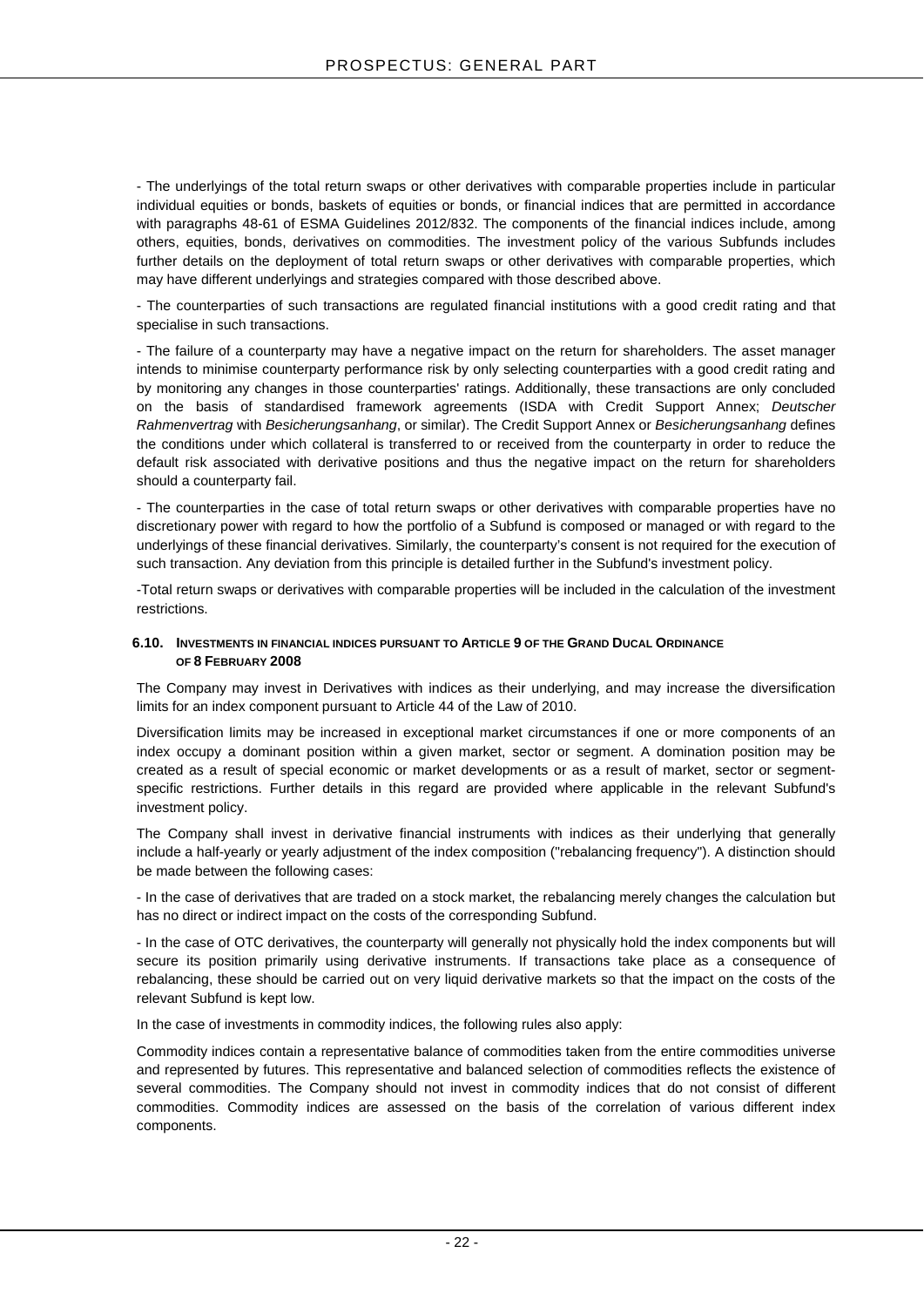- The underlyings of the total return swaps or other derivatives with comparable properties include in particular individual equities or bonds, baskets of equities or bonds, or financial indices that are permitted in accordance with paragraphs 48-61 of ESMA Guidelines 2012/832. The components of the financial indices include, among others, equities, bonds, derivatives on commodities. The investment policy of the various Subfunds includes further details on the deployment of total return swaps or other derivatives with comparable properties, which may have different underlyings and strategies compared with those described above.

- The counterparties of such transactions are regulated financial institutions with a good credit rating and that specialise in such transactions.

- The failure of a counterparty may have a negative impact on the return for shareholders. The asset manager intends to minimise counterparty performance risk by only selecting counterparties with a good credit rating and by monitoring any changes in those counterparties' ratings. Additionally, these transactions are only concluded on the basis of standardised framework agreements (ISDA with Credit Support Annex; *Deutscher Rahmenvertrag* with *Besicherungsanhang*, or similar). The Credit Support Annex or *Besicherungsanhang* defines the conditions under which collateral is transferred to or received from the counterparty in order to reduce the default risk associated with derivative positions and thus the negative impact on the return for shareholders should a counterparty fail.

- The counterparties in the case of total return swaps or other derivatives with comparable properties have no discretionary power with regard to how the portfolio of a Subfund is composed or managed or with regard to the underlyings of these financial derivatives. Similarly, the counterparty's consent is not required for the execution of such transaction. Any deviation from this principle is detailed further in the Subfund's investment policy.

-Total return swaps or derivatives with comparable properties will be included in the calculation of the investment restrictions.

### 6.10. Investments in financial indices pursuant to Article 9 of the Grand Ducal Ordinance of 8 February 2008

The Company may invest in Derivatives with indices as their underlying, and may increase the diversification limits for an index component pursuant to Article 44 of the Law of 2010.

Diversification limits may be increased in exceptional market circumstances if one or more components of an index occupy a dominant position within a given market, sector or segment. A domination position may be created as a result of special economic or market developments or as a result of market, sector or segment-specific restrictions. Further details in this regard are provided where applicable in the relevant Subfund's investment policy.

The Company shall invest in derivative financial instruments with indices as their underlying that generally include a half-yearly or yearly adjustment of the index composition ("rebalancing frequency"). A distinction should be made between the following cases:

- In the case of derivatives that are traded on a stock market, the rebalancing merely changes the calculation but has no direct or indirect impact on the costs of the corresponding Subfund.

- In the case of OTC derivatives, the counterparty will generally not physically hold the index components but will secure its position primarily using derivative instruments. If transactions take place as a consequence of rebalancing, these should be carried out on very liquid derivative markets so that the impact on the costs of the relevant Subfund is kept low.

In the case of investments in commodity indices, the following rules also apply:

Commodity indices contain a representative balance of commodities taken from the entire commodities universe and represented by futures. This representative and balanced selection of commodities reflects the existence of several commodities. The Company should not invest in commodity indices that do not consist of different commodities. Commodity indices are assessed on the basis of the correlation of various different index components.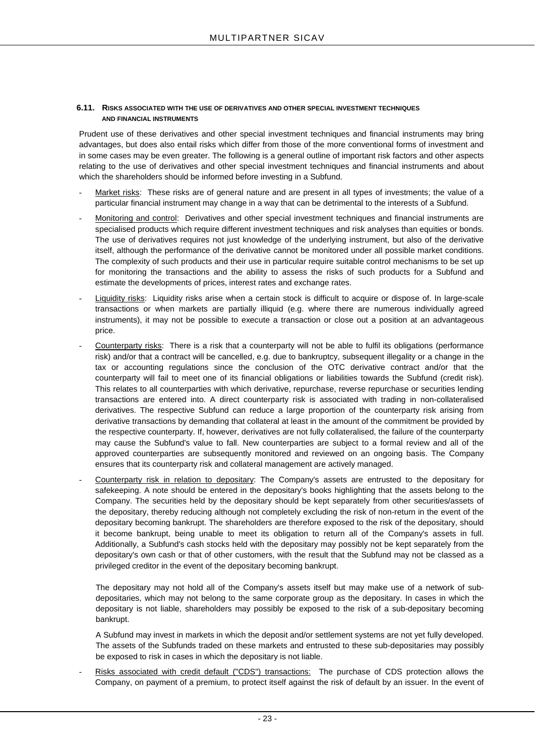### 6.11. RISKS ASSOCIATED WITH THE USE OF DERIVATIVES AND OTHER SPECIAL INVESTMENT TECHNIQUES AND FINANCIAL INSTRUMENTS

Prudent use of these derivatives and other special investment techniques and financial instruments may bring advantages, but does also entail risks which differ from those of the more conventional forms of investment and in some cases may be even greater. The following is a general outline of important risk factors and other aspects relating to the use of derivatives and other special investment techniques and financial instruments and about which the shareholders should be informed before investing in a Subfund.

- Market risks: These risks are of general nature and are present in all types of investments; the value of a particular financial instrument may change in a way that can be detrimental to the interests of a Subfund.
- Monitoring and control: Derivatives and other special investment techniques and financial instruments are specialised products which require different investment techniques and risk analyses than equities or bonds. The use of derivatives requires not just knowledge of the underlying instrument, but also of the derivative itself, although the performance of the derivative cannot be monitored under all possible market conditions. The complexity of such products and their use in particular require suitable control mechanisms to be set up for monitoring the transactions and the ability to assess the risks of such products for a Subfund and estimate the developments of prices, interest rates and exchange rates.
- Liquidity risks: Liquidity risks arise when a certain stock is difficult to acquire or dispose of. In large-scale transactions or when markets are partially illiquid (e.g. where there are numerous individually agreed instruments), it may not be possible to execute a transaction or close out a position at an advantageous price.
- Counterparty risks: There is a risk that a counterparty will not be able to fulfil its obligations (performance risk) and/or that a contract will be cancelled, e.g. due to bankruptcy, subsequent illegality or a change in the tax or accounting regulations since the conclusion of the OTC derivative contract and/or that the counterparty will fail to meet one of its financial obligations or liabilities towards the Subfund (credit risk). This relates to all counterparties with which derivative, repurchase, reverse repurchase or securities lending transactions are entered into. A direct counterparty risk is associated with trading in non-collateralised derivatives. The respective Subfund can reduce a large proportion of the counterparty risk arising from derivative transactions by demanding that collateral at least in the amount of the commitment be provided by the respective counterparty. If, however, derivatives are not fully collateralised, the failure of the counterparty may cause the Subfund's value to fall. New counterparties are subject to a formal review and all of the approved counterparties are subsequently monitored and reviewed on an ongoing basis. The Company ensures that its counterparty risk and collateral management are actively managed.
- Counterparty risk in relation to depositary: The Company's assets are entrusted to the depositary for safekeeping. A note should be entered in the depositary's books highlighting that the assets belong to the Company. The securities held by the depositary should be kept separately from other securities/assets of the depositary, thereby reducing although not completely excluding the risk of non-return in the event of the depositary becoming bankrupt. The shareholders are therefore exposed to the risk of the depositary, should it become bankrupt, being unable to meet its obligation to return all of the Company's assets in full. Additionally, a Subfund's cash stocks held with the depositary may possibly not be kept separately from the depositary's own cash or that of other customers, with the result that the Subfund may not be classed as a privileged creditor in the event of the depositary becoming bankrupt.

  The depositary may not hold all of the Company's assets itself but may make use of a network of sub-depositaries, which may not belong to the same corporate group as the depositary. In cases in which the depositary is not liable, shareholders may possibly be exposed to the risk of a sub-depositary becoming bankrupt.

  A Subfund may invest in markets in which the deposit and/or settlement systems are not yet fully developed. The assets of the Subfunds traded on these markets and entrusted to these sub-depositaries may possibly be exposed to risk in cases in which the depositary is not liable.
- Risks associated with credit default ("CDS") transactions: The purchase of CDS protection allows the Company, on payment of a premium, to protect itself against the risk of default by an issuer. In the event of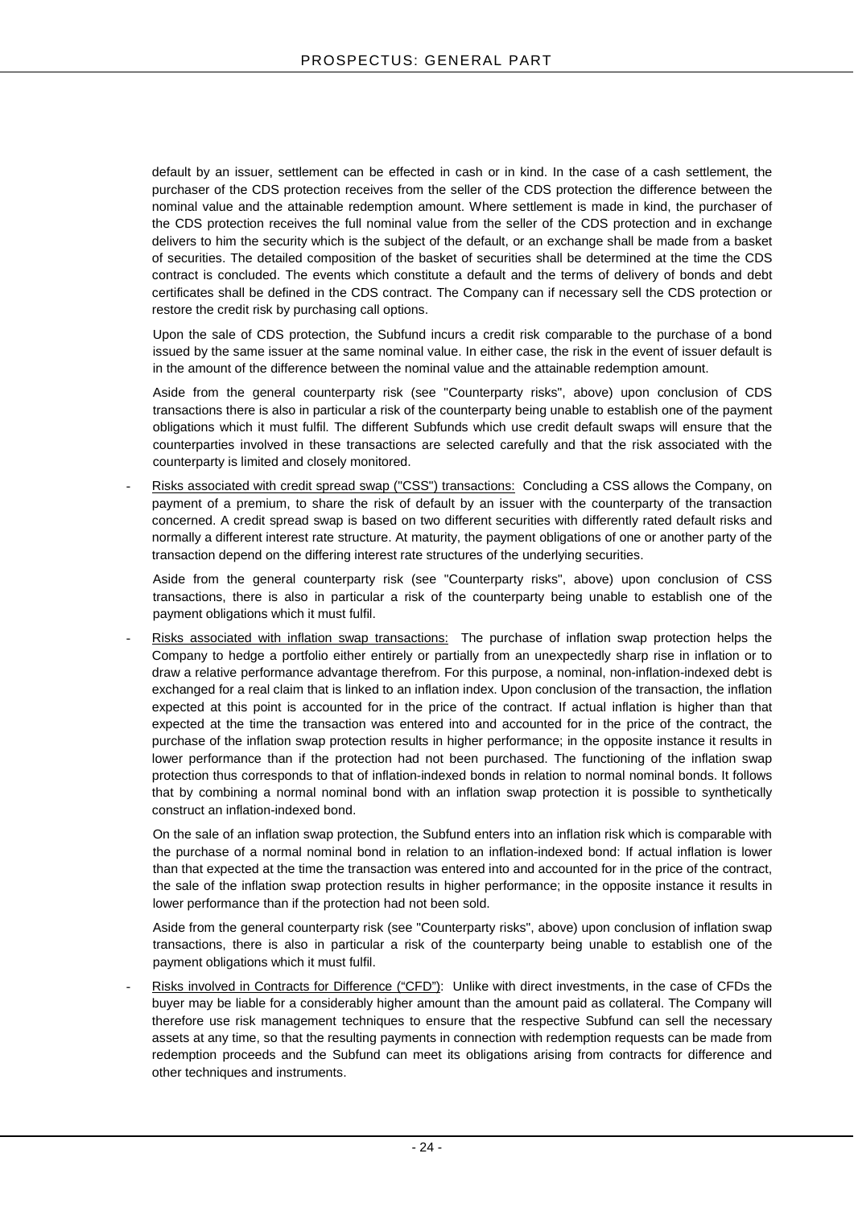default by an issuer, settlement can be effected in cash or in kind. In the case of a cash settlement, the purchaser of the CDS protection receives from the seller of the CDS protection the difference between the nominal value and the attainable redemption amount. Where settlement is made in kind, the purchaser of the CDS protection receives the full nominal value from the seller of the CDS protection and in exchange delivers to him the security which is the subject of the default, or an exchange shall be made from a basket of securities. The detailed composition of the basket of securities shall be determined at the time the CDS contract is concluded. The events which constitute a default and the terms of delivery of bonds and debt certificates shall be defined in the CDS contract. The Company can if necessary sell the CDS protection or restore the credit risk by purchasing call options.

Upon the sale of CDS protection, the Subfund incurs a credit risk comparable to the purchase of a bond issued by the same issuer at the same nominal value. In either case, the risk in the event of issuer default is in the amount of the difference between the nominal value and the attainable redemption amount.

Aside from the general counterparty risk (see "Counterparty risks", above) upon conclusion of CDS transactions there is also in particular a risk of the counterparty being unable to establish one of the payment obligations which it must fulfil. The different Subfunds which use credit default swaps will ensure that the counterparties involved in these transactions are selected carefully and that the risk associated with the counterparty is limited and closely monitored.

- Risks associated with credit spread swap ("CSS") transactions: Concluding a CSS allows the Company, on payment of a premium, to share the risk of default by an issuer with the counterparty of the transaction concerned. A credit spread swap is based on two different securities with differently rated default risks and normally a different interest rate structure. At maturity, the payment obligations of one or another party of the transaction depend on the differing interest rate structures of the underlying securities.

  Aside from the general counterparty risk (see "Counterparty risks", above) upon conclusion of CSS transactions, there is also in particular a risk of the counterparty being unable to establish one of the payment obligations which it must fulfil.

- Risks associated with inflation swap transactions: The purchase of inflation swap protection helps the Company to hedge a portfolio either entirely or partially from an unexpectedly sharp rise in inflation or to draw a relative performance advantage therefrom. For this purpose, a nominal, non-inflation-indexed debt is exchanged for a real claim that is linked to an inflation index. Upon conclusion of the transaction, the inflation expected at this point is accounted for in the price of the contract. If actual inflation is higher than that expected at the time the transaction was entered into and accounted for in the price of the contract, the purchase of the inflation swap protection results in higher performance; in the opposite instance it results in lower performance than if the protection had not been purchased. The functioning of the inflation swap protection thus corresponds to that of inflation-indexed bonds in relation to normal nominal bonds. It follows that by combining a normal nominal bond with an inflation swap protection it is possible to synthetically construct an inflation-indexed bond.

  On the sale of an inflation swap protection, the Subfund enters into an inflation risk which is comparable with the purchase of a normal nominal bond in relation to an inflation-indexed bond: If actual inflation is lower than that expected at the time the transaction was entered into and accounted for in the price of the contract, the sale of the inflation swap protection results in higher performance; in the opposite instance it results in lower performance than if the protection had not been sold.

  Aside from the general counterparty risk (see "Counterparty risks", above) upon conclusion of inflation swap transactions, there is also in particular a risk of the counterparty being unable to establish one of the payment obligations which it must fulfil.

- Risks involved in Contracts for Difference ("CFD"): Unlike with direct investments, in the case of CFDs the buyer may be liable for a considerably higher amount than the amount paid as collateral. The Company will therefore use risk management techniques to ensure that the respective Subfund can sell the necessary assets at any time, so that the resulting payments in connection with redemption requests can be made from redemption proceeds and the Subfund can meet its obligations arising from contracts for difference and other techniques and instruments.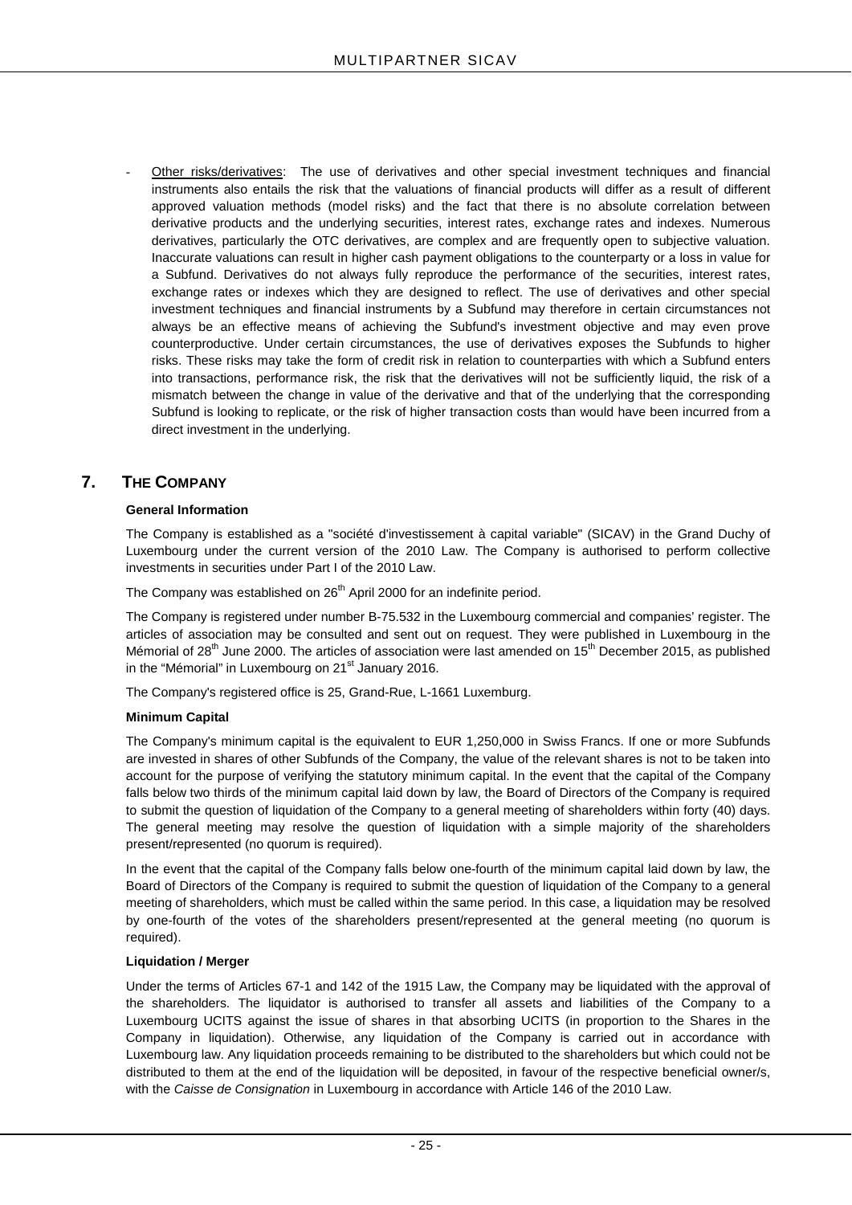- Other risks/derivatives: The use of derivatives and other special investment techniques and financial instruments also entails the risk that the valuations of financial products will differ as a result of different approved valuation methods (model risks) and the fact that there is no absolute correlation between derivative products and the underlying securities, interest rates, exchange rates and indexes. Numerous derivatives, particularly the OTC derivatives, are complex and are frequently open to subjective valuation. Inaccurate valuations can result in higher cash payment obligations to the counterparty or a loss in value for a Subfund. Derivatives do not always fully reproduce the performance of the securities, interest rates, exchange rates or indexes which they are designed to reflect. The use of derivatives and other special investment techniques and financial instruments by a Subfund may therefore in certain circumstances not always be an effective means of achieving the Subfund's investment objective and may even prove counterproductive. Under certain circumstances, the use of derivatives exposes the Subfunds to higher risks. These risks may take the form of credit risk in relation to counterparties with which a Subfund enters into transactions, performance risk, the risk that the derivatives will not be sufficiently liquid, the risk of a mismatch between the change in value of the derivative and that of the underlying that the corresponding Subfund is looking to replicate, or the risk of higher transaction costs than would have been incurred from a direct investment in the underlying.

# 7. THE COMPANY

**General Information**

The Company is established as a "société d'investissement à capital variable" (SICAV) in the Grand Duchy of Luxembourg under the current version of the 2010 Law. The Company is authorised to perform collective investments in securities under Part I of the 2010 Law.

The Company was established on 26th April 2000 for an indefinite period.

The Company is registered under number B-75.532 in the Luxembourg commercial and companies' register. The articles of association may be consulted and sent out on request. They were published in Luxembourg in the Mémorial of 28th June 2000. The articles of association were last amended on 15th December 2015, as published in the "Mémorial" in Luxembourg on 21st January 2016.

The Company's registered office is 25, Grand-Rue, L-1661 Luxemburg.

**Minimum Capital**

The Company's minimum capital is the equivalent to EUR 1,250,000 in Swiss Francs. If one or more Subfunds are invested in shares of other Subfunds of the Company, the value of the relevant shares is not to be taken into account for the purpose of verifying the statutory minimum capital. In the event that the capital of the Company falls below two thirds of the minimum capital laid down by law, the Board of Directors of the Company is required to submit the question of liquidation of the Company to a general meeting of shareholders within forty (40) days. The general meeting may resolve the question of liquidation with a simple majority of the shareholders present/represented (no quorum is required).

In the event that the capital of the Company falls below one-fourth of the minimum capital laid down by law, the Board of Directors of the Company is required to submit the question of liquidation of the Company to a general meeting of shareholders, which must be called within the same period. In this case, a liquidation may be resolved by one-fourth of the votes of the shareholders present/represented at the general meeting (no quorum is required).

**Liquidation / Merger**

Under the terms of Articles 67-1 and 142 of the 1915 Law, the Company may be liquidated with the approval of the shareholders. The liquidator is authorised to transfer all assets and liabilities of the Company to a Luxembourg UCITS against the issue of shares in that absorbing UCITS (in proportion to the Shares in the Company in liquidation). Otherwise, any liquidation of the Company is carried out in accordance with Luxembourg law. Any liquidation proceeds remaining to be distributed to the shareholders but which could not be distributed to them at the end of the liquidation will be deposited, in favour of the respective beneficial owner/s, with the *Caisse de Consignation* in Luxembourg in accordance with Article 146 of the 2010 Law.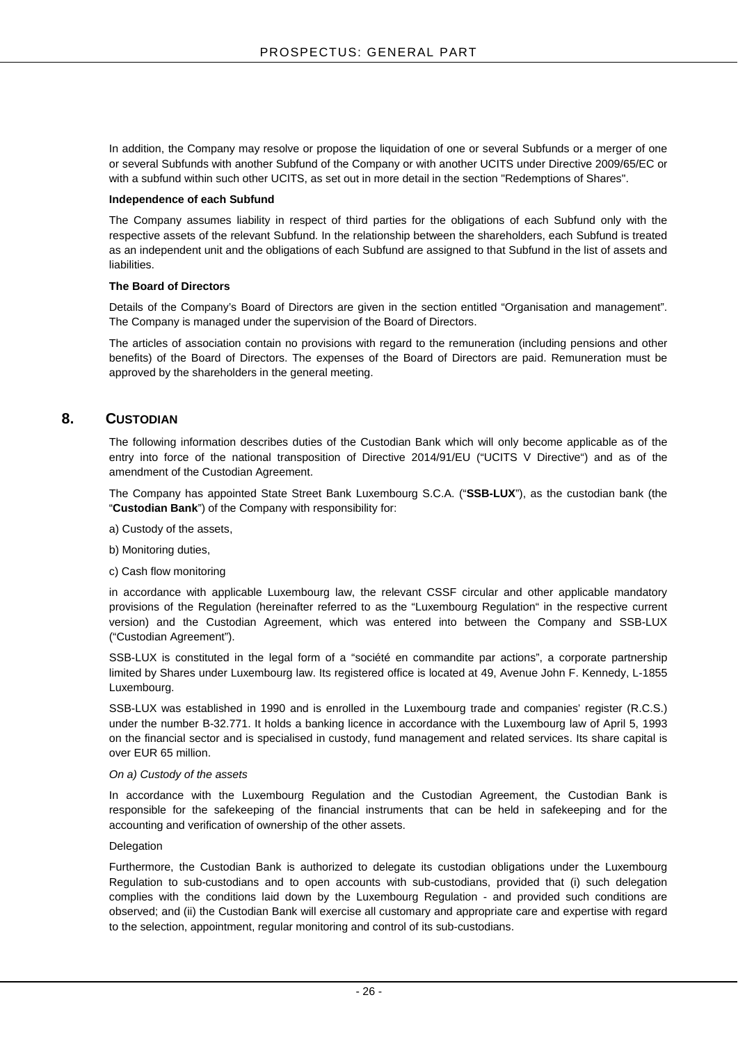In addition, the Company may resolve or propose the liquidation of one or several Subfunds or a merger of one or several Subfunds with another Subfund of the Company or with another UCITS under Directive 2009/65/EC or with a subfund within such other UCITS, as set out in more detail in the section "Redemptions of Shares".

**Independence of each Subfund**

The Company assumes liability in respect of third parties for the obligations of each Subfund only with the respective assets of the relevant Subfund. In the relationship between the shareholders, each Subfund is treated as an independent unit and the obligations of each Subfund are assigned to that Subfund in the list of assets and liabilities.

**The Board of Directors**

Details of the Company's Board of Directors are given in the section entitled "Organisation and management". The Company is managed under the supervision of the Board of Directors.

The articles of association contain no provisions with regard to the remuneration (including pensions and other benefits) of the Board of Directors. The expenses of the Board of Directors are paid. Remuneration must be approved by the shareholders in the general meeting.

## 8. CUSTODIAN

The following information describes duties of the Custodian Bank which will only become applicable as of the entry into force of the national transposition of Directive 2014/91/EU ("UCITS V Directive") and as of the amendment of the Custodian Agreement.

The Company has appointed State Street Bank Luxembourg S.C.A. ("**SSB-LUX**"), as the custodian bank (the "**Custodian Bank**") of the Company with responsibility for:

a) Custody of the assets,

b) Monitoring duties,

c) Cash flow monitoring

in accordance with applicable Luxembourg law, the relevant CSSF circular and other applicable mandatory provisions of the Regulation (hereinafter referred to as the "Luxembourg Regulation" in the respective current version) and the Custodian Agreement, which was entered into between the Company and SSB-LUX ("Custodian Agreement").

SSB-LUX is constituted in the legal form of a "société en commandite par actions", a corporate partnership limited by Shares under Luxembourg law. Its registered office is located at 49, Avenue John F. Kennedy, L-1855 Luxembourg.

SSB-LUX was established in 1990 and is enrolled in the Luxembourg trade and companies' register (R.C.S.) under the number B-32.771. It holds a banking licence in accordance with the Luxembourg law of April 5, 1993 on the financial sector and is specialised in custody, fund management and related services. Its share capital is over EUR 65 million.

*On a) Custody of the assets*

In accordance with the Luxembourg Regulation and the Custodian Agreement, the Custodian Bank is responsible for the safekeeping of the financial instruments that can be held in safekeeping and for the accounting and verification of ownership of the other assets.

Delegation

Furthermore, the Custodian Bank is authorized to delegate its custodian obligations under the Luxembourg Regulation to sub-custodians and to open accounts with sub-custodians, provided that (i) such delegation complies with the conditions laid down by the Luxembourg Regulation - and provided such conditions are observed; and (ii) the Custodian Bank will exercise all customary and appropriate care and expertise with regard to the selection, appointment, regular monitoring and control of its sub-custodians.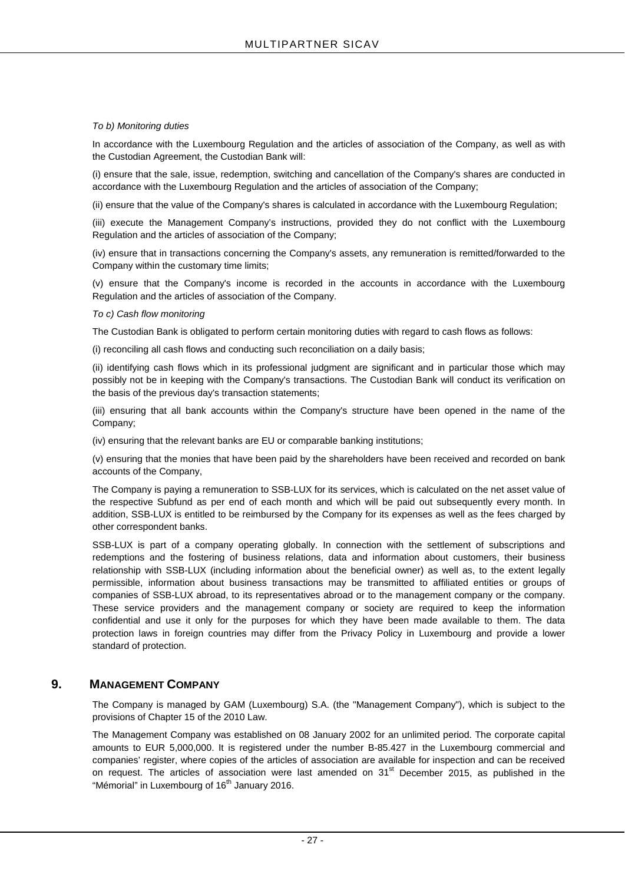*To b) Monitoring duties*

In accordance with the Luxembourg Regulation and the articles of association of the Company, as well as with the Custodian Agreement, the Custodian Bank will:

(i) ensure that the sale, issue, redemption, switching and cancellation of the Company's shares are conducted in accordance with the Luxembourg Regulation and the articles of association of the Company;

(ii) ensure that the value of the Company's shares is calculated in accordance with the Luxembourg Regulation;

(iii) execute the Management Company's instructions, provided they do not conflict with the Luxembourg Regulation and the articles of association of the Company;

(iv) ensure that in transactions concerning the Company's assets, any remuneration is remitted/forwarded to the Company within the customary time limits;

(v) ensure that the Company's income is recorded in the accounts in accordance with the Luxembourg Regulation and the articles of association of the Company.

*To c) Cash flow monitoring*

The Custodian Bank is obligated to perform certain monitoring duties with regard to cash flows as follows:

(i) reconciling all cash flows and conducting such reconciliation on a daily basis;

(ii) identifying cash flows which in its professional judgment are significant and in particular those which may possibly not be in keeping with the Company's transactions. The Custodian Bank will conduct its verification on the basis of the previous day's transaction statements;

(iii) ensuring that all bank accounts within the Company's structure have been opened in the name of the Company;

(iv) ensuring that the relevant banks are EU or comparable banking institutions;

(v) ensuring that the monies that have been paid by the shareholders have been received and recorded on bank accounts of the Company,

The Company is paying a remuneration to SSB-LUX for its services, which is calculated on the net asset value of the respective Subfund as per end of each month and which will be paid out subsequently every month. In addition, SSB-LUX is entitled to be reimbursed by the Company for its expenses as well as the fees charged by other correspondent banks.

SSB-LUX is part of a company operating globally. In connection with the settlement of subscriptions and redemptions and the fostering of business relations, data and information about customers, their business relationship with SSB-LUX (including information about the beneficial owner) as well as, to the extent legally permissible, information about business transactions may be transmitted to affiliated entities or groups of companies of SSB-LUX abroad, to its representatives abroad or to the management company or the company. These service providers and the management company or society are required to keep the information confidential and use it only for the purposes for which they have been made available to them. The data protection laws in foreign countries may differ from the Privacy Policy in Luxembourg and provide a lower standard of protection.

## 9. MANAGEMENT COMPANY

The Company is managed by GAM (Luxembourg) S.A. (the "Management Company"), which is subject to the provisions of Chapter 15 of the 2010 Law.

The Management Company was established on 08 January 2002 for an unlimited period. The corporate capital amounts to EUR 5,000,000. It is registered under the number B-85.427 in the Luxembourg commercial and companies' register, where copies of the articles of association are available for inspection and can be received on request. The articles of association were last amended on 31st December 2015, as published in the "Mémorial" in Luxembourg of 16th January 2016.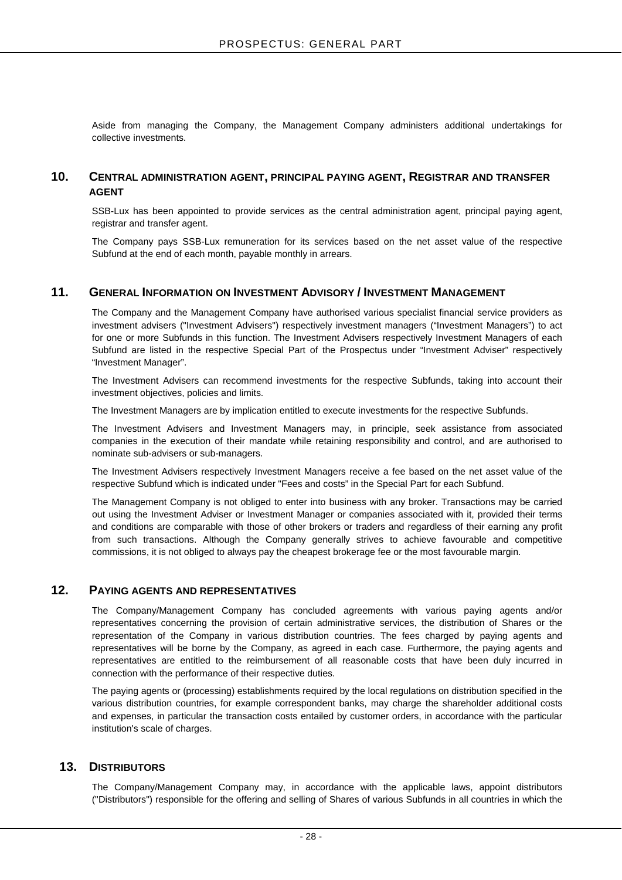Aside from managing the Company, the Management Company administers additional undertakings for collective investments.

## 10. CENTRAL ADMINISTRATION AGENT, PRINCIPAL PAYING AGENT, REGISTRAR AND TRANSFER AGENT

SSB-Lux has been appointed to provide services as the central administration agent, principal paying agent, registrar and transfer agent.

The Company pays SSB-Lux remuneration for its services based on the net asset value of the respective Subfund at the end of each month, payable monthly in arrears.

## 11. GENERAL INFORMATION ON INVESTMENT ADVISORY / INVESTMENT MANAGEMENT

The Company and the Management Company have authorised various specialist financial service providers as investment advisers ("Investment Advisers") respectively investment managers ("Investment Managers") to act for one or more Subfunds in this function. The Investment Advisers respectively Investment Managers of each Subfund are listed in the respective Special Part of the Prospectus under "Investment Adviser" respectively "Investment Manager".

The Investment Advisers can recommend investments for the respective Subfunds, taking into account their investment objectives, policies and limits.

The Investment Managers are by implication entitled to execute investments for the respective Subfunds.

The Investment Advisers and Investment Managers may, in principle, seek assistance from associated companies in the execution of their mandate while retaining responsibility and control, and are authorised to nominate sub-advisers or sub-managers.

The Investment Advisers respectively Investment Managers receive a fee based on the net asset value of the respective Subfund which is indicated under "Fees and costs" in the Special Part for each Subfund.

The Management Company is not obliged to enter into business with any broker. Transactions may be carried out using the Investment Adviser or Investment Manager or companies associated with it, provided their terms and conditions are comparable with those of other brokers or traders and regardless of their earning any profit from such transactions. Although the Company generally strives to achieve favourable and competitive commissions, it is not obliged to always pay the cheapest brokerage fee or the most favourable margin.

## 12. PAYING AGENTS AND REPRESENTATIVES

The Company/Management Company has concluded agreements with various paying agents and/or representatives concerning the provision of certain administrative services, the distribution of Shares or the representation of the Company in various distribution countries. The fees charged by paying agents and representatives will be borne by the Company, as agreed in each case. Furthermore, the paying agents and representatives are entitled to the reimbursement of all reasonable costs that have been duly incurred in connection with the performance of their respective duties.

The paying agents or (processing) establishments required by the local regulations on distribution specified in the various distribution countries, for example correspondent banks, may charge the shareholder additional costs and expenses, in particular the transaction costs entailed by customer orders, in accordance with the particular institution's scale of charges.

## 13. DISTRIBUTORS

The Company/Management Company may, in accordance with the applicable laws, appoint distributors ("Distributors") responsible for the offering and selling of Shares of various Subfunds in all countries in which the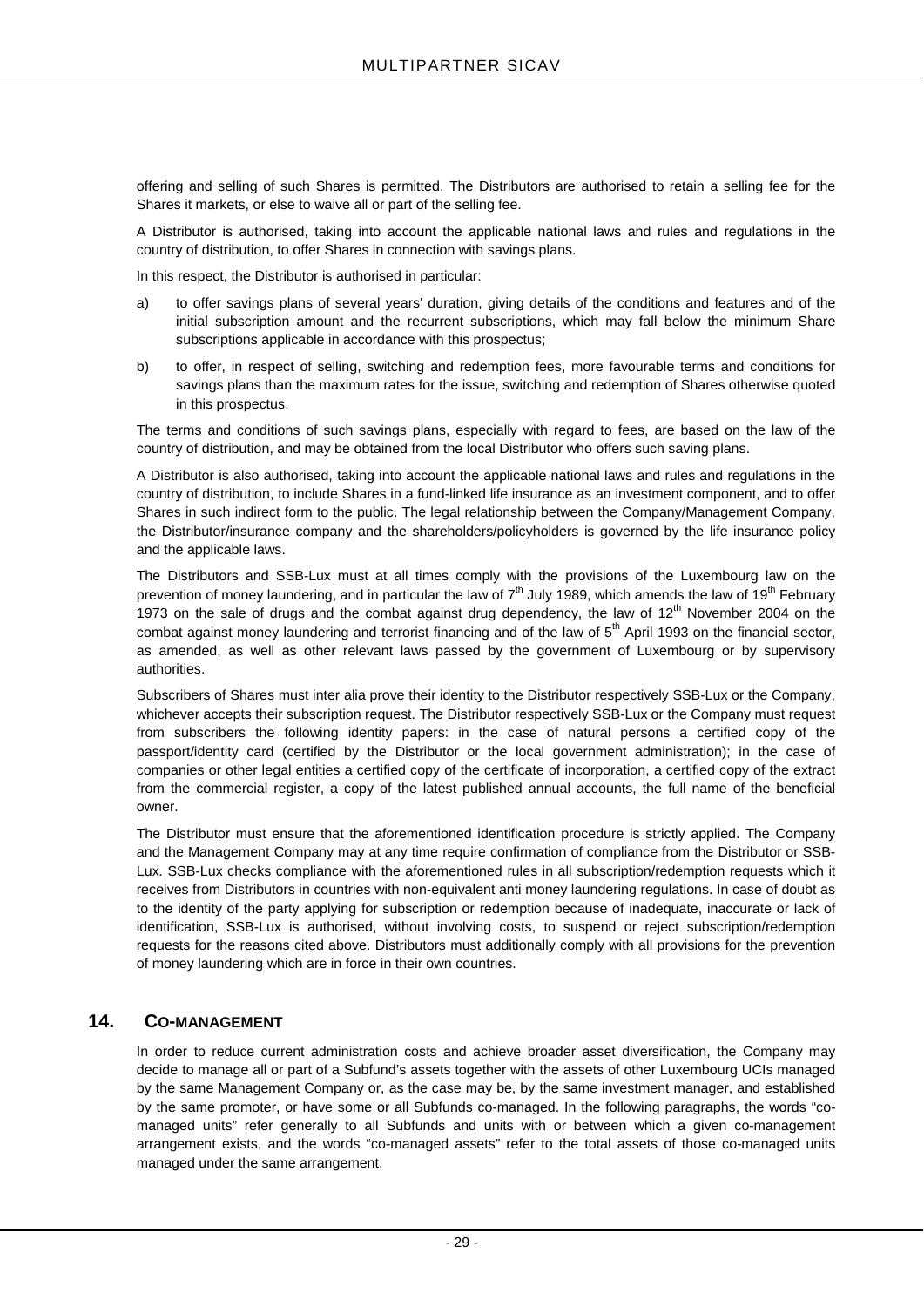offering and selling of such Shares is permitted. The Distributors are authorised to retain a selling fee for the Shares it markets, or else to waive all or part of the selling fee.

A Distributor is authorised, taking into account the applicable national laws and rules and regulations in the country of distribution, to offer Shares in connection with savings plans.

In this respect, the Distributor is authorised in particular:

a) to offer savings plans of several years' duration, giving details of the conditions and features and of the initial subscription amount and the recurrent subscriptions, which may fall below the minimum Share subscriptions applicable in accordance with this prospectus;

b) to offer, in respect of selling, switching and redemption fees, more favourable terms and conditions for savings plans than the maximum rates for the issue, switching and redemption of Shares otherwise quoted in this prospectus.

The terms and conditions of such savings plans, especially with regard to fees, are based on the law of the country of distribution, and may be obtained from the local Distributor who offers such saving plans.

A Distributor is also authorised, taking into account the applicable national laws and rules and regulations in the country of distribution, to include Shares in a fund-linked life insurance as an investment component, and to offer Shares in such indirect form to the public. The legal relationship between the Company/Management Company, the Distributor/insurance company and the shareholders/policyholders is governed by the life insurance policy and the applicable laws.

The Distributors and SSB-Lux must at all times comply with the provisions of the Luxembourg law on the prevention of money laundering, and in particular the law of 7th July 1989, which amends the law of 19th February 1973 on the sale of drugs and the combat against drug dependency, the law of 12th November 2004 on the combat against money laundering and terrorist financing and of the law of 5th April 1993 on the financial sector, as amended, as well as other relevant laws passed by the government of Luxembourg or by supervisory authorities.

Subscribers of Shares must inter alia prove their identity to the Distributor respectively SSB-Lux or the Company, whichever accepts their subscription request. The Distributor respectively SSB-Lux or the Company must request from subscribers the following identity papers: in the case of natural persons a certified copy of the passport/identity card (certified by the Distributor or the local government administration); in the case of companies or other legal entities a certified copy of the certificate of incorporation, a certified copy of the extract from the commercial register, a copy of the latest published annual accounts, the full name of the beneficial owner.

The Distributor must ensure that the aforementioned identification procedure is strictly applied. The Company and the Management Company may at any time require confirmation of compliance from the Distributor or SSB-Lux. SSB-Lux checks compliance with the aforementioned rules in all subscription/redemption requests which it receives from Distributors in countries with non-equivalent anti money laundering regulations. In case of doubt as to the identity of the party applying for subscription or redemption because of inadequate, inaccurate or lack of identification, SSB-Lux is authorised, without involving costs, to suspend or reject subscription/redemption requests for the reasons cited above. Distributors must additionally comply with all provisions for the prevention of money laundering which are in force in their own countries.

## 14. CO-MANAGEMENT

In order to reduce current administration costs and achieve broader asset diversification, the Company may decide to manage all or part of a Subfund's assets together with the assets of other Luxembourg UCIs managed by the same Management Company or, as the case may be, by the same investment manager, and established by the same promoter, or have some or all Subfunds co-managed. In the following paragraphs, the words "co-managed units" refer generally to all Subfunds and units with or between which a given co-management arrangement exists, and the words "co-managed assets" refer to the total assets of those co-managed units managed under the same arrangement.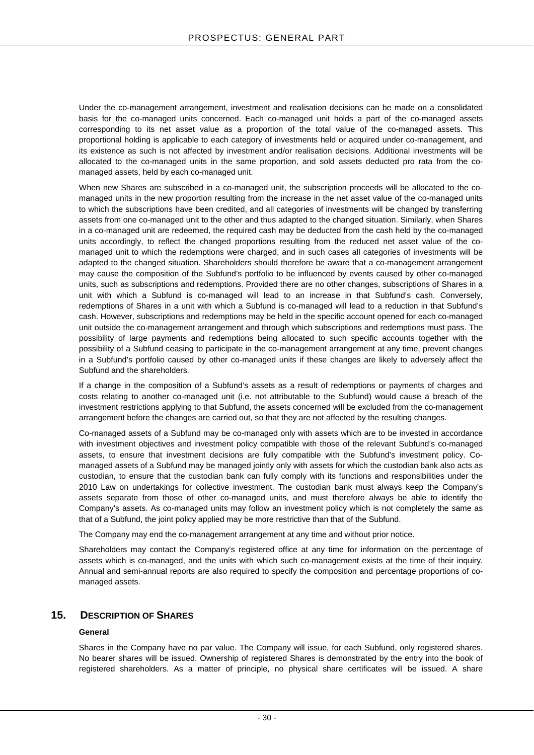Under the co-management arrangement, investment and realisation decisions can be made on a consolidated basis for the co-managed units concerned. Each co-managed unit holds a part of the co-managed assets corresponding to its net asset value as a proportion of the total value of the co-managed assets. This proportional holding is applicable to each category of investments held or acquired under co-management, and its existence as such is not affected by investment and/or realisation decisions. Additional investments will be allocated to the co-managed units in the same proportion, and sold assets deducted pro rata from the co-managed assets, held by each co-managed unit.

When new Shares are subscribed in a co-managed unit, the subscription proceeds will be allocated to the co-managed units in the new proportion resulting from the increase in the net asset value of the co-managed units to which the subscriptions have been credited, and all categories of investments will be changed by transferring assets from one co-managed unit to the other and thus adapted to the changed situation. Similarly, when Shares in a co-managed unit are redeemed, the required cash may be deducted from the cash held by the co-managed units accordingly, to reflect the changed proportions resulting from the reduced net asset value of the co-managed unit to which the redemptions were charged, and in such cases all categories of investments will be adapted to the changed situation. Shareholders should therefore be aware that a co-management arrangement may cause the composition of the Subfund's portfolio to be influenced by events caused by other co-managed units, such as subscriptions and redemptions. Provided there are no other changes, subscriptions of Shares in a unit with which a Subfund is co-managed will lead to an increase in that Subfund's cash. Conversely, redemptions of Shares in a unit with which a Subfund is co-managed will lead to a reduction in that Subfund's cash. However, subscriptions and redemptions may be held in the specific account opened for each co-managed unit outside the co-management arrangement and through which subscriptions and redemptions must pass. The possibility of large payments and redemptions being allocated to such specific accounts together with the possibility of a Subfund ceasing to participate in the co-management arrangement at any time, prevent changes in a Subfund's portfolio caused by other co-managed units if these changes are likely to adversely affect the Subfund and the shareholders.

If a change in the composition of a Subfund's assets as a result of redemptions or payments of charges and costs relating to another co-managed unit (i.e. not attributable to the Subfund) would cause a breach of the investment restrictions applying to that Subfund, the assets concerned will be excluded from the co-management arrangement before the changes are carried out, so that they are not affected by the resulting changes.

Co-managed assets of a Subfund may be co-managed only with assets which are to be invested in accordance with investment objectives and investment policy compatible with those of the relevant Subfund's co-managed assets, to ensure that investment decisions are fully compatible with the Subfund's investment policy. Co-managed assets of a Subfund may be managed jointly only with assets for which the custodian bank also acts as custodian, to ensure that the custodian bank can fully comply with its functions and responsibilities under the 2010 Law on undertakings for collective investment. The custodian bank must always keep the Company's assets separate from those of other co-managed units, and must therefore always be able to identify the Company's assets. As co-managed units may follow an investment policy which is not completely the same as that of a Subfund, the joint policy applied may be more restrictive than that of the Subfund.

The Company may end the co-management arrangement at any time and without prior notice.

Shareholders may contact the Company's registered office at any time for information on the percentage of assets which is co-managed, and the units with which such co-management exists at the time of their inquiry. Annual and semi-annual reports are also required to specify the composition and percentage proportions of co-managed assets.

## 15. Description of Shares

### General

Shares in the Company have no par value. The Company will issue, for each Subfund, only registered shares. No bearer shares will be issued. Ownership of registered Shares is demonstrated by the entry into the book of registered shareholders. As a matter of principle, no physical share certificates will be issued. A share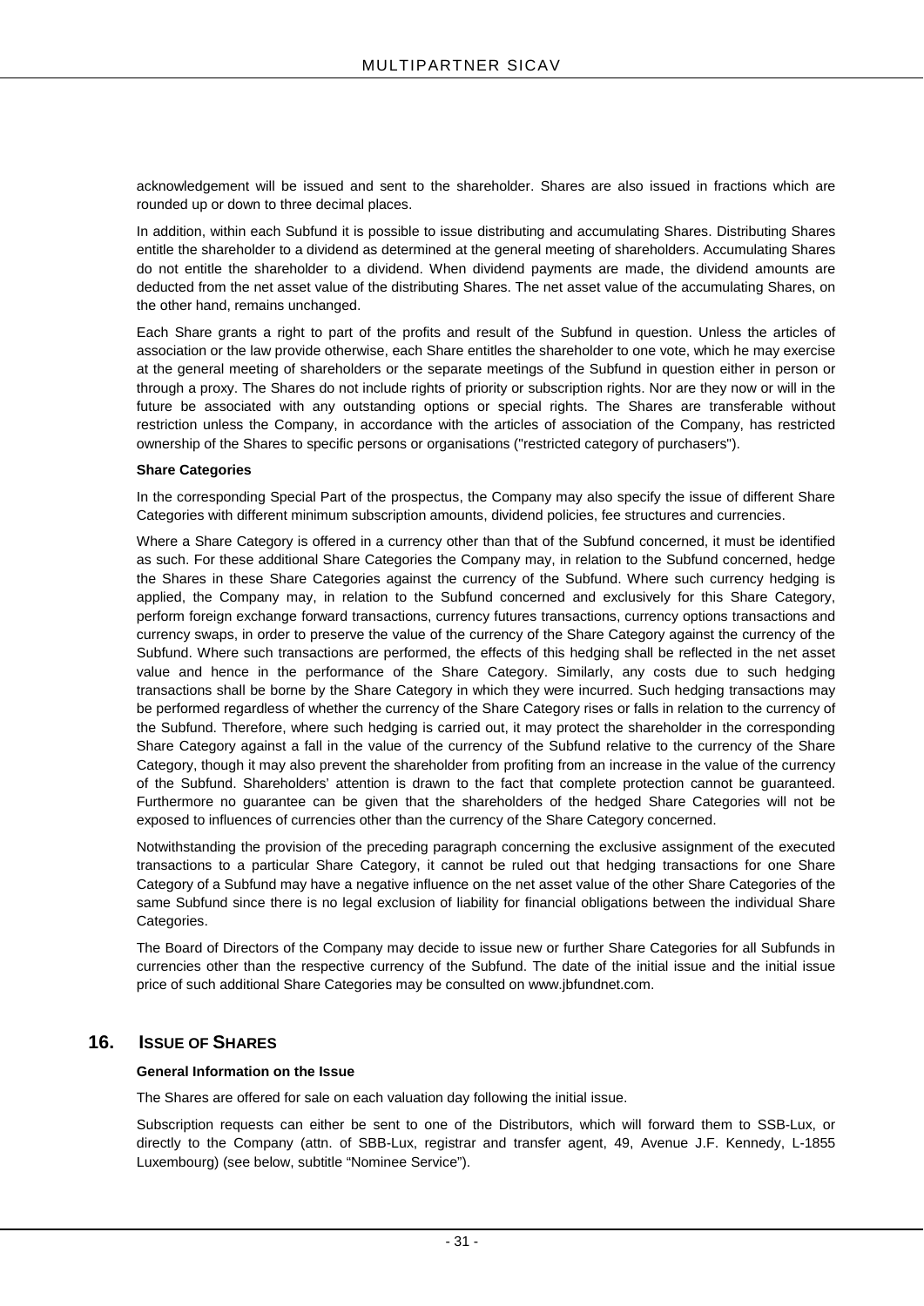acknowledgement will be issued and sent to the shareholder. Shares are also issued in fractions which are rounded up or down to three decimal places.

In addition, within each Subfund it is possible to issue distributing and accumulating Shares. Distributing Shares entitle the shareholder to a dividend as determined at the general meeting of shareholders. Accumulating Shares do not entitle the shareholder to a dividend. When dividend payments are made, the dividend amounts are deducted from the net asset value of the distributing Shares. The net asset value of the accumulating Shares, on the other hand, remains unchanged.

Each Share grants a right to part of the profits and result of the Subfund in question. Unless the articles of association or the law provide otherwise, each Share entitles the shareholder to one vote, which he may exercise at the general meeting of shareholders or the separate meetings of the Subfund in question either in person or through a proxy. The Shares do not include rights of priority or subscription rights. Nor are they now or will in the future be associated with any outstanding options or special rights. The Shares are transferable without restriction unless the Company, in accordance with the articles of association of the Company, has restricted ownership of the Shares to specific persons or organisations ("restricted category of purchasers").

**Share Categories**

In the corresponding Special Part of the prospectus, the Company may also specify the issue of different Share Categories with different minimum subscription amounts, dividend policies, fee structures and currencies.

Where a Share Category is offered in a currency other than that of the Subfund concerned, it must be identified as such. For these additional Share Categories the Company may, in relation to the Subfund concerned, hedge the Shares in these Share Categories against the currency of the Subfund. Where such currency hedging is applied, the Company may, in relation to the Subfund concerned and exclusively for this Share Category, perform foreign exchange forward transactions, currency futures transactions, currency options transactions and currency swaps, in order to preserve the value of the currency of the Share Category against the currency of the Subfund. Where such transactions are performed, the effects of this hedging shall be reflected in the net asset value and hence in the performance of the Share Category. Similarly, any costs due to such hedging transactions shall be borne by the Share Category in which they were incurred. Such hedging transactions may be performed regardless of whether the currency of the Share Category rises or falls in relation to the currency of the Subfund. Therefore, where such hedging is carried out, it may protect the shareholder in the corresponding Share Category against a fall in the value of the currency of the Subfund relative to the currency of the Share Category, though it may also prevent the shareholder from profiting from an increase in the value of the currency of the Subfund. Shareholders' attention is drawn to the fact that complete protection cannot be guaranteed. Furthermore no guarantee can be given that the shareholders of the hedged Share Categories will not be exposed to influences of currencies other than the currency of the Share Category concerned.

Notwithstanding the provision of the preceding paragraph concerning the exclusive assignment of the executed transactions to a particular Share Category, it cannot be ruled out that hedging transactions for one Share Category of a Subfund may have a negative influence on the net asset value of the other Share Categories of the same Subfund since there is no legal exclusion of liability for financial obligations between the individual Share Categories.

The Board of Directors of the Company may decide to issue new or further Share Categories for all Subfunds in currencies other than the respective currency of the Subfund. The date of the initial issue and the initial issue price of such additional Share Categories may be consulted on www.jbfundnet.com.

## 16. ISSUE OF SHARES

**General Information on the Issue**

The Shares are offered for sale on each valuation day following the initial issue.

Subscription requests can either be sent to one of the Distributors, which will forward them to SSB-Lux, or directly to the Company (attn. of SBB-Lux, registrar and transfer agent, 49, Avenue J.F. Kennedy, L-1855 Luxembourg) (see below, subtitle "Nominee Service").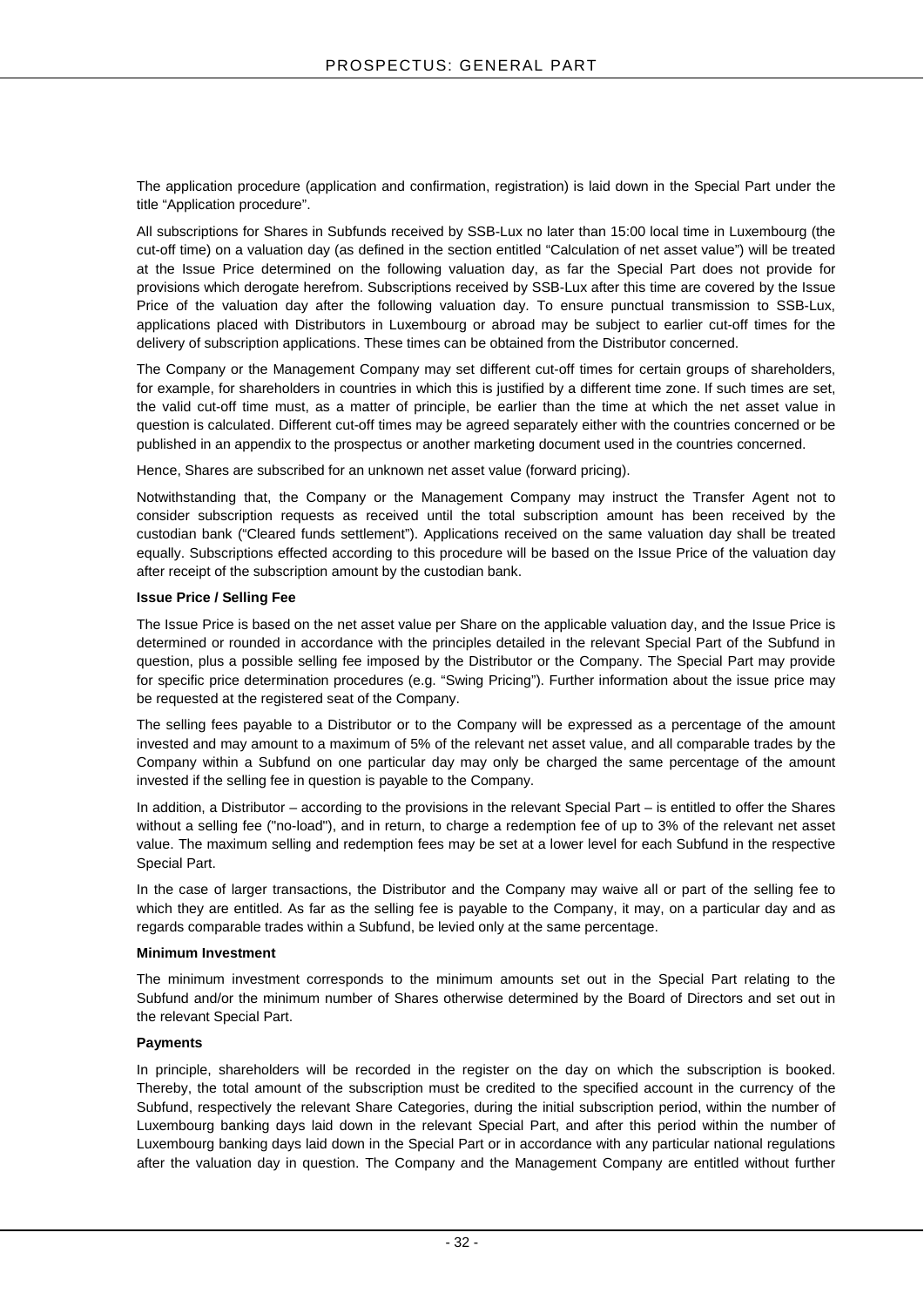The application procedure (application and confirmation, registration) is laid down in the Special Part under the title "Application procedure".

All subscriptions for Shares in Subfunds received by SSB-Lux no later than 15:00 local time in Luxembourg (the cut-off time) on a valuation day (as defined in the section entitled "Calculation of net asset value") will be treated at the Issue Price determined on the following valuation day, as far the Special Part does not provide for provisions which derogate herefrom. Subscriptions received by SSB-Lux after this time are covered by the Issue Price of the valuation day after the following valuation day. To ensure punctual transmission to SSB-Lux, applications placed with Distributors in Luxembourg or abroad may be subject to earlier cut-off times for the delivery of subscription applications. These times can be obtained from the Distributor concerned.

The Company or the Management Company may set different cut-off times for certain groups of shareholders, for example, for shareholders in countries in which this is justified by a different time zone. If such times are set, the valid cut-off time must, as a matter of principle, be earlier than the time at which the net asset value in question is calculated. Different cut-off times may be agreed separately either with the countries concerned or be published in an appendix to the prospectus or another marketing document used in the countries concerned.

Hence, Shares are subscribed for an unknown net asset value (forward pricing).

Notwithstanding that, the Company or the Management Company may instruct the Transfer Agent not to consider subscription requests as received until the total subscription amount has been received by the custodian bank ("Cleared funds settlement"). Applications received on the same valuation day shall be treated equally. Subscriptions effected according to this procedure will be based on the Issue Price of the valuation day after receipt of the subscription amount by the custodian bank.

**Issue Price / Selling Fee**

The Issue Price is based on the net asset value per Share on the applicable valuation day, and the Issue Price is determined or rounded in accordance with the principles detailed in the relevant Special Part of the Subfund in question, plus a possible selling fee imposed by the Distributor or the Company. The Special Part may provide for specific price determination procedures (e.g. "Swing Pricing"). Further information about the issue price may be requested at the registered seat of the Company.

The selling fees payable to a Distributor or to the Company will be expressed as a percentage of the amount invested and may amount to a maximum of 5% of the relevant net asset value, and all comparable trades by the Company within a Subfund on one particular day may only be charged the same percentage of the amount invested if the selling fee in question is payable to the Company.

In addition, a Distributor – according to the provisions in the relevant Special Part – is entitled to offer the Shares without a selling fee ("no-load"), and in return, to charge a redemption fee of up to 3% of the relevant net asset value. The maximum selling and redemption fees may be set at a lower level for each Subfund in the respective Special Part.

In the case of larger transactions, the Distributor and the Company may waive all or part of the selling fee to which they are entitled. As far as the selling fee is payable to the Company, it may, on a particular day and as regards comparable trades within a Subfund, be levied only at the same percentage.

**Minimum Investment**

The minimum investment corresponds to the minimum amounts set out in the Special Part relating to the Subfund and/or the minimum number of Shares otherwise determined by the Board of Directors and set out in the relevant Special Part.

**Payments**

In principle, shareholders will be recorded in the register on the day on which the subscription is booked. Thereby, the total amount of the subscription must be credited to the specified account in the currency of the Subfund, respectively the relevant Share Categories, during the initial subscription period, within the number of Luxembourg banking days laid down in the relevant Special Part, and after this period within the number of Luxembourg banking days laid down in the Special Part or in accordance with any particular national regulations after the valuation day in question. The Company and the Management Company are entitled without further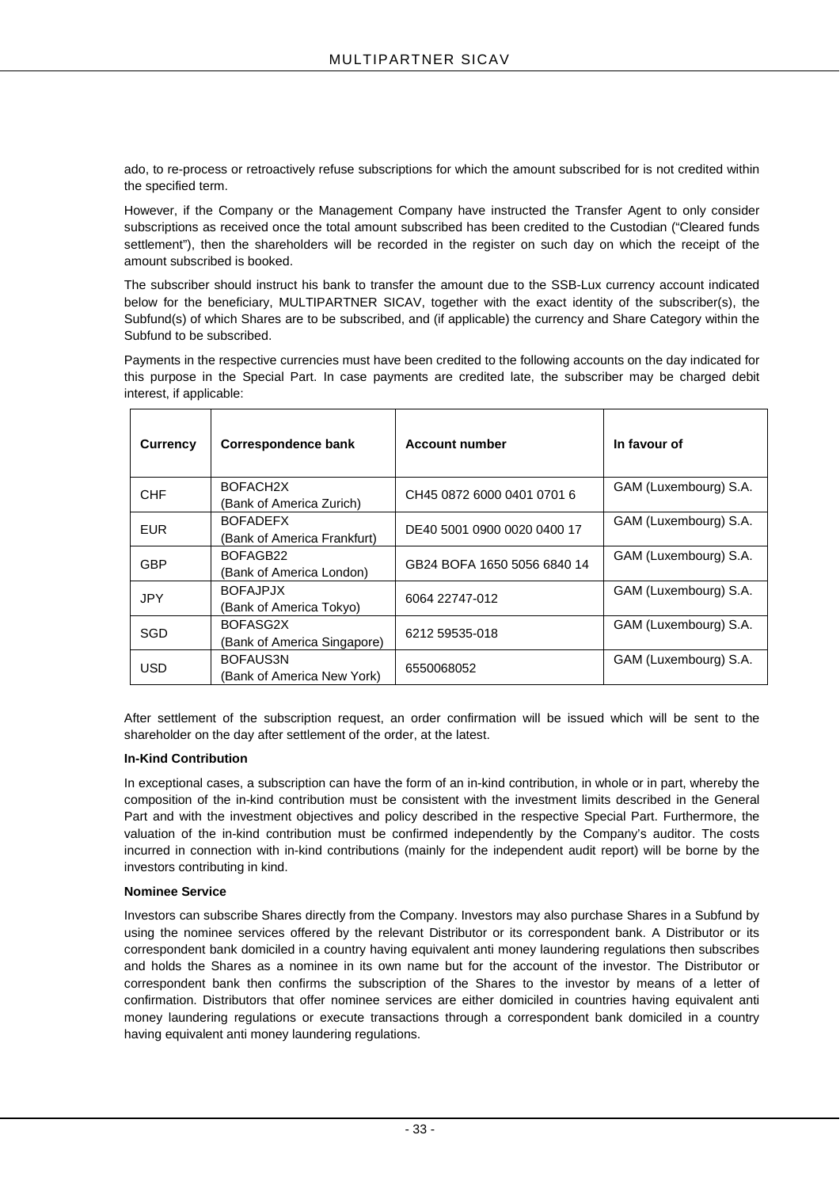ado, to re-process or retroactively refuse subscriptions for which the amount subscribed for is not credited within the specified term.

However, if the Company or the Management Company have instructed the Transfer Agent to only consider subscriptions as received once the total amount subscribed has been credited to the Custodian ("Cleared funds settlement"), then the shareholders will be recorded in the register on such day on which the receipt of the amount subscribed is booked.

The subscriber should instruct his bank to transfer the amount due to the SSB-Lux currency account indicated below for the beneficiary, MULTIPARTNER SICAV, together with the exact identity of the subscriber(s), the Subfund(s) of which Shares are to be subscribed, and (if applicable) the currency and Share Category within the Subfund to be subscribed.

Payments in the respective currencies must have been credited to the following accounts on the day indicated for this purpose in the Special Part. In case payments are credited late, the subscriber may be charged debit interest, if applicable:

| Currency | Correspondence bank | Account number | In favour of |
|---|---|---|---|
| CHF | BOFACH2X (Bank of America Zurich) | CH45 0872 6000 0401 0701 6 | GAM (Luxembourg) S.A. |
| EUR | BOFADEFX (Bank of America Frankfurt) | DE40 5001 0900 0020 0400 17 | GAM (Luxembourg) S.A. |
| GBP | BOFAGB22 (Bank of America London) | GB24 BOFA 1650 5056 6840 14 | GAM (Luxembourg) S.A. |
| JPY | BOFAJPJX (Bank of America Tokyo) | 6064 22747-012 | GAM (Luxembourg) S.A. |
| SGD | BOFASG2X (Bank of America Singapore) | 6212 59535-018 | GAM (Luxembourg) S.A. |
| USD | BOFAUS3N (Bank of America New York) | 6550068052 | GAM (Luxembourg) S.A. |

After settlement of the subscription request, an order confirmation will be issued which will be sent to the shareholder on the day after settlement of the order, at the latest.

**In-Kind Contribution**

In exceptional cases, a subscription can have the form of an in-kind contribution, in whole or in part, whereby the composition of the in-kind contribution must be consistent with the investment limits described in the General Part and with the investment objectives and policy described in the respective Special Part. Furthermore, the valuation of the in-kind contribution must be confirmed independently by the Company's auditor. The costs incurred in connection with in-kind contributions (mainly for the independent audit report) will be borne by the investors contributing in kind.

**Nominee Service**

Investors can subscribe Shares directly from the Company. Investors may also purchase Shares in a Subfund by using the nominee services offered by the relevant Distributor or its correspondent bank. A Distributor or its correspondent bank domiciled in a country having equivalent anti money laundering regulations then subscribes and holds the Shares as a nominee in its own name but for the account of the investor. The Distributor or correspondent bank then confirms the subscription of the Shares to the investor by means of a letter of confirmation. Distributors that offer nominee services are either domiciled in countries having equivalent anti money laundering regulations or execute transactions through a correspondent bank domiciled in a country having equivalent anti money laundering regulations.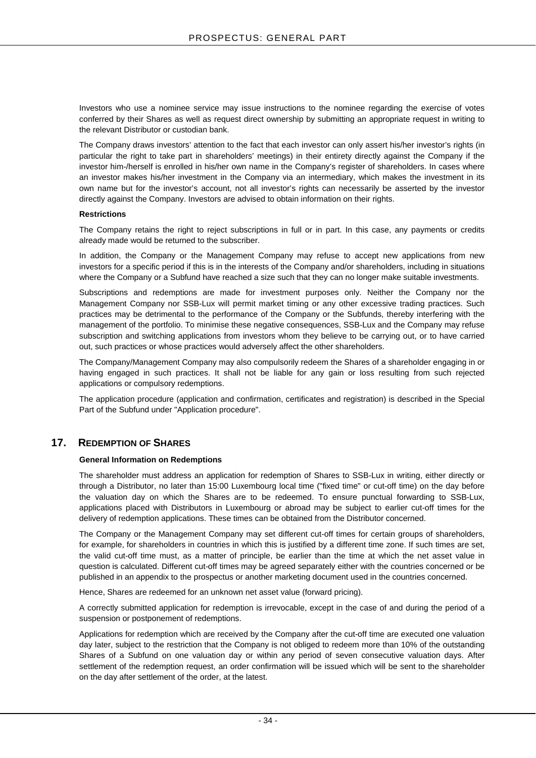Investors who use a nominee service may issue instructions to the nominee regarding the exercise of votes conferred by their Shares as well as request direct ownership by submitting an appropriate request in writing to the relevant Distributor or custodian bank.

The Company draws investors' attention to the fact that each investor can only assert his/her investor's rights (in particular the right to take part in shareholders' meetings) in their entirety directly against the Company if the investor him-/herself is enrolled in his/her own name in the Company's register of shareholders. In cases where an investor makes his/her investment in the Company via an intermediary, which makes the investment in its own name but for the investor's account, not all investor's rights can necessarily be asserted by the investor directly against the Company. Investors are advised to obtain information on their rights.

**Restrictions**

The Company retains the right to reject subscriptions in full or in part. In this case, any payments or credits already made would be returned to the subscriber.

In addition, the Company or the Management Company may refuse to accept new applications from new investors for a specific period if this is in the interests of the Company and/or shareholders, including in situations where the Company or a Subfund have reached a size such that they can no longer make suitable investments.

Subscriptions and redemptions are made for investment purposes only. Neither the Company nor the Management Company nor SSB-Lux will permit market timing or any other excessive trading practices. Such practices may be detrimental to the performance of the Company or the Subfunds, thereby interfering with the management of the portfolio. To minimise these negative consequences, SSB-Lux and the Company may refuse subscription and switching applications from investors whom they believe to be carrying out, or to have carried out, such practices or whose practices would adversely affect the other shareholders.

The Company/Management Company may also compulsorily redeem the Shares of a shareholder engaging in or having engaged in such practices. It shall not be liable for any gain or loss resulting from such rejected applications or compulsory redemptions.

The application procedure (application and confirmation, certificates and registration) is described in the Special Part of the Subfund under "Application procedure".

## 17. Redemption of Shares

**General Information on Redemptions**

The shareholder must address an application for redemption of Shares to SSB-Lux in writing, either directly or through a Distributor, no later than 15:00 Luxembourg local time ("fixed time" or cut-off time) on the day before the valuation day on which the Shares are to be redeemed. To ensure punctual forwarding to SSB-Lux, applications placed with Distributors in Luxembourg or abroad may be subject to earlier cut-off times for the delivery of redemption applications. These times can be obtained from the Distributor concerned.

The Company or the Management Company may set different cut-off times for certain groups of shareholders, for example, for shareholders in countries in which this is justified by a different time zone. If such times are set, the valid cut-off time must, as a matter of principle, be earlier than the time at which the net asset value in question is calculated. Different cut-off times may be agreed separately either with the countries concerned or be published in an appendix to the prospectus or another marketing document used in the countries concerned.

Hence, Shares are redeemed for an unknown net asset value (forward pricing).

A correctly submitted application for redemption is irrevocable, except in the case of and during the period of a suspension or postponement of redemptions.

Applications for redemption which are received by the Company after the cut-off time are executed one valuation day later, subject to the restriction that the Company is not obliged to redeem more than 10% of the outstanding Shares of a Subfund on one valuation day or within any period of seven consecutive valuation days. After settlement of the redemption request, an order confirmation will be issued which will be sent to the shareholder on the day after settlement of the order, at the latest.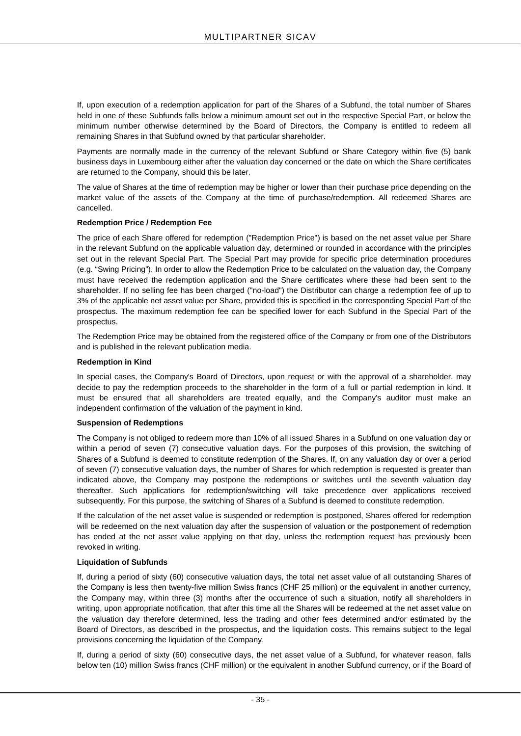If, upon execution of a redemption application for part of the Shares of a Subfund, the total number of Shares held in one of these Subfunds falls below a minimum amount set out in the respective Special Part, or below the minimum number otherwise determined by the Board of Directors, the Company is entitled to redeem all remaining Shares in that Subfund owned by that particular shareholder.

Payments are normally made in the currency of the relevant Subfund or Share Category within five (5) bank business days in Luxembourg either after the valuation day concerned or the date on which the Share certificates are returned to the Company, should this be later.

The value of Shares at the time of redemption may be higher or lower than their purchase price depending on the market value of the assets of the Company at the time of purchase/redemption. All redeemed Shares are cancelled.

**Redemption Price / Redemption Fee**

The price of each Share offered for redemption ("Redemption Price") is based on the net asset value per Share in the relevant Subfund on the applicable valuation day, determined or rounded in accordance with the principles set out in the relevant Special Part. The Special Part may provide for specific price determination procedures (e.g. "Swing Pricing"). In order to allow the Redemption Price to be calculated on the valuation day, the Company must have received the redemption application and the Share certificates where these had been sent to the shareholder. If no selling fee has been charged ("no-load") the Distributor can charge a redemption fee of up to 3% of the applicable net asset value per Share, provided this is specified in the corresponding Special Part of the prospectus. The maximum redemption fee can be specified lower for each Subfund in the Special Part of the prospectus.

The Redemption Price may be obtained from the registered office of the Company or from one of the Distributors and is published in the relevant publication media.

**Redemption in Kind**

In special cases, the Company's Board of Directors, upon request or with the approval of a shareholder, may decide to pay the redemption proceeds to the shareholder in the form of a full or partial redemption in kind. It must be ensured that all shareholders are treated equally, and the Company's auditor must make an independent confirmation of the valuation of the payment in kind.

**Suspension of Redemptions**

The Company is not obliged to redeem more than 10% of all issued Shares in a Subfund on one valuation day or within a period of seven (7) consecutive valuation days. For the purposes of this provision, the switching of Shares of a Subfund is deemed to constitute redemption of the Shares. If, on any valuation day or over a period of seven (7) consecutive valuation days, the number of Shares for which redemption is requested is greater than indicated above, the Company may postpone the redemptions or switches until the seventh valuation day thereafter. Such applications for redemption/switching will take precedence over applications received subsequently. For this purpose, the switching of Shares of a Subfund is deemed to constitute redemption.

If the calculation of the net asset value is suspended or redemption is postponed, Shares offered for redemption will be redeemed on the next valuation day after the suspension of valuation or the postponement of redemption has ended at the net asset value applying on that day, unless the redemption request has previously been revoked in writing.

**Liquidation of Subfunds**

If, during a period of sixty (60) consecutive valuation days, the total net asset value of all outstanding Shares of the Company is less then twenty-five million Swiss francs (CHF 25 million) or the equivalent in another currency, the Company may, within three (3) months after the occurrence of such a situation, notify all shareholders in writing, upon appropriate notification, that after this time all the Shares will be redeemed at the net asset value on the valuation day therefore determined, less the trading and other fees determined and/or estimated by the Board of Directors, as described in the prospectus, and the liquidation costs. This remains subject to the legal provisions concerning the liquidation of the Company.

If, during a period of sixty (60) consecutive days, the net asset value of a Subfund, for whatever reason, falls below ten (10) million Swiss francs (CHF million) or the equivalent in another Subfund currency, or if the Board of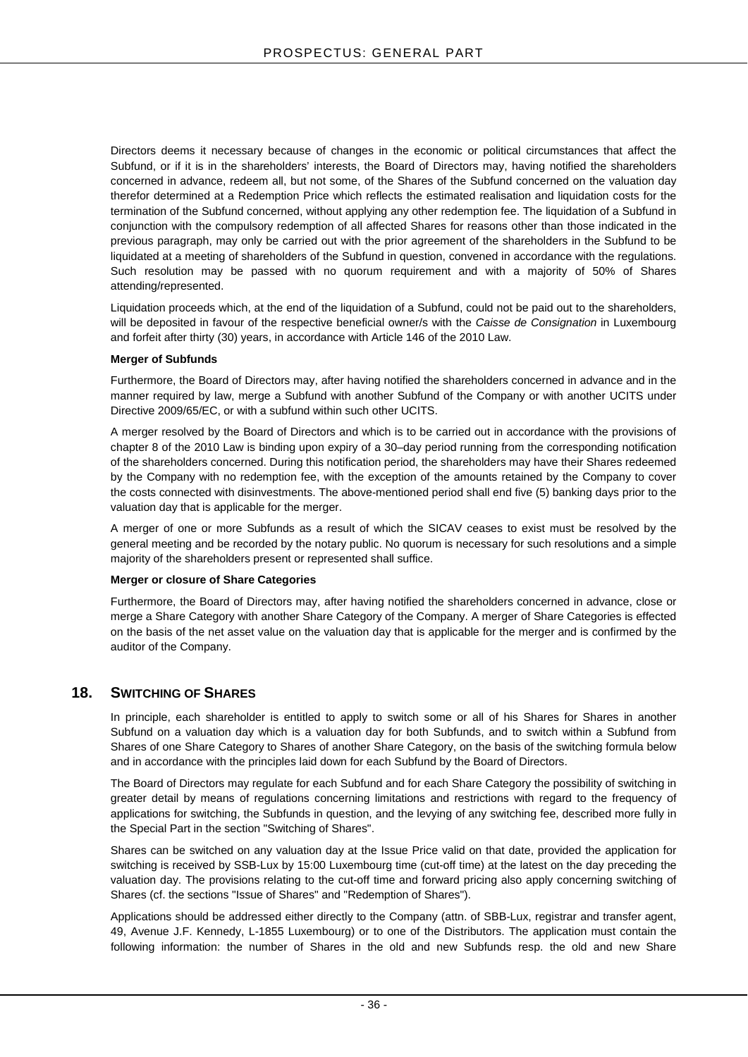Directors deems it necessary because of changes in the economic or political circumstances that affect the Subfund, or if it is in the shareholders' interests, the Board of Directors may, having notified the shareholders concerned in advance, redeem all, but not some, of the Shares of the Subfund concerned on the valuation day therefor determined at a Redemption Price which reflects the estimated realisation and liquidation costs for the termination of the Subfund concerned, without applying any other redemption fee. The liquidation of a Subfund in conjunction with the compulsory redemption of all affected Shares for reasons other than those indicated in the previous paragraph, may only be carried out with the prior agreement of the shareholders in the Subfund to be liquidated at a meeting of shareholders of the Subfund in question, convened in accordance with the regulations. Such resolution may be passed with no quorum requirement and with a majority of 50% of Shares attending/represented.

Liquidation proceeds which, at the end of the liquidation of a Subfund, could not be paid out to the shareholders, will be deposited in favour of the respective beneficial owner/s with the *Caisse de Consignation* in Luxembourg and forfeit after thirty (30) years, in accordance with Article 146 of the 2010 Law.

**Merger of Subfunds**

Furthermore, the Board of Directors may, after having notified the shareholders concerned in advance and in the manner required by law, merge a Subfund with another Subfund of the Company or with another UCITS under Directive 2009/65/EC, or with a subfund within such other UCITS.

A merger resolved by the Board of Directors and which is to be carried out in accordance with the provisions of chapter 8 of the 2010 Law is binding upon expiry of a 30–day period running from the corresponding notification of the shareholders concerned. During this notification period, the shareholders may have their Shares redeemed by the Company with no redemption fee, with the exception of the amounts retained by the Company to cover the costs connected with disinvestments. The above-mentioned period shall end five (5) banking days prior to the valuation day that is applicable for the merger.

A merger of one or more Subfunds as a result of which the SICAV ceases to exist must be resolved by the general meeting and be recorded by the notary public. No quorum is necessary for such resolutions and a simple majority of the shareholders present or represented shall suffice.

**Merger or closure of Share Categories**

Furthermore, the Board of Directors may, after having notified the shareholders concerned in advance, close or merge a Share Category with another Share Category of the Company. A merger of Share Categories is effected on the basis of the net asset value on the valuation day that is applicable for the merger and is confirmed by the auditor of the Company.

## 18. SWITCHING OF SHARES

In principle, each shareholder is entitled to apply to switch some or all of his Shares for Shares in another Subfund on a valuation day which is a valuation day for both Subfunds, and to switch within a Subfund from Shares of one Share Category to Shares of another Share Category, on the basis of the switching formula below and in accordance with the principles laid down for each Subfund by the Board of Directors.

The Board of Directors may regulate for each Subfund and for each Share Category the possibility of switching in greater detail by means of regulations concerning limitations and restrictions with regard to the frequency of applications for switching, the Subfunds in question, and the levying of any switching fee, described more fully in the Special Part in the section "Switching of Shares".

Shares can be switched on any valuation day at the Issue Price valid on that date, provided the application for switching is received by SSB-Lux by 15:00 Luxembourg time (cut-off time) at the latest on the day preceding the valuation day. The provisions relating to the cut-off time and forward pricing also apply concerning switching of Shares (cf. the sections "Issue of Shares" and "Redemption of Shares").

Applications should be addressed either directly to the Company (attn. of SBB-Lux, registrar and transfer agent, 49, Avenue J.F. Kennedy, L-1855 Luxembourg) or to one of the Distributors. The application must contain the following information: the number of Shares in the old and new Subfunds resp. the old and new Share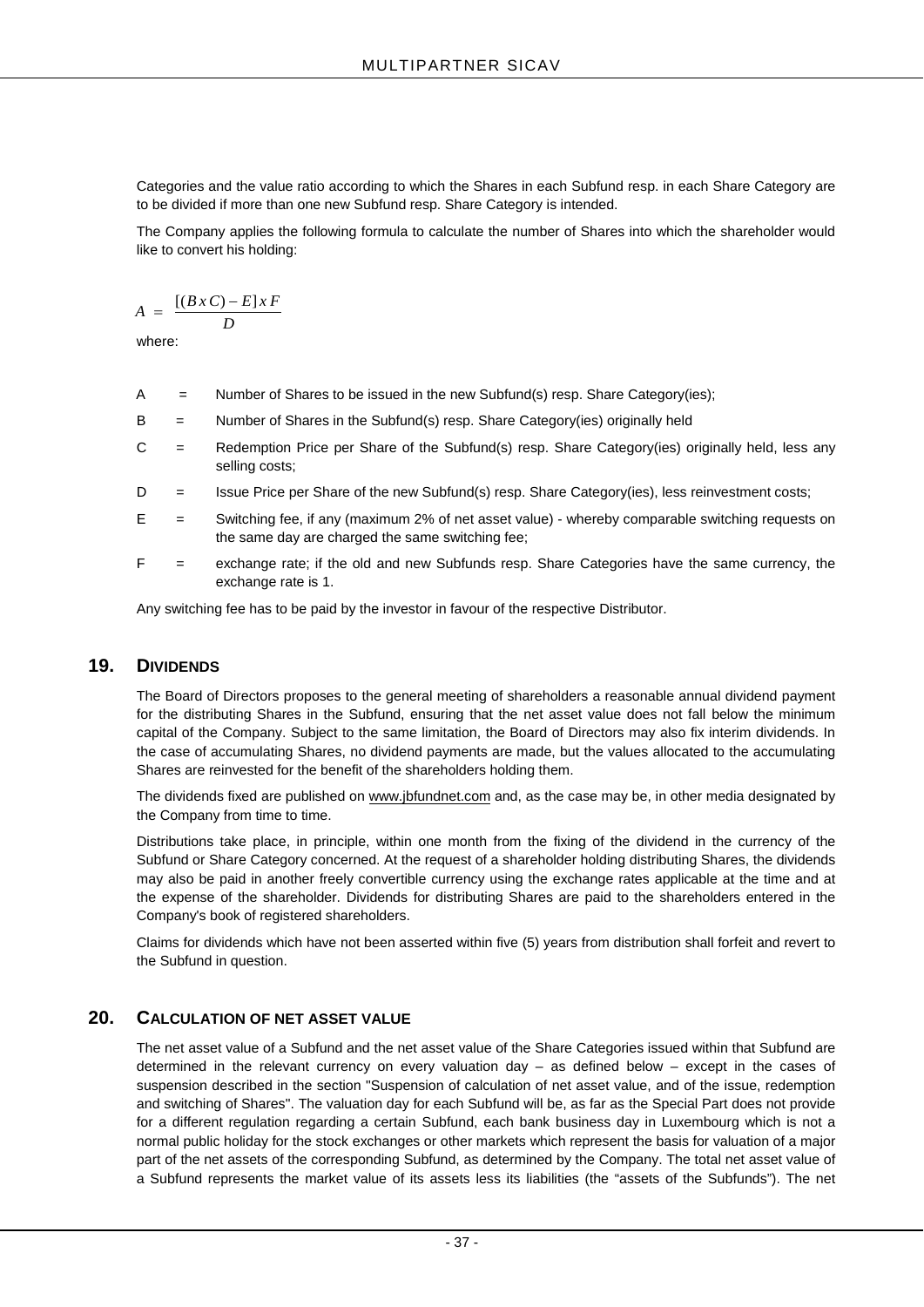Categories and the value ratio according to which the Shares in each Subfund resp. in each Share Category are to be divided if more than one new Subfund resp. Share Category is intended.

The Company applies the following formula to calculate the number of Shares into which the shareholder would like to convert his holding:

$$A = \frac{[(B \, x \, C) - E] \, x \, F}{D}$$

where:

- A = Number of Shares to be issued in the new Subfund(s) resp. Share Category(ies);
- B = Number of Shares in the Subfund(s) resp. Share Category(ies) originally held
- C = Redemption Price per Share of the Subfund(s) resp. Share Category(ies) originally held, less any selling costs;
- D = Issue Price per Share of the new Subfund(s) resp. Share Category(ies), less reinvestment costs;
- E = Switching fee, if any (maximum 2% of net asset value) - whereby comparable switching requests on the same day are charged the same switching fee;
- F = exchange rate; if the old and new Subfunds resp. Share Categories have the same currency, the exchange rate is 1.

Any switching fee has to be paid by the investor in favour of the respective Distributor.

## 19. DIVIDENDS

The Board of Directors proposes to the general meeting of shareholders a reasonable annual dividend payment for the distributing Shares in the Subfund, ensuring that the net asset value does not fall below the minimum capital of the Company. Subject to the same limitation, the Board of Directors may also fix interim dividends. In the case of accumulating Shares, no dividend payments are made, but the values allocated to the accumulating Shares are reinvested for the benefit of the shareholders holding them.

The dividends fixed are published on www.jbfundnet.com and, as the case may be, in other media designated by the Company from time to time.

Distributions take place, in principle, within one month from the fixing of the dividend in the currency of the Subfund or Share Category concerned. At the request of a shareholder holding distributing Shares, the dividends may also be paid in another freely convertible currency using the exchange rates applicable at the time and at the expense of the shareholder. Dividends for distributing Shares are paid to the shareholders entered in the Company's book of registered shareholders.

Claims for dividends which have not been asserted within five (5) years from distribution shall forfeit and revert to the Subfund in question.

## 20. CALCULATION OF NET ASSET VALUE

The net asset value of a Subfund and the net asset value of the Share Categories issued within that Subfund are determined in the relevant currency on every valuation day – as defined below – except in the cases of suspension described in the section "Suspension of calculation of net asset value, and of the issue, redemption and switching of Shares". The valuation day for each Subfund will be, as far as the Special Part does not provide for a different regulation regarding a certain Subfund, each bank business day in Luxembourg which is not a normal public holiday for the stock exchanges or other markets which represent the basis for valuation of a major part of the net assets of the corresponding Subfund, as determined by the Company. The total net asset value of a Subfund represents the market value of its assets less its liabilities (the “assets of the Subfunds”). The net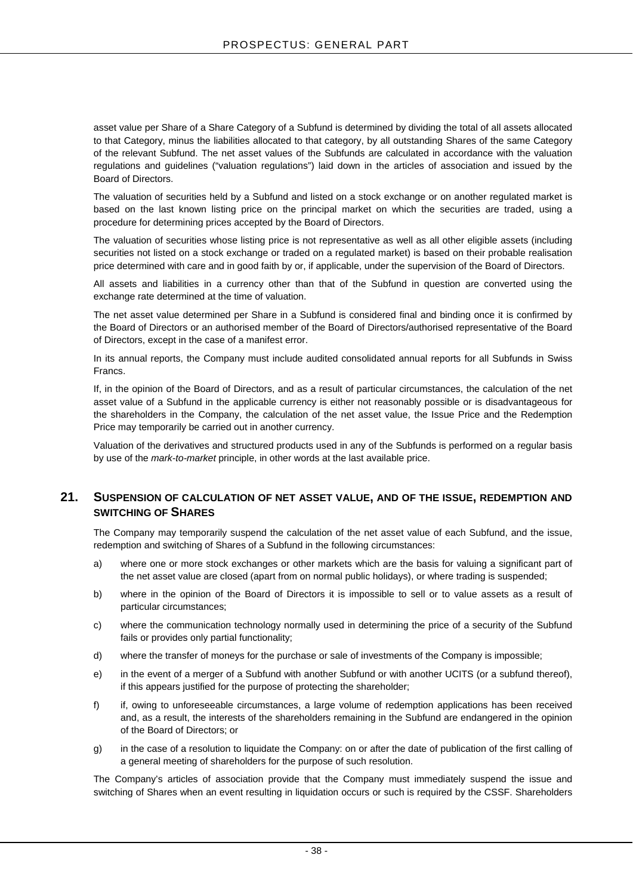asset value per Share of a Share Category of a Subfund is determined by dividing the total of all assets allocated to that Category, minus the liabilities allocated to that category, by all outstanding Shares of the same Category of the relevant Subfund. The net asset values of the Subfunds are calculated in accordance with the valuation regulations and guidelines ("valuation regulations") laid down in the articles of association and issued by the Board of Directors.

The valuation of securities held by a Subfund and listed on a stock exchange or on another regulated market is based on the last known listing price on the principal market on which the securities are traded, using a procedure for determining prices accepted by the Board of Directors.

The valuation of securities whose listing price is not representative as well as all other eligible assets (including securities not listed on a stock exchange or traded on a regulated market) is based on their probable realisation price determined with care and in good faith by or, if applicable, under the supervision of the Board of Directors.

All assets and liabilities in a currency other than that of the Subfund in question are converted using the exchange rate determined at the time of valuation.

The net asset value determined per Share in a Subfund is considered final and binding once it is confirmed by the Board of Directors or an authorised member of the Board of Directors/authorised representative of the Board of Directors, except in the case of a manifest error.

In its annual reports, the Company must include audited consolidated annual reports for all Subfunds in Swiss Francs.

If, in the opinion of the Board of Directors, and as a result of particular circumstances, the calculation of the net asset value of a Subfund in the applicable currency is either not reasonably possible or is disadvantageous for the shareholders in the Company, the calculation of the net asset value, the Issue Price and the Redemption Price may temporarily be carried out in another currency.

Valuation of the derivatives and structured products used in any of the Subfunds is performed on a regular basis by use of the *mark-to-market* principle, in other words at the last available price.

## 21. SUSPENSION OF CALCULATION OF NET ASSET VALUE, AND OF THE ISSUE, REDEMPTION AND SWITCHING OF SHARES

The Company may temporarily suspend the calculation of the net asset value of each Subfund, and the issue, redemption and switching of Shares of a Subfund in the following circumstances:

a) where one or more stock exchanges or other markets which are the basis for valuing a significant part of the net asset value are closed (apart from on normal public holidays), or where trading is suspended;

b) where in the opinion of the Board of Directors it is impossible to sell or to value assets as a result of particular circumstances;

c) where the communication technology normally used in determining the price of a security of the Subfund fails or provides only partial functionality;

d) where the transfer of moneys for the purchase or sale of investments of the Company is impossible;

e) in the event of a merger of a Subfund with another Subfund or with another UCITS (or a subfund thereof), if this appears justified for the purpose of protecting the shareholder;

f) if, owing to unforeseeable circumstances, a large volume of redemption applications has been received and, as a result, the interests of the shareholders remaining in the Subfund are endangered in the opinion of the Board of Directors; or

g) in the case of a resolution to liquidate the Company: on or after the date of publication of the first calling of a general meeting of shareholders for the purpose of such resolution.

The Company's articles of association provide that the Company must immediately suspend the issue and switching of Shares when an event resulting in liquidation occurs or such is required by the CSSF. Shareholders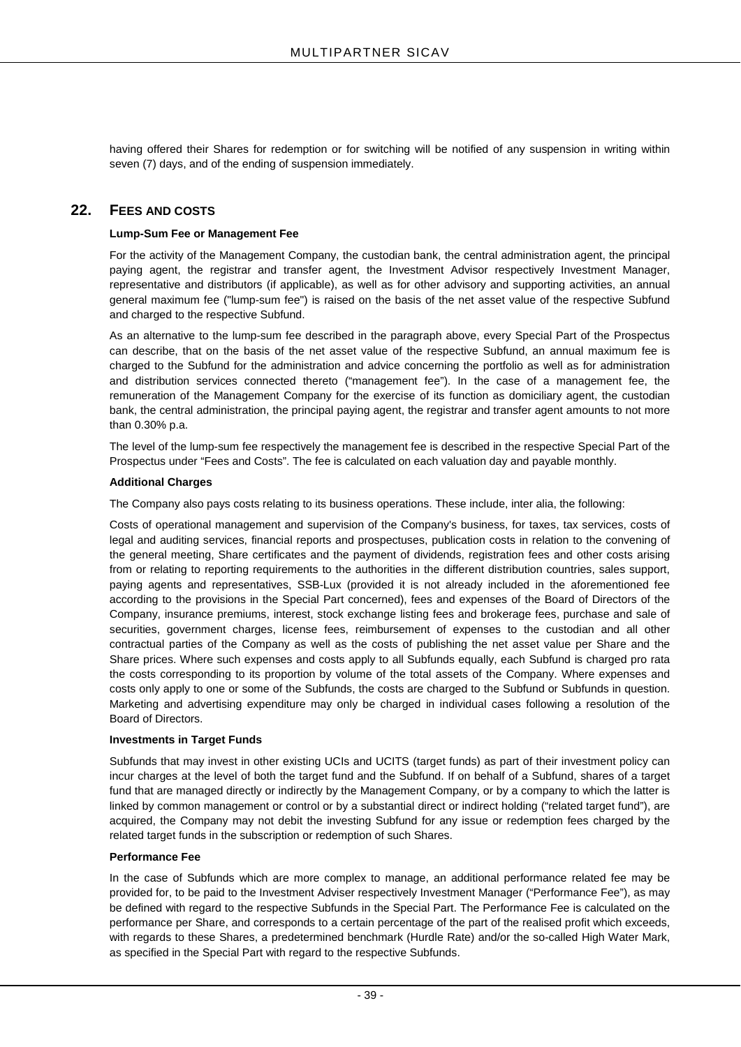having offered their Shares for redemption or for switching will be notified of any suspension in writing within seven (7) days, and of the ending of suspension immediately.

## 22. FEES AND COSTS

**Lump-Sum Fee or Management Fee**

For the activity of the Management Company, the custodian bank, the central administration agent, the principal paying agent, the registrar and transfer agent, the Investment Advisor respectively Investment Manager, representative and distributors (if applicable), as well as for other advisory and supporting activities, an annual general maximum fee ("lump-sum fee") is raised on the basis of the net asset value of the respective Subfund and charged to the respective Subfund.

As an alternative to the lump-sum fee described in the paragraph above, every Special Part of the Prospectus can describe, that on the basis of the net asset value of the respective Subfund, an annual maximum fee is charged to the Subfund for the administration and advice concerning the portfolio as well as for administration and distribution services connected thereto ("management fee"). In the case of a management fee, the remuneration of the Management Company for the exercise of its function as domiciliary agent, the custodian bank, the central administration, the principal paying agent, the registrar and transfer agent amounts to not more than 0.30% p.a.

The level of the lump-sum fee respectively the management fee is described in the respective Special Part of the Prospectus under "Fees and Costs". The fee is calculated on each valuation day and payable monthly.

**Additional Charges**

The Company also pays costs relating to its business operations. These include, inter alia, the following:

Costs of operational management and supervision of the Company's business, for taxes, tax services, costs of legal and auditing services, financial reports and prospectuses, publication costs in relation to the convening of the general meeting, Share certificates and the payment of dividends, registration fees and other costs arising from or relating to reporting requirements to the authorities in the different distribution countries, sales support, paying agents and representatives, SSB-Lux (provided it is not already included in the aforementioned fee according to the provisions in the Special Part concerned), fees and expenses of the Board of Directors of the Company, insurance premiums, interest, stock exchange listing fees and brokerage fees, purchase and sale of securities, government charges, license fees, reimbursement of expenses to the custodian and all other contractual parties of the Company as well as the costs of publishing the net asset value per Share and the Share prices. Where such expenses and costs apply to all Subfunds equally, each Subfund is charged pro rata the costs corresponding to its proportion by volume of the total assets of the Company. Where expenses and costs only apply to one or some of the Subfunds, the costs are charged to the Subfund or Subfunds in question. Marketing and advertising expenditure may only be charged in individual cases following a resolution of the Board of Directors.

**Investments in Target Funds**

Subfunds that may invest in other existing UCIs and UCITS (target funds) as part of their investment policy can incur charges at the level of both the target fund and the Subfund. If on behalf of a Subfund, shares of a target fund that are managed directly or indirectly by the Management Company, or by a company to which the latter is linked by common management or control or by a substantial direct or indirect holding ("related target fund"), are acquired, the Company may not debit the investing Subfund for any issue or redemption fees charged by the related target funds in the subscription or redemption of such Shares.

**Performance Fee**

In the case of Subfunds which are more complex to manage, an additional performance related fee may be provided for, to be paid to the Investment Adviser respectively Investment Manager ("Performance Fee"), as may be defined with regard to the respective Subfunds in the Special Part. The Performance Fee is calculated on the performance per Share, and corresponds to a certain percentage of the part of the realised profit which exceeds, with regards to these Shares, a predetermined benchmark (Hurdle Rate) and/or the so-called High Water Mark, as specified in the Special Part with regard to the respective Subfunds.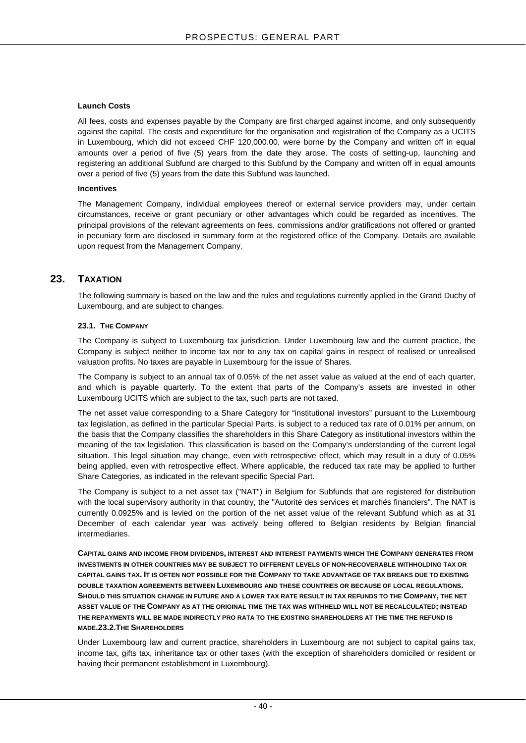**Launch Costs**

All fees, costs and expenses payable by the Company are first charged against income, and only subsequently against the capital. The costs and expenditure for the organisation and registration of the Company as a UCITS in Luxembourg, which did not exceed CHF 120,000.00, were borne by the Company and written off in equal amounts over a period of five (5) years from the date they arose. The costs of setting-up, launching and registering an additional Subfund are charged to this Subfund by the Company and written off in equal amounts over a period of five (5) years from the date this Subfund was launched.

**Incentives**

The Management Company, individual employees thereof or external service providers may, under certain circumstances, receive or grant pecuniary or other advantages which could be regarded as incentives. The principal provisions of the relevant agreements on fees, commissions and/or gratifications not offered or granted in pecuniary form are disclosed in summary form at the registered office of the Company. Details are available upon request from the Management Company.

## 23. TAXATION

The following summary is based on the law and the rules and regulations currently applied in the Grand Duchy of Luxembourg, and are subject to changes.

### 23.1. THE COMPANY

The Company is subject to Luxembourg tax jurisdiction. Under Luxembourg law and the current practice, the Company is subject neither to income tax nor to any tax on capital gains in respect of realised or unrealised valuation profits. No taxes are payable in Luxembourg for the issue of Shares.

The Company is subject to an annual tax of 0.05% of the net asset value as valued at the end of each quarter, and which is payable quarterly. To the extent that parts of the Company's assets are invested in other Luxembourg UCITS which are subject to the tax, such parts are not taxed.

The net asset value corresponding to a Share Category for "institutional investors" pursuant to the Luxembourg tax legislation, as defined in the particular Special Parts, is subject to a reduced tax rate of 0.01% per annum, on the basis that the Company classifies the shareholders in this Share Category as institutional investors within the meaning of the tax legislation. This classification is based on the Company's understanding of the current legal situation. This legal situation may change, even with retrospective effect, which may result in a duty of 0.05% being applied, even with retrospective effect. Where applicable, the reduced tax rate may be applied to further Share Categories, as indicated in the relevant specific Special Part.

The Company is subject to a net asset tax ("NAT") in Belgium for Subfunds that are registered for distribution with the local supervisory authority in that country, the "Autorité des services et marchés financiers". The NAT is currently 0.0925% and is levied on the portion of the net asset value of the relevant Subfund which as at 31 December of each calendar year was actively being offered to Belgian residents by Belgian financial intermediaries.

**CAPITAL GAINS AND INCOME FROM DIVIDENDS, INTEREST AND INTEREST PAYMENTS WHICH THE COMPANY GENERATES FROM INVESTMENTS IN OTHER COUNTRIES MAY BE SUBJECT TO DIFFERENT LEVELS OF NON-RECOVERABLE WITHHOLDING TAX OR CAPITAL GAINS TAX. IT IS OFTEN NOT POSSIBLE FOR THE COMPANY TO TAKE ADVANTAGE OF TAX BREAKS DUE TO EXISTING DOUBLE TAXATION AGREEMENTS BETWEEN LUXEMBOURG AND THESE COUNTRIES OR BECAUSE OF LOCAL REGULATIONS. SHOULD THIS SITUATION CHANGE IN FUTURE AND A LOWER TAX RATE RESULT IN TAX REFUNDS TO THE COMPANY, THE NET ASSET VALUE OF THE COMPANY AS AT THE ORIGINAL TIME THE TAX WAS WITHHELD WILL NOT BE RECALCULATED; INSTEAD THE REPAYMENTS WILL BE MADE INDIRECTLY PRO RATA TO THE EXISTING SHAREHOLDERS AT THE TIME THE REFUND IS MADE.**

### 23.2. THE SHAREHOLDERS

Under Luxembourg law and current practice, shareholders in Luxembourg are not subject to capital gains tax, income tax, gifts tax, inheritance tax or other taxes (with the exception of shareholders domiciled or resident or having their permanent establishment in Luxembourg).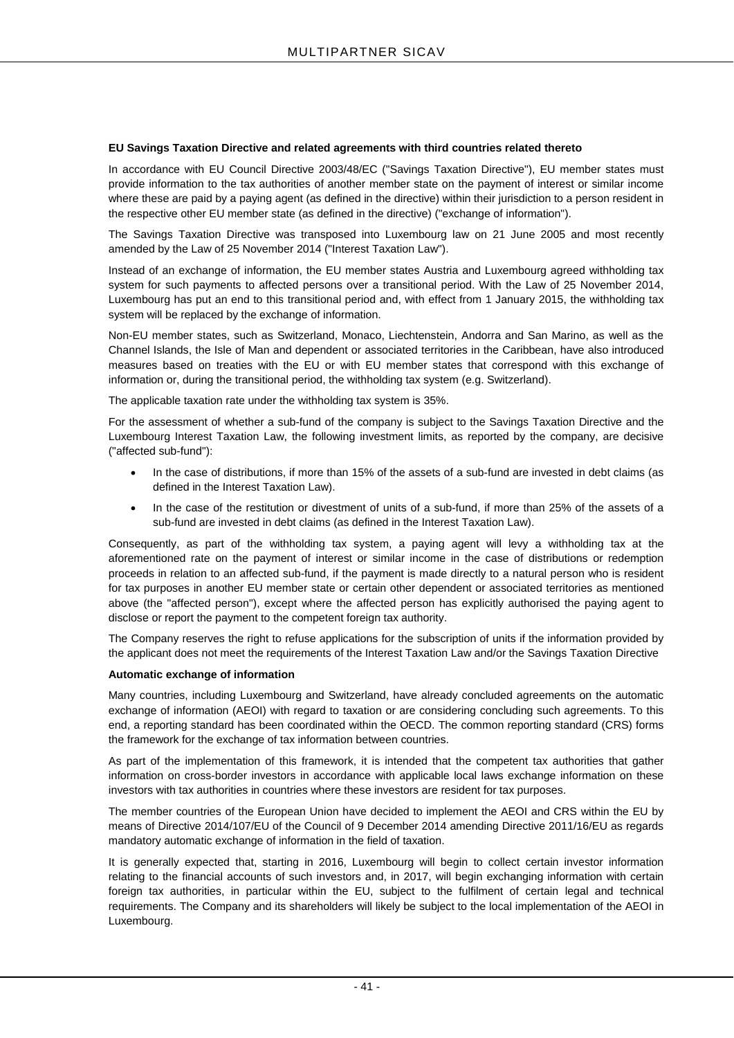**EU Savings Taxation Directive and related agreements with third countries related thereto**

In accordance with EU Council Directive 2003/48/EC ("Savings Taxation Directive"), EU member states must provide information to the tax authorities of another member state on the payment of interest or similar income where these are paid by a paying agent (as defined in the directive) within their jurisdiction to a person resident in the respective other EU member state (as defined in the directive) ("exchange of information").

The Savings Taxation Directive was transposed into Luxembourg law on 21 June 2005 and most recently amended by the Law of 25 November 2014 ("Interest Taxation Law").

Instead of an exchange of information, the EU member states Austria and Luxembourg agreed withholding tax system for such payments to affected persons over a transitional period. With the Law of 25 November 2014, Luxembourg has put an end to this transitional period and, with effect from 1 January 2015, the withholding tax system will be replaced by the exchange of information.

Non-EU member states, such as Switzerland, Monaco, Liechtenstein, Andorra and San Marino, as well as the Channel Islands, the Isle of Man and dependent or associated territories in the Caribbean, have also introduced measures based on treaties with the EU or with EU member states that correspond with this exchange of information or, during the transitional period, the withholding tax system (e.g. Switzerland).

The applicable taxation rate under the withholding tax system is 35%.

For the assessment of whether a sub-fund of the company is subject to the Savings Taxation Directive and the Luxembourg Interest Taxation Law, the following investment limits, as reported by the company, are decisive ("affected sub-fund"):

- In the case of distributions, if more than 15% of the assets of a sub-fund are invested in debt claims (as defined in the Interest Taxation Law).
- In the case of the restitution or divestment of units of a sub-fund, if more than 25% of the assets of a sub-fund are invested in debt claims (as defined in the Interest Taxation Law).

Consequently, as part of the withholding tax system, a paying agent will levy a withholding tax at the aforementioned rate on the payment of interest or similar income in the case of distributions or redemption proceeds in relation to an affected sub-fund, if the payment is made directly to a natural person who is resident for tax purposes in another EU member state or certain other dependent or associated territories as mentioned above (the "affected person"), except where the affected person has explicitly authorised the paying agent to disclose or report the payment to the competent foreign tax authority.

The Company reserves the right to refuse applications for the subscription of units if the information provided by the applicant does not meet the requirements of the Interest Taxation Law and/or the Savings Taxation Directive

**Automatic exchange of information**

Many countries, including Luxembourg and Switzerland, have already concluded agreements on the automatic exchange of information (AEOI) with regard to taxation or are considering concluding such agreements. To this end, a reporting standard has been coordinated within the OECD. The common reporting standard (CRS) forms the framework for the exchange of tax information between countries.

As part of the implementation of this framework, it is intended that the competent tax authorities that gather information on cross-border investors in accordance with applicable local laws exchange information on these investors with tax authorities in countries where these investors are resident for tax purposes.

The member countries of the European Union have decided to implement the AEOI and CRS within the EU by means of Directive 2014/107/EU of the Council of 9 December 2014 amending Directive 2011/16/EU as regards mandatory automatic exchange of information in the field of taxation.

It is generally expected that, starting in 2016, Luxembourg will begin to collect certain investor information relating to the financial accounts of such investors and, in 2017, will begin exchanging information with certain foreign tax authorities, in particular within the EU, subject to the fulfilment of certain legal and technical requirements. The Company and its shareholders will likely be subject to the local implementation of the AEOI in Luxembourg.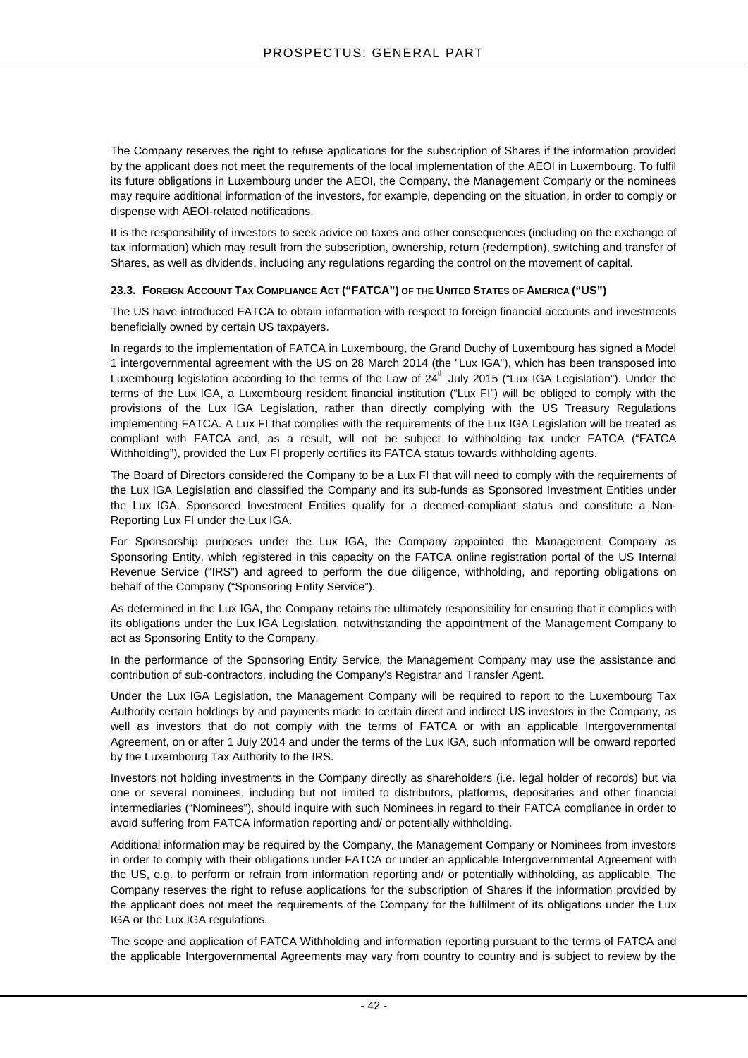The Company reserves the right to refuse applications for the subscription of Shares if the information provided by the applicant does not meet the requirements of the local implementation of the AEOI in Luxembourg. To fulfil its future obligations in Luxembourg under the AEOI, the Company, the Management Company or the nominees may require additional information of the investors, for example, depending on the situation, in order to comply or dispense with AEOI-related notifications.

It is the responsibility of investors to seek advice on taxes and other consequences (including on the exchange of tax information) which may result from the subscription, ownership, return (redemption), switching and transfer of Shares, as well as dividends, including any regulations regarding the control on the movement of capital.

### 23.3. Foreign Account Tax Compliance Act ("FATCA") of the United States of America ("US")

The US have introduced FATCA to obtain information with respect to foreign financial accounts and investments beneficially owned by certain US taxpayers.

In regards to the implementation of FATCA in Luxembourg, the Grand Duchy of Luxembourg has signed a Model 1 intergovernmental agreement with the US on 28 March 2014 (the "Lux IGA"), which has been transposed into Luxembourg legislation according to the terms of the Law of 24th July 2015 ("Lux IGA Legislation"). Under the terms of the Lux IGA, a Luxembourg resident financial institution ("Lux FI") will be obliged to comply with the provisions of the Lux IGA Legislation, rather than directly complying with the US Treasury Regulations implementing FATCA. A Lux FI that complies with the requirements of the Lux IGA Legislation will be treated as compliant with FATCA and, as a result, will not be subject to withholding tax under FATCA ("FATCA Withholding"), provided the Lux FI properly certifies its FATCA status towards withholding agents.

The Board of Directors considered the Company to be a Lux FI that will need to comply with the requirements of the Lux IGA Legislation and classified the Company and its sub-funds as Sponsored Investment Entities under the Lux IGA. Sponsored Investment Entities qualify for a deemed-compliant status and constitute a Non-Reporting Lux FI under the Lux IGA.

For Sponsorship purposes under the Lux IGA, the Company appointed the Management Company as Sponsoring Entity, which registered in this capacity on the FATCA online registration portal of the US Internal Revenue Service ("IRS") and agreed to perform the due diligence, withholding, and reporting obligations on behalf of the Company ("Sponsoring Entity Service").

As determined in the Lux IGA, the Company retains the ultimately responsibility for ensuring that it complies with its obligations under the Lux IGA Legislation, notwithstanding the appointment of the Management Company to act as Sponsoring Entity to the Company.

In the performance of the Sponsoring Entity Service, the Management Company may use the assistance and contribution of sub-contractors, including the Company's Registrar and Transfer Agent.

Under the Lux IGA Legislation, the Management Company will be required to report to the Luxembourg Tax Authority certain holdings by and payments made to certain direct and indirect US investors in the Company, as well as investors that do not comply with the terms of FATCA or with an applicable Intergovernmental Agreement, on or after 1 July 2014 and under the terms of the Lux IGA, such information will be onward reported by the Luxembourg Tax Authority to the IRS.

Investors not holding investments in the Company directly as shareholders (i.e. legal holder of records) but via one or several nominees, including but not limited to distributors, platforms, depositaries and other financial intermediaries ("Nominees"), should inquire with such Nominees in regard to their FATCA compliance in order to avoid suffering from FATCA information reporting and/ or potentially withholding.

Additional information may be required by the Company, the Management Company or Nominees from investors in order to comply with their obligations under FATCA or under an applicable Intergovernmental Agreement with the US, e.g. to perform or refrain from information reporting and/ or potentially withholding, as applicable. The Company reserves the right to refuse applications for the subscription of Shares if the information provided by the applicant does not meet the requirements of the Company for the fulfilment of its obligations under the Lux IGA or the Lux IGA regulations.

The scope and application of FATCA Withholding and information reporting pursuant to the terms of FATCA and the applicable Intergovernmental Agreements may vary from country to country and is subject to review by the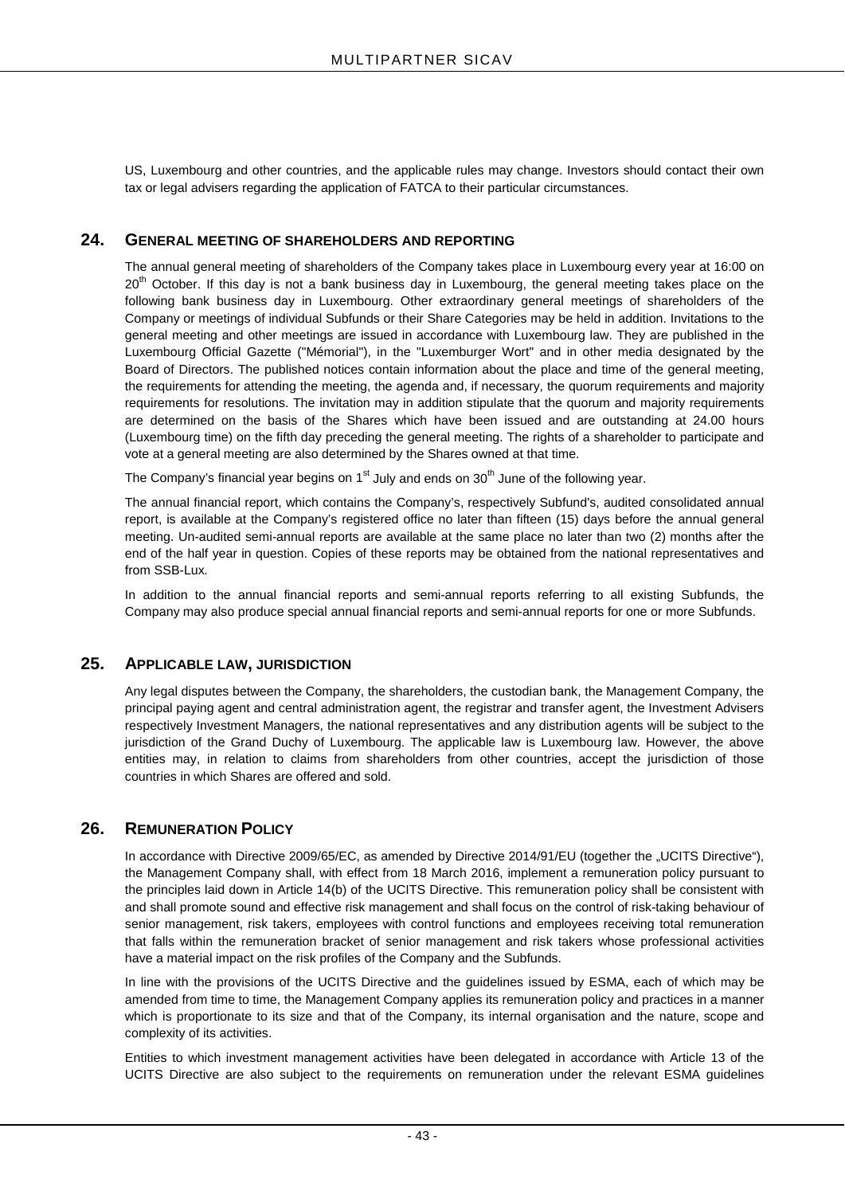US, Luxembourg and other countries, and the applicable rules may change. Investors should contact their own tax or legal advisers regarding the application of FATCA to their particular circumstances.

## 24. GENERAL MEETING OF SHAREHOLDERS AND REPORTING

The annual general meeting of shareholders of the Company takes place in Luxembourg every year at 16:00 on 20th October. If this day is not a bank business day in Luxembourg, the general meeting takes place on the following bank business day in Luxembourg. Other extraordinary general meetings of shareholders of the Company or meetings of individual Subfunds or their Share Categories may be held in addition. Invitations to the general meeting and other meetings are issued in accordance with Luxembourg law. They are published in the Luxembourg Official Gazette ("Mémorial"), in the "Luxemburger Wort" and in other media designated by the Board of Directors. The published notices contain information about the place and time of the general meeting, the requirements for attending the meeting, the agenda and, if necessary, the quorum requirements and majority requirements for resolutions. The invitation may in addition stipulate that the quorum and majority requirements are determined on the basis of the Shares which have been issued and are outstanding at 24.00 hours (Luxembourg time) on the fifth day preceding the general meeting. The rights of a shareholder to participate and vote at a general meeting are also determined by the Shares owned at that time.

The Company's financial year begins on 1st July and ends on 30th June of the following year.

The annual financial report, which contains the Company's, respectively Subfund's, audited consolidated annual report, is available at the Company's registered office no later than fifteen (15) days before the annual general meeting. Un-audited semi-annual reports are available at the same place no later than two (2) months after the end of the half year in question. Copies of these reports may be obtained from the national representatives and from SSB-Lux.

In addition to the annual financial reports and semi-annual reports referring to all existing Subfunds, the Company may also produce special annual financial reports and semi-annual reports for one or more Subfunds.

## 25. APPLICABLE LAW, JURISDICTION

Any legal disputes between the Company, the shareholders, the custodian bank, the Management Company, the principal paying agent and central administration agent, the registrar and transfer agent, the Investment Advisers respectively Investment Managers, the national representatives and any distribution agents will be subject to the jurisdiction of the Grand Duchy of Luxembourg. The applicable law is Luxembourg law. However, the above entities may, in relation to claims from shareholders from other countries, accept the jurisdiction of those countries in which Shares are offered and sold.

## 26. REMUNERATION POLICY

In accordance with Directive 2009/65/EC, as amended by Directive 2014/91/EU (together the „UCITS Directive"), the Management Company shall, with effect from 18 March 2016, implement a remuneration policy pursuant to the principles laid down in Article 14(b) of the UCITS Directive. This remuneration policy shall be consistent with and shall promote sound and effective risk management and shall focus on the control of risk-taking behaviour of senior management, risk takers, employees with control functions and employees receiving total remuneration that falls within the remuneration bracket of senior management and risk takers whose professional activities have a material impact on the risk profiles of the Company and the Subfunds.

In line with the provisions of the UCITS Directive and the guidelines issued by ESMA, each of which may be amended from time to time, the Management Company applies its remuneration policy and practices in a manner which is proportionate to its size and that of the Company, its internal organisation and the nature, scope and complexity of its activities.

Entities to which investment management activities have been delegated in accordance with Article 13 of the UCITS Directive are also subject to the requirements on remuneration under the relevant ESMA guidelines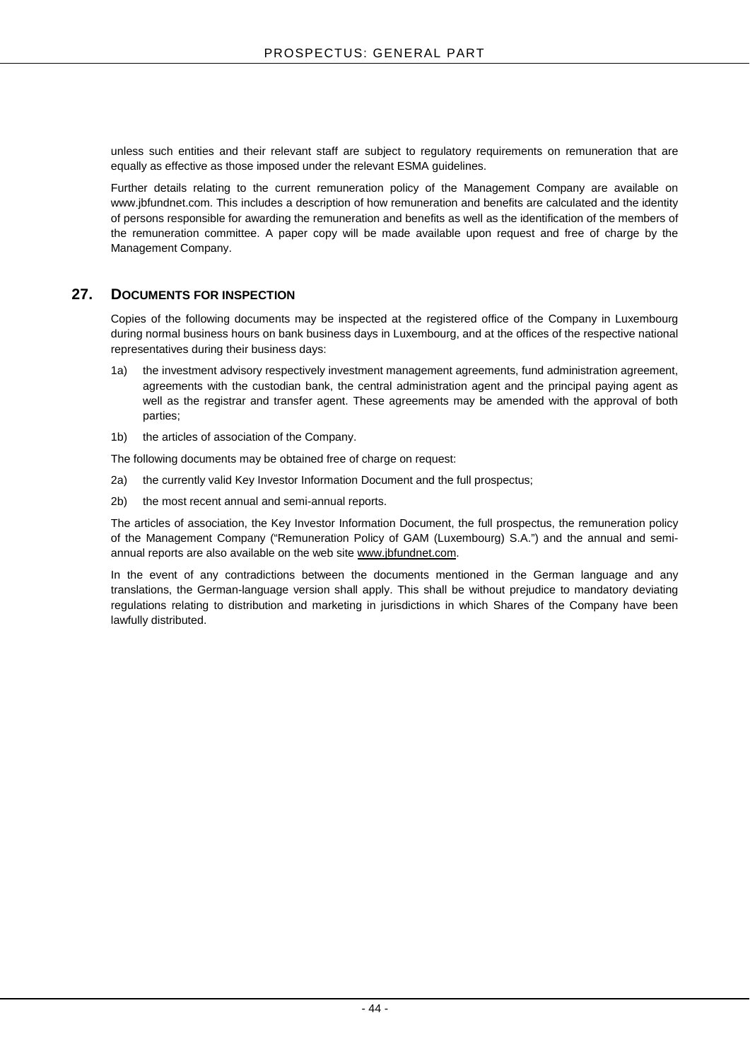unless such entities and their relevant staff are subject to regulatory requirements on remuneration that are equally as effective as those imposed under the relevant ESMA guidelines.

Further details relating to the current remuneration policy of the Management Company are available on www.jbfundnet.com. This includes a description of how remuneration and benefits are calculated and the identity of persons responsible for awarding the remuneration and benefits as well as the identification of the members of the remuneration committee. A paper copy will be made available upon request and free of charge by the Management Company.

## 27. DOCUMENTS FOR INSPECTION

Copies of the following documents may be inspected at the registered office of the Company in Luxembourg during normal business hours on bank business days in Luxembourg, and at the offices of the respective national representatives during their business days:

1a) the investment advisory respectively investment management agreements, fund administration agreement, agreements with the custodian bank, the central administration agent and the principal paying agent as well as the registrar and transfer agent. These agreements may be amended with the approval of both parties;

1b) the articles of association of the Company.

The following documents may be obtained free of charge on request:

2a) the currently valid Key Investor Information Document and the full prospectus;

2b) the most recent annual and semi-annual reports.

The articles of association, the Key Investor Information Document, the full prospectus, the remuneration policy of the Management Company ("Remuneration Policy of GAM (Luxembourg) S.A.") and the annual and semi-annual reports are also available on the web site www.jbfundnet.com.

In the event of any contradictions between the documents mentioned in the German language and any translations, the German-language version shall apply. This shall be without prejudice to mandatory deviating regulations relating to distribution and marketing in jurisdictions in which Shares of the Company have been lawfully distributed.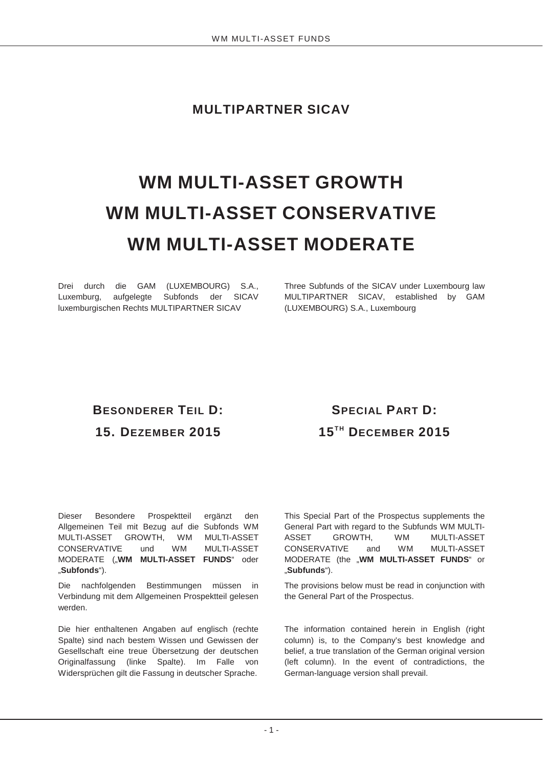# MULTIPARTNER SICAV

# WM MULTI-ASSET GROWTH
# WM MULTI-ASSET CONSERVATIVE
# WM MULTI-ASSET MODERATE

Drei durch die GAM (LUXEMBOURG) S.A., Luxemburg, aufgelegte Subfonds der SICAV luxemburgischen Rechts MULTIPARTNER SICAV

Three Subfunds of the SICAV under Luxembourg law MULTIPARTNER SICAV, established by GAM (LUXEMBOURG) S.A., Luxembourg

## BESONDERER TEIL D:
## 15. DEZEMBER 2015

## SPECIAL PART D:
## 15TH DECEMBER 2015

Dieser Besondere Prospektteil ergänzt den Allgemeinen Teil mit Bezug auf die Subfonds WM MULTI-ASSET GROWTH, WM MULTI-ASSET CONSERVATIVE und WM MULTI-ASSET MODERATE („**WM MULTI-ASSET FUNDS**“ oder „**Subfonds**“).

Die nachfolgenden Bestimmungen müssen in Verbindung mit dem Allgemeinen Prospektteil gelesen werden.

Die hier enthaltenen Angaben auf englisch (rechte Spalte) sind nach bestem Wissen und Gewissen der Gesellschaft eine treue Übersetzung der deutschen Originalfassung (linke Spalte). Im Falle von Widersprüchen gilt die Fassung in deutscher Sprache.

This Special Part of the Prospectus supplements the General Part with regard to the Subfunds WM MULTI-ASSET GROWTH, WM MULTI-ASSET CONSERVATIVE and WM MULTI-ASSET MODERATE (the „**WM MULTI-ASSET FUNDS**“ or „**Subfunds**“).

The provisions below must be read in conjunction with the General Part of the Prospectus.

The information contained herein in English (right column) is, to the Company's best knowledge and belief, a true translation of the German original version (left column). In the event of contradictions, the German-language version shall prevail.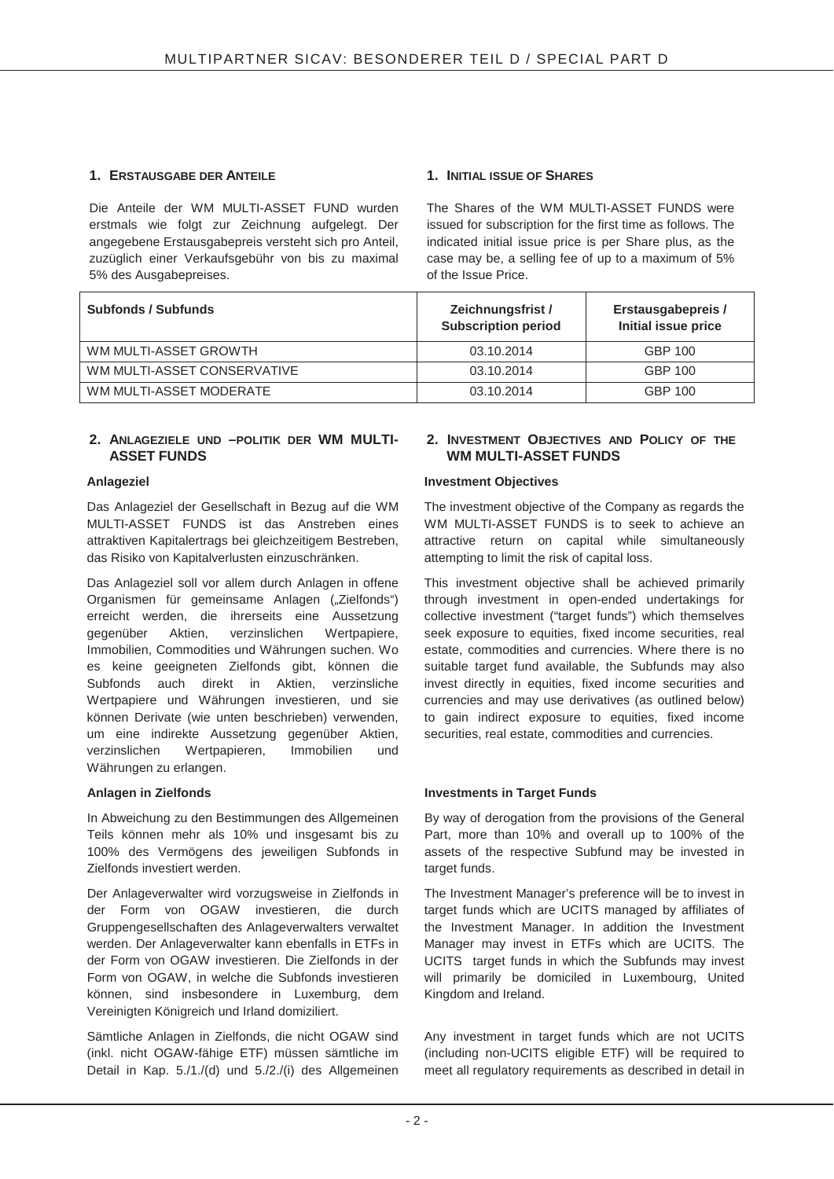## 1. ERSTAUSGABE DER ANTEILE

Die Anteile der WM MULTI-ASSET FUND wurden erstmals wie folgt zur Zeichnung aufgelegt. Der angegebene Erstausgabepreis versteht sich pro Anteil, zuzüglich einer Verkaufsgebühr von bis zu maximal 5% des Ausgabepreises.

## 1. INITIAL ISSUE OF SHARES

The Shares of the WM MULTI-ASSET FUNDS were issued for subscription for the first time as follows. The indicated initial issue price is per Share plus, as the case may be, a selling fee of up to a maximum of 5% of the Issue Price.

| Subfonds / Subfunds | Zeichnungsfrist / Subscription period | Erstausgabepreis / Initial issue price |
|---|---|---|
| WM MULTI-ASSET GROWTH | 03.10.2014 | GBP 100 |
| WM MULTI-ASSET CONSERVATIVE | 03.10.2014 | GBP 100 |
| WM MULTI-ASSET MODERATE | 03.10.2014 | GBP 100 |

## 2. ANLAGEZIELE UND –POLITIK DER WM MULTI-ASSET FUNDS

### Anlageziel

Das Anlageziel der Gesellschaft in Bezug auf die WM MULTI-ASSET FUNDS ist das Anstreben eines attraktiven Kapitalertrags bei gleichzeitigem Bestreben, das Risiko von Kapitalverlusten einzuschränken.

Das Anlageziel soll vor allem durch Anlagen in offene Organismen für gemeinsame Anlagen („Zielfonds") erreicht werden, die ihrerseits eine Aussetzung gegenüber Aktien, verzinslichen Wertpapiere, Immobilien, Commodities und Währungen suchen. Wo es keine geeigneten Zielfonds gibt, können die Subfonds auch direkt in Aktien, verzinsliche Wertpapiere und Währungen investieren, und sie können Derivate (wie unten beschrieben) verwenden, um eine indirekte Aussetzung gegenüber Aktien, verzinslichen Wertpapieren, Immobilien und Währungen zu erlangen.

### Anlagen in Zielfonds

In Abweichung zu den Bestimmungen des Allgemeinen Teils können mehr als 10% und insgesamt bis zu 100% des Vermögens des jeweiligen Subfonds in Zielfonds investiert werden.

Der Anlageverwalter wird vorzugsweise in Zielfonds in der Form von OGAW investieren, die durch Gruppengesellschaften des Anlageverwalters verwaltet werden. Der Anlageverwalter kann ebenfalls in ETFs in der Form von OGAW investieren. Die Zielfonds in der Form von OGAW, in welche die Subfonds investieren können, sind insbesondere in Luxemburg, dem Vereinigten Königreich und Irland domiziliert.

Sämtliche Anlagen in Zielfonds, die nicht OGAW sind (inkl. nicht OGAW-fähige ETF) müssen sämtliche im Detail in Kap. 5./1./(d) und 5./2./(i) des Allgemeinen

## 2. INVESTMENT OBJECTIVES AND POLICY OF THE WM MULTI-ASSET FUNDS

### Investment Objectives

The investment objective of the Company as regards the WM MULTI-ASSET FUNDS is to seek to achieve an attractive return on capital while simultaneously attempting to limit the risk of capital loss.

This investment objective shall be achieved primarily through investment in open-ended undertakings for collective investment ("target funds") which themselves seek exposure to equities, fixed income securities, real estate, commodities and currencies. Where there is no suitable target fund available, the Subfunds may also invest directly in equities, fixed income securities and currencies and may use derivatives (as outlined below) to gain indirect exposure to equities, fixed income securities, real estate, commodities and currencies.

### Investments in Target Funds

By way of derogation from the provisions of the General Part, more than 10% and overall up to 100% of the assets of the respective Subfund may be invested in target funds.

The Investment Manager's preference will be to invest in target funds which are UCITS managed by affiliates of the Investment Manager. In addition the Investment Manager may invest in ETFs which are UCITS. The UCITS target funds in which the Subfunds may invest will primarily be domiciled in Luxembourg, United Kingdom and Ireland.

Any investment in target funds which are not UCITS (including non-UCITS eligible ETF) will be required to meet all regulatory requirements as described in detail in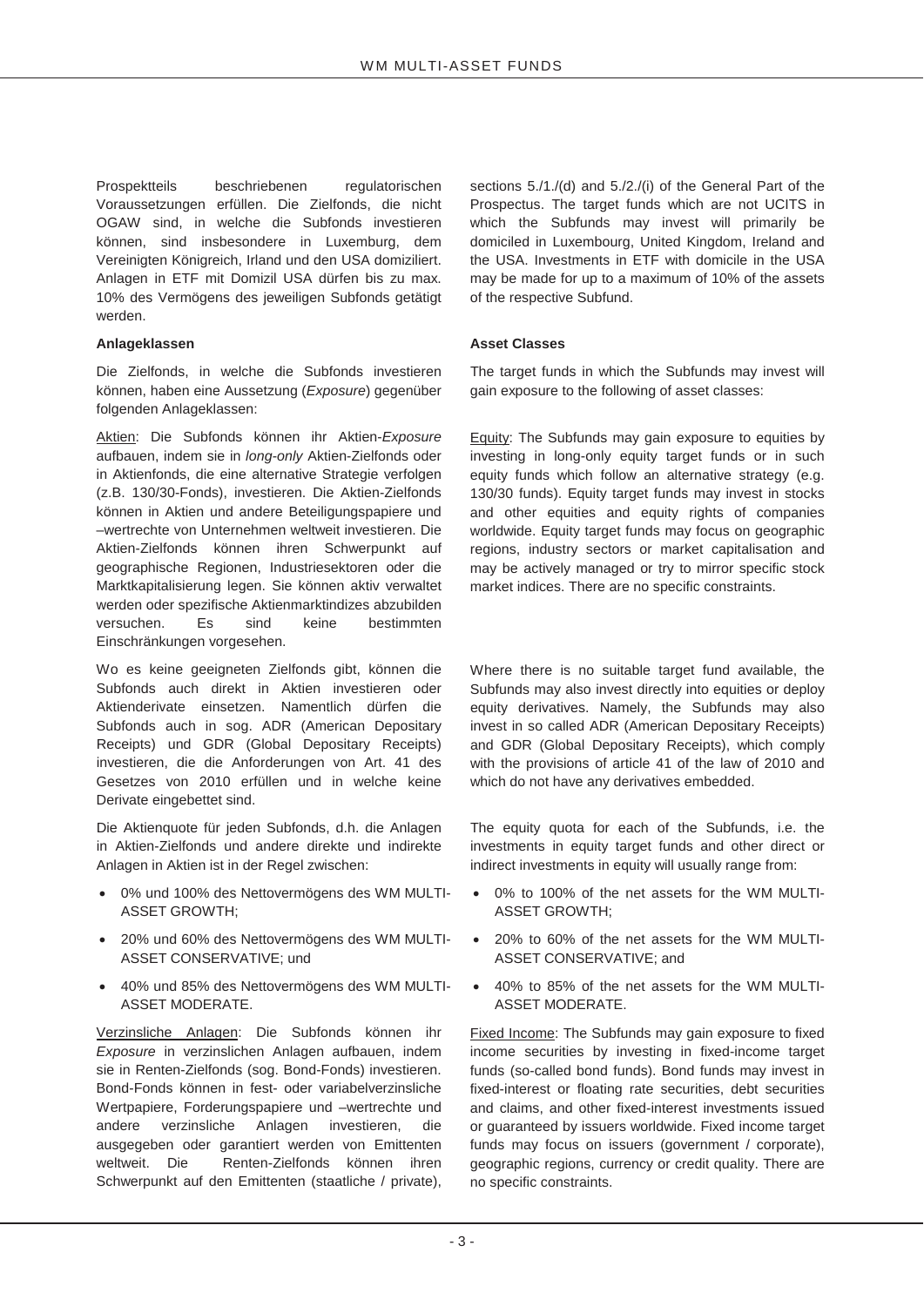Prospektteils beschriebenen regulatorischen Voraussetzungen erfüllen. Die Zielfonds, die nicht OGAW sind, in welche die Subfonds investieren können, sind insbesondere in Luxemburg, dem Vereinigten Königreich, Irland und den USA domiziliert. Anlagen in ETF mit Domizil USA dürfen bis zu max. 10% des Vermögens des jeweiligen Subfonds getätigt werden.

**Anlageklassen**

Die Zielfonds, in welche die Subfonds investieren können, haben eine Aussetzung (*Exposure*) gegenüber folgenden Anlageklassen:

Aktien: Die Subfonds können ihr Aktien-*Exposure* aufbauen, indem sie in *long-only* Aktien-Zielfonds oder in Aktienfonds, die eine alternative Strategie verfolgen (z.B. 130/30-Fonds), investieren. Die Aktien-Zielfonds können in Aktien und andere Beteiligungspapiere und –wertrechte von Unternehmen weltweit investieren. Die Aktien-Zielfonds können ihren Schwerpunkt auf geographische Regionen, Industriesektoren oder die Marktkapitalisierung legen. Sie können aktiv verwaltet werden oder spezifische Aktienmarktindizes abzubilden versuchen. Es sind keine bestimmten Einschränkungen vorgesehen.

Wo es keine geeigneten Zielfonds gibt, können die Subfonds auch direkt in Aktien investieren oder Aktienderivate einsetzen. Namentlich dürfen die Subfonds auch in sog. ADR (American Depositary Receipts) und GDR (Global Depositary Receipts) investieren, die die Anforderungen von Art. 41 des Gesetzes von 2010 erfüllen und in welche keine Derivate eingebettet sind.

Die Aktienquote für jeden Subfonds, d.h. die Anlagen in Aktien-Zielfonds und andere direkte und indirekte Anlagen in Aktien ist in der Regel zwischen:

- 0% und 100% des Nettovermögens des WM MULTI-ASSET GROWTH;
- 20% und 60% des Nettovermögens des WM MULTI-ASSET CONSERVATIVE; und
- 40% und 85% des Nettovermögens des WM MULTI-ASSET MODERATE.

Verzinsliche Anlagen: Die Subfonds können ihr *Exposure* in verzinslichen Anlagen aufbauen, indem sie in Renten-Zielfonds (sog. Bond-Fonds) investieren. Bond-Fonds können in fest- oder variabelverzinsliche Wertpapiere, Forderungspapiere und –wertrechte und andere verzinsliche Anlagen investieren, die ausgegeben oder garantiert werden von Emittenten weltweit. Die Renten-Zielfonds können ihren Schwerpunkt auf den Emittenten (staatliche / private),

sections 5./1./(d) and 5./2./(i) of the General Part of the Prospectus. The target funds which are not UCITS in which the Subfunds may invest will primarily be domiciled in Luxembourg, United Kingdom, Ireland and the USA. Investments in ETF with domicile in the USA may be made for up to a maximum of 10% of the assets of the respective Subfund.

**Asset Classes**

The target funds in which the Subfunds may invest will gain exposure to the following of asset classes:

Equity: The Subfunds may gain exposure to equities by investing in long-only equity target funds or in such equity funds which follow an alternative strategy (e.g. 130/30 funds). Equity target funds may invest in stocks and other equities and equity rights of companies worldwide. Equity target funds may focus on geographic regions, industry sectors or market capitalisation and may be actively managed or try to mirror specific stock market indices. There are no specific constraints.

Where there is no suitable target fund available, the Subfunds may also invest directly into equities or deploy equity derivatives. Namely, the Subfunds may also invest in so called ADR (American Depositary Receipts) and GDR (Global Depositary Receipts), which comply with the provisions of article 41 of the law of 2010 and which do not have any derivatives embedded.

The equity quota for each of the Subfunds, i.e. the investments in equity target funds and other direct or indirect investments in equity will usually range from:

- 0% to 100% of the net assets for the WM MULTI-ASSET GROWTH;
- 20% to 60% of the net assets for the WM MULTI-ASSET CONSERVATIVE; and
- 40% to 85% of the net assets for the WM MULTI-ASSET MODERATE.

Fixed Income: The Subfunds may gain exposure to fixed income securities by investing in fixed-income target funds (so-called bond funds). Bond funds may invest in fixed-interest or floating rate securities, debt securities and claims, and other fixed-interest investments issued or guaranteed by issuers worldwide. Fixed income target funds may focus on issuers (government / corporate), geographic regions, currency or credit quality. There are no specific constraints.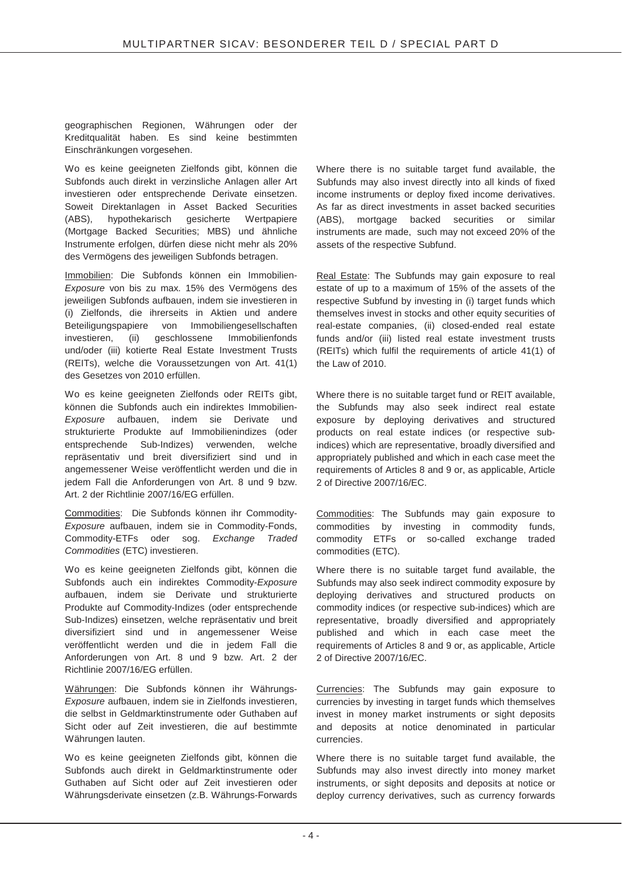geographischen Regionen, Währungen oder der Kreditqualität haben. Es sind keine bestimmten Einschränkungen vorgesehen.

Wo es keine geeigneten Zielfonds gibt, können die Subfonds auch direkt in verzinsliche Anlagen aller Art investieren oder entsprechende Derivate einsetzen. Soweit Direktanlagen in Asset Backed Securities (ABS), hypothekarisch gesicherte Wertpapiere (Mortgage Backed Securities; MBS) und ähnliche Instrumente erfolgen, dürfen diese nicht mehr als 20% des Vermögens des jeweiligen Subfonds betragen.

Where there is no suitable target fund available, the Subfunds may also invest directly into all kinds of fixed income instruments or deploy fixed income derivatives. As far as direct investments in asset backed securities (ABS), mortgage backed securities or similar instruments are made, such may not exceed 20% of the assets of the respective Subfund.

Immobilien: Die Subfonds können ein Immobilien-*Exposure* von bis zu max. 15% des Vermögens des jeweiligen Subfonds aufbauen, indem sie investieren in (i) Zielfonds, die ihrerseits in Aktien und andere Beteiligungspapiere von Immobiliengesellschaften investieren, (ii) geschlossene Immobilienfonds und/oder (iii) kotierte Real Estate Investment Trusts (REITs), welche die Voraussetzungen von Art. 41(1) des Gesetzes von 2010 erfüllen.

Real Estate: The Subfunds may gain exposure to real estate of up to a maximum of 15% of the assets of the respective Subfund by investing in (i) target funds which themselves invest in stocks and other equity securities of real-estate companies, (ii) closed-ended real estate funds and/or (iii) listed real estate investment trusts (REITs) which fulfil the requirements of article 41(1) of the Law of 2010.

Wo es keine geeigneten Zielfonds oder REITs gibt, können die Subfonds auch ein indirektes Immobilien-*Exposure* aufbauen, indem sie Derivate und strukturierte Produkte auf Immobilienindizes (oder entsprechende Sub-Indizes) verwenden, welche repräsentativ und breit diversifiziert sind und in angemessener Weise veröffentlicht werden und die in jedem Fall die Anforderungen von Art. 8 und 9 bzw. Art. 2 der Richtlinie 2007/16/EG erfüllen.

Where there is no suitable target fund or REIT available, the Subfunds may also seek indirect real estate exposure by deploying derivatives and structured products on real estate indices (or respective sub-indices) which are representative, broadly diversified and appropriately published and which in each case meet the requirements of Articles 8 and 9 or, as applicable, Article 2 of Directive 2007/16/EC.

Commodities: Die Subfonds können ihr Commodity-*Exposure* aufbauen, indem sie in Commodity-Fonds, Commodity-ETFs oder sog. *Exchange Traded Commodities* (ETC) investieren.

Commodities: The Subfunds may gain exposure to commodities by investing in commodity funds, commodity ETFs or so-called exchange traded commodities (ETC).

Wo es keine geeigneten Zielfonds gibt, können die Subfonds auch ein indirektes Commodity-*Exposure* aufbauen, indem sie Derivate und strukturierte Produkte auf Commodity-Indizes (oder entsprechende Sub-Indizes) einsetzen, welche repräsentativ und breit diversifiziert sind und in angemessener Weise veröffentlicht werden und die in jedem Fall die Anforderungen von Art. 8 und 9 bzw. Art. 2 der Richtlinie 2007/16/EG erfüllen.

Where there is no suitable target fund available, the Subfunds may also seek indirect commodity exposure by deploying derivatives and structured products on commodity indices (or respective sub-indices) which are representative, broadly diversified and appropriately published and which in each case meet the requirements of Articles 8 and 9 or, as applicable, Article 2 of Directive 2007/16/EC.

Währungen: Die Subfonds können ihr Währungs-*Exposure* aufbauen, indem sie in Zielfonds investieren, die selbst in Geldmarktinstrumente oder Guthaben auf Sicht oder auf Zeit investieren, die auf bestimmte Währungen lauten.

Currencies: The Subfunds may gain exposure to currencies by investing in target funds which themselves invest in money market instruments or sight deposits and deposits at notice denominated in particular currencies.

Wo es keine geeigneten Zielfonds gibt, können die Subfonds auch direkt in Geldmarktinstrumente oder Guthaben auf Sicht oder auf Zeit investieren oder Währungsderivate einsetzen (z.B. Währungs-Forwards

Where there is no suitable target fund available, the Subfunds may also invest directly into money market instruments, or sight deposits and deposits at notice or deploy currency derivatives, such as currency forwards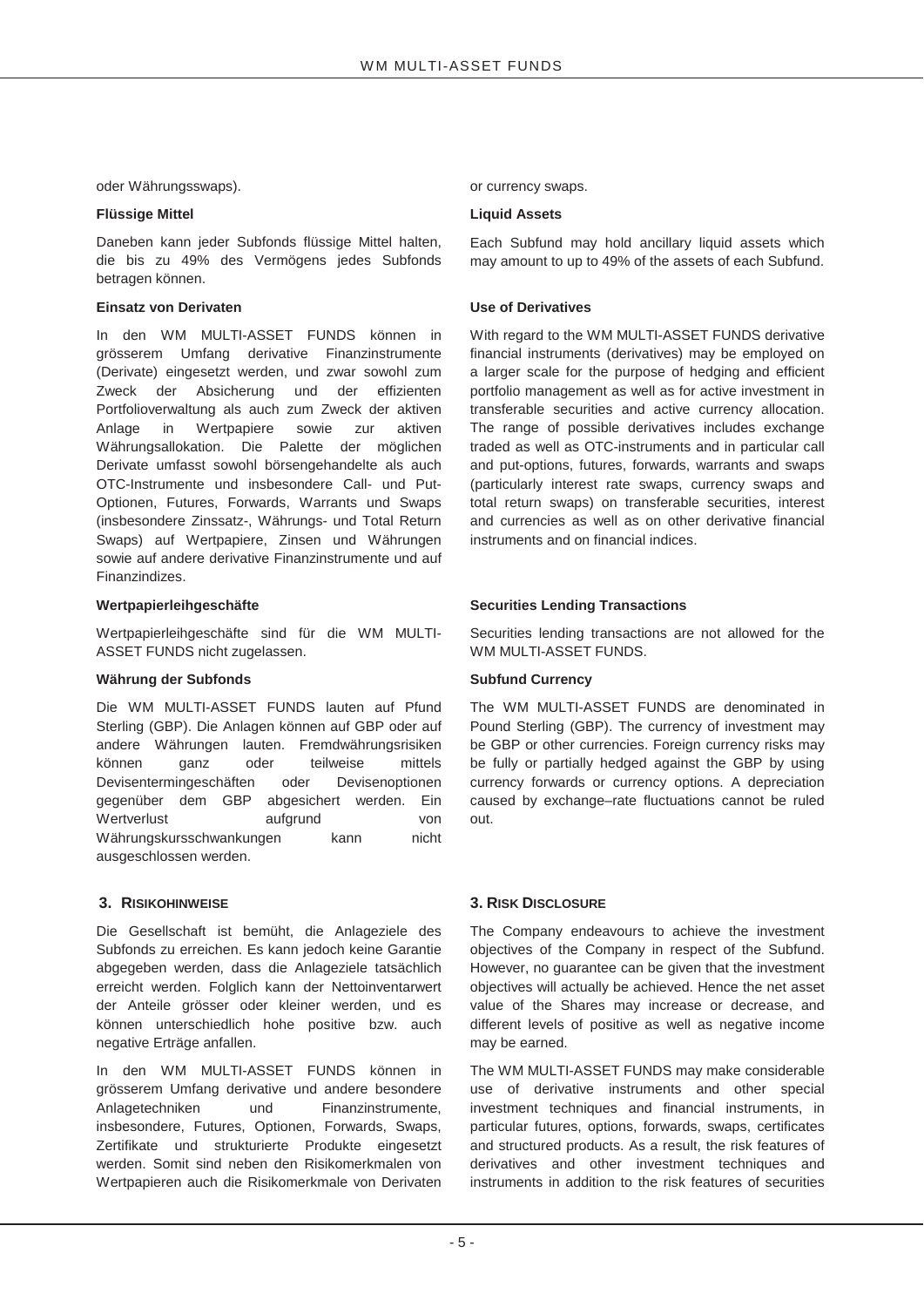oder Währungsswaps).

**Flüssige Mittel**

Daneben kann jeder Subfonds flüssige Mittel halten, die bis zu 49% des Vermögens jedes Subfonds betragen können.

**Einsatz von Derivaten**

In den WM MULTI-ASSET FUNDS können in grösserem Umfang derivative Finanzinstrumente (Derivate) eingesetzt werden, und zwar sowohl zum Zweck der Absicherung und der effizienten Portfolioverwaltung als auch zum Zweck der aktiven Anlage in Wertpapiere sowie zur aktiven Währungsallokation. Die Palette der möglichen Derivate umfasst sowohl börsengehandelte als auch OTC-Instrumente und insbesondere Call- und Put-Optionen, Futures, Forwards, Warrants und Swaps (insbesondere Zinssatz-, Währungs- und Total Return Swaps) auf Wertpapiere, Zinsen und Währungen sowie auf andere derivative Finanzinstrumente und auf Finanzindizes.

**Wertpapierleihgeschäfte**

Wertpapierleihgeschäfte sind für die WM MULTI-ASSET FUNDS nicht zugelassen.

**Währung der Subfonds**

Die WM MULTI-ASSET FUNDS lauten auf Pfund Sterling (GBP). Die Anlagen können auf GBP oder auf andere Währungen lauten. Fremdwährungsrisiken können ganz oder teilweise mittels Devisentermingeschäften oder Devisenoptionen gegenüber dem GBP abgesichert werden. Ein Wertverlust aufgrund von Währungskursschwankungen kann nicht ausgeschlossen werden.

## 3. RISIKOHINWEISE

Die Gesellschaft ist bemüht, die Anlageziele des Subfonds zu erreichen. Es kann jedoch keine Garantie abgegeben werden, dass die Anlageziele tatsächlich erreicht werden. Folglich kann der Nettoinventarwert der Anteile grösser oder kleiner werden, und es können unterschiedlich hohe positive bzw. auch negative Erträge anfallen.

In den WM MULTI-ASSET FUNDS können in grösserem Umfang derivative und andere besondere Anlagetechniken und Finanzinstrumente, insbesondere, Futures, Optionen, Forwards, Swaps, Zertifikate und strukturierte Produkte eingesetzt werden. Somit sind neben den Risikomerkmalen von Wertpapieren auch die Risikomerkmale von Derivaten

or currency swaps.

**Liquid Assets**

Each Subfund may hold ancillary liquid assets which may amount to up to 49% of the assets of each Subfund.

**Use of Derivatives**

With regard to the WM MULTI-ASSET FUNDS derivative financial instruments (derivatives) may be employed on a larger scale for the purpose of hedging and efficient portfolio management as well as for active investment in transferable securities and active currency allocation. The range of possible derivatives includes exchange traded as well as OTC-instruments and in particular call and put-options, futures, forwards, warrants and swaps (particularly interest rate swaps, currency swaps and total return swaps) on transferable securities, interest and currencies as well as on other derivative financial instruments and on financial indices.

**Securities Lending Transactions**

Securities lending transactions are not allowed for the WM MULTI-ASSET FUNDS.

**Subfund Currency**

The WM MULTI-ASSET FUNDS are denominated in Pound Sterling (GBP). The currency of investment may be GBP or other currencies. Foreign currency risks may be fully or partially hedged against the GBP by using currency forwards or currency options. A depreciation caused by exchange–rate fluctuations cannot be ruled out.

## 3. RISK DISCLOSURE

The Company endeavours to achieve the investment objectives of the Company in respect of the Subfund. However, no guarantee can be given that the investment objectives will actually be achieved. Hence the net asset value of the Shares may increase or decrease, and different levels of positive as well as negative income may be earned.

The WM MULTI-ASSET FUNDS may make considerable use of derivative instruments and other special investment techniques and financial instruments, in particular futures, options, forwards, swaps, certificates and structured products. As a result, the risk features of derivatives and other investment techniques and instruments in addition to the risk features of securities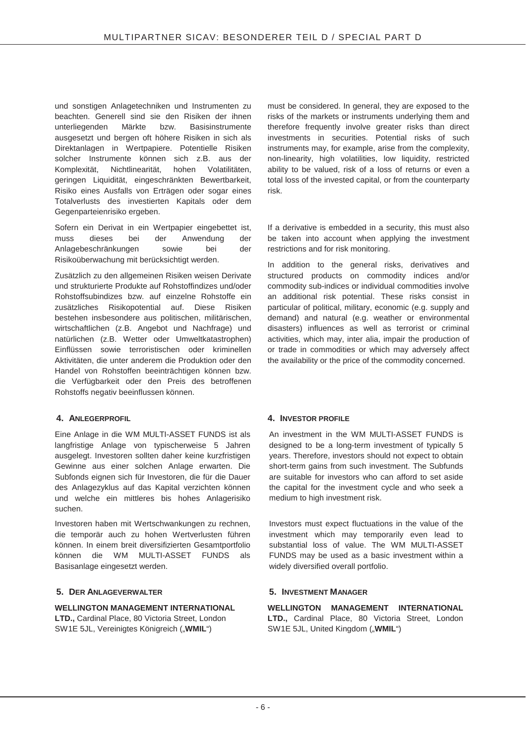und sonstigen Anlagetechniken und Instrumenten zu beachten. Generell sind sie den Risiken der ihnen unterliegenden Märkte bzw. Basisinstrumente ausgesetzt und bergen oft höhere Risiken in sich als Direktanlagen in Wertpapiere. Potentielle Risiken solcher Instrumente können sich z.B. aus der Komplexität, Nichtlinearität, hohen Volatilitäten, geringen Liquidität, eingeschränkten Bewertbarkeit, Risiko eines Ausfalls von Erträgen oder sogar eines Totalverlusts des investierten Kapitals oder dem Gegenparteienrisiko ergeben.

Sofern ein Derivat in ein Wertpapier eingebettet ist, muss dieses bei der Anwendung der Anlagebeschränkungen sowie bei der Risikoüberwachung mit berücksichtigt werden.

Zusätzlich zu den allgemeinen Risiken weisen Derivate und strukturierte Produkte auf Rohstoffindizes und/oder Rohstoffsubindizes bzw. auf einzelne Rohstoffe ein zusätzliches Risikopotential auf. Diese Risiken bestehen insbesondere aus politischen, militärischen, wirtschaftlichen (z.B. Angebot und Nachfrage) und natürlichen (z.B. Wetter oder Umweltkatastrophen) Einflüssen sowie terroristischen oder kriminellen Aktivitäten, die unter anderem die Produktion oder den Handel von Rohstoffen beeinträchtigen können bzw. die Verfügbarkeit oder den Preis des betroffenen Rohstoffs negativ beeinflussen können.

must be considered. In general, they are exposed to the risks of the markets or instruments underlying them and therefore frequently involve greater risks than direct investments in securities. Potential risks of such instruments may, for example, arise from the complexity, non-linearity, high volatilities, low liquidity, restricted ability to be valued, risk of a loss of returns or even a total loss of the invested capital, or from the counterparty risk.

If a derivative is embedded in a security, this must also be taken into account when applying the investment restrictions and for risk monitoring.

In addition to the general risks, derivatives and structured products on commodity indices and/or commodity sub-indices or individual commodities involve an additional risk potential. These risks consist in particular of political, military, economic (e.g. supply and demand) and natural (e.g. weather or environmental disasters) influences as well as terrorist or criminal activities, which may, inter alia, impair the production of or trade in commodities or which may adversely affect the availability or the price of the commodity concerned.

## 4. ANLEGERPROFIL

Eine Anlage in die WM MULTI-ASSET FUNDS ist als langfristige Anlage von typischerweise 5 Jahren ausgelegt. Investoren sollten daher keine kurzfristigen Gewinne aus einer solchen Anlage erwarten. Die Subfonds eignen sich für Investoren, die für die Dauer des Anlagezyklus auf das Kapital verzichten können und welche ein mittleres bis hohes Anlagerisiko suchen.

Investoren haben mit Wertschwankungen zu rechnen, die temporär auch zu hohen Wertverlusten führen können. In einem breit diversifizierten Gesamtportfolio können die WM MULTI-ASSET FUNDS als Basisanlage eingesetzt werden.

## 4. INVESTOR PROFILE

An investment in the WM MULTI-ASSET FUNDS is designed to be a long-term investment of typically 5 years. Therefore, investors should not expect to obtain short-term gains from such investment. The Subfunds are suitable for investors who can afford to set aside the capital for the investment cycle and who seek a medium to high investment risk.

Investors must expect fluctuations in the value of the investment which may temporarily even lead to substantial loss of value. The WM MULTI-ASSET FUNDS may be used as a basic investment within a widely diversified overall portfolio.

## 5. DER ANLAGEVERWALTER

**WELLINGTON MANAGEMENT INTERNATIONAL LTD.,** Cardinal Place, 80 Victoria Street, London SW1E 5JL, Vereinigtes Königreich („**WMIL**")

## 5. INVESTMENT MANAGER

**WELLINGTON MANAGEMENT INTERNATIONAL LTD.,** Cardinal Place, 80 Victoria Street, London SW1E 5JL, United Kingdom („**WMIL**")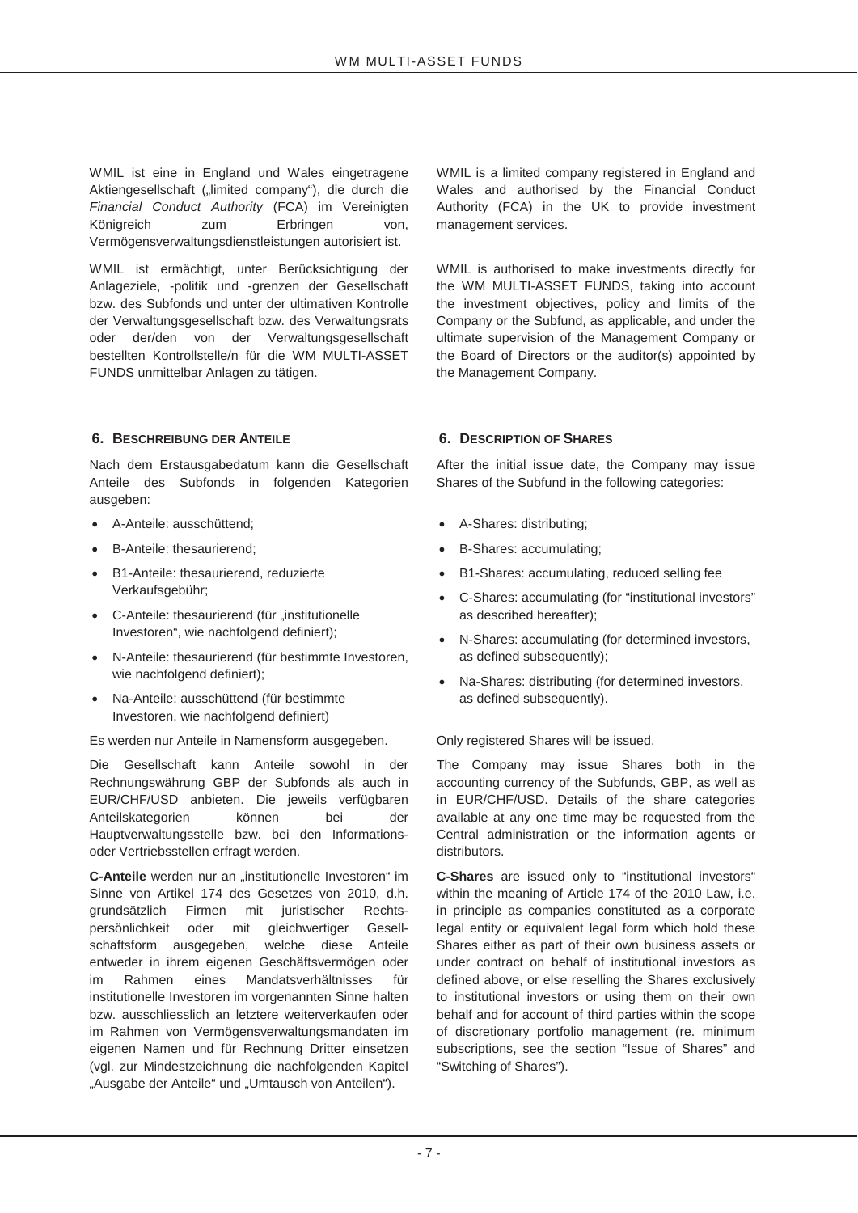WMIL ist eine in England und Wales eingetragene Aktiengesellschaft („limited company"), die durch die *Financial Conduct Authority* (FCA) im Vereinigten Königreich zum Erbringen von, Vermögensverwaltungsdienstleistungen autorisiert ist.

WMIL ist ermächtigt, unter Berücksichtigung der Anlageziele, -politik und -grenzen der Gesellschaft bzw. des Subfonds und unter der ultimativen Kontrolle der Verwaltungsgesellschaft bzw. des Verwaltungsrats oder der/den von der Verwaltungsgesellschaft bestellten Kontrollstelle/n für die WM MULTI-ASSET FUNDS unmittelbar Anlagen zu tätigen.

## 6. Beschreibung der Anteile

Nach dem Erstausgabedatum kann die Gesellschaft Anteile des Subfonds in folgenden Kategorien ausgeben:

- A-Anteile: ausschüttend;
- B-Anteile: thesaurierend;
- B1-Anteile: thesaurierend, reduzierte Verkaufsgebühr;
- C-Anteile: thesaurierend (für „institutionelle Investoren", wie nachfolgend definiert);
- N-Anteile: thesaurierend (für bestimmte Investoren, wie nachfolgend definiert);
- Na-Anteile: ausschüttend (für bestimmte Investoren, wie nachfolgend definiert)

Es werden nur Anteile in Namensform ausgegeben.

Die Gesellschaft kann Anteile sowohl in der Rechnungswährung GBP der Subfonds als auch in EUR/CHF/USD anbieten. Die jeweils verfügbaren Anteilskategorien können bei der Hauptverwaltungsstelle bzw. bei den Informations- oder Vertriebsstellen erfragt werden.

**C-Anteile** werden nur an „institutionelle Investoren" im Sinne von Artikel 174 des Gesetzes von 2010, d.h. grundsätzlich Firmen mit juristischer Rechtspersönlichkeit oder mit gleichwertiger Gesellschaftsform ausgegeben, welche diese Anteile entweder in ihrem eigenen Geschäftsvermögen oder im Rahmen eines Mandatsverhältnisses für institutionelle Investoren im vorgenannten Sinne halten bzw. ausschliesslich an letztere weiterverkaufen oder im Rahmen von Vermögensverwaltungsmandaten im eigenen Namen und für Rechnung Dritter einsetzen (vgl. zur Mindestzeichnung die nachfolgenden Kapitel „Ausgabe der Anteile" und „Umtausch von Anteilen").

WMIL is a limited company registered in England and Wales and authorised by the Financial Conduct Authority (FCA) in the UK to provide investment management services.

WMIL is authorised to make investments directly for the WM MULTI-ASSET FUNDS, taking into account the investment objectives, policy and limits of the Company or the Subfund, as applicable, and under the ultimate supervision of the Management Company or the Board of Directors or the auditor(s) appointed by the Management Company.

## 6. Description of Shares

After the initial issue date, the Company may issue Shares of the Subfund in the following categories:

- A-Shares: distributing;
- B-Shares: accumulating;
- B1-Shares: accumulating, reduced selling fee
- C-Shares: accumulating (for "institutional investors" as described hereafter);
- N-Shares: accumulating (for determined investors, as defined subsequently);
- Na-Shares: distributing (for determined investors, as defined subsequently).

Only registered Shares will be issued.

The Company may issue Shares both in the accounting currency of the Subfunds, GBP, as well as in EUR/CHF/USD. Details of the share categories available at any one time may be requested from the Central administration or the information agents or distributors.

**C-Shares** are issued only to "institutional investors" within the meaning of Article 174 of the 2010 Law, i.e. in principle as companies constituted as a corporate legal entity or equivalent legal form which hold these Shares either as part of their own business assets or under contract on behalf of institutional investors as defined above, or else reselling the Shares exclusively to institutional investors or using them on their own behalf and for account of third parties within the scope of discretionary portfolio management (re. minimum subscriptions, see the section "Issue of Shares" and "Switching of Shares").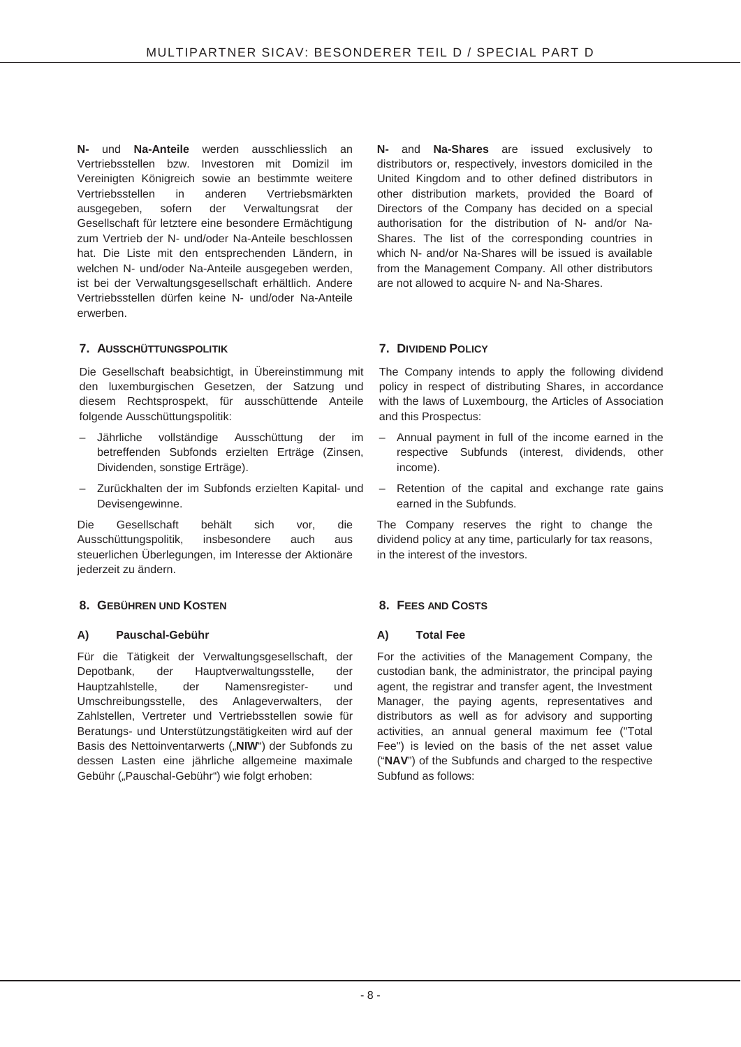**N-** und **Na-Anteile** werden ausschliesslich an Vertriebsstellen bzw. Investoren mit Domizil im Vereinigten Königreich sowie an bestimmte weitere Vertriebsstellen in anderen Vertriebsmärkten ausgegeben, sofern der Verwaltungsrat der Gesellschaft für letztere eine besondere Ermächtigung zum Vertrieb der N- und/oder Na-Anteile beschlossen hat. Die Liste mit den entsprechenden Ländern, in welchen N- und/oder Na-Anteile ausgegeben werden, ist bei der Verwaltungsgesellschaft erhältlich. Andere Vertriebsstellen dürfen keine N- und/oder Na-Anteile erwerben.

**N-** and **Na-Shares** are issued exclusively to distributors or, respectively, investors domiciled in the United Kingdom and to other defined distributors in other distribution markets, provided the Board of Directors of the Company has decided on a special authorisation for the distribution of N- and/or Na-Shares. The list of the corresponding countries in which N- and/or Na-Shares will be issued is available from the Management Company. All other distributors are not allowed to acquire N- and Na-Shares.

## 7. AUSSCHÜTTUNGSPOLITIK

Die Gesellschaft beabsichtigt, in Übereinstimmung mit den luxemburgischen Gesetzen, der Satzung und diesem Rechtsprospekt, für ausschüttende Anteile folgende Ausschüttungspolitik:

– Jährliche vollständige Ausschüttung der im betreffenden Subfonds erzielten Erträge (Zinsen, Dividenden, sonstige Erträge).

– Zurückhalten der im Subfonds erzielten Kapital- und Devisengewinne.

Die Gesellschaft behält sich vor, die Ausschüttungspolitik, insbesondere auch aus steuerlichen Überlegungen, im Interesse der Aktionäre jederzeit zu ändern.

## 7. DIVIDEND POLICY

The Company intends to apply the following dividend policy in respect of distributing Shares, in accordance with the laws of Luxembourg, the Articles of Association and this Prospectus:

– Annual payment in full of the income earned in the respective Subfunds (interest, dividends, other income).

– Retention of the capital and exchange rate gains earned in the Subfunds.

The Company reserves the right to change the dividend policy at any time, particularly for tax reasons, in the interest of the investors.

## 8. GEBÜHREN UND KOSTEN

### A) Pauschal-Gebühr

Für die Tätigkeit der Verwaltungsgesellschaft, der Depotbank, der Hauptverwaltungsstelle, der Hauptzahlstelle, der Namensregister- und Umschreibungsstelle, des Anlageverwalters, der Zahlstellen, Vertreter und Vertriebsstellen sowie für Beratungs- und Unterstützungstätigkeiten wird auf der Basis des Nettoinventarwerts („**NIW**") der Subfonds zu dessen Lasten eine jährliche allgemeine maximale Gebühr („Pauschal-Gebühr") wie folgt erhoben:

## 8. FEES AND COSTS

### A) Total Fee

For the activities of the Management Company, the custodian bank, the administrator, the principal paying agent, the registrar and transfer agent, the Investment Manager, the paying agents, representatives and distributors as well as for advisory and supporting activities, an annual general maximum fee ("Total Fee") is levied on the basis of the net asset value ("**NAV**") of the Subfunds and charged to the respective Subfund as follows: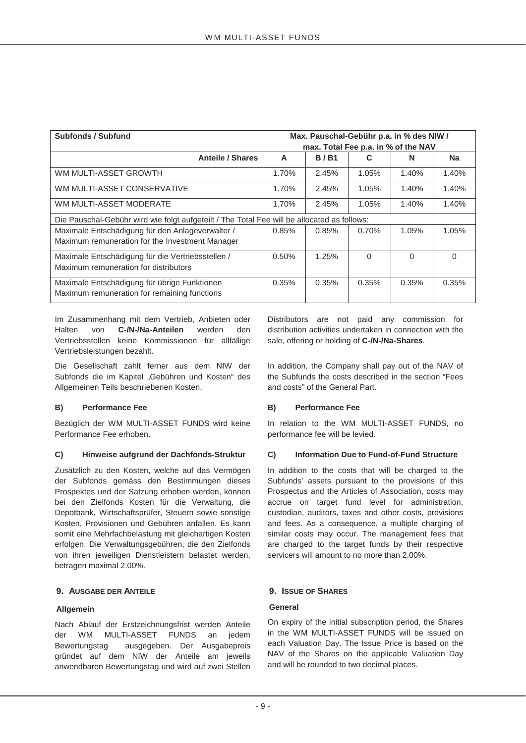| Subfonds / Subfund | Max. Pauschal-Gebühr p.a. in % des NIW / max. Total Fee p.a. in % of the NAV | | | | |
|---|---|---|---|---|---|
| **Anteile / Shares** | **A** | **B / B1** | **C** | **N** | **Na** |
| WM MULTI-ASSET GROWTH | 1.70% | 2.45% | 1.05% | 1.40% | 1.40% |
| WM MULTI-ASSET CONSERVATIVE | 1.70% | 2.45% | 1.05% | 1.40% | 1.40% |
| WM MULTI-ASSET MODERATE | 1.70% | 2.45% | 1.05% | 1.40% | 1.40% |
| Die Pauschal-Gebühr wird wie folgt aufgeteilt / The Total Fee will be allocated as follows: | | | | | |
| Maximale Entschädigung für den Anlageverwalter / Maximum remuneration for the Investment Manager | 0.85% | 0.85% | 0.70% | 1.05% | 1.05% |
| Maximale Entschädigung für die Vertriebsstellen / Maximum remuneration for distributors | 0.50% | 1.25% | 0 | 0 | 0 |
| Maximale Entschädigung für übrige Funktionen Maximum remuneration for remaining functions | 0.35% | 0.35% | 0.35% | 0.35% | 0.35% |

Im Zusammenhang mit dem Vertrieb, Anbieten oder Halten von **C-/N-/Na-Anteilen** werden den Vertriebsstellen keine Kommissionen für allfällige Vertriebsleistungen bezahlt.

Die Gesellschaft zahlt ferner aus dem NIW der Subfonds die im Kapitel „Gebühren und Kosten" des Allgemeinen Teils beschriebenen Kosten.

**B) Performance Fee**

Bezüglich der WM MULTI-ASSET FUNDS wird keine Performance Fee erhoben.

**C) Hinweise aufgrund der Dachfonds-Struktur**

Zusätzlich zu den Kosten, welche auf das Vermögen der Subfonds gemäss den Bestimmungen dieses Prospektes und der Satzung erhoben werden, können bei den Zielfonds Kosten für die Verwaltung, die Depotbank, Wirtschaftsprüfer, Steuern sowie sonstige Kosten, Provisionen und Gebühren anfallen. Es kann somit eine Mehrfachbelastung mit gleichartigen Kosten erfolgen. Die Verwaltungsgebühren, die den Zielfonds von ihren jeweiligen Dienstleistern belastet werden, betragen maximal 2.00%.

Distributors are not paid any commission for distribution activities undertaken in connection with the sale, offering or holding of **C-/N-/Na-Shares**.

In addition, the Company shall pay out of the NAV of the Subfunds the costs described in the section "Fees and costs" of the General Part.

**B) Performance Fee**

In relation to the WM MULTI-ASSET FUNDS, no performance fee will be levied.

**C) Information Due to Fund-of-Fund Structure**

In addition to the costs that will be charged to the Subfunds' assets pursuant to the provisions of this Prospectus and the Articles of Association, costs may accrue on target fund level for administration, custodian, auditors, taxes and other costs, provisions and fees. As a consequence, a multiple charging of similar costs may occur. The management fees that are charged to the target funds by their respective servicers will amount to no more than 2.00%.

## 9. AUSGABE DER ANTEILE

### Allgemein

Nach Ablauf der Erstzeichnungsfrist werden Anteile der WM MULTI-ASSET FUNDS an jedem Bewertungstag ausgegeben. Der Ausgabepreis gründet auf dem NIW der Anteile am jeweils anwendbaren Bewertungstag und wird auf zwei Stellen

## 9. ISSUE OF SHARES

### General

On expiry of the initial subscription period, the Shares in the WM MULTI-ASSET FUNDS will be issued on each Valuation Day. The Issue Price is based on the NAV of the Shares on the applicable Valuation Day and will be rounded to two decimal places.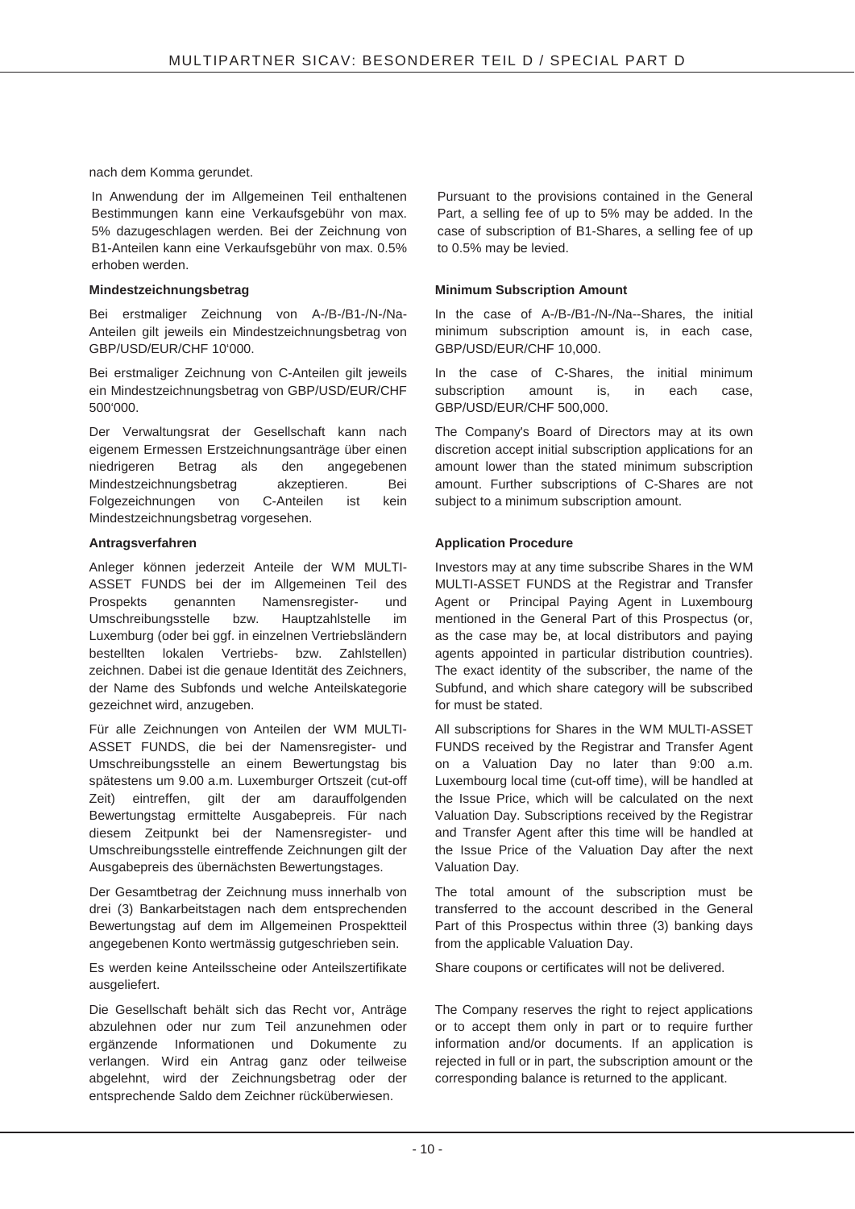nach dem Komma gerundet.

In Anwendung der im Allgemeinen Teil enthaltenen Bestimmungen kann eine Verkaufsgebühr von max. 5% dazugeschlagen werden. Bei der Zeichnung von B1-Anteilen kann eine Verkaufsgebühr von max. 0.5% erhoben werden.

**Mindestzeichnungsbetrag**

Bei erstmaliger Zeichnung von A-/B-/B1-/N-/Na-Anteilen gilt jeweils ein Mindestzeichnungsbetrag von GBP/USD/EUR/CHF 10'000.

Bei erstmaliger Zeichnung von C-Anteilen gilt jeweils ein Mindestzeichnungsbetrag von GBP/USD/EUR/CHF 500'000.

Der Verwaltungsrat der Gesellschaft kann nach eigenem Ermessen Erstzeichnungsanträge über einen niedrigeren Betrag als den angegebenen Mindestzeichnungsbetrag akzeptieren. Bei Folgezeichnungen von C-Anteilen ist kein Mindestzeichnungsbetrag vorgesehen.

**Antragsverfahren**

Anleger können jederzeit Anteile der WM MULTI-ASSET FUNDS bei der im Allgemeinen Teil des Prospekts genannten Namensregister- und Umschreibungsstelle bzw. Hauptzahlstelle im Luxemburg (oder bei ggf. in einzelnen Vertriebsländern bestellten lokalen Vertriebs- bzw. Zahlstellen) zeichnen. Dabei ist die genaue Identität des Zeichners, der Name des Subfonds und welche Anteilskategorie gezeichnet wird, anzugeben.

Für alle Zeichnungen von Anteilen der WM MULTI-ASSET FUNDS, die bei der Namensregister- und Umschreibungsstelle an einem Bewertungstag bis spätestens um 9.00 a.m. Luxemburger Ortszeit (cut-off Zeit) eintreffen, gilt der am darauffolgenden Bewertungstag ermittelte Ausgabepreis. Für nach diesem Zeitpunkt bei der Namensregister- und Umschreibungsstelle eintreffende Zeichnungen gilt der Ausgabepreis des übernächsten Bewertungstages.

Der Gesamtbetrag der Zeichnung muss innerhalb von drei (3) Bankarbeitstagen nach dem entsprechenden Bewertungstag auf dem im Allgemeinen Prospektteil angegebenen Konto wertmässig gutgeschrieben sein.

Es werden keine Anteilsscheine oder Anteilszertifikate ausgeliefert.

Die Gesellschaft behält sich das Recht vor, Anträge abzulehnen oder nur zum Teil anzunehmen oder ergänzende Informationen und Dokumente zu verlangen. Wird ein Antrag ganz oder teilweise abgelehnt, wird der Zeichnungsbetrag oder der entsprechende Saldo dem Zeichner rücküberwiesen.

Pursuant to the provisions contained in the General Part, a selling fee of up to 5% may be added. In the case of subscription of B1-Shares, a selling fee of up to 0.5% may be levied.

**Minimum Subscription Amount**

In the case of A-/B-/B1-/N-/Na--Shares, the initial minimum subscription amount is, in each case, GBP/USD/EUR/CHF 10,000.

In the case of C-Shares, the initial minimum subscription amount is, in each case, GBP/USD/EUR/CHF 500,000.

The Company's Board of Directors may at its own discretion accept initial subscription applications for an amount lower than the stated minimum subscription amount. Further subscriptions of C-Shares are not subject to a minimum subscription amount.

**Application Procedure**

Investors may at any time subscribe Shares in the WM MULTI-ASSET FUNDS at the Registrar and Transfer Agent or Principal Paying Agent in Luxembourg mentioned in the General Part of this Prospectus (or, as the case may be, at local distributors and paying agents appointed in particular distribution countries). The exact identity of the subscriber, the name of the Subfund, and which share category will be subscribed for must be stated.

All subscriptions for Shares in the WM MULTI-ASSET FUNDS received by the Registrar and Transfer Agent on a Valuation Day no later than 9:00 a.m. Luxembourg local time (cut-off time), will be handled at the Issue Price, which will be calculated on the next Valuation Day. Subscriptions received by the Registrar and Transfer Agent after this time will be handled at the Issue Price of the Valuation Day after the next Valuation Day.

The total amount of the subscription must be transferred to the account described in the General Part of this Prospectus within three (3) banking days from the applicable Valuation Day.

Share coupons or certificates will not be delivered.

The Company reserves the right to reject applications or to accept them only in part or to require further information and/or documents. If an application is rejected in full or in part, the subscription amount or the corresponding balance is returned to the applicant.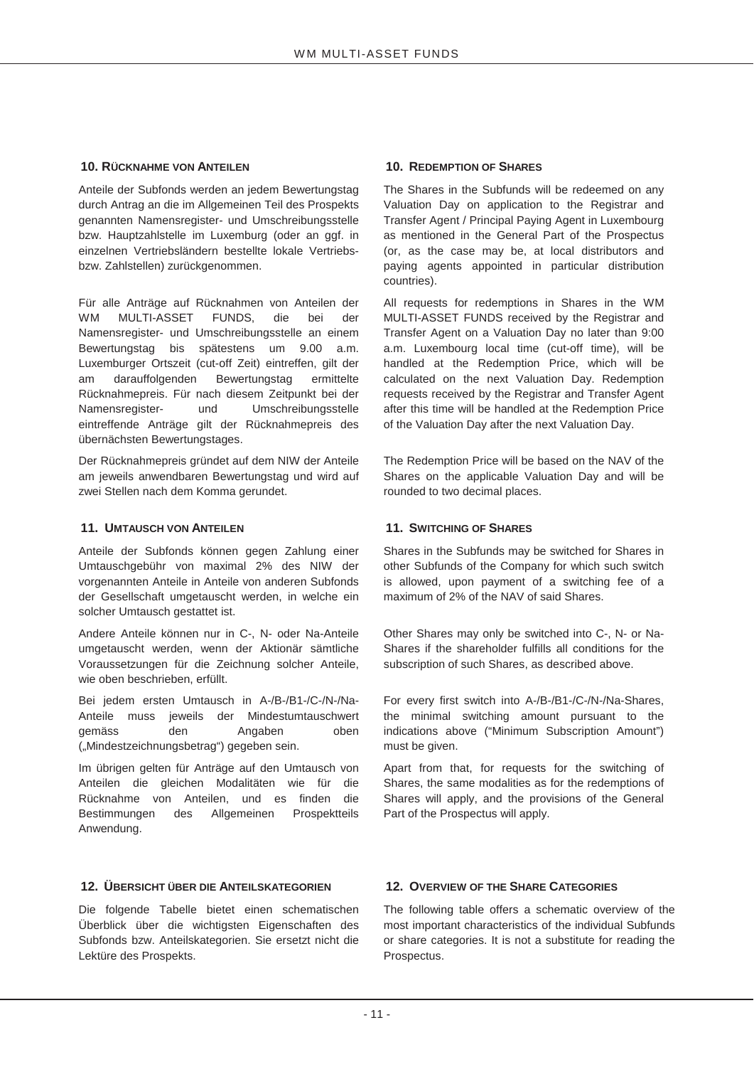## 10. Rücknahme von Anteilen

Anteile der Subfonds werden an jedem Bewertungstag durch Antrag an die im Allgemeinen Teil des Prospekts genannten Namensregister- und Umschreibungsstelle bzw. Hauptzahlstelle im Luxemburg (oder an ggf. in einzelnen Vertriebsländern bestellte lokale Vertriebs- bzw. Zahlstellen) zurückgenommen.

Für alle Anträge auf Rücknahmen von Anteilen der WM MULTI-ASSET FUNDS, die bei der Namensregister- und Umschreibungsstelle an einem Bewertungstag bis spätestens um 9.00 a.m. Luxemburger Ortszeit (cut-off Zeit) eintreffen, gilt der am darauffolgenden Bewertungstag ermittelte Rücknahmepreis. Für nach diesem Zeitpunkt bei der Namensregister- und Umschreibungsstelle eintreffende Anträge gilt der Rücknahmepreis des übernächsten Bewertungstages.

Der Rücknahmepreis gründet auf dem NIW der Anteile am jeweils anwendbaren Bewertungstag und wird auf zwei Stellen nach dem Komma gerundet.

## 11. Umtausch von Anteilen

Anteile der Subfonds können gegen Zahlung einer Umtauschgebühr von maximal 2% des NIW der vorgenannten Anteile in Anteile von anderen Subfonds der Gesellschaft umgetauscht werden, in welche ein solcher Umtausch gestattet ist.

Andere Anteile können nur in C-, N- oder Na-Anteile umgetauscht werden, wenn der Aktionär sämtliche Voraussetzungen für die Zeichnung solcher Anteile, wie oben beschrieben, erfüllt.

Bei jedem ersten Umtausch in A-/B-/B1-/C-/N-/Na-Anteile muss jeweils der Mindestumtauschwert gemäss den Angaben oben („Mindestzeichnungsbetrag") gegeben sein.

Im übrigen gelten für Anträge auf den Umtausch von Anteilen die gleichen Modalitäten wie für die Rücknahme von Anteilen, und es finden die Bestimmungen des Allgemeinen Prospektteils Anwendung.

## 12. Übersicht über die Anteilskategorien

Die folgende Tabelle bietet einen schematischen Überblick über die wichtigsten Eigenschaften des Subfonds bzw. Anteilskategorien. Sie ersetzt nicht die Lektüre des Prospekts.

## 10. Redemption of Shares

The Shares in the Subfunds will be redeemed on any Valuation Day on application to the Registrar and Transfer Agent / Principal Paying Agent in Luxembourg as mentioned in the General Part of the Prospectus (or, as the case may be, at local distributors and paying agents appointed in particular distribution countries).

All requests for redemptions in Shares in the WM MULTI-ASSET FUNDS received by the Registrar and Transfer Agent on a Valuation Day no later than 9:00 a.m. Luxembourg local time (cut-off time), will be handled at the Redemption Price, which will be calculated on the next Valuation Day. Redemption requests received by the Registrar and Transfer Agent after this time will be handled at the Redemption Price of the Valuation Day after the next Valuation Day.

The Redemption Price will be based on the NAV of the Shares on the applicable Valuation Day and will be rounded to two decimal places.

## 11. Switching of Shares

Shares in the Subfunds may be switched for Shares in other Subfunds of the Company for which such switch is allowed, upon payment of a switching fee of a maximum of 2% of the NAV of said Shares.

Other Shares may only be switched into C-, N- or Na-Shares if the shareholder fulfills all conditions for the subscription of such Shares, as described above.

For every first switch into A-/B-/B1-/C-/N-/Na-Shares, the minimal switching amount pursuant to the indications above ("Minimum Subscription Amount") must be given.

Apart from that, for requests for the switching of Shares, the same modalities as for the redemptions of Shares will apply, and the provisions of the General Part of the Prospectus will apply.

## 12. Overview of the Share Categories

The following table offers a schematic overview of the most important characteristics of the individual Subfunds or share categories. It is not a substitute for reading the Prospectus.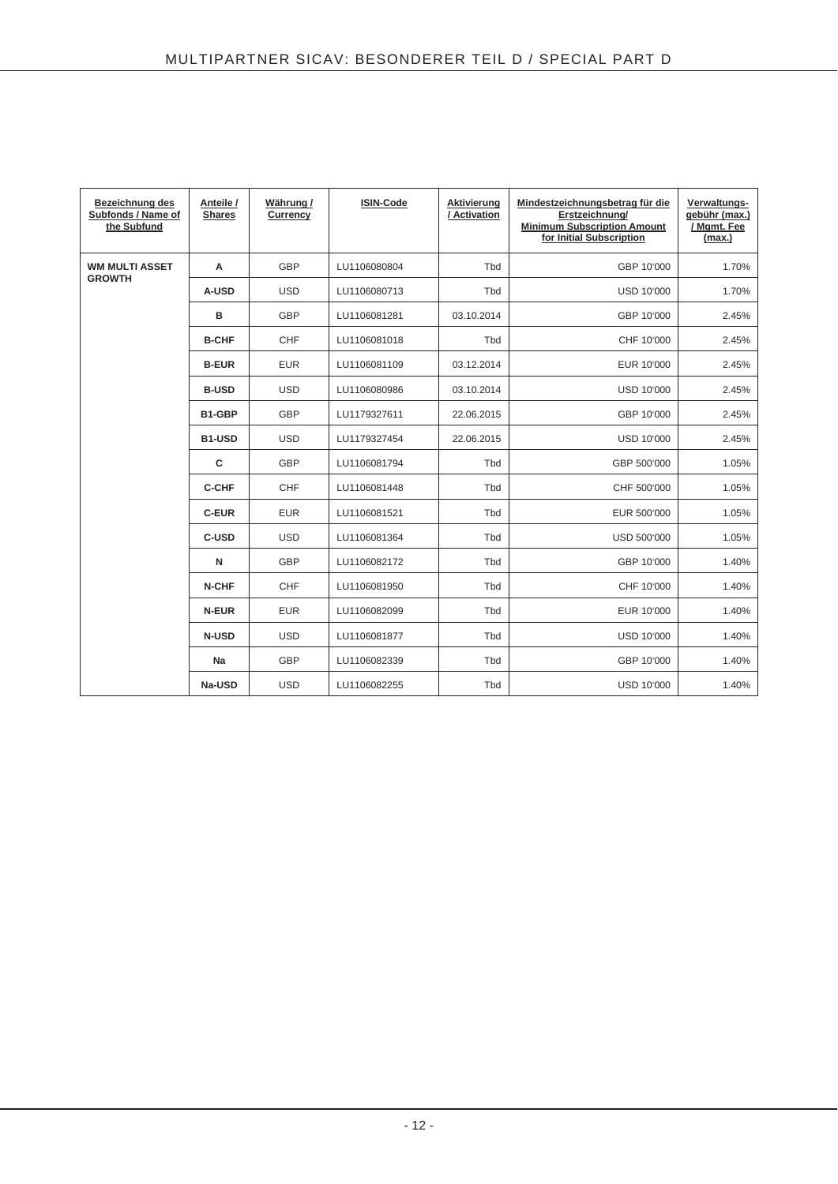| Bezeichnung des Subfonds / Name of the Subfund | Anteile / Shares | Währung / Currency | ISIN-Code | Aktivierung / Activation | Mindestzeichnungsbetrag für die Erstzeichnung/ Minimum Subscription Amount for Initial Subscription | Verwaltungs-gebühr (max.) / Mgmt. Fee (max.) |
|---|---|---|---|---|---|---|
| **WM MULTI ASSET GROWTH** | **A** | GBP | LU1106080804 | Tbd | GBP 10'000 | 1.70% |
| | **A-USD** | USD | LU1106080713 | Tbd | USD 10'000 | 1.70% |
| | **B** | GBP | LU1106081281 | 03.10.2014 | GBP 10'000 | 2.45% |
| | **B-CHF** | CHF | LU1106081018 | Tbd | CHF 10'000 | 2.45% |
| | **B-EUR** | EUR | LU1106081109 | 03.12.2014 | EUR 10'000 | 2.45% |
| | **B-USD** | USD | LU1106080986 | 03.10.2014 | USD 10'000 | 2.45% |
| | **B1-GBP** | GBP | LU1179327611 | 22.06.2015 | GBP 10'000 | 2.45% |
| | **B1-USD** | USD | LU1179327454 | 22.06.2015 | USD 10'000 | 2.45% |
| | **C** | GBP | LU1106081794 | Tbd | GBP 500'000 | 1.05% |
| | **C-CHF** | CHF | LU1106081448 | Tbd | CHF 500'000 | 1.05% |
| | **C-EUR** | EUR | LU1106081521 | Tbd | EUR 500'000 | 1.05% |
| | **C-USD** | USD | LU1106081364 | Tbd | USD 500'000 | 1.05% |
| | **N** | GBP | LU1106082172 | Tbd | GBP 10'000 | 1.40% |
| | **N-CHF** | CHF | LU1106081950 | Tbd | CHF 10'000 | 1.40% |
| | **N-EUR** | EUR | LU1106082099 | Tbd | EUR 10'000 | 1.40% |
| | **N-USD** | USD | LU1106081877 | Tbd | USD 10'000 | 1.40% |
| | **Na** | GBP | LU1106082339 | Tbd | GBP 10'000 | 1.40% |
| | **Na-USD** | USD | LU1106082255 | Tbd | USD 10'000 | 1.40% |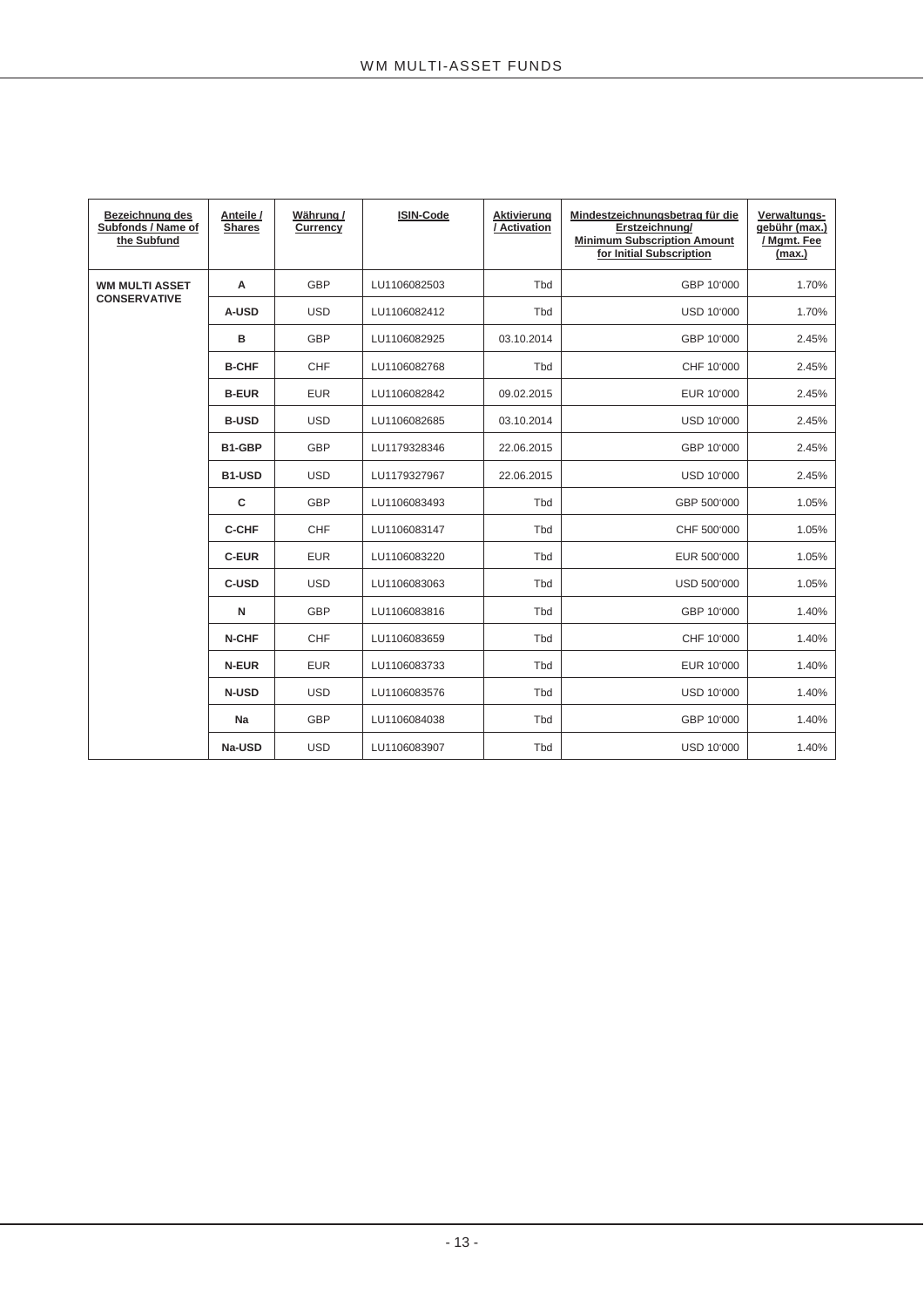| Bezeichnung des Subfonds / Name of the Subfund | Anteile / Shares | Währung / Currency | ISIN-Code | Aktivierung / Activation | Mindestzeichnungsbetrag für die Erstzeichnung/ Minimum Subscription Amount for Initial Subscription | Verwaltungs-gebühr (max.) / Mgmt. Fee (max.) |
|---|---|---|---|---|---|---|
| **WM MULTI ASSET CONSERVATIVE** | **A** | GBP | LU1106082503 | Tbd | GBP 10'000 | 1.70% |
| | **A-USD** | USD | LU1106082412 | Tbd | USD 10'000 | 1.70% |
| | **B** | GBP | LU1106082925 | 03.10.2014 | GBP 10'000 | 2.45% |
| | **B-CHF** | CHF | LU1106082768 | Tbd | CHF 10'000 | 2.45% |
| | **B-EUR** | EUR | LU1106082842 | 09.02.2015 | EUR 10'000 | 2.45% |
| | **B-USD** | USD | LU1106082685 | 03.10.2014 | USD 10'000 | 2.45% |
| | **B1-GBP** | GBP | LU1179328346 | 22.06.2015 | GBP 10'000 | 2.45% |
| | **B1-USD** | USD | LU1179327967 | 22.06.2015 | USD 10'000 | 2.45% |
| | **C** | GBP | LU1106083493 | Tbd | GBP 500'000 | 1.05% |
| | **C-CHF** | CHF | LU1106083147 | Tbd | CHF 500'000 | 1.05% |
| | **C-EUR** | EUR | LU1106083220 | Tbd | EUR 500'000 | 1.05% |
| | **C-USD** | USD | LU1106083063 | Tbd | USD 500'000 | 1.05% |
| | **N** | GBP | LU1106083816 | Tbd | GBP 10'000 | 1.40% |
| | **N-CHF** | CHF | LU1106083659 | Tbd | CHF 10'000 | 1.40% |
| | **N-EUR** | EUR | LU1106083733 | Tbd | EUR 10'000 | 1.40% |
| | **N-USD** | USD | LU1106083576 | Tbd | USD 10'000 | 1.40% |
| | **Na** | GBP | LU1106084038 | Tbd | GBP 10'000 | 1.40% |
| | **Na-USD** | USD | LU1106083907 | Tbd | USD 10'000 | 1.40% |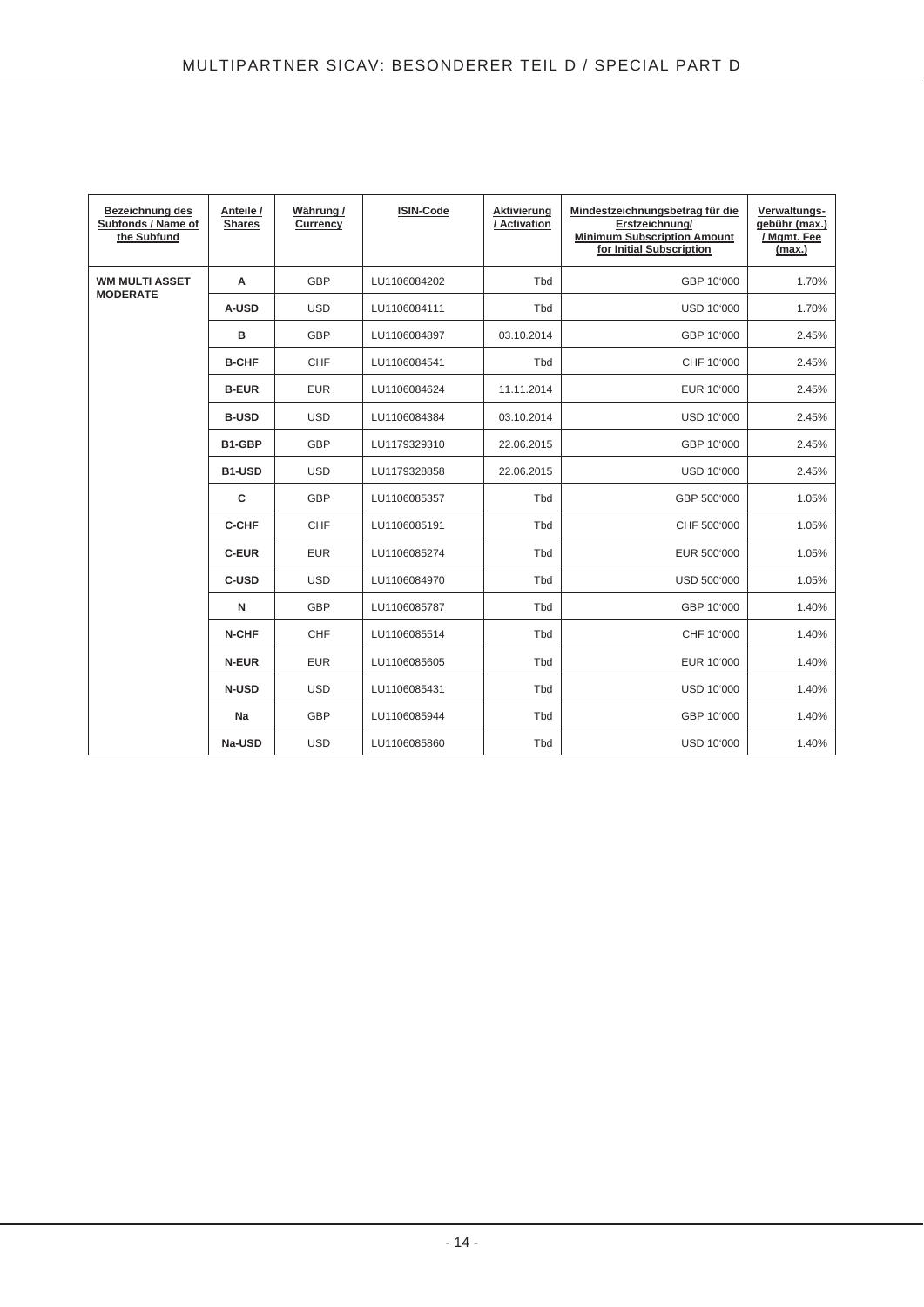| Bezeichnung des Subfonds / Name of the Subfund | Anteile / Shares | Währung / Currency | ISIN-Code | Aktivierung / Activation | Mindestzeichnungsbetrag für die Erstzeichnung/ Minimum Subscription Amount for Initial Subscription | Verwaltungs-gebühr (max.) / Mgmt. Fee (max.) |
|---|---|---|---|---|---|---|
| **WM MULTI ASSET MODERATE** | **A** | GBP | LU1106084202 | Tbd | GBP 10'000 | 1.70% |
| | **A-USD** | USD | LU1106084111 | Tbd | USD 10'000 | 1.70% |
| | **B** | GBP | LU1106084897 | 03.10.2014 | GBP 10'000 | 2.45% |
| | **B-CHF** | CHF | LU1106084541 | Tbd | CHF 10'000 | 2.45% |
| | **B-EUR** | EUR | LU1106084624 | 11.11.2014 | EUR 10'000 | 2.45% |
| | **B-USD** | USD | LU1106084384 | 03.10.2014 | USD 10'000 | 2.45% |
| | **B1-GBP** | GBP | LU1179329310 | 22.06.2015 | GBP 10'000 | 2.45% |
| | **B1-USD** | USD | LU1179328858 | 22.06.2015 | USD 10'000 | 2.45% |
| | **C** | GBP | LU1106085357 | Tbd | GBP 500'000 | 1.05% |
| | **C-CHF** | CHF | LU1106085191 | Tbd | CHF 500'000 | 1.05% |
| | **C-EUR** | EUR | LU1106085274 | Tbd | EUR 500'000 | 1.05% |
| | **C-USD** | USD | LU1106084970 | Tbd | USD 500'000 | 1.05% |
| | **N** | GBP | LU1106085787 | Tbd | GBP 10'000 | 1.40% |
| | **N-CHF** | CHF | LU1106085514 | Tbd | CHF 10'000 | 1.40% |
| | **N-EUR** | EUR | LU1106085605 | Tbd | EUR 10'000 | 1.40% |
| | **N-USD** | USD | LU1106085431 | Tbd | USD 10'000 | 1.40% |
| | **Na** | GBP | LU1106085944 | Tbd | GBP 10'000 | 1.40% |
| | **Na-USD** | USD | LU1106085860 | Tbd | USD 10'000 | 1.40% |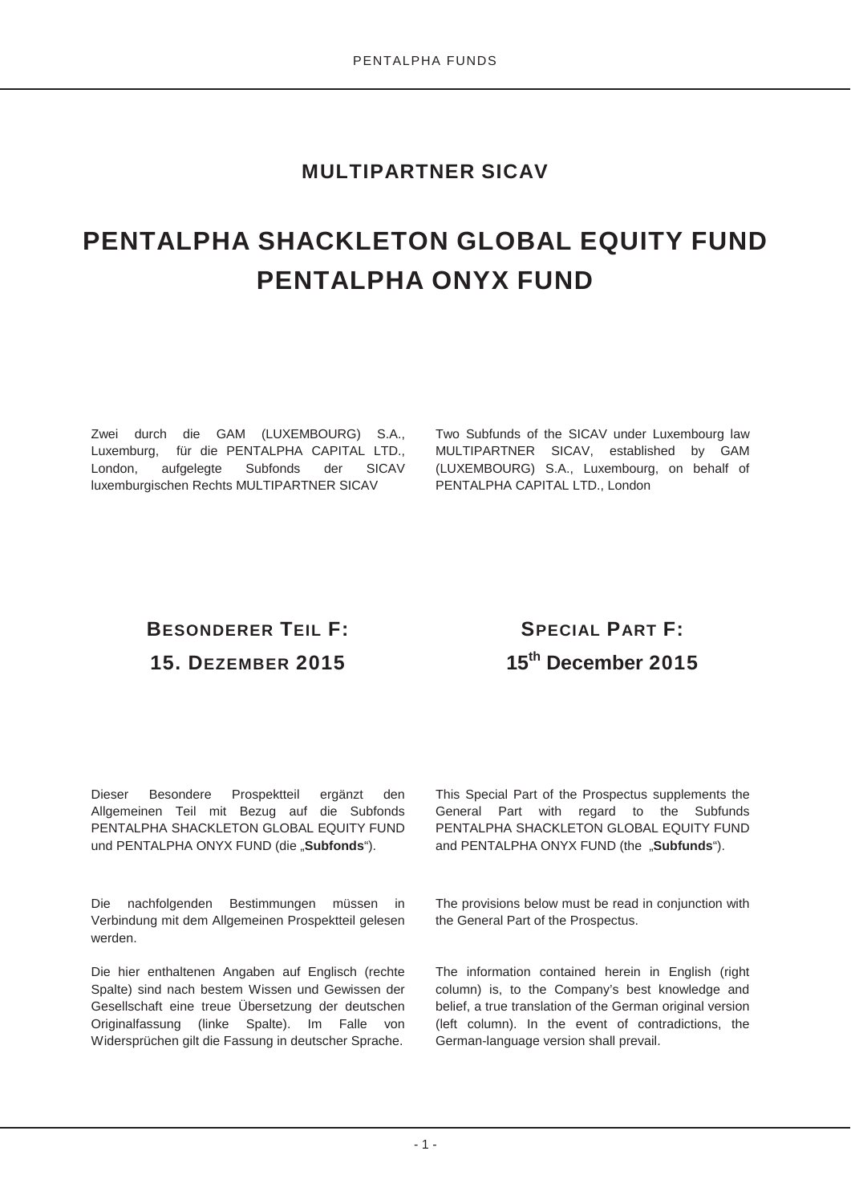## MULTIPARTNER SICAV

# PENTALPHA SHACKLETON GLOBAL EQUITY FUND
# PENTALPHA ONYX FUND

Zwei durch die GAM (LUXEMBOURG) S.A., Luxemburg, für die PENTALPHA CAPITAL LTD., London, aufgelegte Subfonds der SICAV luxemburgischen Rechts MULTIPARTNER SICAV

Two Subfunds of the SICAV under Luxembourg law MULTIPARTNER SICAV, established by GAM (LUXEMBOURG) S.A., Luxembourg, on behalf of PENTALPHA CAPITAL LTD., London

## BESONDERER TEIL F: 15. DEZEMBER 2015

## SPECIAL PART F: 15th December 2015

Dieser Besondere Prospektteil ergänzt den Allgemeinen Teil mit Bezug auf die Subfonds PENTALPHA SHACKLETON GLOBAL EQUITY FUND und PENTALPHA ONYX FUND (die „**Subfonds**").

This Special Part of the Prospectus supplements the General Part with regard to the Subfunds PENTALPHA SHACKLETON GLOBAL EQUITY FUND and PENTALPHA ONYX FUND (the „**Subfunds**").

Die nachfolgenden Bestimmungen müssen in Verbindung mit dem Allgemeinen Prospektteil gelesen werden.

The provisions below must be read in conjunction with the General Part of the Prospectus.

Die hier enthaltenen Angaben auf Englisch (rechte Spalte) sind nach bestem Wissen und Gewissen der Gesellschaft eine treue Übersetzung der deutschen Originalfassung (linke Spalte). Im Falle von Widersprüchen gilt die Fassung in deutscher Sprache.

The information contained herein in English (right column) is, to the Company's best knowledge and belief, a true translation of the German original version (left column). In the event of contradictions, the German-language version shall prevail.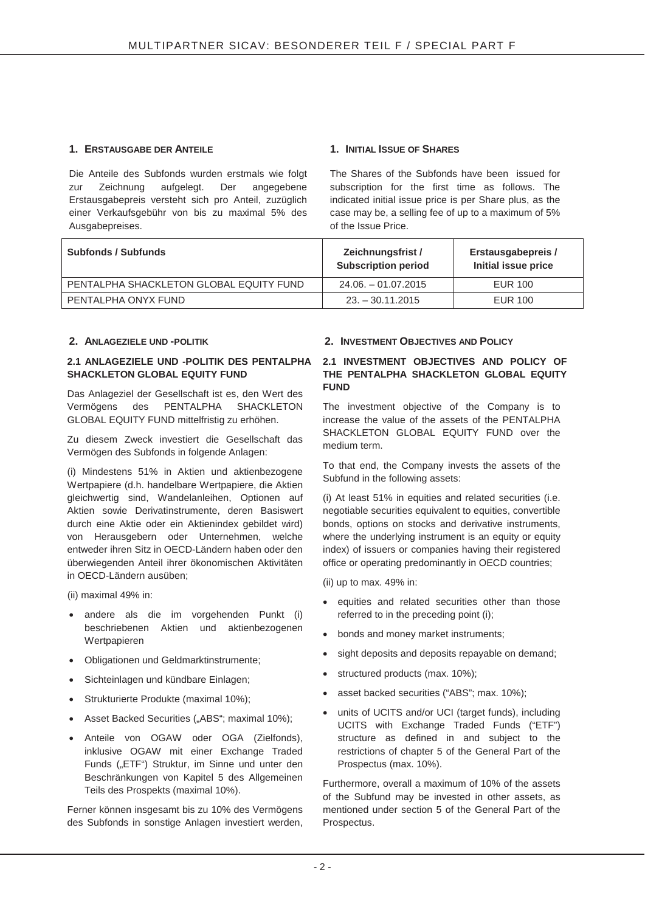## 1. ERSTAUSGABE DER ANTEILE

Die Anteile des Subfonds wurden erstmals wie folgt zur Zeichnung aufgelegt. Der angegebene Erstausgabepreis versteht sich pro Anteil, zuzüglich einer Verkaufsgebühr von bis zu maximal 5% des Ausgabepreises.

## 1. INITIAL ISSUE OF SHARES

The Shares of the Subfonds have been issued for subscription for the first time as follows. The indicated initial issue price is per Share plus, as the case may be, a selling fee of up to a maximum of 5% of the Issue Price.

| Subfonds / Subfunds | Zeichnungsfrist / Subscription period | Erstausgabepreis / Initial issue price |
|---|---|---|
| PENTALPHA SHACKLETON GLOBAL EQUITY FUND | 24.06. – 01.07.2015 | EUR 100 |
| PENTALPHA ONYX FUND | 23. – 30.11.2015 | EUR 100 |

## 2. ANLAGEZIELE UND -POLITIK

### 2.1 ANLAGEZIELE UND -POLITIK DES PENTALPHA SHACKLETON GLOBAL EQUITY FUND

Das Anlageziel der Gesellschaft ist es, den Wert des Vermögens des PENTALPHA SHACKLETON GLOBAL EQUITY FUND mittelfristig zu erhöhen.

Zu diesem Zweck investiert die Gesellschaft das Vermögen des Subfonds in folgende Anlagen:

(i) Mindestens 51% in Aktien und aktienbezogene Wertpapiere (d.h. handelbare Wertpapiere, die Aktien gleichwertig sind, Wandelanleihen, Optionen auf Aktien sowie Derivatinstrumente, deren Basiswert durch eine Aktie oder ein Aktienindex gebildet wird) von Herausgebern oder Unternehmen, welche entweder ihren Sitz in OECD-Ländern haben oder den überwiegenden Anteil ihrer ökonomischen Aktivitäten in OECD-Ländern ausüben;

(ii) maximal 49% in:

- andere als die im vorgehenden Punkt (i) beschriebenen Aktien und aktienbezogenen Wertpapieren
- Obligationen und Geldmarktinstrumente;
- Sichteinlagen und kündbare Einlagen;
- Strukturierte Produkte (maximal 10%);
- Asset Backed Securities („ABS"; maximal 10%);
- Anteile von OGAW oder OGA (Zielfonds), inklusive OGAW mit einer Exchange Traded Funds („ETF") Struktur, im Sinne und unter den Beschränkungen von Kapitel 5 des Allgemeinen Teils des Prospekts (maximal 10%).

Ferner können insgesamt bis zu 10% des Vermögens des Subfonds in sonstige Anlagen investiert werden,

## 2. INVESTMENT OBJECTIVES AND POLICY

### 2.1 INVESTMENT OBJECTIVES AND POLICY OF THE PENTALPHA SHACKLETON GLOBAL EQUITY FUND

The investment objective of the Company is to increase the value of the assets of the PENTALPHA SHACKLETON GLOBAL EQUITY FUND over the medium term.

To that end, the Company invests the assets of the Subfund in the following assets:

(i) At least 51% in equities and related securities (i.e. negotiable securities equivalent to equities, convertible bonds, options on stocks and derivative instruments, where the underlying instrument is an equity or equity index) of issuers or companies having their registered office or operating predominantly in OECD countries;

(ii) up to max. 49% in:

- equities and related securities other than those referred to in the preceding point (i);
- bonds and money market instruments;
- sight deposits and deposits repayable on demand;
- structured products (max. 10%);
- asset backed securities ("ABS"; max. 10%);
- units of UCITS and/or UCI (target funds), including UCITS with Exchange Traded Funds ("ETF") structure as defined in and subject to the restrictions of chapter 5 of the General Part of the Prospectus (max. 10%).

Furthermore, overall a maximum of 10% of the assets of the Subfund may be invested in other assets, as mentioned under section 5 of the General Part of the Prospectus.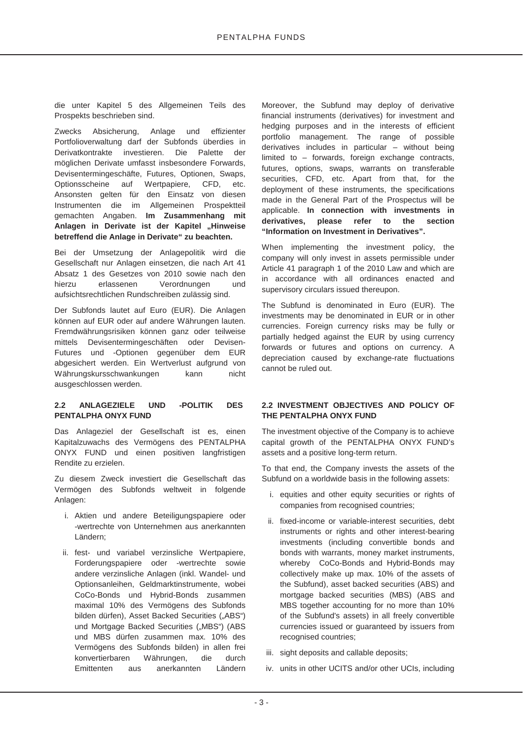die unter Kapitel 5 des Allgemeinen Teils des Prospekts beschrieben sind.

Zwecks Absicherung, Anlage und effizienter Portfolioverwaltung darf der Subfonds überdies in Derivatkontrakte investieren. Die Palette der möglichen Derivate umfasst insbesondere Forwards, Devisentermingeschäfte, Futures, Optionen, Swaps, Optionsscheine auf Wertpapiere, CFD, etc. Ansonsten gelten für den Einsatz von diesen Instrumenten die im Allgemeinen Prospektteil gemachten Angaben. **Im Zusammenhang mit Anlagen in Derivate ist der Kapitel „Hinweise betreffend die Anlage in Derivate" zu beachten.**

Bei der Umsetzung der Anlagepolitik wird die Gesellschaft nur Anlagen einsetzen, die nach Art 41 Absatz 1 des Gesetzes von 2010 sowie nach den hierzu erlassenen Verordnungen und aufsichtsrechtlichen Rundschreiben zulässig sind.

Der Subfonds lautet auf Euro (EUR). Die Anlagen können auf EUR oder auf andere Währungen lauten. Fremdwährungsrisiken können ganz oder teilweise mittels Devisentermingeschäften oder Devisen-Futures und -Optionen gegenüber dem EUR abgesichert werden. Ein Wertverlust aufgrund von Währungskursschwankungen kann nicht ausgeschlossen werden.

### 2.2 ANLAGEZIELE UND -POLITIK DES PENTALPHA ONYX FUND

Das Anlageziel der Gesellschaft ist es, einen Kapitalzuwachs des Vermögens des PENTALPHA ONYX FUND und einen positiven langfristigen Rendite zu erzielen.

Zu diesem Zweck investiert die Gesellschaft das Vermögen des Subfonds weltweit in folgende Anlagen:

i. Aktien und andere Beteiligungspapiere oder -wertrechte von Unternehmen aus anerkannten Ländern;

ii. fest- und variabel verzinsliche Wertpapiere, Forderungspapiere oder -wertrechte sowie andere verzinsliche Anlagen (inkl. Wandel- und Optionsanleihen, Geldmarktinstrumente, wobei CoCo-Bonds und Hybrid-Bonds zusammen maximal 10% des Vermögens des Subfonds bilden dürfen), Asset Backed Securities („ABS") und Mortgage Backed Securities („MBS") (ABS und MBS dürfen zusammen max. 10% des Vermögens des Subfonds bilden) in allen frei konvertierbaren Währungen, die durch Emittenten aus anerkannten Ländern

Moreover, the Subfund may deploy of derivative financial instruments (derivatives) for investment and hedging purposes and in the interests of efficient portfolio management. The range of possible derivatives includes in particular – without being limited to – forwards, foreign exchange contracts, futures, options, swaps, warrants on transferable securities, CFD, etc. Apart from that, for the deployment of these instruments, the specifications made in the General Part of the Prospectus will be applicable. **In connection with investments in derivatives, please refer to the section "Information on Investment in Derivatives".**

When implementing the investment policy, the company will only invest in assets permissible under Article 41 paragraph 1 of the 2010 Law and which are in accordance with all ordinances enacted and supervisory circulars issued thereupon.

The Subfund is denominated in Euro (EUR). The investments may be denominated in EUR or in other currencies. Foreign currency risks may be fully or partially hedged against the EUR by using currency forwards or futures and options on currency. A depreciation caused by exchange-rate fluctuations cannot be ruled out.

### 2.2 INVESTMENT OBJECTIVES AND POLICY OF THE PENTALPHA ONYX FUND

The investment objective of the Company is to achieve capital growth of the PENTALPHA ONYX FUND's assets and a positive long-term return.

To that end, the Company invests the assets of the Subfund on a worldwide basis in the following assets:

i. equities and other equity securities or rights of companies from recognised countries;

ii. fixed-income or variable-interest securities, debt instruments or rights and other interest-bearing investments (including convertible bonds and bonds with warrants, money market instruments, whereby CoCo-Bonds and Hybrid-Bonds may collectively make up max. 10% of the assets of the Subfund), asset backed securities (ABS) and mortgage backed securities (MBS) (ABS and MBS together accounting for no more than 10% of the Subfund's assets) in all freely convertible currencies issued or guaranteed by issuers from recognised countries;

iii. sight deposits and callable deposits;

iv. units in other UCITS and/or other UCIs, including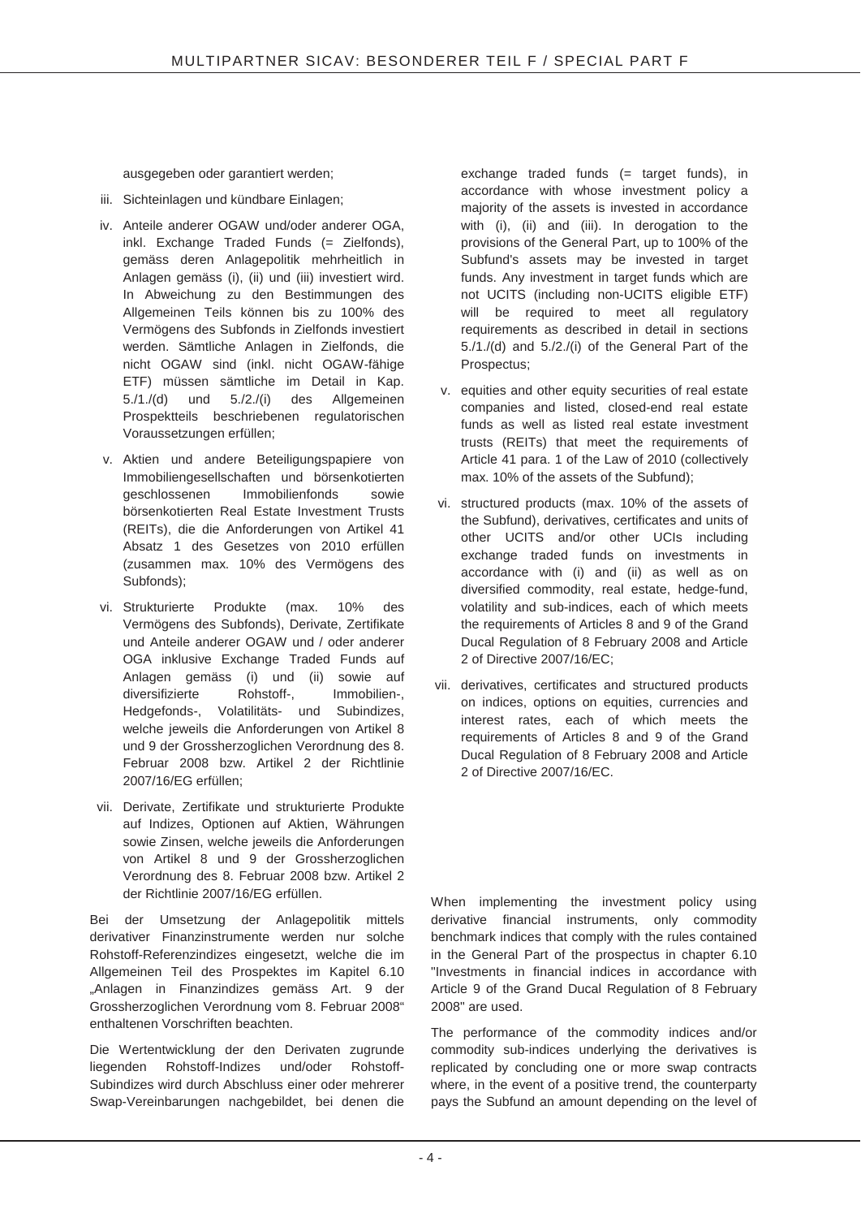ausgegeben oder garantiert werden;

iii. Sichteinlagen und kündbare Einlagen;

iv. Anteile anderer OGAW und/oder anderer OGA, inkl. Exchange Traded Funds (= Zielfonds), gemäss deren Anlagepolitik mehrheitlich in Anlagen gemäss (i), (ii) und (iii) investiert wird. In Abweichung zu den Bestimmungen des Allgemeinen Teils können bis zu 100% des Vermögens des Subfonds in Zielfonds investiert werden. Sämtliche Anlagen in Zielfonds, die nicht OGAW sind (inkl. nicht OGAW-fähige ETF) müssen sämtliche im Detail in Kap. 5./1./(d) und 5./2./(i) des Allgemeinen Prospektteils beschriebenen regulatorischen Voraussetzungen erfüllen;

v. Aktien und andere Beteiligungspapiere von Immobiliengesellschaften und börsenkotierten geschlossenen Immobilienfonds sowie börsenkotierten Real Estate Investment Trusts (REITs), die die Anforderungen von Artikel 41 Absatz 1 des Gesetzes von 2010 erfüllen (zusammen max. 10% des Vermögens des Subfonds);

vi. Strukturierte Produkte (max. 10% des Vermögens des Subfonds), Derivate, Zertifikate und Anteile anderer OGAW und / oder anderer OGA inklusive Exchange Traded Funds auf Anlagen gemäss (i) und (ii) sowie auf diversifizierte Rohstoff-, Immobilien-, Hedgefonds-, Volatilitäts- und Subindizes, welche jeweils die Anforderungen von Artikel 8 und 9 der Grossherzoglichen Verordnung des 8. Februar 2008 bzw. Artikel 2 der Richtlinie 2007/16/EG erfüllen;

vii. Derivate, Zertifikate und strukturierte Produkte auf Indizes, Optionen auf Aktien, Währungen sowie Zinsen, welche jeweils die Anforderungen von Artikel 8 und 9 der Grossherzoglichen Verordnung des 8. Februar 2008 bzw. Artikel 2 der Richtlinie 2007/16/EG erfüllen.

Bei der Umsetzung der Anlagepolitik mittels derivativer Finanzinstrumente werden nur solche Rohstoff-Referenzindizes eingesetzt, welche die im Allgemeinen Teil des Prospektes im Kapitel 6.10 „Anlagen in Finanzindizes gemäss Art. 9 der Grossherzoglichen Verordnung vom 8. Februar 2008" enthaltenen Vorschriften beachten.

Die Wertentwicklung der den Derivaten zugrunde liegenden Rohstoff-Indizes und/oder Rohstoff-Subindizes wird durch Abschluss einer oder mehrerer Swap-Vereinbarungen nachgebildet, bei denen die

exchange traded funds (= target funds), in accordance with whose investment policy a majority of the assets is invested in accordance with (i), (ii) and (iii). In derogation to the provisions of the General Part, up to 100% of the Subfund's assets may be invested in target funds. Any investment in target funds which are not UCITS (including non-UCITS eligible ETF) will be required to meet all regulatory requirements as described in detail in sections 5./1./(d) and 5./2./(i) of the General Part of the Prospectus;

v. equities and other equity securities of real estate companies and listed, closed-end real estate funds as well as listed real estate investment trusts (REITs) that meet the requirements of Article 41 para. 1 of the Law of 2010 (collectively max. 10% of the assets of the Subfund);

vi. structured products (max. 10% of the assets of the Subfund), derivatives, certificates and units of other UCITS and/or other UCIs including exchange traded funds on investments in accordance with (i) and (ii) as well as on diversified commodity, real estate, hedge-fund, volatility and sub-indices, each of which meets the requirements of Articles 8 and 9 of the Grand Ducal Regulation of 8 February 2008 and Article 2 of Directive 2007/16/EC;

vii. derivatives, certificates and structured products on indices, options on equities, currencies and interest rates, each of which meets the requirements of Articles 8 and 9 of the Grand Ducal Regulation of 8 February 2008 and Article 2 of Directive 2007/16/EC.

When implementing the investment policy using derivative financial instruments, only commodity benchmark indices that comply with the rules contained in the General Part of the prospectus in chapter 6.10 "Investments in financial indices in accordance with Article 9 of the Grand Ducal Regulation of 8 February 2008" are used.

The performance of the commodity indices and/or commodity sub-indices underlying the derivatives is replicated by concluding one or more swap contracts where, in the event of a positive trend, the counterparty pays the Subfund an amount depending on the level of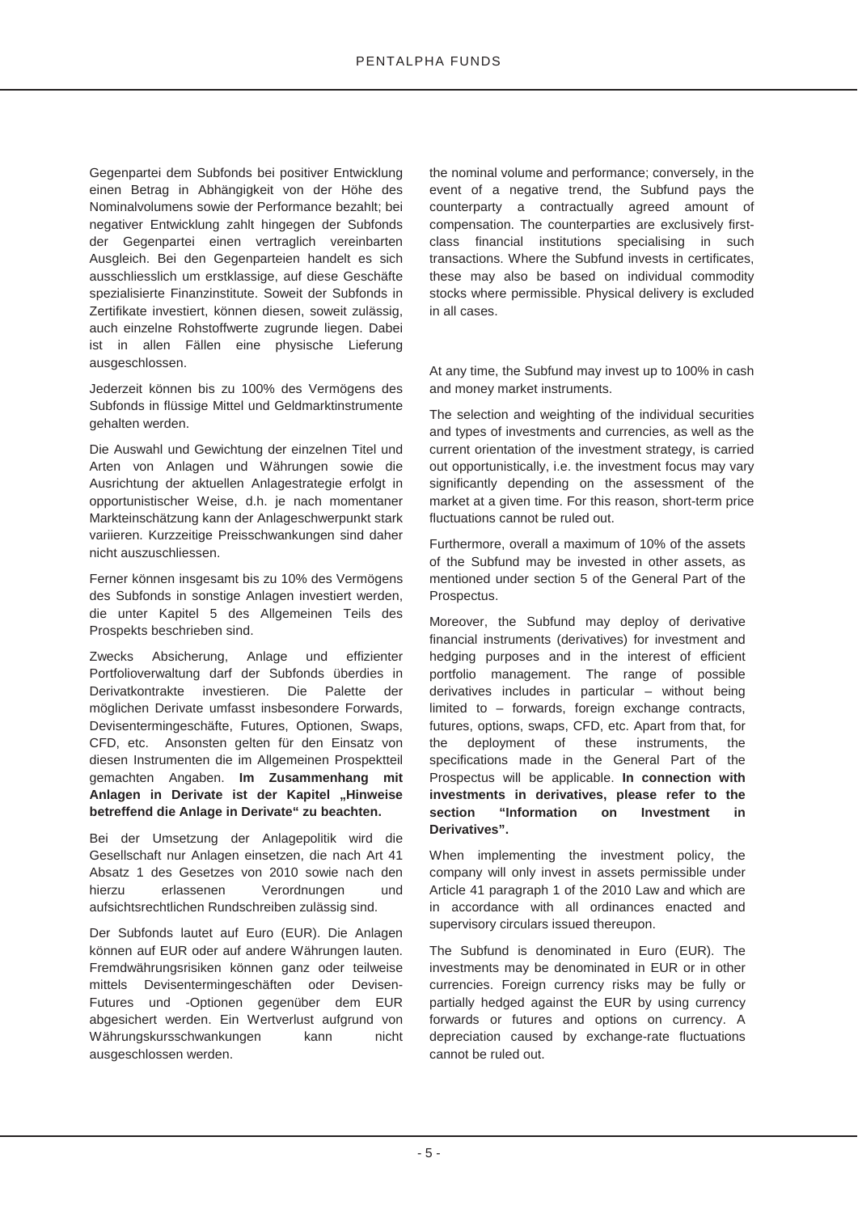Gegenpartei dem Subfonds bei positiver Entwicklung einen Betrag in Abhängigkeit von der Höhe des Nominalvolumens sowie der Performance bezahlt; bei negativer Entwicklung zahlt hingegen der Subfonds der Gegenpartei einen vertraglich vereinbarten Ausgleich. Bei den Gegenparteien handelt es sich ausschliesslich um erstklassige, auf diese Geschäfte spezialisierte Finanzinstitute. Soweit der Subfonds in Zertifikate investiert, können diesen, soweit zulässig, auch einzelne Rohstoffwerte zugrunde liegen. Dabei ist in allen Fällen eine physische Lieferung ausgeschlossen.

Jederzeit können bis zu 100% des Vermögens des Subfonds in flüssige Mittel und Geldmarktinstrumente gehalten werden.

Die Auswahl und Gewichtung der einzelnen Titel und Arten von Anlagen und Währungen sowie die Ausrichtung der aktuellen Anlagestrategie erfolgt in opportunistischer Weise, d.h. je nach momentaner Markteinschätzung kann der Anlageschwerpunkt stark variieren. Kurzzeitige Preisschwankungen sind daher nicht auszuschliessen.

Ferner können insgesamt bis zu 10% des Vermögens des Subfonds in sonstige Anlagen investiert werden, die unter Kapitel 5 des Allgemeinen Teils des Prospekts beschrieben sind.

Zwecks Absicherung, Anlage und effizienter Portfolioverwaltung darf der Subfonds überdies in Derivatkontrakte investieren. Die Palette der möglichen Derivate umfasst insbesondere Forwards, Devisentermingeschäfte, Futures, Optionen, Swaps, CFD, etc. Ansonsten gelten für den Einsatz von diesen Instrumenten die im Allgemeinen Prospektteil gemachten Angaben. **Im Zusammenhang mit Anlagen in Derivate ist der Kapitel „Hinweise betreffend die Anlage in Derivate" zu beachten.**

Bei der Umsetzung der Anlagepolitik wird die Gesellschaft nur Anlagen einsetzen, die nach Art 41 Absatz 1 des Gesetzes von 2010 sowie nach den hierzu erlassenen Verordnungen und aufsichtsrechtlichen Rundschreiben zulässig sind.

Der Subfonds lautet auf Euro (EUR). Die Anlagen können auf EUR oder auf andere Währungen lauten. Fremdwährungsrisiken können ganz oder teilweise mittels Devisentermingeschäften oder Devisen-Futures und -Optionen gegenüber dem EUR abgesichert werden. Ein Wertverlust aufgrund von Währungskursschwankungen kann nicht ausgeschlossen werden.

the nominal volume and performance; conversely, in the event of a negative trend, the Subfund pays the counterparty a contractually agreed amount of compensation. The counterparties are exclusively first-class financial institutions specialising in such transactions. Where the Subfund invests in certificates, these may also be based on individual commodity stocks where permissible. Physical delivery is excluded in all cases.

At any time, the Subfund may invest up to 100% in cash and money market instruments.

The selection and weighting of the individual securities and types of investments and currencies, as well as the current orientation of the investment strategy, is carried out opportunistically, i.e. the investment focus may vary significantly depending on the assessment of the market at a given time. For this reason, short-term price fluctuations cannot be ruled out.

Furthermore, overall a maximum of 10% of the assets of the Subfund may be invested in other assets, as mentioned under section 5 of the General Part of the Prospectus.

Moreover, the Subfund may deploy of derivative financial instruments (derivatives) for investment and hedging purposes and in the interest of efficient portfolio management. The range of possible derivatives includes in particular – without being limited to – forwards, foreign exchange contracts, futures, options, swaps, CFD, etc. Apart from that, for the deployment of these instruments, the specifications made in the General Part of the Prospectus will be applicable. **In connection with investments in derivatives, please refer to the section "Information on Investment in Derivatives".**

When implementing the investment policy, the company will only invest in assets permissible under Article 41 paragraph 1 of the 2010 Law and which are in accordance with all ordinances enacted and supervisory circulars issued thereupon.

The Subfund is denominated in Euro (EUR). The investments may be denominated in EUR or in other currencies. Foreign currency risks may be fully or partially hedged against the EUR by using currency forwards or futures and options on currency. A depreciation caused by exchange-rate fluctuations cannot be ruled out.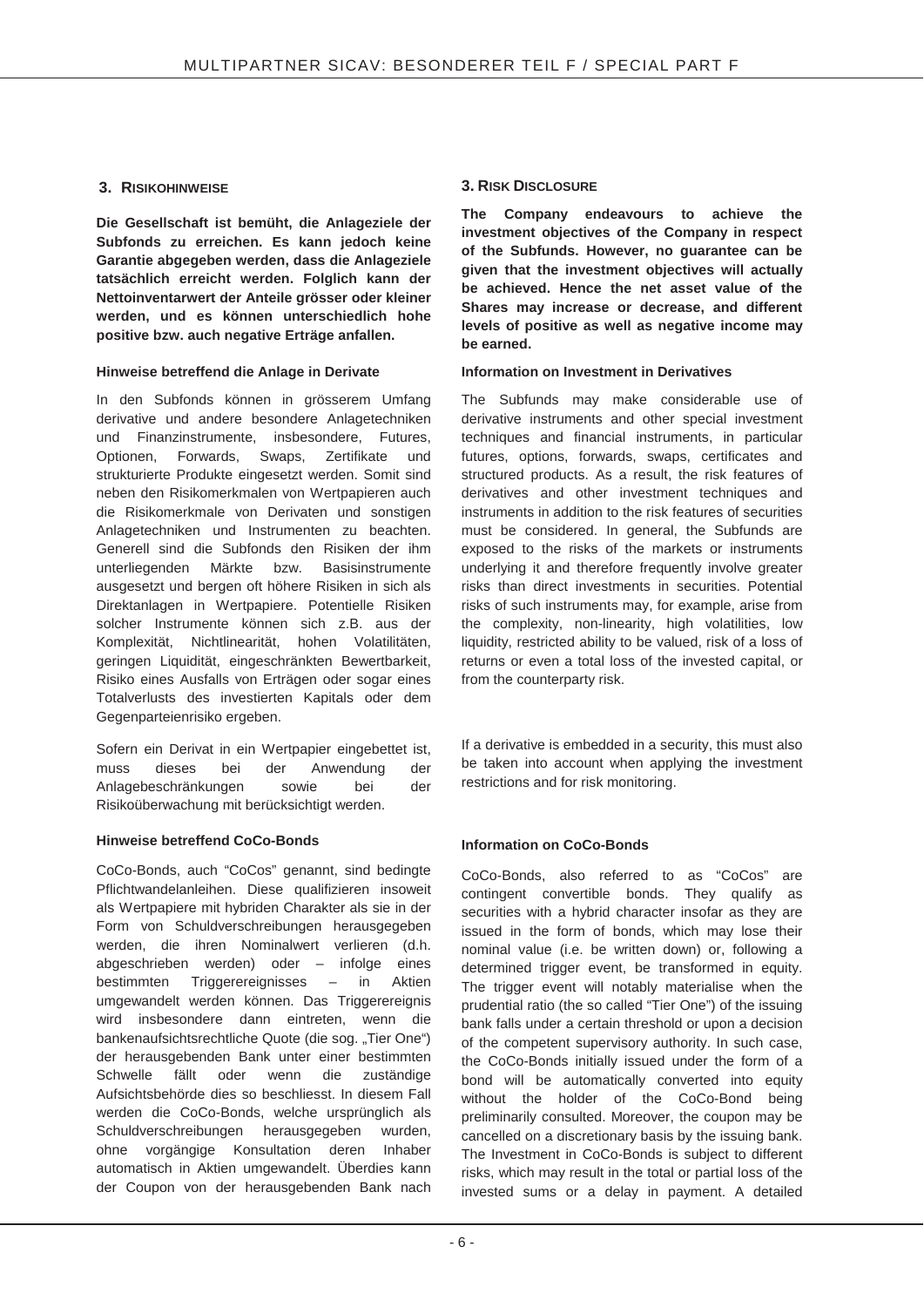## 3. RISIKOHINWEISE

**Die Gesellschaft ist bemüht, die Anlageziele der Subfonds zu erreichen. Es kann jedoch keine Garantie abgegeben werden, dass die Anlageziele tatsächlich erreicht werden. Folglich kann der Nettoinventarwert der Anteile grösser oder kleiner werden, und es können unterschiedlich hohe positive bzw. auch negative Erträge anfallen.**

### Hinweise betreffend die Anlage in Derivate

In den Subfonds können in grösserem Umfang derivative und andere besondere Anlagetechniken und Finanzinstrumente, insbesondere, Futures, Optionen, Forwards, Swaps, Zertifikate und strukturierte Produkte eingesetzt werden. Somit sind neben den Risikomerkmalen von Wertpapieren auch die Risikomerkmale von Derivaten und sonstigen Anlagetechniken und Instrumenten zu beachten. Generell sind die Subfonds den Risiken der ihm unterliegenden Märkte bzw. Basisinstrumente ausgesetzt und bergen oft höhere Risiken in sich als Direktanlagen in Wertpapiere. Potentielle Risiken solcher Instrumente können sich z.B. aus der Komplexität, Nichtlinearität, hohen Volatilitäten, geringen Liquidität, eingeschränkten Bewertbarkeit, Risiko eines Ausfalls von Erträgen oder sogar eines Totalverlusts des investierten Kapitals oder dem Gegenparteienrisiko ergeben.

Sofern ein Derivat in ein Wertpapier eingebettet ist, muss dieses bei der Anwendung der Anlagebeschränkungen sowie bei der Risikoüberwachung mit berücksichtigt werden.

### Hinweise betreffend CoCo-Bonds

CoCo-Bonds, auch "CoCos" genannt, sind bedingte Pflichtwandelanleihen. Diese qualifizieren insoweit als Wertpapiere mit hybriden Charakter als sie in der Form von Schuldverschreibungen herausgegeben werden, die ihren Nominalwert verlieren (d.h. abgeschrieben werden) oder – infolge eines bestimmten Triggerereignisses – in Aktien umgewandelt werden können. Das Triggerereignis wird insbesondere dann eintreten, wenn die bankenaufsichtsrechtliche Quote (die sog. „Tier One") der herausgebenden Bank unter einer bestimmten Schwelle fällt oder wenn die zuständige Aufsichtsbehörde dies so beschliesst. In diesem Fall werden die CoCo-Bonds, welche ursprünglich als Schuldverschreibungen herausgegeben wurden, ohne vorgängige Konsultation deren Inhaber automatisch in Aktien umgewandelt. Überdies kann der Coupon von der herausgebenden Bank nach

## 3. RISK DISCLOSURE

**The Company endeavours to achieve the investment objectives of the Company in respect of the Subfunds. However, no guarantee can be given that the investment objectives will actually be achieved. Hence the net asset value of the Shares may increase or decrease, and different levels of positive as well as negative income may be earned.**

### Information on Investment in Derivatives

The Subfunds may make considerable use of derivative instruments and other special investment techniques and financial instruments, in particular futures, options, forwards, swaps, certificates and structured products. As a result, the risk features of derivatives and other investment techniques and instruments in addition to the risk features of securities must be considered. In general, the Subfunds are exposed to the risks of the markets or instruments underlying it and therefore frequently involve greater risks than direct investments in securities. Potential risks of such instruments may, for example, arise from the complexity, non-linearity, high volatilities, low liquidity, restricted ability to be valued, risk of a loss of returns or even a total loss of the invested capital, or from the counterparty risk.

If a derivative is embedded in a security, this must also be taken into account when applying the investment restrictions and for risk monitoring.

### Information on CoCo-Bonds

CoCo-Bonds, also referred to as "CoCos" are contingent convertible bonds. They qualify as securities with a hybrid character insofar as they are issued in the form of bonds, which may lose their nominal value (i.e. be written down) or, following a determined trigger event, be transformed in equity. The trigger event will notably materialise when the prudential ratio (the so called "Tier One") of the issuing bank falls under a certain threshold or upon a decision of the competent supervisory authority. In such case, the CoCo-Bonds initially issued under the form of a bond will be automatically converted into equity without the holder of the CoCo-Bond being preliminarily consulted. Moreover, the coupon may be cancelled on a discretionary basis by the issuing bank. The Investment in CoCo-Bonds is subject to different risks, which may result in the total or partial loss of the invested sums or a delay in payment. A detailed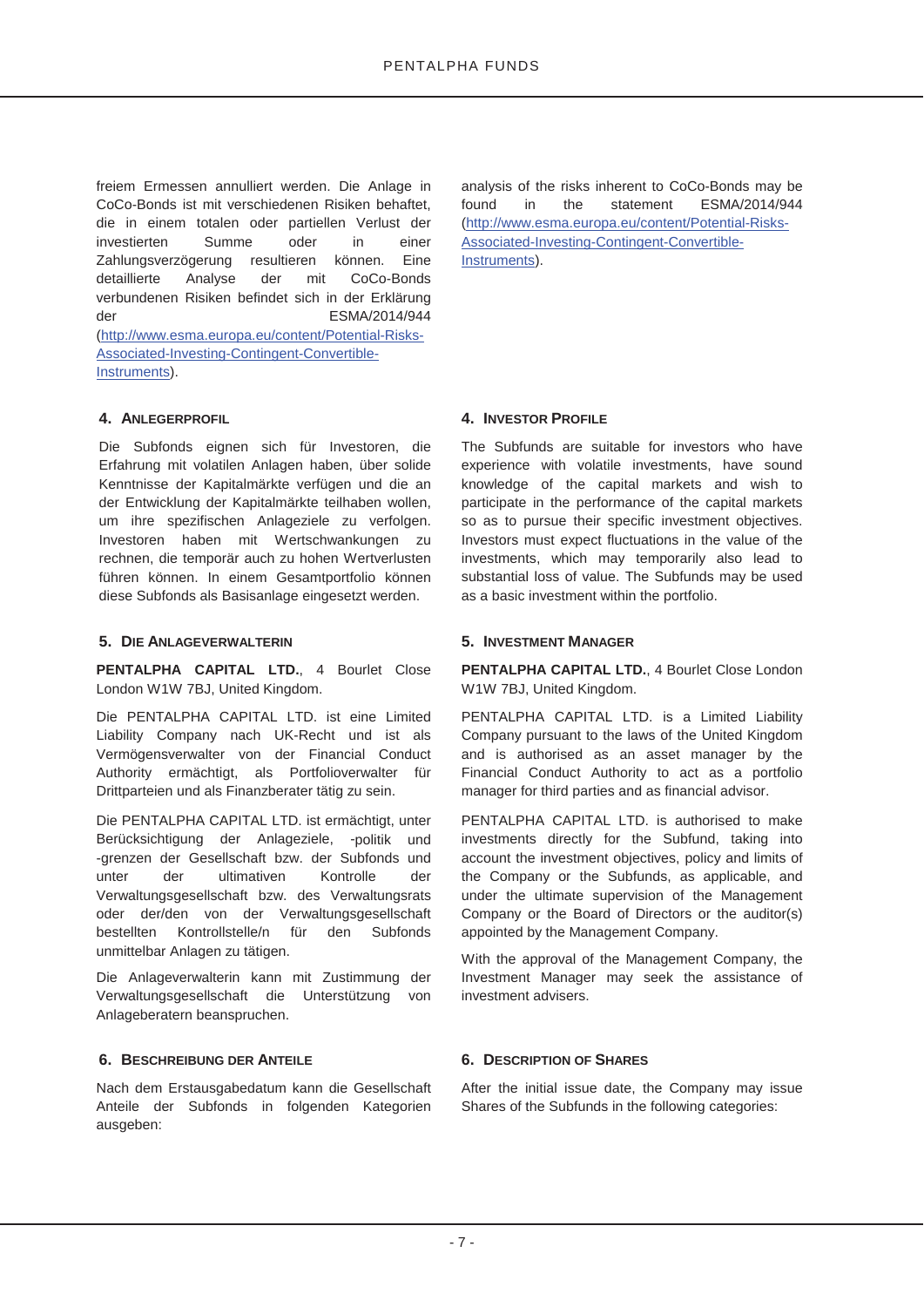freiem Ermessen annulliert werden. Die Anlage in CoCo-Bonds ist mit verschiedenen Risiken behaftet, die in einem totalen oder partiellen Verlust der investierten Summe oder in einer Zahlungsverzögerung resultieren können. Eine detaillierte Analyse der mit CoCo-Bonds verbundenen Risiken befindet sich in der Erklärung der ESMA/2014/944 (http://www.esma.europa.eu/content/Potential-Risks-Associated-Investing-Contingent-Convertible-Instruments).

analysis of the risks inherent to CoCo-Bonds may be found in the statement ESMA/2014/944 (http://www.esma.europa.eu/content/Potential-Risks-Associated-Investing-Contingent-Convertible-Instruments).

## 4. ANLEGERPROFIL

Die Subfonds eignen sich für Investoren, die Erfahrung mit volatilen Anlagen haben, über solide Kenntnisse der Kapitalmärkte verfügen und die an der Entwicklung der Kapitalmärkte teilhaben wollen, um ihre spezifischen Anlageziele zu verfolgen. Investoren haben mit Wertschwankungen zu rechnen, die temporär auch zu hohen Wertverlusten führen können. In einem Gesamtportfolio können diese Subfonds als Basisanlage eingesetzt werden.

## 4. INVESTOR PROFILE

The Subfunds are suitable for investors who have experience with volatile investments, have sound knowledge of the capital markets and wish to participate in the performance of the capital markets so as to pursue their specific investment objectives. Investors must expect fluctuations in the value of the investments, which may temporarily also lead to substantial loss of value. The Subfunds may be used as a basic investment within the portfolio.

## 5. DIE ANLAGEVERWALTERIN

**PENTALPHA CAPITAL LTD.**, 4 Bourlet Close London W1W 7BJ, United Kingdom.

Die PENTALPHA CAPITAL LTD. ist eine Limited Liability Company nach UK-Recht und ist als Vermögensverwalter von der Financial Conduct Authority ermächtigt, als Portfolioverwalter für Drittparteien und als Finanzberater tätig zu sein.

Die PENTALPHA CAPITAL LTD. ist ermächtigt, unter Berücksichtigung der Anlageziele, -politik und -grenzen der Gesellschaft bzw. der Subfonds und unter der ultimativen Kontrolle der Verwaltungsgesellschaft bzw. des Verwaltungsrats oder der/den von der Verwaltungsgesellschaft bestellten Kontrollstelle/n für den Subfonds unmittelbar Anlagen zu tätigen.

Die Anlageverwalterin kann mit Zustimmung der Verwaltungsgesellschaft die Unterstützung von Anlageberatern beanspruchen.

## 5. INVESTMENT MANAGER

**PENTALPHA CAPITAL LTD.**, 4 Bourlet Close London W1W 7BJ, United Kingdom.

PENTALPHA CAPITAL LTD. is a Limited Liability Company pursuant to the laws of the United Kingdom and is authorised as an asset manager by the Financial Conduct Authority to act as a portfolio manager for third parties and as financial advisor.

PENTALPHA CAPITAL LTD. is authorised to make investments directly for the Subfund, taking into account the investment objectives, policy and limits of the Company or the Subfunds, as applicable, and under the ultimate supervision of the Management Company or the Board of Directors or the auditor(s) appointed by the Management Company.

With the approval of the Management Company, the Investment Manager may seek the assistance of investment advisers.

## 6. BESCHREIBUNG DER ANTEILE

Nach dem Erstausgabedatum kann die Gesellschaft Anteile der Subfonds in folgenden Kategorien ausgeben:

## 6. DESCRIPTION OF SHARES

After the initial issue date, the Company may issue Shares of the Subfunds in the following categories: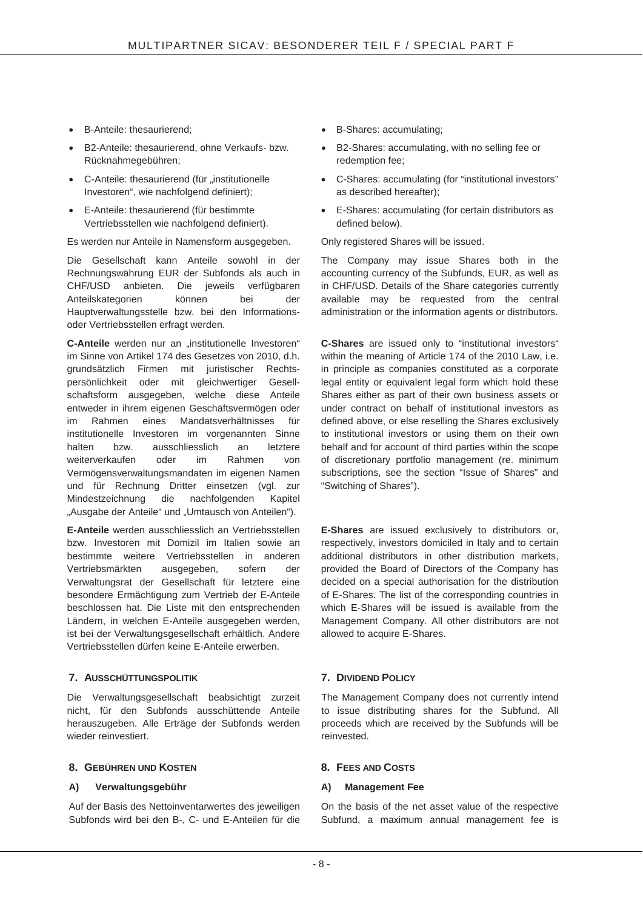- B-Anteile: thesaurierend;
- B2-Anteile: thesaurierend, ohne Verkaufs- bzw. Rücknahmegebühren;
- C-Anteile: thesaurierend (für „institutionelle Investoren", wie nachfolgend definiert);
- E-Anteile: thesaurierend (für bestimmte Vertriebsstellen wie nachfolgend definiert).

Es werden nur Anteile in Namensform ausgegeben.

Die Gesellschaft kann Anteile sowohl in der Rechnungswährung EUR der Subfonds als auch in CHF/USD anbieten. Die jeweils verfügbaren Anteilskategorien können bei der Hauptverwaltungsstelle bzw. bei den Informations- oder Vertriebsstellen erfragt werden.

**C-Anteile** werden nur an „institutionelle Investoren" im Sinne von Artikel 174 des Gesetzes von 2010, d.h. grundsätzlich Firmen mit juristischer Rechtspersönlichkeit oder mit gleichwertiger Gesellschaftsform ausgegeben, welche diese Anteile entweder in ihrem eigenen Geschäftsvermögen oder im Rahmen eines Mandatsverhältnisses für institutionelle Investoren im vorgenannten Sinne halten bzw. ausschliesslich an letztere weiterverkaufen oder im Rahmen von Vermögensverwaltungsmandaten im eigenen Namen und für Rechnung Dritter einsetzen (vgl. zur Mindestzeichnung die nachfolgenden Kapitel „Ausgabe der Anteile" und „Umtausch von Anteilen").

**E-Anteile** werden ausschliesslich an Vertriebsstellen bzw. Investoren mit Domizil im Italien sowie an bestimmte weitere Vertriebsstellen in anderen Vertriebsmärkten ausgegeben, sofern der Verwaltungsrat der Gesellschaft für letztere eine besondere Ermächtigung zum Vertrieb der E-Anteile beschlossen hat. Die Liste mit den entsprechenden Ländern, in welchen E-Anteile ausgegeben werden, ist bei der Verwaltungsgesellschaft erhältlich. Andere Vertriebsstellen dürfen keine E-Anteile erwerben.

## 7. Ausschüttungspolitik

Die Verwaltungsgesellschaft beabsichtigt zurzeit nicht, für den Subfonds ausschüttende Anteile herauszugeben. Alle Erträge der Subfonds werden wieder reinvestiert.

## 8. Gebühren und Kosten

### A) Verwaltungsgebühr

Auf der Basis des Nettoinventarwertes des jeweiligen Subfonds wird bei den B-, C- und E-Anteilen für die

- B-Shares: accumulating;
- B2-Shares: accumulating, with no selling fee or redemption fee;
- C-Shares: accumulating (for "institutional investors" as described hereafter);
- E-Shares: accumulating (for certain distributors as defined below).

Only registered Shares will be issued.

The Company may issue Shares both in the accounting currency of the Subfunds, EUR, as well as in CHF/USD. Details of the Share categories currently available may be requested from the central administration or the information agents or distributors.

**C-Shares** are issued only to "institutional investors" within the meaning of Article 174 of the 2010 Law, i.e. in principle as companies constituted as a corporate legal entity or equivalent legal form which hold these Shares either as part of their own business assets or under contract on behalf of institutional investors as defined above, or else reselling the Shares exclusively to institutional investors or using them on their own behalf and for account of third parties within the scope of discretionary portfolio management (re. minimum subscriptions, see the section "Issue of Shares" and "Switching of Shares").

**E-Shares** are issued exclusively to distributors or, respectively, investors domiciled in Italy and to certain additional distributors in other distribution markets, provided the Board of Directors of the Company has decided on a special authorisation for the distribution of E-Shares. The list of the corresponding countries in which E-Shares will be issued is available from the Management Company. All other distributors are not allowed to acquire E-Shares.

## 7. Dividend Policy

The Management Company does not currently intend to issue distributing shares for the Subfund. All proceeds which are received by the Subfunds will be reinvested.

## 8. Fees and Costs

### A) Management Fee

On the basis of the net asset value of the respective Subfund, a maximum annual management fee is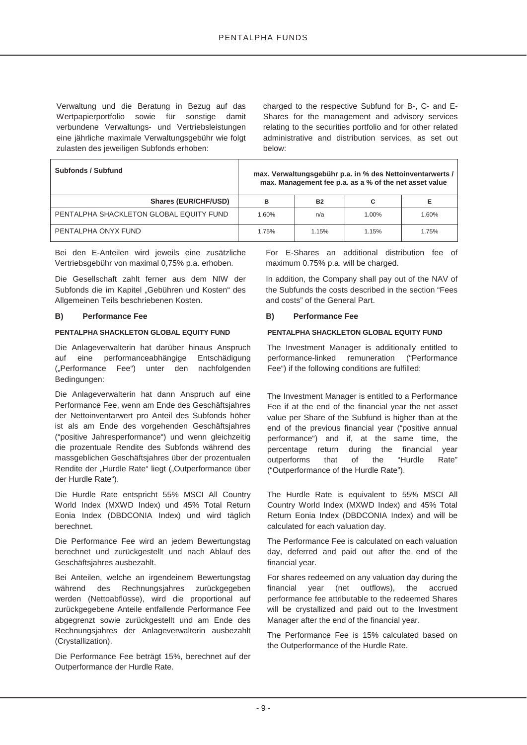Verwaltung und die Beratung in Bezug auf das Wertpapierportfolio sowie für sonstige damit verbundene Verwaltungs- und Vertriebsleistungen eine jährliche maximale Verwaltungsgebühr wie folgt zulasten des jeweiligen Subfonds erhoben:

charged to the respective Subfund for B-, C- and E-Shares for the management and advisory services relating to the securities portfolio and for other related administrative and distribution services, as set out below:

| Subfonds / Subfund | max. Verwaltungsgebühr p.a. in % des Nettoinventarwerts / max. Management fee p.a. as a % of the net asset value | | | |
|---|---|---|---|---|
| Shares (EUR/CHF/USD) | B | B2 | C | E |
| PENTALPHA SHACKLETON GLOBAL EQUITY FUND | 1.60% | n/a | 1.00% | 1.60% |
| PENTALPHA ONYX FUND | 1.75% | 1.15% | 1.15% | 1.75% |

Bei den E-Anteilen wird jeweils eine zusätzliche Vertriebsgebühr von maximal 0,75% p.a. erhoben.

Die Gesellschaft zahlt ferner aus dem NIW der Subfonds die im Kapitel „Gebühren und Kosten" des Allgemeinen Teils beschriebenen Kosten.

### B) Performance Fee

**PENTALPHA SHACKLETON GLOBAL EQUITY FUND**

Die Anlageverwalterin hat darüber hinaus Anspruch auf eine performanceabhängige Entschädigung („Performance Fee") unter den nachfolgenden Bedingungen:

Die Anlageverwalterin hat dann Anspruch auf eine Performance Fee, wenn am Ende des Geschäftsjahres der Nettoinventarwert pro Anteil des Subfonds höher ist als am Ende des vorgehenden Geschäftsjahres ("positive Jahresperformance") und wenn gleichzeitig die prozentuale Rendite des Subfonds während des massgeblichen Geschäftsjahres über der prozentualen Rendite der „Hurdle Rate" liegt („Outperformance über der Hurdle Rate").

Die Hurdle Rate entspricht 55% MSCI All Country World Index (MXWD Index) und 45% Total Return Eonia Index (DBDCONIA Index) und wird täglich berechnet.

Die Performance Fee wird an jedem Bewertungstag berechnet und zurückgestellt und nach Ablauf des Geschäftsjahres ausbezahlt.

Bei Anteilen, welche an irgendeinem Bewertungstag während des Rechnungsjahres zurückgegeben werden (Nettoabflüsse), wird die proportional auf zurückgegebene Anteile entfallende Performance Fee abgegrenzt sowie zurückgestellt und am Ende des Rechnungsjahres der Anlageverwalterin ausbezahlt (Crystallization).

Die Performance Fee beträgt 15%, berechnet auf der Outperformance der Hurdle Rate.

For E-Shares an additional distribution fee of maximum 0.75% p.a. will be charged.

In addition, the Company shall pay out of the NAV of the Subfunds the costs described in the section "Fees and costs" of the General Part.

### B) Performance Fee

**PENTALPHA SHACKLETON GLOBAL EQUITY FUND**

The Investment Manager is additionally entitled to performance-linked remuneration ("Performance Fee") if the following conditions are fulfilled:

The Investment Manager is entitled to a Performance Fee if at the end of the financial year the net asset value per Share of the Subfund is higher than at the end of the previous financial year ("positive annual performance") and if, at the same time, the percentage return during the financial year outperforms that of the "Hurdle Rate" ("Outperformance of the Hurdle Rate").

The Hurdle Rate is equivalent to 55% MSCI All Country World Index (MXWD Index) and 45% Total Return Eonia Index (DBDCONIA Index) and will be calculated for each valuation day.

The Performance Fee is calculated on each valuation day, deferred and paid out after the end of the financial year.

For shares redeemed on any valuation day during the financial year (net outflows), the accrued performance fee attributable to the redeemed Shares will be crystallized and paid out to the Investment Manager after the end of the financial year.

The Performance Fee is 15% calculated based on the Outperformance of the Hurdle Rate.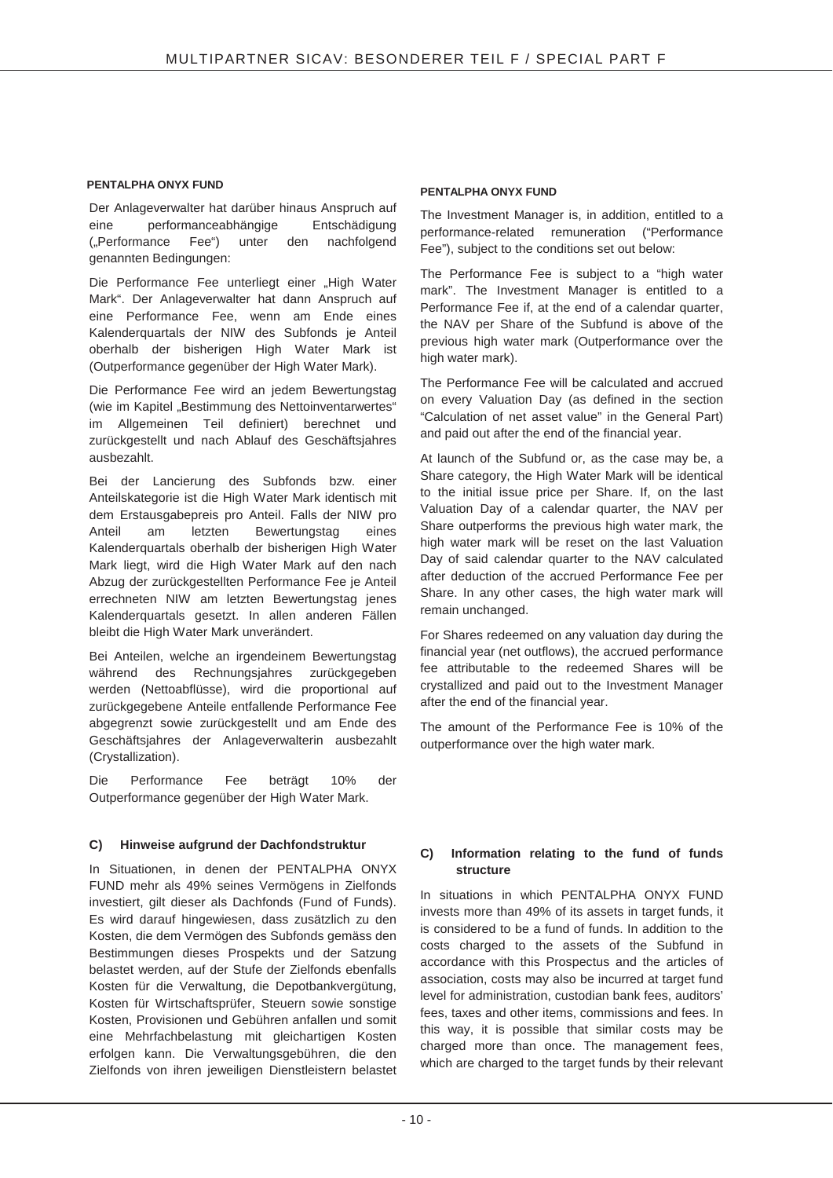**PENTALPHA ONYX FUND**

Der Anlageverwalter hat darüber hinaus Anspruch auf eine performanceabhängige Entschädigung („Performance Fee") unter den nachfolgend genannten Bedingungen:

Die Performance Fee unterliegt einer „High Water Mark". Der Anlageverwalter hat dann Anspruch auf eine Performance Fee, wenn am Ende eines Kalenderquartals der NIW des Subfonds je Anteil oberhalb der bisherigen High Water Mark ist (Outperformance gegenüber der High Water Mark).

Die Performance Fee wird an jedem Bewertungstag (wie im Kapitel „Bestimmung des Nettoinventarwertes" im Allgemeinen Teil definiert) berechnet und zurückgestellt und nach Ablauf des Geschäftsjahres ausbezahlt.

Bei der Lancierung des Subfonds bzw. einer Anteilskategorie ist die High Water Mark identisch mit dem Erstausgabepreis pro Anteil. Falls der NIW pro Anteil am letzten Bewertungstag eines Kalenderquartals oberhalb der bisherigen High Water Mark liegt, wird die High Water Mark auf den nach Abzug der zurückgestellten Performance Fee je Anteil errechneten NIW am letzten Bewertungstag jenes Kalenderquartals gesetzt. In allen anderen Fällen bleibt die High Water Mark unverändert.

Bei Anteilen, welche an irgendeinem Bewertungstag während des Rechnungsjahres zurückgegeben werden (Nettoabflüsse), wird die proportional auf zurückgegebene Anteile entfallende Performance Fee abgegrenzt sowie zurückgestellt und am Ende des Geschäftsjahres der Anlageverwalterin ausbezahlt (Crystallization).

Die Performance Fee beträgt 10% der Outperformance gegenüber der High Water Mark.

**C) Hinweise aufgrund der Dachfondstruktur**

In Situationen, in denen der PENTALPHA ONYX FUND mehr als 49% seines Vermögens in Zielfonds investiert, gilt dieser als Dachfonds (Fund of Funds). Es wird darauf hingewiesen, dass zusätzlich zu den Kosten, die dem Vermögen des Subfonds gemäss den Bestimmungen dieses Prospekts und der Satzung belastet werden, auf der Stufe der Zielfonds ebenfalls Kosten für die Verwaltung, die Depotbankvergütung, Kosten für Wirtschaftsprüfer, Steuern sowie sonstige Kosten, Provisionen und Gebühren anfallen und somit eine Mehrfachbelastung mit gleichartigen Kosten erfolgen kann. Die Verwaltungsgebühren, die den Zielfonds von ihren jeweiligen Dienstleistern belastet

**PENTALPHA ONYX FUND**

The Investment Manager is, in addition, entitled to a performance-related remuneration ("Performance Fee"), subject to the conditions set out below:

The Performance Fee is subject to a "high water mark". The Investment Manager is entitled to a Performance Fee if, at the end of a calendar quarter, the NAV per Share of the Subfund is above of the previous high water mark (Outperformance over the high water mark).

The Performance Fee will be calculated and accrued on every Valuation Day (as defined in the section "Calculation of net asset value" in the General Part) and paid out after the end of the financial year.

At launch of the Subfund or, as the case may be, a Share category, the High Water Mark will be identical to the initial issue price per Share. If, on the last Valuation Day of a calendar quarter, the NAV per Share outperforms the previous high water mark, the high water mark will be reset on the last Valuation Day of said calendar quarter to the NAV calculated after deduction of the accrued Performance Fee per Share. In any other cases, the high water mark will remain unchanged.

For Shares redeemed on any valuation day during the financial year (net outflows), the accrued performance fee attributable to the redeemed Shares will be crystallized and paid out to the Investment Manager after the end of the financial year.

The amount of the Performance Fee is 10% of the outperformance over the high water mark.

**C) Information relating to the fund of funds structure**

In situations in which PENTALPHA ONYX FUND invests more than 49% of its assets in target funds, it is considered to be a fund of funds. In addition to the costs charged to the assets of the Subfund in accordance with this Prospectus and the articles of association, costs may also be incurred at target fund level for administration, custodian bank fees, auditors' fees, taxes and other items, commissions and fees. In this way, it is possible that similar costs may be charged more than once. The management fees, which are charged to the target funds by their relevant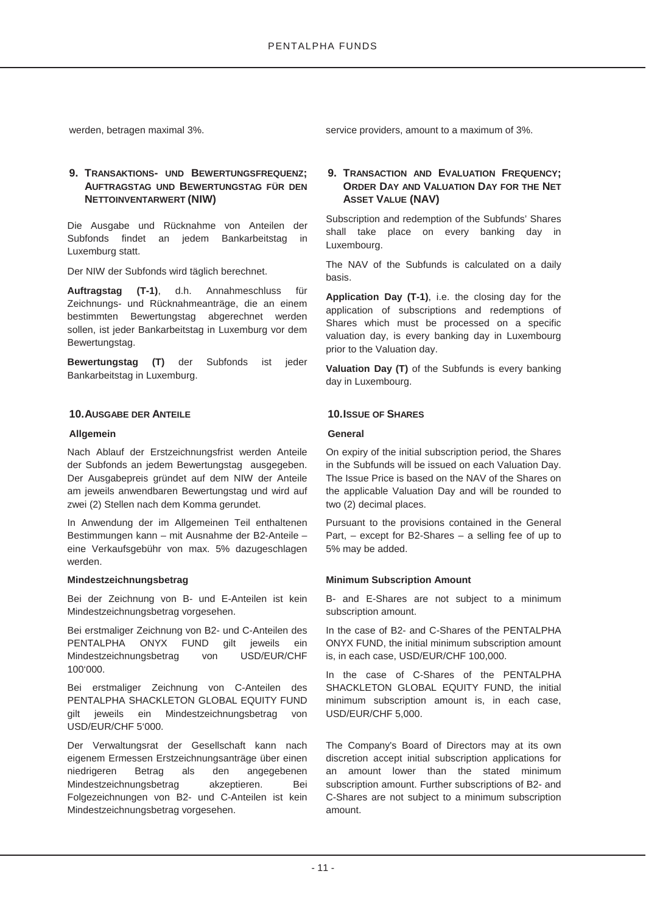werden, betragen maximal 3%.

service providers, amount to a maximum of 3%.

## 9. Transaktions- und Bewertungsfrequenz; Auftragstag und Bewertungstag für den Nettoinventarwert (NIW)

Die Ausgabe und Rücknahme von Anteilen der Subfonds findet an jedem Bankarbeitstag in Luxemburg statt.

Der NIW der Subfonds wird täglich berechnet.

**Auftragstag (T-1)**, d.h. Annahmeschluss für Zeichnungs- und Rücknahmeanträge, die an einem bestimmten Bewertungstag abgerechnet werden sollen, ist jeder Bankarbeitstag in Luxemburg vor dem Bewertungstag.

**Bewertungstag (T)** der Subfonds ist jeder Bankarbeitstag in Luxemburg.

## 9. Transaction and Evaluation Frequency; Order Day and Valuation Day for the Net Asset Value (NAV)

Subscription and redemption of the Subfunds' Shares shall take place on every banking day in Luxembourg.

The NAV of the Subfunds is calculated on a daily basis.

**Application Day (T-1)**, i.e. the closing day for the application of subscriptions and redemptions of Shares which must be processed on a specific valuation day, is every banking day in Luxembourg prior to the Valuation day.

**Valuation Day (T)** of the Subfunds is every banking day in Luxembourg.

## 10. Ausgabe der Anteile

### Allgemein

Nach Ablauf der Erstzeichnungsfrist werden Anteile der Subfonds an jedem Bewertungstag ausgegeben. Der Ausgabepreis gründet auf dem NIW der Anteile am jeweils anwendbaren Bewertungstag und wird auf zwei (2) Stellen nach dem Komma gerundet.

In Anwendung der im Allgemeinen Teil enthaltenen Bestimmungen kann – mit Ausnahme der B2-Anteile – eine Verkaufsgebühr von max. 5% dazugeschlagen werden.

### Mindestzeichnungsbetrag

Bei der Zeichnung von B- und E-Anteilen ist kein Mindestzeichnungsbetrag vorgesehen.

Bei erstmaliger Zeichnung von B2- und C-Anteilen des PENTALPHA ONYX FUND gilt jeweils ein Mindestzeichnungsbetrag von USD/EUR/CHF 100'000.

Bei erstmaliger Zeichnung von C-Anteilen des PENTALPHA SHACKLETON GLOBAL EQUITY FUND gilt jeweils ein Mindestzeichnungsbetrag von USD/EUR/CHF 5'000.

Der Verwaltungsrat der Gesellschaft kann nach eigenem Ermessen Erstzeichnungsanträge über einen niedrigeren Betrag als den angegebenen Mindestzeichnungsbetrag akzeptieren. Bei Folgezeichnungen von B2- und C-Anteilen ist kein Mindestzeichnungsbetrag vorgesehen.

## 10. Issue of Shares

### General

On expiry of the initial subscription period, the Shares in the Subfunds will be issued on each Valuation Day. The Issue Price is based on the NAV of the Shares on the applicable Valuation Day and will be rounded to two (2) decimal places.

Pursuant to the provisions contained in the General Part, – except for B2-Shares – a selling fee of up to 5% may be added.

### Minimum Subscription Amount

B- and E-Shares are not subject to a minimum subscription amount.

In the case of B2- and C-Shares of the PENTALPHA ONYX FUND, the initial minimum subscription amount is, in each case, USD/EUR/CHF 100,000.

In the case of C-Shares of the PENTALPHA SHACKLETON GLOBAL EQUITY FUND, the initial minimum subscription amount is, in each case, USD/EUR/CHF 5,000.

The Company's Board of Directors may at its own discretion accept initial subscription applications for an amount lower than the stated minimum subscription amount. Further subscriptions of B2- and C-Shares are not subject to a minimum subscription amount.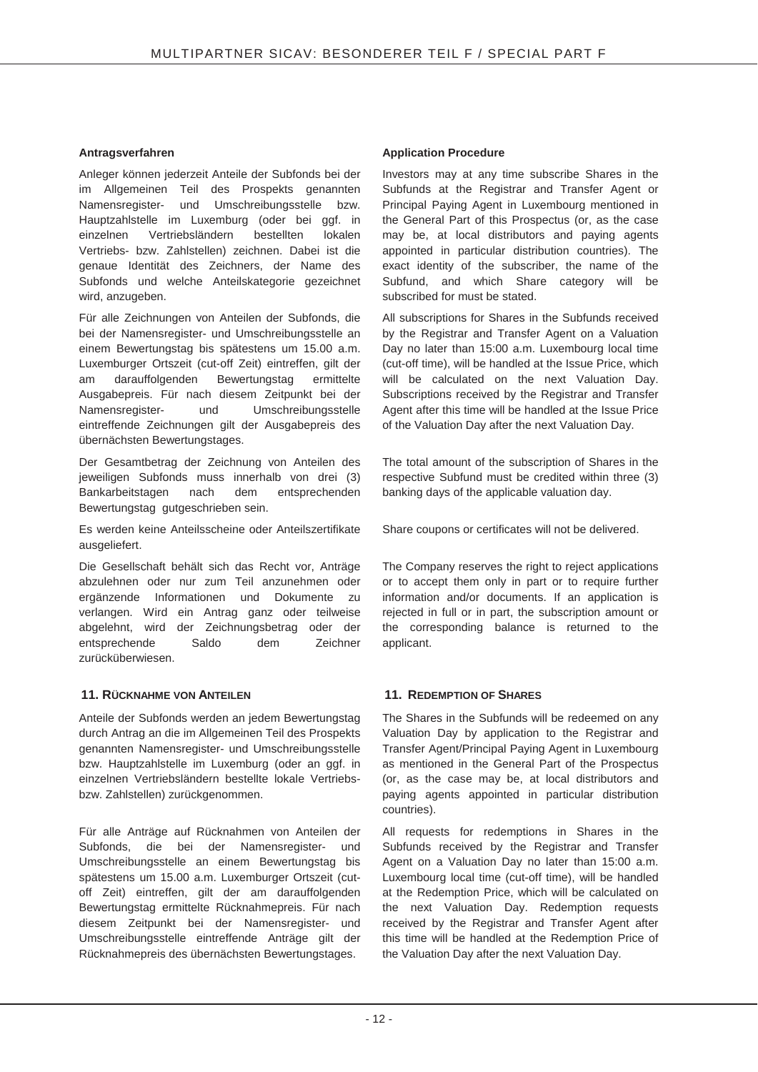**Antragsverfahren**

Anleger können jederzeit Anteile der Subfonds bei der im Allgemeinen Teil des Prospekts genannten Namensregister- und Umschreibungsstelle bzw. Hauptzahlstelle im Luxemburg (oder bei ggf. in einzelnen Vertriebsländern bestellten lokalen Vertriebs- bzw. Zahlstellen) zeichnen. Dabei ist die genaue Identität des Zeichners, der Name des Subfonds und welche Anteilskategorie gezeichnet wird, anzugeben.

Für alle Zeichnungen von Anteilen der Subfonds, die bei der Namensregister- und Umschreibungsstelle an einem Bewertungstag bis spätestens um 15.00 a.m. Luxemburger Ortszeit (cut-off Zeit) eintreffen, gilt der am darauffolgenden Bewertungstag ermittelte Ausgabepreis. Für nach diesem Zeitpunkt bei der Namensregister- und Umschreibungsstelle eintreffende Zeichnungen gilt der Ausgabepreis des übernächsten Bewertungstages.

Der Gesamtbetrag der Zeichnung von Anteilen des jeweiligen Subfonds muss innerhalb von drei (3) Bankarbeitstagen nach dem entsprechenden Bewertungstag gutgeschrieben sein.

Es werden keine Anteilsscheine oder Anteilszertifikate ausgeliefert.

Die Gesellschaft behält sich das Recht vor, Anträge abzulehnen oder nur zum Teil anzunehmen oder ergänzende Informationen und Dokumente zu verlangen. Wird ein Antrag ganz oder teilweise abgelehnt, wird der Zeichnungsbetrag oder der entsprechende Saldo dem Zeichner zurücküberwiesen.

**Application Procedure**

Investors may at any time subscribe Shares in the Subfunds at the Registrar and Transfer Agent or Principal Paying Agent in Luxembourg mentioned in the General Part of this Prospectus (or, as the case may be, at local distributors and paying agents appointed in particular distribution countries). The exact identity of the subscriber, the name of the Subfund, and which Share category will be subscribed for must be stated.

All subscriptions for Shares in the Subfunds received by the Registrar and Transfer Agent on a Valuation Day no later than 15:00 a.m. Luxembourg local time (cut-off time), will be handled at the Issue Price, which will be calculated on the next Valuation Day. Subscriptions received by the Registrar and Transfer Agent after this time will be handled at the Issue Price of the Valuation Day after the next Valuation Day.

The total amount of the subscription of Shares in the respective Subfund must be credited within three (3) banking days of the applicable valuation day.

Share coupons or certificates will not be delivered.

The Company reserves the right to reject applications or to accept them only in part or to require further information and/or documents. If an application is rejected in full or in part, the subscription amount or the corresponding balance is returned to the applicant.

## 11. RÜCKNAHME VON ANTEILEN

Anteile der Subfonds werden an jedem Bewertungstag durch Antrag an die im Allgemeinen Teil des Prospekts genannten Namensregister- und Umschreibungsstelle bzw. Hauptzahlstelle im Luxemburg (oder an ggf. in einzelnen Vertriebsländern bestellte lokale Vertriebs- bzw. Zahlstellen) zurückgenommen.

Für alle Anträge auf Rücknahmen von Anteilen der Subfonds, die bei der Namensregister- und Umschreibungsstelle an einem Bewertungstag bis spätestens um 15.00 a.m. Luxemburger Ortszeit (cut-off Zeit) eintreffen, gilt der am darauffolgenden Bewertungstag ermittelte Rücknahmepreis. Für nach diesem Zeitpunkt bei der Namensregister- und Umschreibungsstelle eintreffende Anträge gilt der Rücknahmepreis des übernächsten Bewertungstages.

## 11. REDEMPTION OF SHARES

The Shares in the Subfunds will be redeemed on any Valuation Day by application to the Registrar and Transfer Agent/Principal Paying Agent in Luxembourg as mentioned in the General Part of the Prospectus (or, as the case may be, at local distributors and paying agents appointed in particular distribution countries).

All requests for redemptions in Shares in the Subfunds received by the Registrar and Transfer Agent on a Valuation Day no later than 15:00 a.m. Luxembourg local time (cut-off time), will be handled at the Redemption Price, which will be calculated on the next Valuation Day. Redemption requests received by the Registrar and Transfer Agent after this time will be handled at the Redemption Price of the Valuation Day after the next Valuation Day.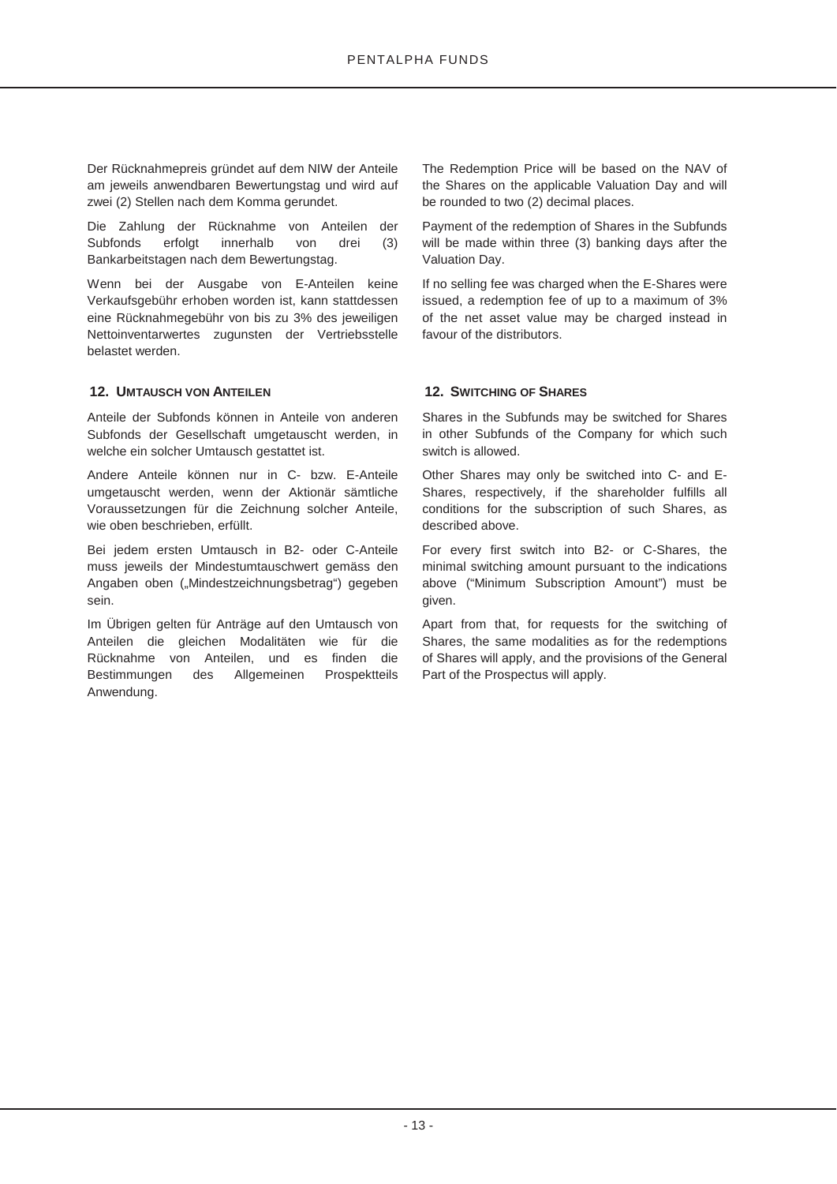Der Rücknahmepreis gründet auf dem NIW der Anteile am jeweils anwendbaren Bewertungstag und wird auf zwei (2) Stellen nach dem Komma gerundet.

Die Zahlung der Rücknahme von Anteilen der Subfonds erfolgt innerhalb von drei (3) Bankarbeitstagen nach dem Bewertungstag.

Wenn bei der Ausgabe von E-Anteilen keine Verkaufsgebühr erhoben worden ist, kann stattdessen eine Rücknahmegebühr von bis zu 3% des jeweiligen Nettoinventarwertes zugunsten der Vertriebsstelle belastet werden.

## 12. Umtausch von Anteilen

Anteile der Subfonds können in Anteile von anderen Subfonds der Gesellschaft umgetauscht werden, in welche ein solcher Umtausch gestattet ist.

Andere Anteile können nur in C- bzw. E-Anteile umgetauscht werden, wenn der Aktionär sämtliche Voraussetzungen für die Zeichnung solcher Anteile, wie oben beschrieben, erfüllt.

Bei jedem ersten Umtausch in B2- oder C-Anteile muss jeweils der Mindestumtauschwert gemäss den Angaben oben („Mindestzeichnungsbetrag") gegeben sein.

Im Übrigen gelten für Anträge auf den Umtausch von Anteilen die gleichen Modalitäten wie für die Rücknahme von Anteilen, und es finden die Bestimmungen des Allgemeinen Prospektteils Anwendung.

The Redemption Price will be based on the NAV of the Shares on the applicable Valuation Day and will be rounded to two (2) decimal places.

Payment of the redemption of Shares in the Subfunds will be made within three (3) banking days after the Valuation Day.

If no selling fee was charged when the E-Shares were issued, a redemption fee of up to a maximum of 3% of the net asset value may be charged instead in favour of the distributors.

## 12. Switching of Shares

Shares in the Subfunds may be switched for Shares in other Subfunds of the Company for which such switch is allowed.

Other Shares may only be switched into C- and E-Shares, respectively, if the shareholder fulfills all conditions for the subscription of such Shares, as described above.

For every first switch into B2- or C-Shares, the minimal switching amount pursuant to the indications above ("Minimum Subscription Amount") must be given.

Apart from that, for requests for the switching of Shares, the same modalities as for the redemptions of Shares will apply, and the provisions of the General Part of the Prospectus will apply.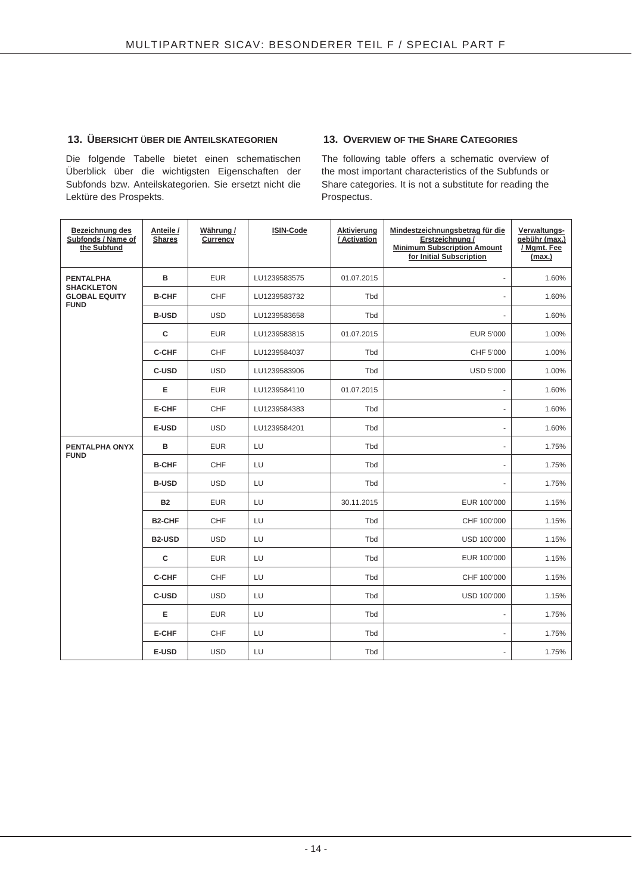## 13. ÜBERSICHT ÜBER DIE ANTEILSKATEGORIEN

Die folgende Tabelle bietet einen schematischen Überblick über die wichtigsten Eigenschaften der Subfonds bzw. Anteilskategorien. Sie ersetzt nicht die Lektüre des Prospekts.

## 13. OVERVIEW OF THE SHARE CATEGORIES

The following table offers a schematic overview of the most important characteristics of the Subfunds or Share categories. It is not a substitute for reading the Prospectus.

| Bezeichnung des Subfonds / Name of the Subfund | Anteile / Shares | Währung / Currency | ISIN-Code | Aktivierung / Activation | Mindestzeichnungsbetrag für die Erstzeichnung / Minimum Subscription Amount for Initial Subscription | Verwaltungsgebühr (max.) / Mgmt. Fee (max.) |
|---|---|---|---|---|---|---|
| **PENTALPHA SHACKLETON GLOBAL EQUITY FUND** | **B** | EUR | LU1239583575 | 01.07.2015 | - | 1.60% |
| | **B-CHF** | CHF | LU1239583732 | Tbd | - | 1.60% |
| | **B-USD** | USD | LU1239583658 | Tbd | - | 1.60% |
| | **C** | EUR | LU1239583815 | 01.07.2015 | EUR 5'000 | 1.00% |
| | **C-CHF** | CHF | LU1239584037 | Tbd | CHF 5'000 | 1.00% |
| | **C-USD** | USD | LU1239583906 | Tbd | USD 5'000 | 1.00% |
| | **E** | EUR | LU1239584110 | 01.07.2015 | - | 1.60% |
| | **E-CHF** | CHF | LU1239584383 | Tbd | - | 1.60% |
| | **E-USD** | USD | LU1239584201 | Tbd | - | 1.60% |
| **PENTALPHA ONYX FUND** | **B** | EUR | LU | Tbd | - | 1.75% |
| | **B-CHF** | CHF | LU | Tbd | - | 1.75% |
| | **B-USD** | USD | LU | Tbd | - | 1.75% |
| | **B2** | EUR | LU | 30.11.2015 | EUR 100'000 | 1.15% |
| | **B2-CHF** | CHF | LU | Tbd | CHF 100'000 | 1.15% |
| | **B2-USD** | USD | LU | Tbd | USD 100'000 | 1.15% |
| | **C** | EUR | LU | Tbd | EUR 100'000 | 1.15% |
| | **C-CHF** | CHF | LU | Tbd | CHF 100'000 | 1.15% |
| | **C-USD** | USD | LU | Tbd | USD 100'000 | 1.15% |
| | **E** | EUR | LU | Tbd | - | 1.75% |
| | **E-CHF** | CHF | LU | Tbd | - | 1.75% |
| | **E-USD** | USD | LU | Tbd | - | 1.75% |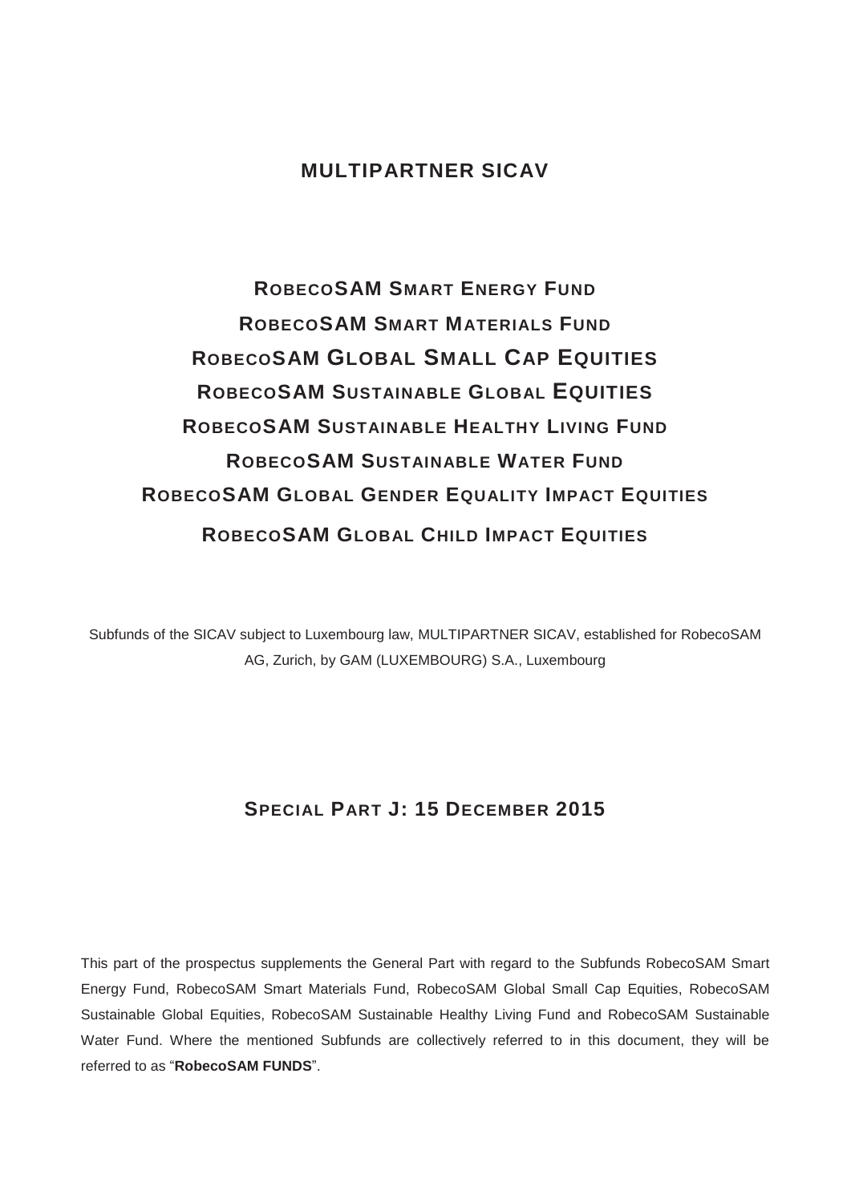# MULTIPARTNER SICAV

## ROBECOSAM SMART ENERGY FUND
## ROBECOSAM SMART MATERIALS FUND
## ROBECOSAM GLOBAL SMALL CAP EQUITIES
## ROBECOSAM SUSTAINABLE GLOBAL EQUITIES
## ROBECOSAM SUSTAINABLE HEALTHY LIVING FUND
## ROBECOSAM SUSTAINABLE WATER FUND
## ROBECOSAM GLOBAL GENDER EQUALITY IMPACT EQUITIES
## ROBECOSAM GLOBAL CHILD IMPACT EQUITIES

Subfunds of the SICAV subject to Luxembourg law, MULTIPARTNER SICAV, established for RobecoSAM AG, Zurich, by GAM (LUXEMBOURG) S.A., Luxembourg

## SPECIAL PART J: 15 DECEMBER 2015

This part of the prospectus supplements the General Part with regard to the Subfunds RobecoSAM Smart Energy Fund, RobecoSAM Smart Materials Fund, RobecoSAM Global Small Cap Equities, RobecoSAM Sustainable Global Equities, RobecoSAM Sustainable Healthy Living Fund and RobecoSAM Sustainable Water Fund. Where the mentioned Subfunds are collectively referred to in this document, they will be referred to as "**RobecoSAM FUNDS**".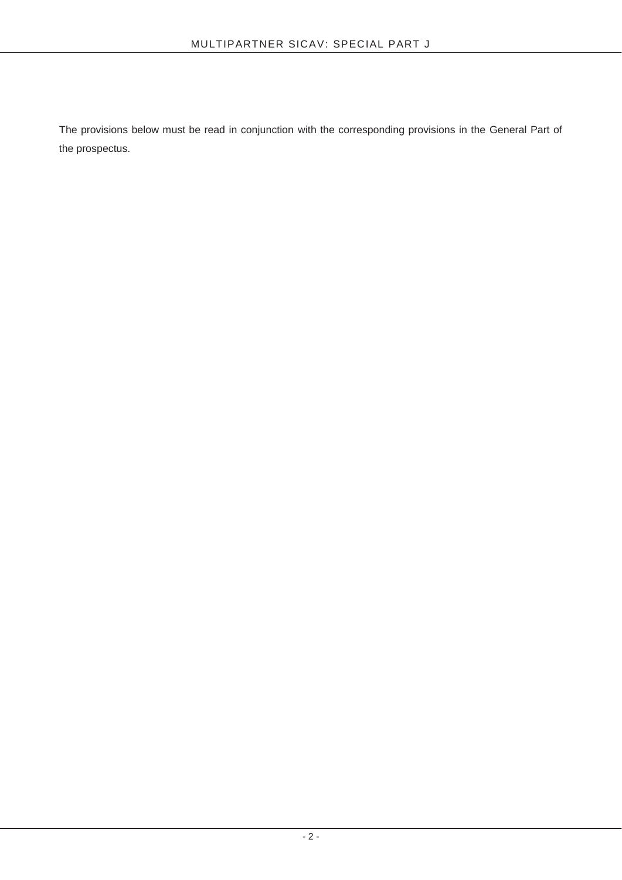The provisions below must be read in conjunction with the corresponding provisions in the General Part of the prospectus.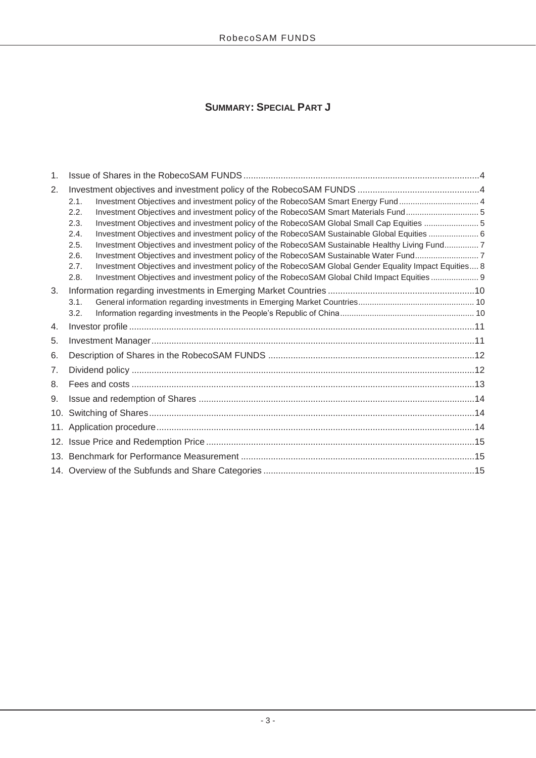## SUMMARY: SPECIAL PART J

1. Issue of Shares in the RobecoSAM FUNDS .....4
2. Investment objectives and investment policy of the RobecoSAM FUNDS .....4
   - 2.1. Investment Objectives and investment policy of the RobecoSAM Smart Energy Fund .....4
   - 2.2. Investment Objectives and investment policy of the RobecoSAM Smart Materials Fund .....5
   - 2.3. Investment Objectives and investment policy of the RobecoSAM Global Small Cap Equities .....5
   - 2.4. Investment Objectives and investment policy of the RobecoSAM Sustainable Global Equities .....6
   - 2.5. Investment Objectives and investment policy of the RobecoSAM Sustainable Healthy Living Fund .....7
   - 2.6. Investment Objectives and investment policy of the RobecoSAM Sustainable Water Fund .....7
   - 2.7. Investment Objectives and investment policy of the RobecoSAM Global Gender Equality Impact Equities .....8
   - 2.8. Investment Objectives and investment policy of the RobecoSAM Global Child Impact Equities .....9
3. Information regarding investments in Emerging Market Countries .....10
   - 3.1. General information regarding investments in Emerging Market Countries .....10
   - 3.2. Information regarding investments in the People's Republic of China .....10
4. Investor profile .....11
5. Investment Manager .....11
6. Description of Shares in the RobecoSAM FUNDS .....12
7. Dividend policy .....12
8. Fees and costs .....13
9. Issue and redemption of Shares .....14
10. Switching of Shares .....14
11. Application procedure .....14
12. Issue Price and Redemption Price .....15
13. Benchmark for Performance Measurement .....15
14. Overview of the Subfunds and Share Categories .....15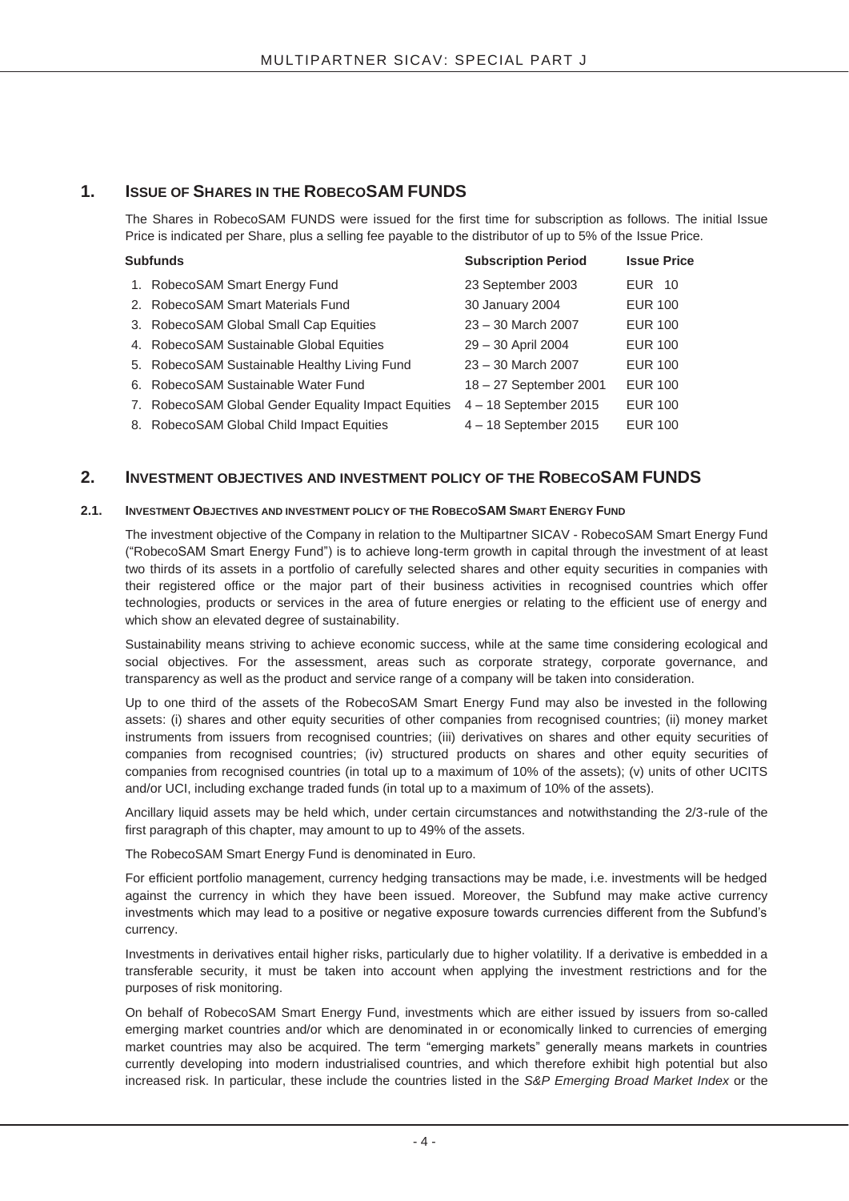## 1. ISSUE OF SHARES IN THE ROBECOSAM FUNDS

The Shares in RobecoSAM FUNDS were issued for the first time for subscription as follows. The initial Issue Price is indicated per Share, plus a selling fee payable to the distributor of up to 5% of the Issue Price.

| Subfunds | Subscription Period | Issue Price |
|---|---|---|
| 1. RobecoSAM Smart Energy Fund | 23 September 2003 | EUR 10 |
| 2. RobecoSAM Smart Materials Fund | 30 January 2004 | EUR 100 |
| 3. RobecoSAM Global Small Cap Equities | 23 – 30 March 2007 | EUR 100 |
| 4. RobecoSAM Sustainable Global Equities | 29 – 30 April 2004 | EUR 100 |
| 5. RobecoSAM Sustainable Healthy Living Fund | 23 – 30 March 2007 | EUR 100 |
| 6. RobecoSAM Sustainable Water Fund | 18 – 27 September 2001 | EUR 100 |
| 7. RobecoSAM Global Gender Equality Impact Equities | 4 – 18 September 2015 | EUR 100 |
| 8. RobecoSAM Global Child Impact Equities | 4 – 18 September 2015 | EUR 100 |

## 2. INVESTMENT OBJECTIVES AND INVESTMENT POLICY OF THE ROBECOSAM FUNDS

### 2.1. INVESTMENT OBJECTIVES AND INVESTMENT POLICY OF THE ROBECOSAM SMART ENERGY FUND

The investment objective of the Company in relation to the Multipartner SICAV - RobecoSAM Smart Energy Fund ("RobecoSAM Smart Energy Fund") is to achieve long-term growth in capital through the investment of at least two thirds of its assets in a portfolio of carefully selected shares and other equity securities in companies with their registered office or the major part of their business activities in recognised countries which offer technologies, products or services in the area of future energies or relating to the efficient use of energy and which show an elevated degree of sustainability.

Sustainability means striving to achieve economic success, while at the same time considering ecological and social objectives. For the assessment, areas such as corporate strategy, corporate governance, and transparency as well as the product and service range of a company will be taken into consideration.

Up to one third of the assets of the RobecoSAM Smart Energy Fund may also be invested in the following assets: (i) shares and other equity securities of other companies from recognised countries; (ii) money market instruments from issuers from recognised countries; (iii) derivatives on shares and other equity securities of companies from recognised countries; (iv) structured products on shares and other equity securities of companies from recognised countries (in total up to a maximum of 10% of the assets); (v) units of other UCITS and/or UCI, including exchange traded funds (in total up to a maximum of 10% of the assets).

Ancillary liquid assets may be held which, under certain circumstances and notwithstanding the 2/3-rule of the first paragraph of this chapter, may amount to up to 49% of the assets.

The RobecoSAM Smart Energy Fund is denominated in Euro.

For efficient portfolio management, currency hedging transactions may be made, i.e. investments will be hedged against the currency in which they have been issued. Moreover, the Subfund may make active currency investments which may lead to a positive or negative exposure towards currencies different from the Subfund's currency.

Investments in derivatives entail higher risks, particularly due to higher volatility. If a derivative is embedded in a transferable security, it must be taken into account when applying the investment restrictions and for the purposes of risk monitoring.

On behalf of RobecoSAM Smart Energy Fund, investments which are either issued by issuers from so-called emerging market countries and/or which are denominated in or economically linked to currencies of emerging market countries may also be acquired. The term "emerging markets" generally means markets in countries currently developing into modern industrialised countries, and which therefore exhibit high potential but also increased risk. In particular, these include the countries listed in the *S&P Emerging Broad Market Index* or the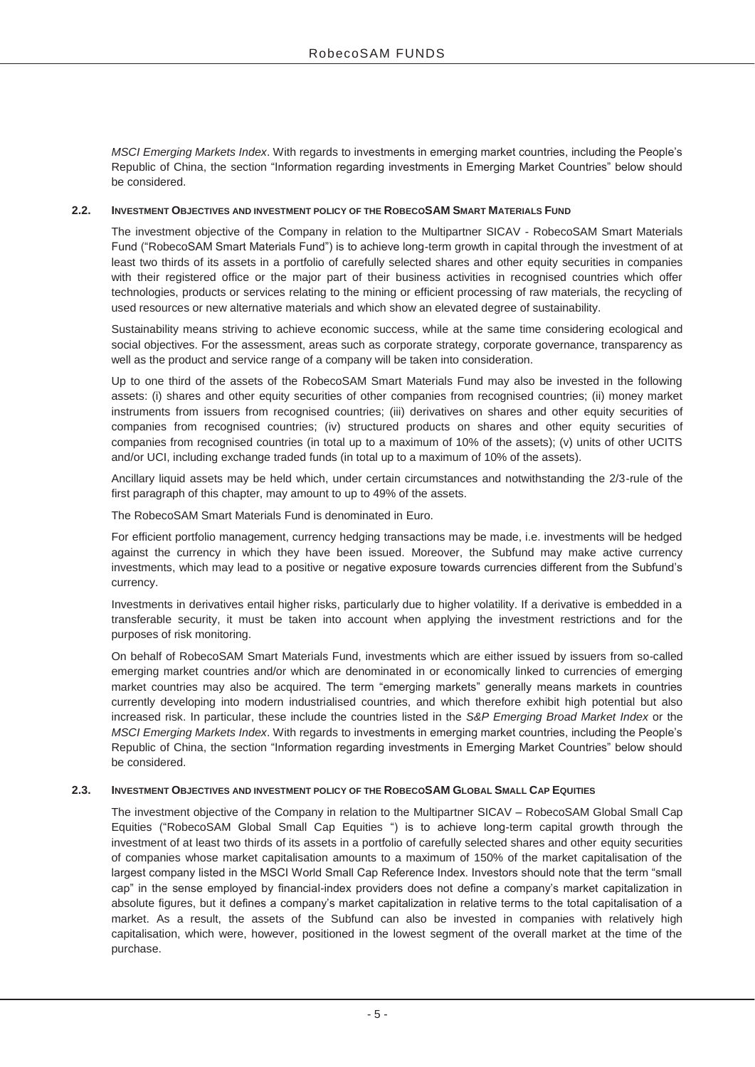*MSCI Emerging Markets Index*. With regards to investments in emerging market countries, including the People's Republic of China, the section "Information regarding investments in Emerging Market Countries" below should be considered.

### 2.2. INVESTMENT OBJECTIVES AND INVESTMENT POLICY OF THE ROBECOSAM SMART MATERIALS FUND

The investment objective of the Company in relation to the Multipartner SICAV - RobecoSAM Smart Materials Fund ("RobecoSAM Smart Materials Fund") is to achieve long-term growth in capital through the investment of at least two thirds of its assets in a portfolio of carefully selected shares and other equity securities in companies with their registered office or the major part of their business activities in recognised countries which offer technologies, products or services relating to the mining or efficient processing of raw materials, the recycling of used resources or new alternative materials and which show an elevated degree of sustainability.

Sustainability means striving to achieve economic success, while at the same time considering ecological and social objectives. For the assessment, areas such as corporate strategy, corporate governance, transparency as well as the product and service range of a company will be taken into consideration.

Up to one third of the assets of the RobecoSAM Smart Materials Fund may also be invested in the following assets: (i) shares and other equity securities of other companies from recognised countries; (ii) money market instruments from issuers from recognised countries; (iii) derivatives on shares and other equity securities of companies from recognised countries; (iv) structured products on shares and other equity securities of companies from recognised countries (in total up to a maximum of 10% of the assets); (v) units of other UCITS and/or UCI, including exchange traded funds (in total up to a maximum of 10% of the assets).

Ancillary liquid assets may be held which, under certain circumstances and notwithstanding the 2/3-rule of the first paragraph of this chapter, may amount to up to 49% of the assets.

The RobecoSAM Smart Materials Fund is denominated in Euro.

For efficient portfolio management, currency hedging transactions may be made, i.e. investments will be hedged against the currency in which they have been issued. Moreover, the Subfund may make active currency investments, which may lead to a positive or negative exposure towards currencies different from the Subfund's currency.

Investments in derivatives entail higher risks, particularly due to higher volatility. If a derivative is embedded in a transferable security, it must be taken into account when applying the investment restrictions and for the purposes of risk monitoring.

On behalf of RobecoSAM Smart Materials Fund, investments which are either issued by issuers from so-called emerging market countries and/or which are denominated in or economically linked to currencies of emerging market countries may also be acquired. The term "emerging markets" generally means markets in countries currently developing into modern industrialised countries, and which therefore exhibit high potential but also increased risk. In particular, these include the countries listed in the *S&P Emerging Broad Market Index* or the *MSCI Emerging Markets Index*. With regards to investments in emerging market countries, including the People's Republic of China, the section "Information regarding investments in Emerging Market Countries" below should be considered.

### 2.3. INVESTMENT OBJECTIVES AND INVESTMENT POLICY OF THE ROBECOSAM GLOBAL SMALL CAP EQUITIES

The investment objective of the Company in relation to the Multipartner SICAV – RobecoSAM Global Small Cap Equities ("RobecoSAM Global Small Cap Equities ") is to achieve long-term capital growth through the investment of at least two thirds of its assets in a portfolio of carefully selected shares and other equity securities of companies whose market capitalisation amounts to a maximum of 150% of the market capitalisation of the largest company listed in the MSCI World Small Cap Reference Index. Investors should note that the term "small cap" in the sense employed by financial-index providers does not define a company's market capitalization in absolute figures, but it defines a company's market capitalization in relative terms to the total capitalisation of a market. As a result, the assets of the Subfund can also be invested in companies with relatively high capitalisation, which were, however, positioned in the lowest segment of the overall market at the time of the purchase.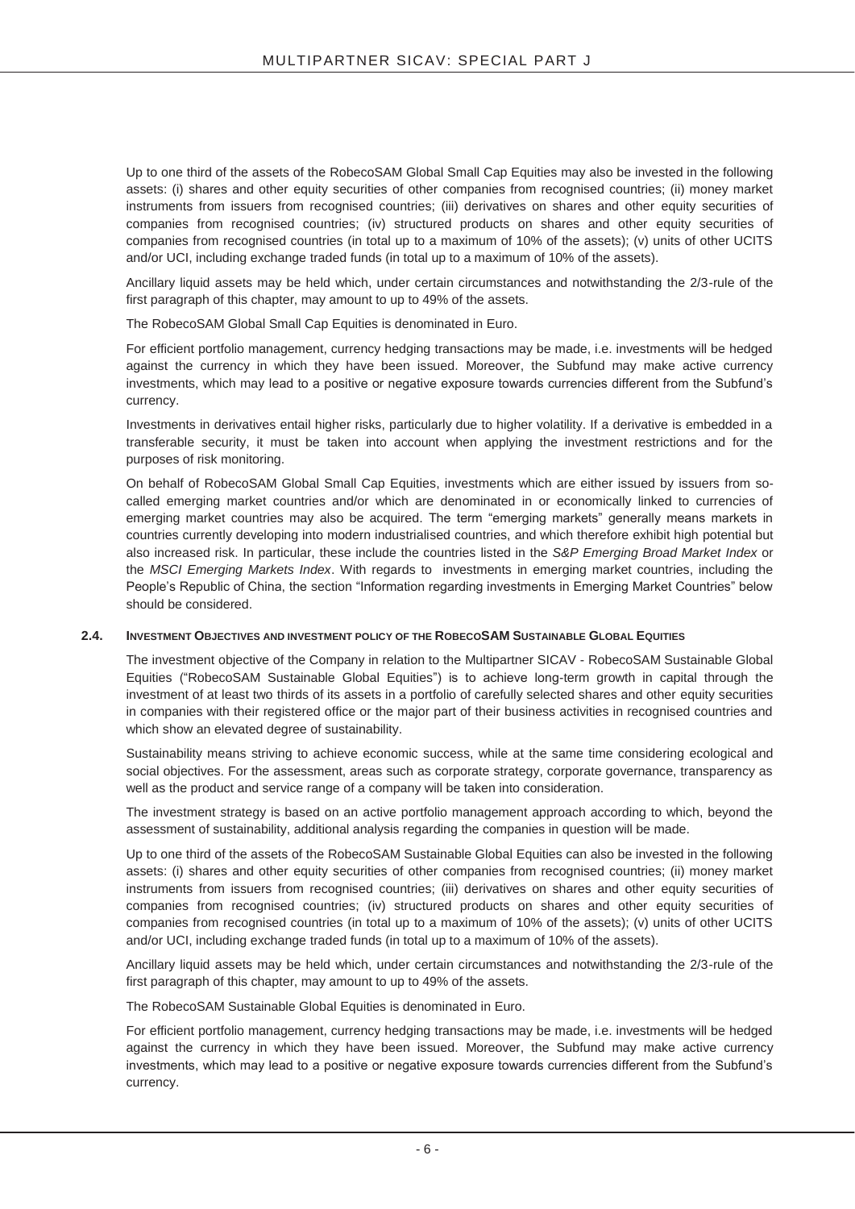Up to one third of the assets of the RobecoSAM Global Small Cap Equities may also be invested in the following assets: (i) shares and other equity securities of other companies from recognised countries; (ii) money market instruments from issuers from recognised countries; (iii) derivatives on shares and other equity securities of companies from recognised countries; (iv) structured products on shares and other equity securities of companies from recognised countries (in total up to a maximum of 10% of the assets); (v) units of other UCITS and/or UCI, including exchange traded funds (in total up to a maximum of 10% of the assets).

Ancillary liquid assets may be held which, under certain circumstances and notwithstanding the 2/3-rule of the first paragraph of this chapter, may amount to up to 49% of the assets.

The RobecoSAM Global Small Cap Equities is denominated in Euro.

For efficient portfolio management, currency hedging transactions may be made, i.e. investments will be hedged against the currency in which they have been issued. Moreover, the Subfund may make active currency investments, which may lead to a positive or negative exposure towards currencies different from the Subfund's currency.

Investments in derivatives entail higher risks, particularly due to higher volatility. If a derivative is embedded in a transferable security, it must be taken into account when applying the investment restrictions and for the purposes of risk monitoring.

On behalf of RobecoSAM Global Small Cap Equities, investments which are either issued by issuers from so-called emerging market countries and/or which are denominated in or economically linked to currencies of emerging market countries may also be acquired. The term "emerging markets" generally means markets in countries currently developing into modern industrialised countries, and which therefore exhibit high potential but also increased risk. In particular, these include the countries listed in the *S&P Emerging Broad Market Index* or the *MSCI Emerging Markets Index*. With regards to investments in emerging market countries, including the People's Republic of China, the section "Information regarding investments in Emerging Market Countries" below should be considered.

### 2.4. Investment Objectives and investment policy of the RobecoSAM Sustainable Global Equities

The investment objective of the Company in relation to the Multipartner SICAV - RobecoSAM Sustainable Global Equities ("RobecoSAM Sustainable Global Equities") is to achieve long-term growth in capital through the investment of at least two thirds of its assets in a portfolio of carefully selected shares and other equity securities in companies with their registered office or the major part of their business activities in recognised countries and which show an elevated degree of sustainability.

Sustainability means striving to achieve economic success, while at the same time considering ecological and social objectives. For the assessment, areas such as corporate strategy, corporate governance, transparency as well as the product and service range of a company will be taken into consideration.

The investment strategy is based on an active portfolio management approach according to which, beyond the assessment of sustainability, additional analysis regarding the companies in question will be made.

Up to one third of the assets of the RobecoSAM Sustainable Global Equities can also be invested in the following assets: (i) shares and other equity securities of other companies from recognised countries; (ii) money market instruments from issuers from recognised countries; (iii) derivatives on shares and other equity securities of companies from recognised countries; (iv) structured products on shares and other equity securities of companies from recognised countries (in total up to a maximum of 10% of the assets); (v) units of other UCITS and/or UCI, including exchange traded funds (in total up to a maximum of 10% of the assets).

Ancillary liquid assets may be held which, under certain circumstances and notwithstanding the 2/3-rule of the first paragraph of this chapter, may amount to up to 49% of the assets.

The RobecoSAM Sustainable Global Equities is denominated in Euro.

For efficient portfolio management, currency hedging transactions may be made, i.e. investments will be hedged against the currency in which they have been issued. Moreover, the Subfund may make active currency investments, which may lead to a positive or negative exposure towards currencies different from the Subfund's currency.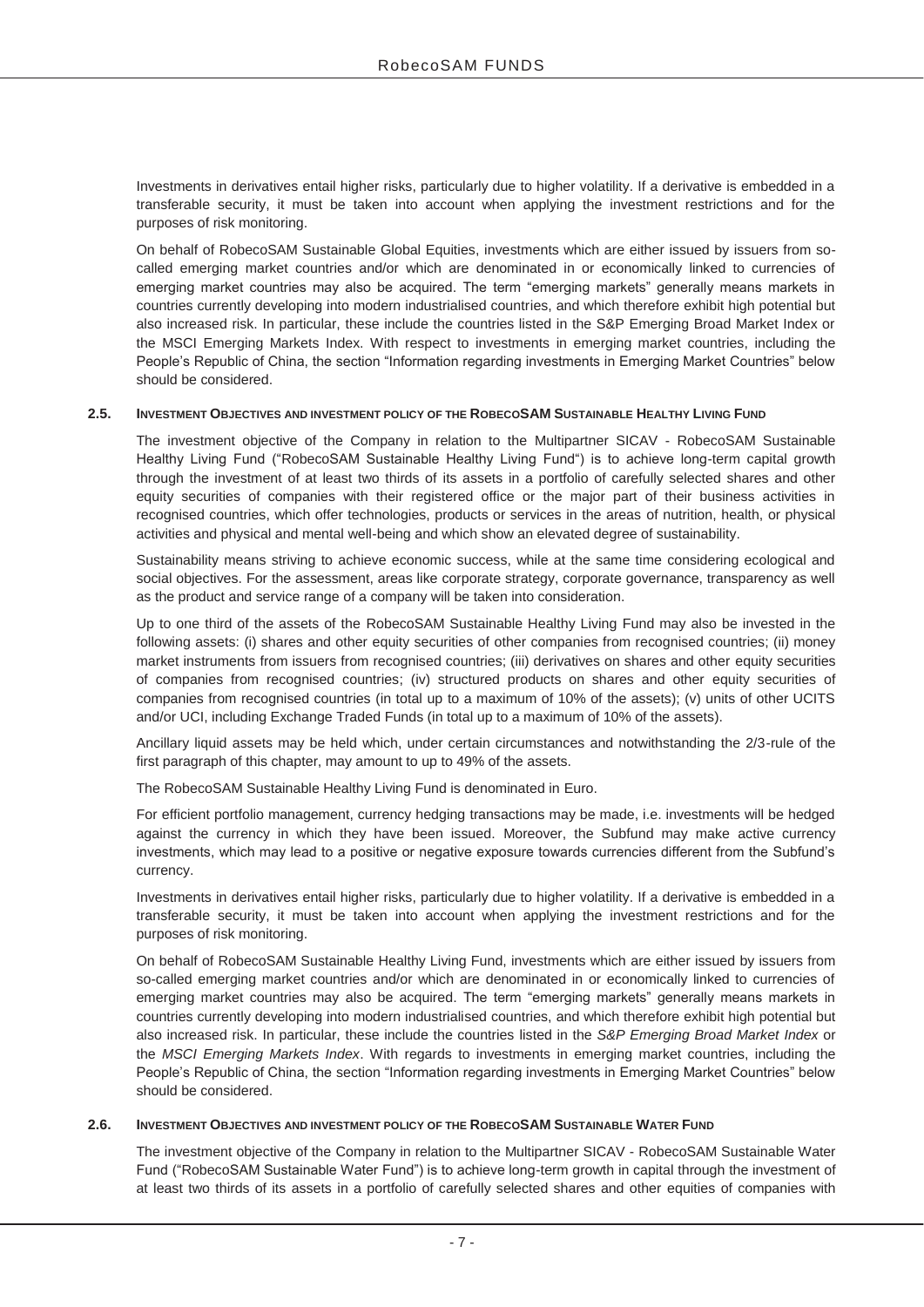Investments in derivatives entail higher risks, particularly due to higher volatility. If a derivative is embedded in a transferable security, it must be taken into account when applying the investment restrictions and for the purposes of risk monitoring.

On behalf of RobecoSAM Sustainable Global Equities, investments which are either issued by issuers from so-called emerging market countries and/or which are denominated in or economically linked to currencies of emerging market countries may also be acquired. The term "emerging markets" generally means markets in countries currently developing into modern industrialised countries, and which therefore exhibit high potential but also increased risk. In particular, these include the countries listed in the S&P Emerging Broad Market Index or the MSCI Emerging Markets Index. With respect to investments in emerging market countries, including the People's Republic of China, the section "Information regarding investments in Emerging Market Countries" below should be considered.

### 2.5. Investment Objectives and investment policy of the RobecoSAM Sustainable Healthy Living Fund

The investment objective of the Company in relation to the Multipartner SICAV - RobecoSAM Sustainable Healthy Living Fund ("RobecoSAM Sustainable Healthy Living Fund") is to achieve long-term capital growth through the investment of at least two thirds of its assets in a portfolio of carefully selected shares and other equity securities of companies with their registered office or the major part of their business activities in recognised countries, which offer technologies, products or services in the areas of nutrition, health, or physical activities and physical and mental well-being and which show an elevated degree of sustainability.

Sustainability means striving to achieve economic success, while at the same time considering ecological and social objectives. For the assessment, areas like corporate strategy, corporate governance, transparency as well as the product and service range of a company will be taken into consideration.

Up to one third of the assets of the RobecoSAM Sustainable Healthy Living Fund may also be invested in the following assets: (i) shares and other equity securities of other companies from recognised countries; (ii) money market instruments from issuers from recognised countries; (iii) derivatives on shares and other equity securities of companies from recognised countries; (iv) structured products on shares and other equity securities of companies from recognised countries (in total up to a maximum of 10% of the assets); (v) units of other UCITS and/or UCI, including Exchange Traded Funds (in total up to a maximum of 10% of the assets).

Ancillary liquid assets may be held which, under certain circumstances and notwithstanding the 2/3-rule of the first paragraph of this chapter, may amount to up to 49% of the assets.

The RobecoSAM Sustainable Healthy Living Fund is denominated in Euro.

For efficient portfolio management, currency hedging transactions may be made, i.e. investments will be hedged against the currency in which they have been issued. Moreover, the Subfund may make active currency investments, which may lead to a positive or negative exposure towards currencies different from the Subfund's currency.

Investments in derivatives entail higher risks, particularly due to higher volatility. If a derivative is embedded in a transferable security, it must be taken into account when applying the investment restrictions and for the purposes of risk monitoring.

On behalf of RobecoSAM Sustainable Healthy Living Fund, investments which are either issued by issuers from so-called emerging market countries and/or which are denominated in or economically linked to currencies of emerging market countries may also be acquired. The term "emerging markets" generally means markets in countries currently developing into modern industrialised countries, and which therefore exhibit high potential but also increased risk. In particular, these include the countries listed in the *S&P Emerging Broad Market Index* or the *MSCI Emerging Markets Index*. With regards to investments in emerging market countries, including the People's Republic of China, the section "Information regarding investments in Emerging Market Countries" below should be considered.

### 2.6. Investment Objectives and investment policy of the RobecoSAM Sustainable Water Fund

The investment objective of the Company in relation to the Multipartner SICAV - RobecoSAM Sustainable Water Fund ("RobecoSAM Sustainable Water Fund") is to achieve long-term growth in capital through the investment of at least two thirds of its assets in a portfolio of carefully selected shares and other equities of companies with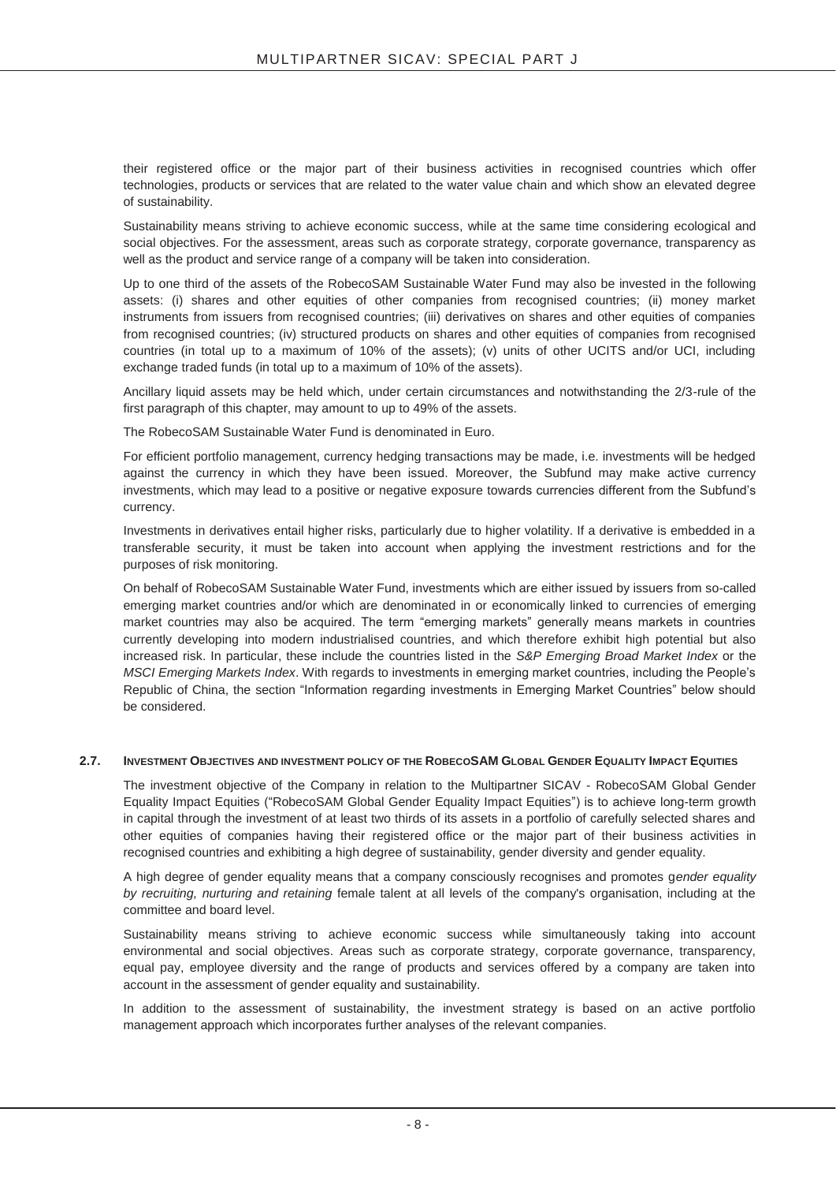their registered office or the major part of their business activities in recognised countries which offer technologies, products or services that are related to the water value chain and which show an elevated degree of sustainability.

Sustainability means striving to achieve economic success, while at the same time considering ecological and social objectives. For the assessment, areas such as corporate strategy, corporate governance, transparency as well as the product and service range of a company will be taken into consideration.

Up to one third of the assets of the RobecoSAM Sustainable Water Fund may also be invested in the following assets: (i) shares and other equities of other companies from recognised countries; (ii) money market instruments from issuers from recognised countries; (iii) derivatives on shares and other equities of companies from recognised countries; (iv) structured products on shares and other equities of companies from recognised countries (in total up to a maximum of 10% of the assets); (v) units of other UCITS and/or UCI, including exchange traded funds (in total up to a maximum of 10% of the assets).

Ancillary liquid assets may be held which, under certain circumstances and notwithstanding the 2/3-rule of the first paragraph of this chapter, may amount to up to 49% of the assets.

The RobecoSAM Sustainable Water Fund is denominated in Euro.

For efficient portfolio management, currency hedging transactions may be made, i.e. investments will be hedged against the currency in which they have been issued. Moreover, the Subfund may make active currency investments, which may lead to a positive or negative exposure towards currencies different from the Subfund's currency.

Investments in derivatives entail higher risks, particularly due to higher volatility. If a derivative is embedded in a transferable security, it must be taken into account when applying the investment restrictions and for the purposes of risk monitoring.

On behalf of RobecoSAM Sustainable Water Fund, investments which are either issued by issuers from so-called emerging market countries and/or which are denominated in or economically linked to currencies of emerging market countries may also be acquired. The term "emerging markets" generally means markets in countries currently developing into modern industrialised countries, and which therefore exhibit high potential but also increased risk. In particular, these include the countries listed in the *S&P Emerging Broad Market Index* or the *MSCI Emerging Markets Index*. With regards to investments in emerging market countries, including the People's Republic of China, the section "Information regarding investments in Emerging Market Countries" below should be considered.

### 2.7. Investment Objectives and investment policy of the RobecoSAM Global Gender Equality Impact Equities

The investment objective of the Company in relation to the Multipartner SICAV - RobecoSAM Global Gender Equality Impact Equities ("RobecoSAM Global Gender Equality Impact Equities") is to achieve long-term growth in capital through the investment of at least two thirds of its assets in a portfolio of carefully selected shares and other equities of companies having their registered office or the major part of their business activities in recognised countries and exhibiting a high degree of sustainability, gender diversity and gender equality.

A high degree of gender equality means that a company consciously recognises and promotes g*ender equality by recruiting, nurturing and retaining* female talent at all levels of the company's organisation, including at the committee and board level.

Sustainability means striving to achieve economic success while simultaneously taking into account environmental and social objectives. Areas such as corporate strategy, corporate governance, transparency, equal pay, employee diversity and the range of products and services offered by a company are taken into account in the assessment of gender equality and sustainability.

In addition to the assessment of sustainability, the investment strategy is based on an active portfolio management approach which incorporates further analyses of the relevant companies.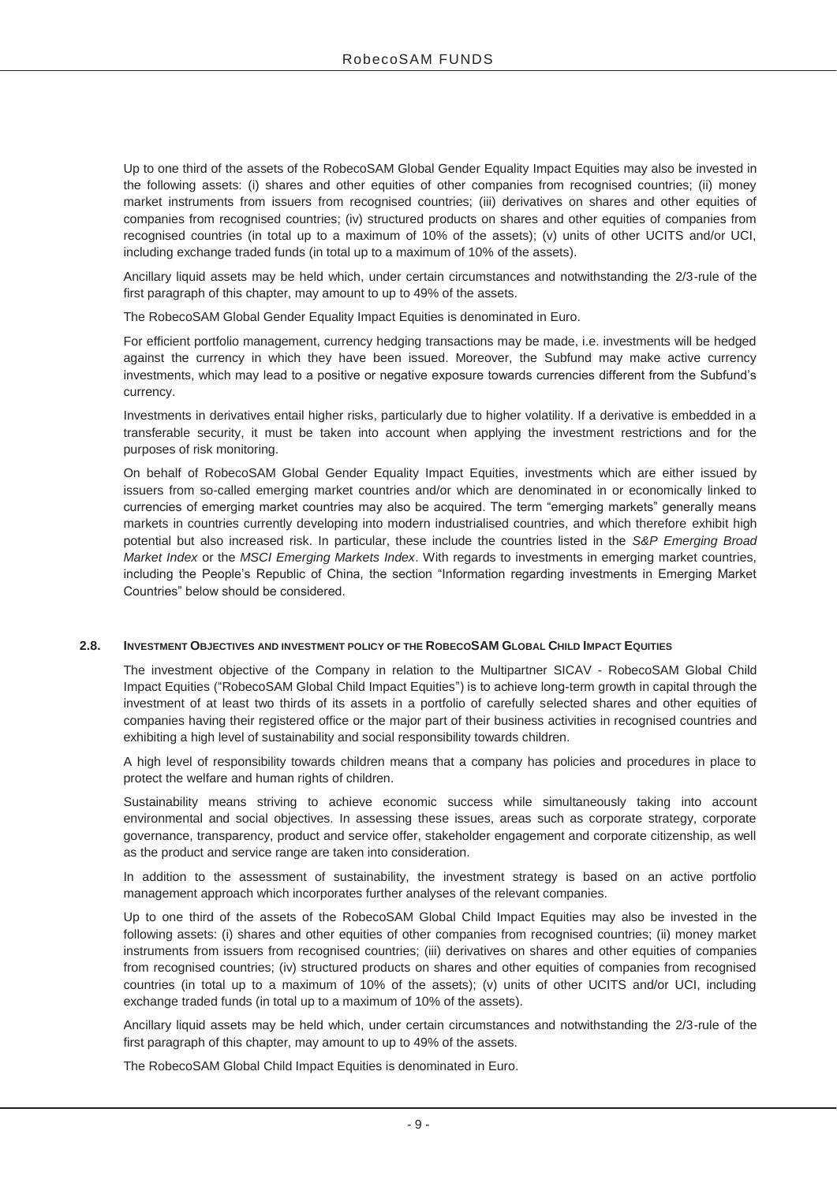Up to one third of the assets of the RobecoSAM Global Gender Equality Impact Equities may also be invested in the following assets: (i) shares and other equities of other companies from recognised countries; (ii) money market instruments from issuers from recognised countries; (iii) derivatives on shares and other equities of companies from recognised countries; (iv) structured products on shares and other equities of companies from recognised countries (in total up to a maximum of 10% of the assets); (v) units of other UCITS and/or UCI, including exchange traded funds (in total up to a maximum of 10% of the assets).

Ancillary liquid assets may be held which, under certain circumstances and notwithstanding the 2/3-rule of the first paragraph of this chapter, may amount to up to 49% of the assets.

The RobecoSAM Global Gender Equality Impact Equities is denominated in Euro.

For efficient portfolio management, currency hedging transactions may be made, i.e. investments will be hedged against the currency in which they have been issued. Moreover, the Subfund may make active currency investments, which may lead to a positive or negative exposure towards currencies different from the Subfund's currency.

Investments in derivatives entail higher risks, particularly due to higher volatility. If a derivative is embedded in a transferable security, it must be taken into account when applying the investment restrictions and for the purposes of risk monitoring.

On behalf of RobecoSAM Global Gender Equality Impact Equities, investments which are either issued by issuers from so-called emerging market countries and/or which are denominated in or economically linked to currencies of emerging market countries may also be acquired. The term "emerging markets" generally means markets in countries currently developing into modern industrialised countries, and which therefore exhibit high potential but also increased risk. In particular, these include the countries listed in the *S&P Emerging Broad Market Index* or the *MSCI Emerging Markets Index*. With regards to investments in emerging market countries, including the People's Republic of China, the section "Information regarding investments in Emerging Market Countries" below should be considered.

### 2.8. Investment Objectives and investment policy of the RobecoSAM Global Child Impact Equities

The investment objective of the Company in relation to the Multipartner SICAV - RobecoSAM Global Child Impact Equities ("RobecoSAM Global Child Impact Equities") is to achieve long-term growth in capital through the investment of at least two thirds of its assets in a portfolio of carefully selected shares and other equities of companies having their registered office or the major part of their business activities in recognised countries and exhibiting a high level of sustainability and social responsibility towards children.

A high level of responsibility towards children means that a company has policies and procedures in place to protect the welfare and human rights of children.

Sustainability means striving to achieve economic success while simultaneously taking into account environmental and social objectives. In assessing these issues, areas such as corporate strategy, corporate governance, transparency, product and service offer, stakeholder engagement and corporate citizenship, as well as the product and service range are taken into consideration.

In addition to the assessment of sustainability, the investment strategy is based on an active portfolio management approach which incorporates further analyses of the relevant companies.

Up to one third of the assets of the RobecoSAM Global Child Impact Equities may also be invested in the following assets: (i) shares and other equities of other companies from recognised countries; (ii) money market instruments from issuers from recognised countries; (iii) derivatives on shares and other equities of companies from recognised countries; (iv) structured products on shares and other equities of companies from recognised countries (in total up to a maximum of 10% of the assets); (v) units of other UCITS and/or UCI, including exchange traded funds (in total up to a maximum of 10% of the assets).

Ancillary liquid assets may be held which, under certain circumstances and notwithstanding the 2/3-rule of the first paragraph of this chapter, may amount to up to 49% of the assets.

The RobecoSAM Global Child Impact Equities is denominated in Euro.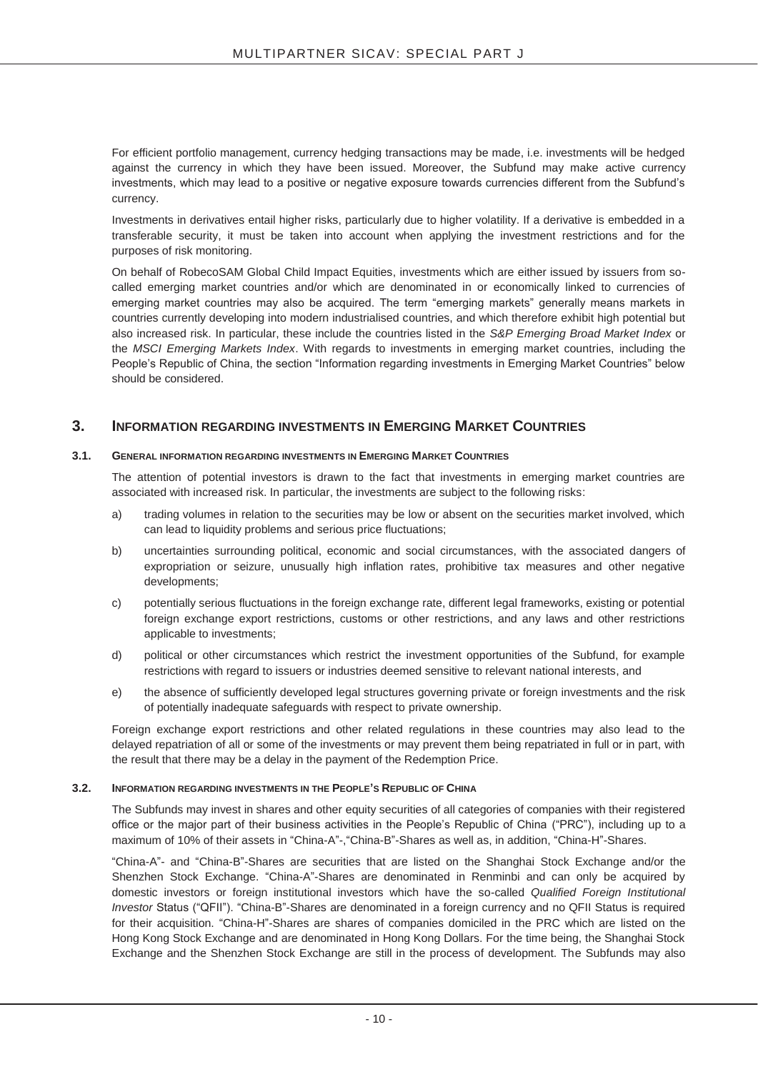For efficient portfolio management, currency hedging transactions may be made, i.e. investments will be hedged against the currency in which they have been issued. Moreover, the Subfund may make active currency investments, which may lead to a positive or negative exposure towards currencies different from the Subfund's currency.

Investments in derivatives entail higher risks, particularly due to higher volatility. If a derivative is embedded in a transferable security, it must be taken into account when applying the investment restrictions and for the purposes of risk monitoring.

On behalf of RobecoSAM Global Child Impact Equities, investments which are either issued by issuers from so-called emerging market countries and/or which are denominated in or economically linked to currencies of emerging market countries may also be acquired. The term "emerging markets" generally means markets in countries currently developing into modern industrialised countries, and which therefore exhibit high potential but also increased risk. In particular, these include the countries listed in the *S&P Emerging Broad Market Index* or the *MSCI Emerging Markets Index*. With regards to investments in emerging market countries, including the People's Republic of China, the section "Information regarding investments in Emerging Market Countries" below should be considered.

## 3. Information regarding investments in Emerging Market Countries

### 3.1. General information regarding investments in Emerging Market Countries

The attention of potential investors is drawn to the fact that investments in emerging market countries are associated with increased risk. In particular, the investments are subject to the following risks:

a) trading volumes in relation to the securities may be low or absent on the securities market involved, which can lead to liquidity problems and serious price fluctuations;

b) uncertainties surrounding political, economic and social circumstances, with the associated dangers of expropriation or seizure, unusually high inflation rates, prohibitive tax measures and other negative developments;

c) potentially serious fluctuations in the foreign exchange rate, different legal frameworks, existing or potential foreign exchange export restrictions, customs or other restrictions, and any laws and other restrictions applicable to investments;

d) political or other circumstances which restrict the investment opportunities of the Subfund, for example restrictions with regard to issuers or industries deemed sensitive to relevant national interests, and

e) the absence of sufficiently developed legal structures governing private or foreign investments and the risk of potentially inadequate safeguards with respect to private ownership.

Foreign exchange export restrictions and other related regulations in these countries may also lead to the delayed repatriation of all or some of the investments or may prevent them being repatriated in full or in part, with the result that there may be a delay in the payment of the Redemption Price.

### 3.2. Information regarding investments in the People's Republic of China

The Subfunds may invest in shares and other equity securities of all categories of companies with their registered office or the major part of their business activities in the People's Republic of China ("PRC"), including up to a maximum of 10% of their assets in "China-A"-,"China-B"-Shares as well as, in addition, "China-H"-Shares.

"China-A"- and "China-B"-Shares are securities that are listed on the Shanghai Stock Exchange and/or the Shenzhen Stock Exchange. "China-A"-Shares are denominated in Renminbi and can only be acquired by domestic investors or foreign institutional investors which have the so-called *Qualified Foreign Institutional Investor* Status ("QFII"). "China-B"-Shares are denominated in a foreign currency and no QFII Status is required for their acquisition. "China-H"-Shares are shares of companies domiciled in the PRC which are listed on the Hong Kong Stock Exchange and are denominated in Hong Kong Dollars. For the time being, the Shanghai Stock Exchange and the Shenzhen Stock Exchange are still in the process of development. The Subfunds may also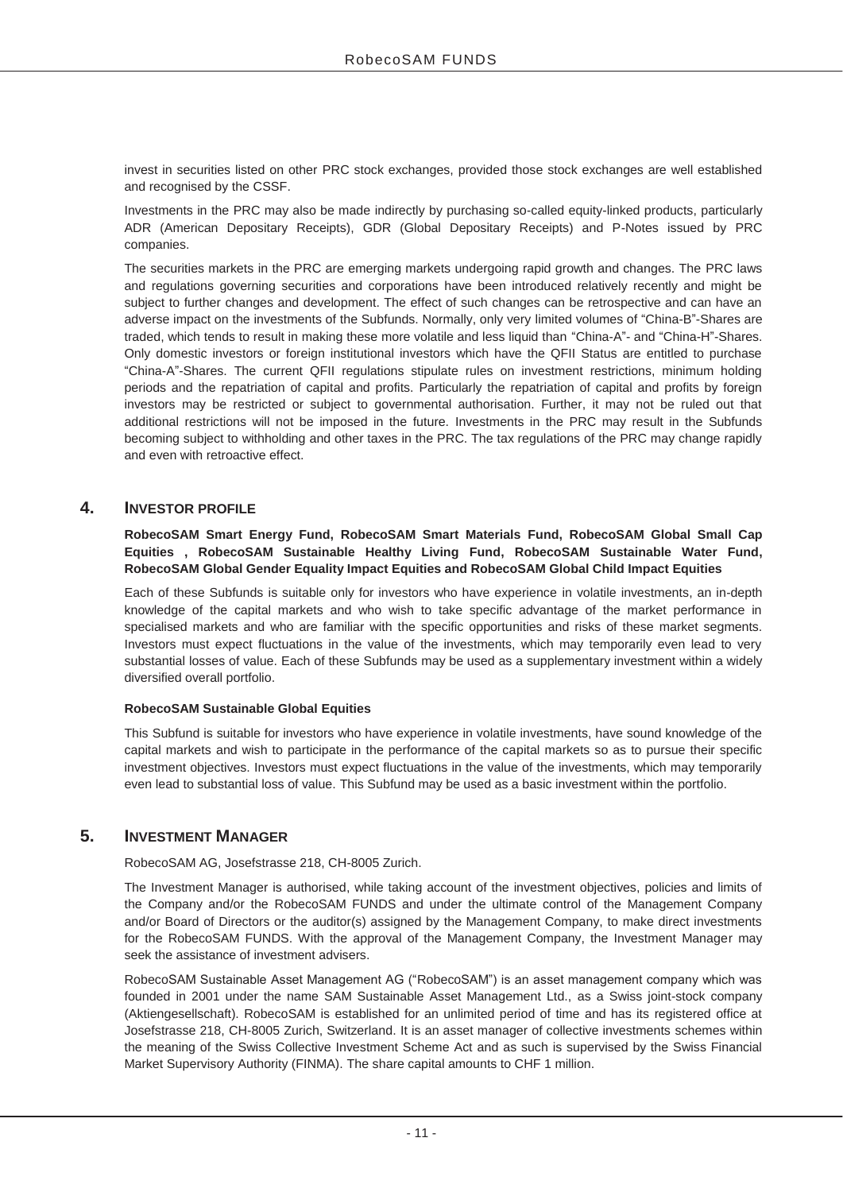invest in securities listed on other PRC stock exchanges, provided those stock exchanges are well established and recognised by the CSSF.

Investments in the PRC may also be made indirectly by purchasing so-called equity-linked products, particularly ADR (American Depositary Receipts), GDR (Global Depositary Receipts) and P-Notes issued by PRC companies.

The securities markets in the PRC are emerging markets undergoing rapid growth and changes. The PRC laws and regulations governing securities and corporations have been introduced relatively recently and might be subject to further changes and development. The effect of such changes can be retrospective and can have an adverse impact on the investments of the Subfunds. Normally, only very limited volumes of "China-B"-Shares are traded, which tends to result in making these more volatile and less liquid than "China-A"- and "China-H"-Shares. Only domestic investors or foreign institutional investors which have the QFII Status are entitled to purchase "China-A"-Shares. The current QFII regulations stipulate rules on investment restrictions, minimum holding periods and the repatriation of capital and profits. Particularly the repatriation of capital and profits by foreign investors may be restricted or subject to governmental authorisation. Further, it may not be ruled out that additional restrictions will not be imposed in the future. Investments in the PRC may result in the Subfunds becoming subject to withholding and other taxes in the PRC. The tax regulations of the PRC may change rapidly and even with retroactive effect.

## 4. INVESTOR PROFILE

**RobecoSAM Smart Energy Fund, RobecoSAM Smart Materials Fund, RobecoSAM Global Small Cap Equities , RobecoSAM Sustainable Healthy Living Fund, RobecoSAM Sustainable Water Fund, RobecoSAM Global Gender Equality Impact Equities and RobecoSAM Global Child Impact Equities**

Each of these Subfunds is suitable only for investors who have experience in volatile investments, an in-depth knowledge of the capital markets and who wish to take specific advantage of the market performance in specialised markets and who are familiar with the specific opportunities and risks of these market segments. Investors must expect fluctuations in the value of the investments, which may temporarily even lead to very substantial losses of value. Each of these Subfunds may be used as a supplementary investment within a widely diversified overall portfolio.

**RobecoSAM Sustainable Global Equities**

This Subfund is suitable for investors who have experience in volatile investments, have sound knowledge of the capital markets and wish to participate in the performance of the capital markets so as to pursue their specific investment objectives. Investors must expect fluctuations in the value of the investments, which may temporarily even lead to substantial loss of value. This Subfund may be used as a basic investment within the portfolio.

## 5. INVESTMENT MANAGER

RobecoSAM AG, Josefstrasse 218, CH-8005 Zurich.

The Investment Manager is authorised, while taking account of the investment objectives, policies and limits of the Company and/or the RobecoSAM FUNDS and under the ultimate control of the Management Company and/or Board of Directors or the auditor(s) assigned by the Management Company, to make direct investments for the RobecoSAM FUNDS. With the approval of the Management Company, the Investment Manager may seek the assistance of investment advisers.

RobecoSAM Sustainable Asset Management AG ("RobecoSAM") is an asset management company which was founded in 2001 under the name SAM Sustainable Asset Management Ltd., as a Swiss joint-stock company (Aktiengesellschaft). RobecoSAM is established for an unlimited period of time and has its registered office at Josefstrasse 218, CH-8005 Zurich, Switzerland. It is an asset manager of collective investments schemes within the meaning of the Swiss Collective Investment Scheme Act and as such is supervised by the Swiss Financial Market Supervisory Authority (FINMA). The share capital amounts to CHF 1 million.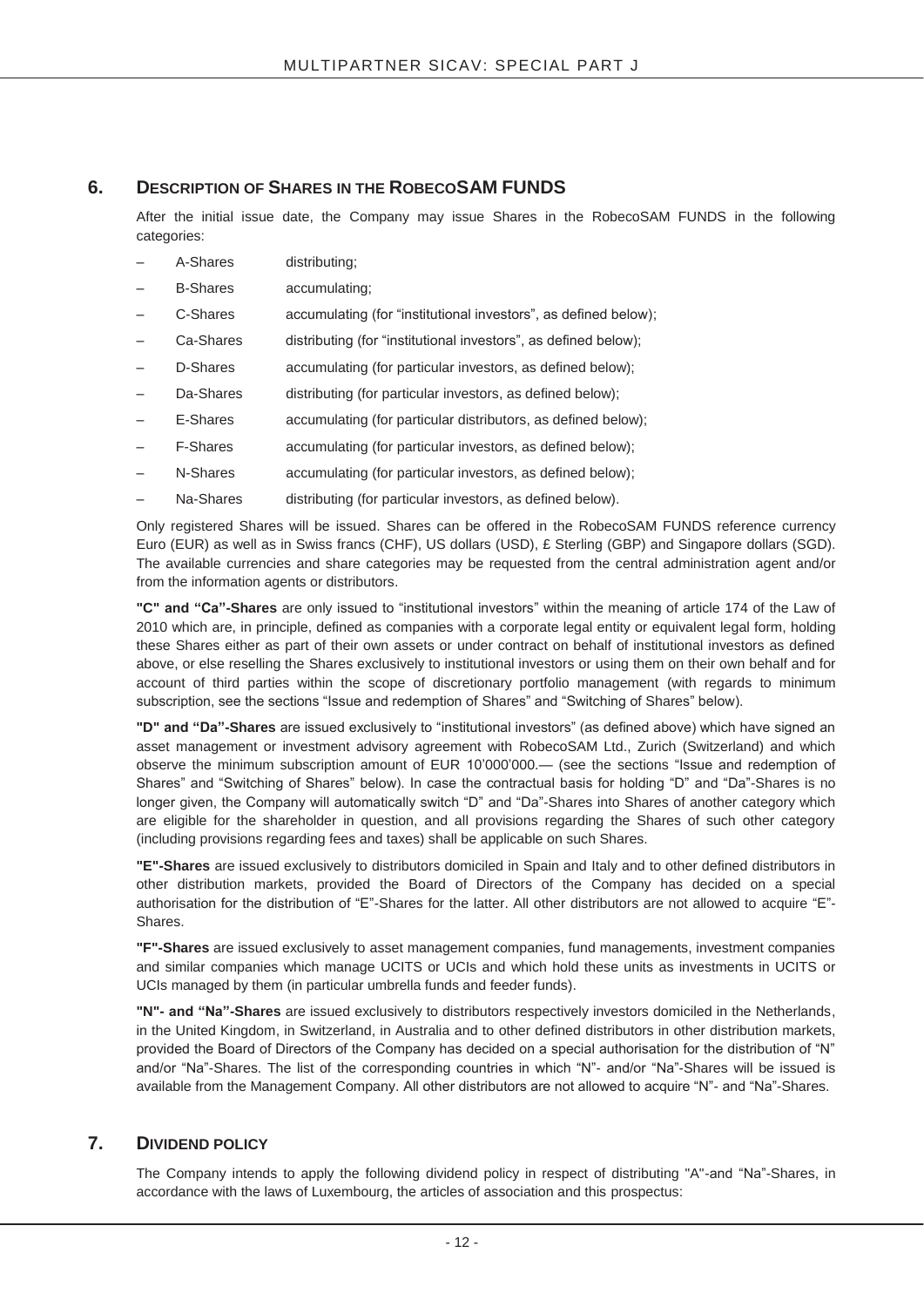## 6. DESCRIPTION OF SHARES IN THE ROBECOSAM FUNDS

After the initial issue date, the Company may issue Shares in the RobecoSAM FUNDS in the following categories:

- A-Shares distributing;
- B-Shares accumulating;
- C-Shares accumulating (for "institutional investors", as defined below);
- Ca-Shares distributing (for "institutional investors", as defined below);
- D-Shares accumulating (for particular investors, as defined below);
- Da-Shares distributing (for particular investors, as defined below);
- E-Shares accumulating (for particular distributors, as defined below);
- F-Shares accumulating (for particular investors, as defined below);
- N-Shares accumulating (for particular investors, as defined below);
- Na-Shares distributing (for particular investors, as defined below).

Only registered Shares will be issued. Shares can be offered in the RobecoSAM FUNDS reference currency Euro (EUR) as well as in Swiss francs (CHF), US dollars (USD), £ Sterling (GBP) and Singapore dollars (SGD). The available currencies and share categories may be requested from the central administration agent and/or from the information agents or distributors.

**"C" and "Ca"-Shares** are only issued to "institutional investors" within the meaning of article 174 of the Law of 2010 which are, in principle, defined as companies with a corporate legal entity or equivalent legal form, holding these Shares either as part of their own assets or under contract on behalf of institutional investors as defined above, or else reselling the Shares exclusively to institutional investors or using them on their own behalf and for account of third parties within the scope of discretionary portfolio management (with regards to minimum subscription, see the sections "Issue and redemption of Shares" and "Switching of Shares" below).

**"D" and "Da"-Shares** are issued exclusively to "institutional investors" (as defined above) which have signed an asset management or investment advisory agreement with RobecoSAM Ltd., Zurich (Switzerland) and which observe the minimum subscription amount of EUR 10'000'000.— (see the sections "Issue and redemption of Shares" and "Switching of Shares" below). In case the contractual basis for holding "D" and "Da"-Shares is no longer given, the Company will automatically switch "D" and "Da"-Shares into Shares of another category which are eligible for the shareholder in question, and all provisions regarding the Shares of such other category (including provisions regarding fees and taxes) shall be applicable on such Shares.

**"E"-Shares** are issued exclusively to distributors domiciled in Spain and Italy and to other defined distributors in other distribution markets, provided the Board of Directors of the Company has decided on a special authorisation for the distribution of "E"-Shares for the latter. All other distributors are not allowed to acquire "E"-Shares.

**"F"-Shares** are issued exclusively to asset management companies, fund managements, investment companies and similar companies which manage UCITS or UCIs and which hold these units as investments in UCITS or UCIs managed by them (in particular umbrella funds and feeder funds).

**"N"- and "Na"-Shares** are issued exclusively to distributors respectively investors domiciled in the Netherlands, in the United Kingdom, in Switzerland, in Australia and to other defined distributors in other distribution markets, provided the Board of Directors of the Company has decided on a special authorisation for the distribution of "N" and/or "Na"-Shares. The list of the corresponding countries in which "N"- and/or "Na"-Shares will be issued is available from the Management Company. All other distributors are not allowed to acquire "N"- and "Na"-Shares.

## 7. DIVIDEND POLICY

The Company intends to apply the following dividend policy in respect of distributing "A"-and "Na"-Shares, in accordance with the laws of Luxembourg, the articles of association and this prospectus: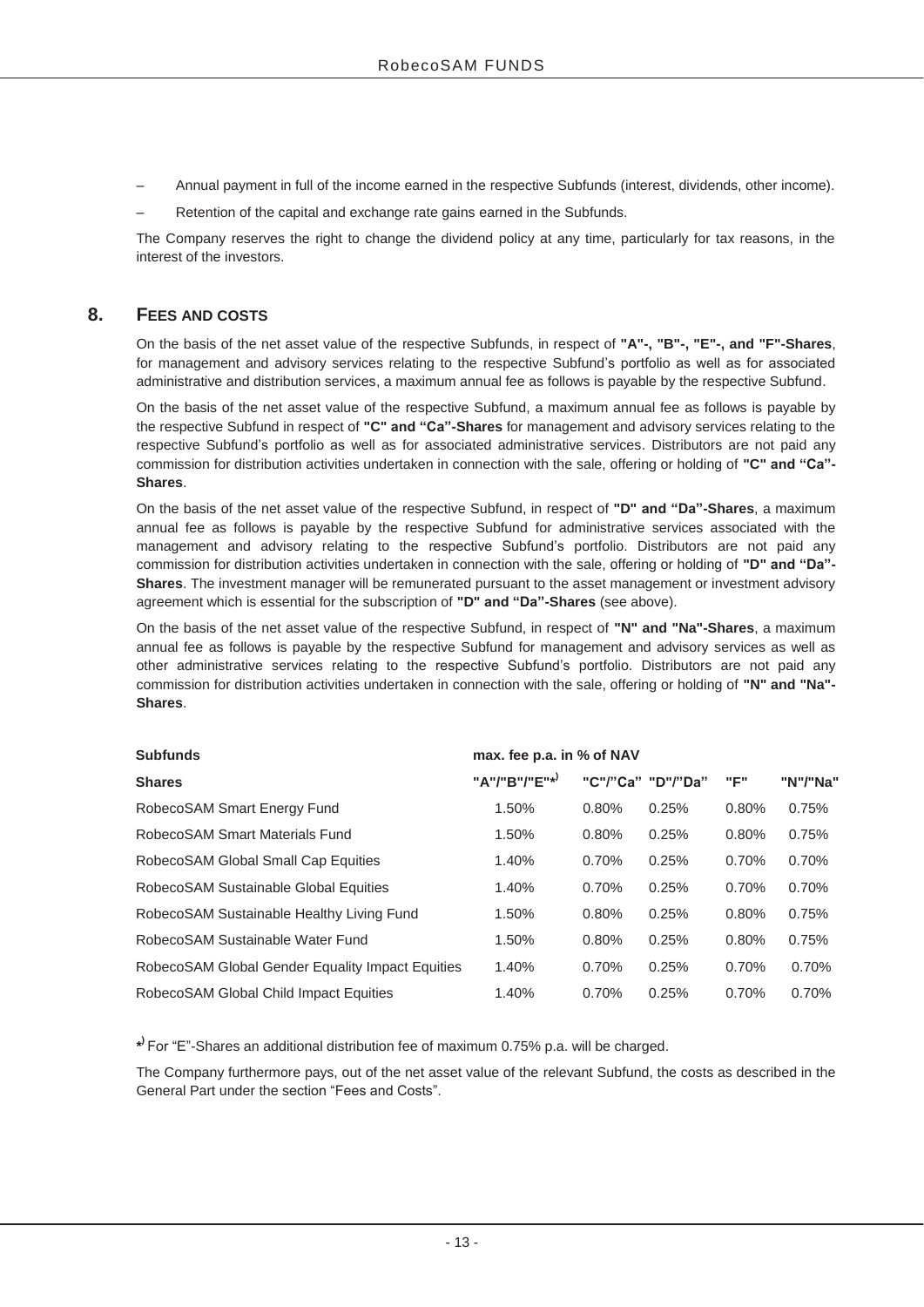– Annual payment in full of the income earned in the respective Subfunds (interest, dividends, other income).

– Retention of the capital and exchange rate gains earned in the Subfunds.

The Company reserves the right to change the dividend policy at any time, particularly for tax reasons, in the interest of the investors.

## 8. FEES AND COSTS

On the basis of the net asset value of the respective Subfunds, in respect of **"A"-, "B"-, "E"-, and "F"-Shares**, for management and advisory services relating to the respective Subfund's portfolio as well as for associated administrative and distribution services, a maximum annual fee as follows is payable by the respective Subfund.

On the basis of the net asset value of the respective Subfund, a maximum annual fee as follows is payable by the respective Subfund in respect of **"C" and "Ca"-Shares** for management and advisory services relating to the respective Subfund's portfolio as well as for associated administrative services. Distributors are not paid any commission for distribution activities undertaken in connection with the sale, offering or holding of **"C" and "Ca"-Shares**.

On the basis of the net asset value of the respective Subfund, in respect of **"D" and "Da"-Shares**, a maximum annual fee as follows is payable by the respective Subfund for administrative services associated with the management and advisory relating to the respective Subfund's portfolio. Distributors are not paid any commission for distribution activities undertaken in connection with the sale, offering or holding of **"D" and "Da"-Shares**. The investment manager will be remunerated pursuant to the asset management or investment advisory agreement which is essential for the subscription of **"D" and "Da"-Shares** (see above).

On the basis of the net asset value of the respective Subfund, in respect of **"N" and "Na"-Shares**, a maximum annual fee as follows is payable by the respective Subfund for management and advisory services as well as other administrative services relating to the respective Subfund's portfolio. Distributors are not paid any commission for distribution activities undertaken in connection with the sale, offering or holding of **"N" and "Na"-Shares**.

| **Subfunds** | **max. fee p.a. in % of NAV** | | | | |
|---|---|---|---|---|---|
| **Shares** | **"A"/"B"/"E"*)** | **"C"/"Ca"** | **"D"/"Da"** | **"F"** | **"N"/"Na"** |
| RobecoSAM Smart Energy Fund | 1.50% | 0.80% | 0.25% | 0.80% | 0.75% |
| RobecoSAM Smart Materials Fund | 1.50% | 0.80% | 0.25% | 0.80% | 0.75% |
| RobecoSAM Global Small Cap Equities | 1.40% | 0.70% | 0.25% | 0.70% | 0.70% |
| RobecoSAM Sustainable Global Equities | 1.40% | 0.70% | 0.25% | 0.70% | 0.70% |
| RobecoSAM Sustainable Healthy Living Fund | 1.50% | 0.80% | 0.25% | 0.80% | 0.75% |
| RobecoSAM Sustainable Water Fund | 1.50% | 0.80% | 0.25% | 0.80% | 0.75% |
| RobecoSAM Global Gender Equality Impact Equities | 1.40% | 0.70% | 0.25% | 0.70% | 0.70% |
| RobecoSAM Global Child Impact Equities | 1.40% | 0.70% | 0.25% | 0.70% | 0.70% |

*) For "E"-Shares an additional distribution fee of maximum 0.75% p.a. will be charged.

The Company furthermore pays, out of the net asset value of the relevant Subfund, the costs as described in the General Part under the section "Fees and Costs".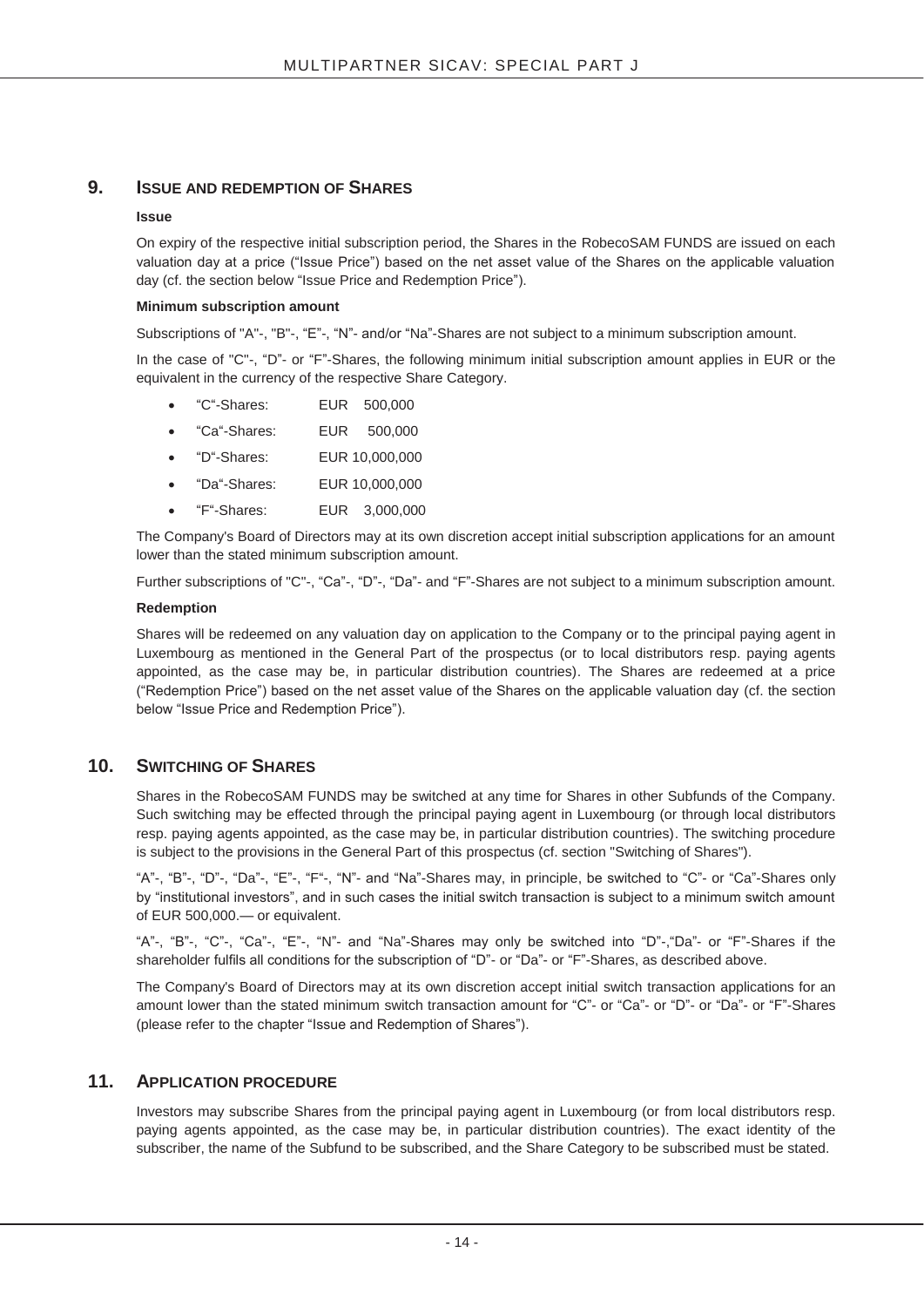## 9. ISSUE AND REDEMPTION OF SHARES

**Issue**

On expiry of the respective initial subscription period, the Shares in the RobecoSAM FUNDS are issued on each valuation day at a price ("Issue Price") based on the net asset value of the Shares on the applicable valuation day (cf. the section below "Issue Price and Redemption Price").

**Minimum subscription amount**

Subscriptions of "A"-, "B"-, "E"-, "N"- and/or "Na"-Shares are not subject to a minimum subscription amount.

In the case of "C"-, "D"- or "F"-Shares, the following minimum initial subscription amount applies in EUR or the equivalent in the currency of the respective Share Category.

- "C"-Shares: EUR 500,000
- "Ca"-Shares: EUR 500,000
- "D"-Shares: EUR 10,000,000
- "Da"-Shares: EUR 10,000,000
- "F"-Shares: EUR 3,000,000

The Company's Board of Directors may at its own discretion accept initial subscription applications for an amount lower than the stated minimum subscription amount.

Further subscriptions of "C"-, "Ca"-, "D"-, "Da"- and "F"-Shares are not subject to a minimum subscription amount.

**Redemption**

Shares will be redeemed on any valuation day on application to the Company or to the principal paying agent in Luxembourg as mentioned in the General Part of the prospectus (or to local distributors resp. paying agents appointed, as the case may be, in particular distribution countries). The Shares are redeemed at a price ("Redemption Price") based on the net asset value of the Shares on the applicable valuation day (cf. the section below "Issue Price and Redemption Price").

## 10. SWITCHING OF SHARES

Shares in the RobecoSAM FUNDS may be switched at any time for Shares in other Subfunds of the Company. Such switching may be effected through the principal paying agent in Luxembourg (or through local distributors resp. paying agents appointed, as the case may be, in particular distribution countries). The switching procedure is subject to the provisions in the General Part of this prospectus (cf. section "Switching of Shares").

"A"-, "B"-, "D"-, "Da"-, "E"-, "F"-, "N"- and "Na"-Shares may, in principle, be switched to "C"- or "Ca"-Shares only by "institutional investors", and in such cases the initial switch transaction is subject to a minimum switch amount of EUR 500,000.— or equivalent.

"A"-, "B"-, "C"-, "Ca"-, "E"-, "N"- and "Na"-Shares may only be switched into "D"-,"Da"- or "F"-Shares if the shareholder fulfils all conditions for the subscription of "D"- or "Da"- or "F"-Shares, as described above.

The Company's Board of Directors may at its own discretion accept initial switch transaction applications for an amount lower than the stated minimum switch transaction amount for "C"- or "Ca"- or "D"- or "Da"- or "F"-Shares (please refer to the chapter "Issue and Redemption of Shares").

## 11. APPLICATION PROCEDURE

Investors may subscribe Shares from the principal paying agent in Luxembourg (or from local distributors resp. paying agents appointed, as the case may be, in particular distribution countries). The exact identity of the subscriber, the name of the Subfund to be subscribed, and the Share Category to be subscribed must be stated.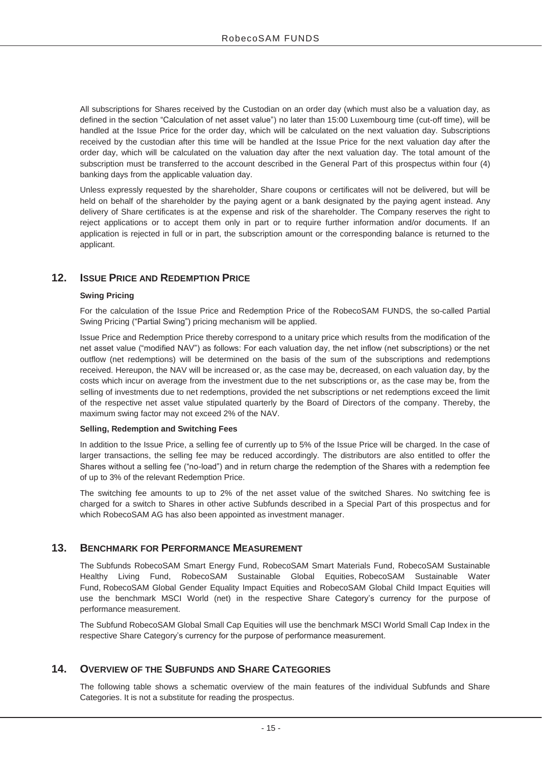All subscriptions for Shares received by the Custodian on an order day (which must also be a valuation day, as defined in the section "Calculation of net asset value") no later than 15:00 Luxembourg time (cut-off time), will be handled at the Issue Price for the order day, which will be calculated on the next valuation day. Subscriptions received by the custodian after this time will be handled at the Issue Price for the next valuation day after the order day, which will be calculated on the valuation day after the next valuation day. The total amount of the subscription must be transferred to the account described in the General Part of this prospectus within four (4) banking days from the applicable valuation day.

Unless expressly requested by the shareholder, Share coupons or certificates will not be delivered, but will be held on behalf of the shareholder by the paying agent or a bank designated by the paying agent instead. Any delivery of Share certificates is at the expense and risk of the shareholder. The Company reserves the right to reject applications or to accept them only in part or to require further information and/or documents. If an application is rejected in full or in part, the subscription amount or the corresponding balance is returned to the applicant.

## 12. Issue Price and Redemption Price

**Swing Pricing**

For the calculation of the Issue Price and Redemption Price of the RobecoSAM FUNDS, the so-called Partial Swing Pricing ("Partial Swing") pricing mechanism will be applied.

Issue Price and Redemption Price thereby correspond to a unitary price which results from the modification of the net asset value ("modified NAV") as follows: For each valuation day, the net inflow (net subscriptions) or the net outflow (net redemptions) will be determined on the basis of the sum of the subscriptions and redemptions received. Hereupon, the NAV will be increased or, as the case may be, decreased, on each valuation day, by the costs which incur on average from the investment due to the net subscriptions or, as the case may be, from the selling of investments due to net redemptions, provided the net subscriptions or net redemptions exceed the limit of the respective net asset value stipulated quarterly by the Board of Directors of the company. Thereby, the maximum swing factor may not exceed 2% of the NAV.

**Selling, Redemption and Switching Fees**

In addition to the Issue Price, a selling fee of currently up to 5% of the Issue Price will be charged. In the case of larger transactions, the selling fee may be reduced accordingly. The distributors are also entitled to offer the Shares without a selling fee ("no-load") and in return charge the redemption of the Shares with a redemption fee of up to 3% of the relevant Redemption Price.

The switching fee amounts to up to 2% of the net asset value of the switched Shares. No switching fee is charged for a switch to Shares in other active Subfunds described in a Special Part of this prospectus and for which RobecoSAM AG has also been appointed as investment manager.

## 13. Benchmark for Performance Measurement

The Subfunds RobecoSAM Smart Energy Fund, RobecoSAM Smart Materials Fund, RobecoSAM Sustainable Healthy Living Fund, RobecoSAM Sustainable Global Equities, RobecoSAM Sustainable Water Fund, RobecoSAM Global Gender Equality Impact Equities and RobecoSAM Global Child Impact Equities will use the benchmark MSCI World (net) in the respective Share Category's currency for the purpose of performance measurement.

The Subfund RobecoSAM Global Small Cap Equities will use the benchmark MSCI World Small Cap Index in the respective Share Category's currency for the purpose of performance measurement.

## 14. Overview of the Subfunds and Share Categories

The following table shows a schematic overview of the main features of the individual Subfunds and Share Categories. It is not a substitute for reading the prospectus.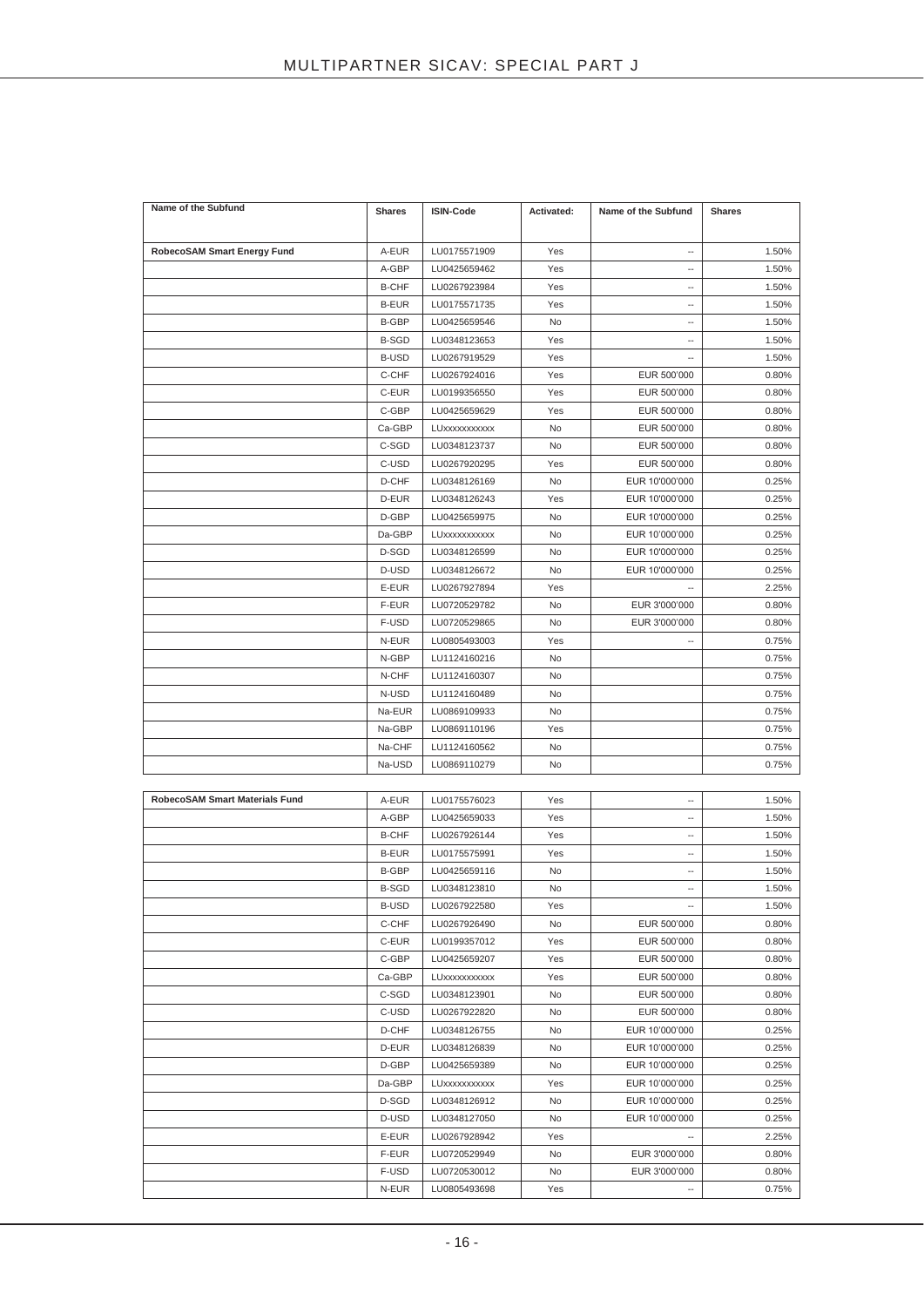| Name of the Subfund | Shares | ISIN-Code | Activated: | Name of the Subfund | Shares |
|---|---|---|---|---|---|
| **RobecoSAM Smart Energy Fund** | A-EUR | LU0175571909 | Yes | -- | 1.50% |
| | A-GBP | LU0425659462 | Yes | -- | 1.50% |
| | B-CHF | LU0267923984 | Yes | -- | 1.50% |
| | B-EUR | LU0175571735 | Yes | -- | 1.50% |
| | B-GBP | LU0425659546 | No | -- | 1.50% |
| | B-SGD | LU0348123653 | Yes | -- | 1.50% |
| | B-USD | LU0267919529 | Yes | -- | 1.50% |
| | C-CHF | LU0267924016 | Yes | EUR 500'000 | 0.80% |
| | C-EUR | LU0199356550 | Yes | EUR 500'000 | 0.80% |
| | C-GBP | LU0425659629 | Yes | EUR 500'000 | 0.80% |
| | Ca-GBP | LUxxxxxxxxxx | No | EUR 500'000 | 0.80% |
| | C-SGD | LU0348123737 | No | EUR 500'000 | 0.80% |
| | C-USD | LU0267920295 | Yes | EUR 500'000 | 0.80% |
| | D-CHF | LU0348126169 | No | EUR 10'000'000 | 0.25% |
| | D-EUR | LU0348126243 | Yes | EUR 10'000'000 | 0.25% |
| | D-GBP | LU0425659975 | No | EUR 10'000'000 | 0.25% |
| | Da-GBP | LUxxxxxxxxxx | No | EUR 10'000'000 | 0.25% |
| | D-SGD | LU0348126599 | No | EUR 10'000'000 | 0.25% |
| | D-USD | LU0348126672 | No | EUR 10'000'000 | 0.25% |
| | E-EUR | LU0267927894 | Yes | -- | 2.25% |
| | F-EUR | LU0720529782 | No | EUR 3'000'000 | 0.80% |
| | F-USD | LU0720529865 | No | EUR 3'000'000 | 0.80% |
| | N-EUR | LU0805493003 | Yes | -- | 0.75% |
| | N-GBP | LU1124160216 | No | | 0.75% |
| | N-CHF | LU1124160307 | No | | 0.75% |
| | N-USD | LU1124160489 | No | | 0.75% |
| | Na-EUR | LU0869109933 | No | | 0.75% |
| | Na-GBP | LU0869110196 | Yes | | 0.75% |
| | Na-CHF | LU1124160562 | No | | 0.75% |
| | Na-USD | LU0869110279 | No | | 0.75% |
| **RobecoSAM Smart Materials Fund** | A-EUR | LU0175576023 | Yes | -- | 1.50% |
| | A-GBP | LU0425659033 | Yes | -- | 1.50% |
| | B-CHF | LU0267926144 | Yes | -- | 1.50% |
| | B-EUR | LU0175575991 | Yes | -- | 1.50% |
| | B-GBP | LU0425659116 | No | -- | 1.50% |
| | B-SGD | LU0348123810 | No | -- | 1.50% |
| | B-USD | LU0267922580 | Yes | -- | 1.50% |
| | C-CHF | LU0267926490 | No | EUR 500'000 | 0.80% |
| | C-EUR | LU0199357012 | Yes | EUR 500'000 | 0.80% |
| | C-GBP | LU0425659207 | Yes | EUR 500'000 | 0.80% |
| | Ca-GBP | LUxxxxxxxxxx | Yes | EUR 500'000 | 0.80% |
| | C-SGD | LU0348123901 | No | EUR 500'000 | 0.80% |
| | C-USD | LU0267922820 | No | EUR 500'000 | 0.80% |
| | D-CHF | LU0348126755 | No | EUR 10'000'000 | 0.25% |
| | D-EUR | LU0348126839 | No | EUR 10'000'000 | 0.25% |
| | D-GBP | LU0425659389 | No | EUR 10'000'000 | 0.25% |
| | Da-GBP | LUxxxxxxxxxx | Yes | EUR 10'000'000 | 0.25% |
| | D-SGD | LU0348126912 | No | EUR 10'000'000 | 0.25% |
| | D-USD | LU0348127050 | No | EUR 10'000'000 | 0.25% |
| | E-EUR | LU0267928942 | Yes | -- | 2.25% |
| | F-EUR | LU0720529949 | No | EUR 3'000'000 | 0.80% |
| | F-USD | LU0720530012 | No | EUR 3'000'000 | 0.80% |
| | N-EUR | LU0805493698 | Yes | -- | 0.75% |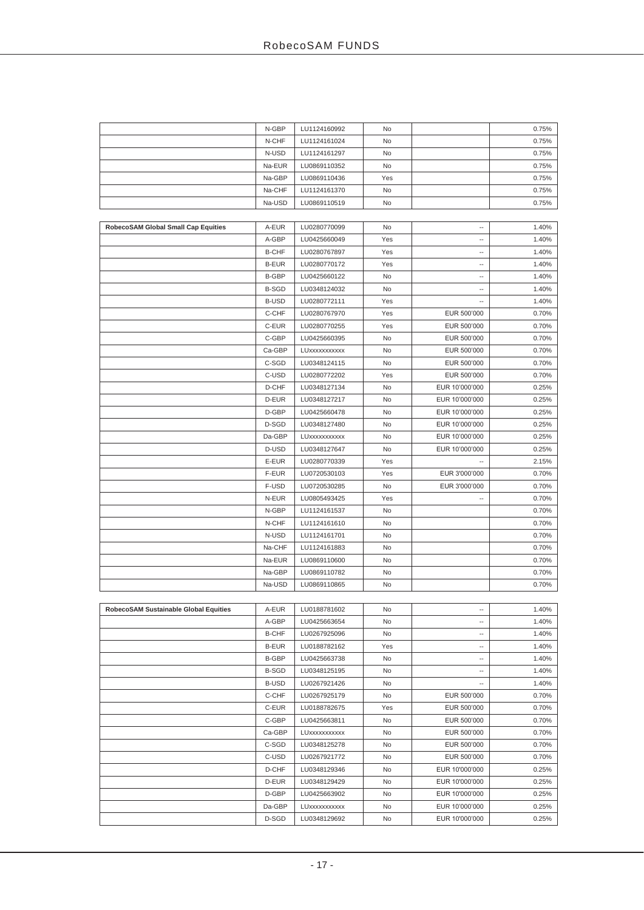| | | | | | |
|---|---|---|---|---|---|
| | N-GBP | LU1124160992 | No | | 0.75% |
| | N-CHF | LU1124161024 | No | | 0.75% |
| | N-USD | LU1124161297 | No | | 0.75% |
| | Na-EUR | LU0869110352 | No | | 0.75% |
| | Na-GBP | LU0869110436 | Yes | | 0.75% |
| | Na-CHF | LU1124161370 | No | | 0.75% |
| | Na-USD | LU0869110519 | No | | 0.75% |

| | | | | | |
|---|---|---|---|---|---|
| **RobecoSAM Global Small Cap Equities** | A-EUR | LU0280770099 | No | -- | 1.40% |
| | A-GBP | LU0425660049 | Yes | -- | 1.40% |
| | B-CHF | LU0280767897 | Yes | -- | 1.40% |
| | B-EUR | LU0280770172 | Yes | -- | 1.40% |
| | B-GBP | LU0425660122 | No | -- | 1.40% |
| | B-SGD | LU0348124032 | No | -- | 1.40% |
| | B-USD | LU0280772111 | Yes | -- | 1.40% |
| | C-CHF | LU0280767970 | Yes | EUR 500'000 | 0.70% |
| | C-EUR | LU0280770255 | Yes | EUR 500'000 | 0.70% |
| | C-GBP | LU0425660395 | No | EUR 500'000 | 0.70% |
| | Ca-GBP | LUxxxxxxxxxx | No | EUR 500'000 | 0.70% |
| | C-SGD | LU0348124115 | No | EUR 500'000 | 0.70% |
| | C-USD | LU0280772202 | Yes | EUR 500'000 | 0.70% |
| | D-CHF | LU0348127134 | No | EUR 10'000'000 | 0.25% |
| | D-EUR | LU0348127217 | No | EUR 10'000'000 | 0.25% |
| | D-GBP | LU0425660478 | No | EUR 10'000'000 | 0.25% |
| | D-SGD | LU0348127480 | No | EUR 10'000'000 | 0.25% |
| | Da-GBP | LUxxxxxxxxxx | No | EUR 10'000'000 | 0.25% |
| | D-USD | LU0348127647 | No | EUR 10'000'000 | 0.25% |
| | E-EUR | LU0280770339 | Yes | -- | 2.15% |
| | F-EUR | LU0720530103 | Yes | EUR 3'000'000 | 0.70% |
| | F-USD | LU0720530285 | No | EUR 3'000'000 | 0.70% |
| | N-EUR | LU0805493425 | Yes | -- | 0.70% |
| | N-GBP | LU1124161537 | No | | 0.70% |
| | N-CHF | LU1124161610 | No | | 0.70% |
| | N-USD | LU1124161701 | No | | 0.70% |
| | Na-CHF | LU1124161883 | No | | 0.70% |
| | Na-EUR | LU0869110600 | No | | 0.70% |
| | Na-GBP | LU0869110782 | No | | 0.70% |
| | Na-USD | LU0869110865 | No | | 0.70% |

| | | | | | |
|---|---|---|---|---|---|
| **RobecoSAM Sustainable Global Equities** | A-EUR | LU0188781602 | No | -- | 1.40% |
| | A-GBP | LU0425663654 | No | -- | 1.40% |
| | B-CHF | LU0267925096 | No | -- | 1.40% |
| | B-EUR | LU0188782162 | Yes | -- | 1.40% |
| | B-GBP | LU0425663738 | No | -- | 1.40% |
| | B-SGD | LU0348125195 | No | -- | 1.40% |
| | B-USD | LU0267921426 | No | -- | 1.40% |
| | C-CHF | LU0267925179 | No | EUR 500'000 | 0.70% |
| | C-EUR | LU0188782675 | Yes | EUR 500'000 | 0.70% |
| | C-GBP | LU0425663811 | No | EUR 500'000 | 0.70% |
| | Ca-GBP | LUxxxxxxxxxx | No | EUR 500'000 | 0.70% |
| | C-SGD | LU0348125278 | No | EUR 500'000 | 0.70% |
| | C-USD | LU0267921772 | No | EUR 500'000 | 0.70% |
| | D-CHF | LU0348129346 | No | EUR 10'000'000 | 0.25% |
| | D-EUR | LU0348129429 | No | EUR 10'000'000 | 0.25% |
| | D-GBP | LU0425663902 | No | EUR 10'000'000 | 0.25% |
| | Da-GBP | LUxxxxxxxxxx | No | EUR 10'000'000 | 0.25% |
| | D-SGD | LU0348129692 | No | EUR 10'000'000 | 0.25% |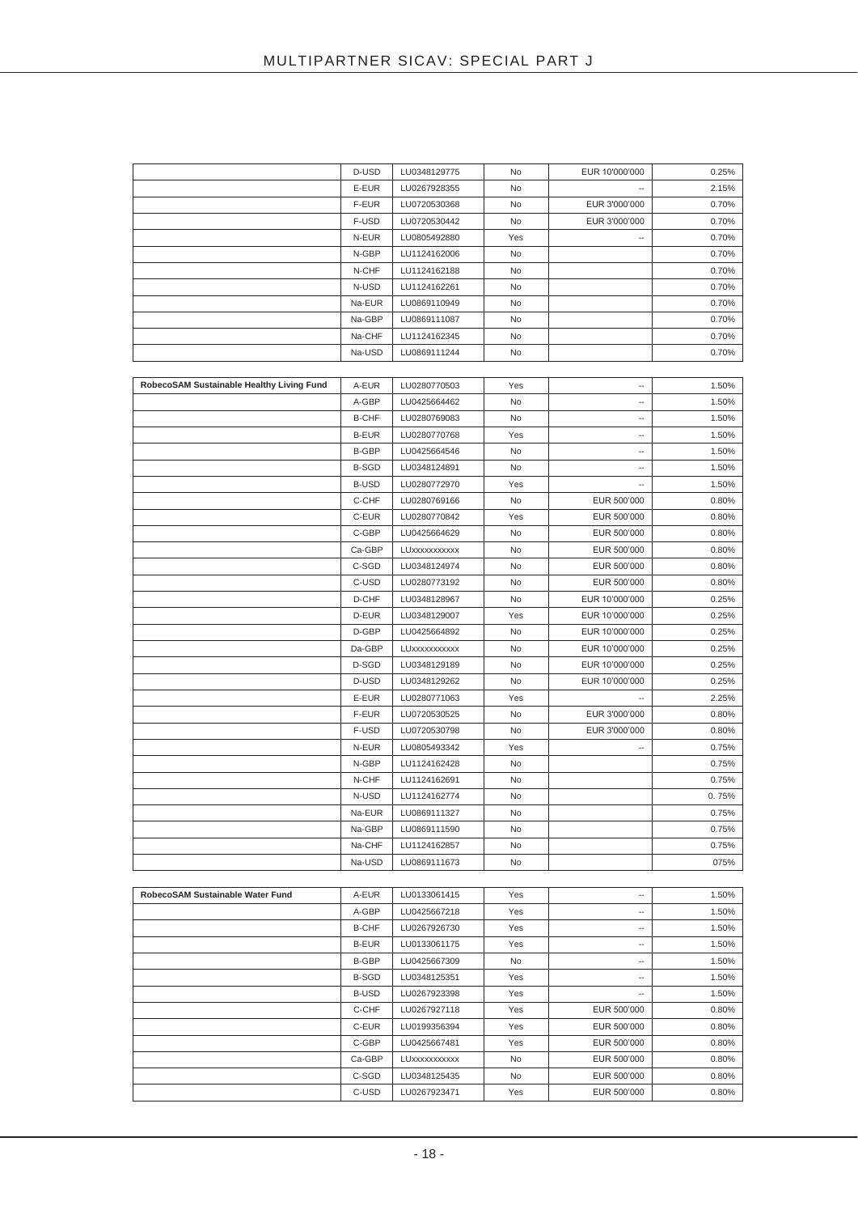| | | | | | |
|---|---|---|---|---|---|
| | D-USD | LU0348129775 | No | EUR 10'000'000 | 0.25% |
| | E-EUR | LU0267928355 | No | -- | 2.15% |
| | F-EUR | LU0720530368 | No | EUR 3'000'000 | 0.70% |
| | F-USD | LU0720530442 | No | EUR 3'000'000 | 0.70% |
| | N-EUR | LU0805492880 | Yes | -- | 0.70% |
| | N-GBP | LU1124162006 | No | | 0.70% |
| | N-CHF | LU1124162188 | No | | 0.70% |
| | N-USD | LU1124162261 | No | | 0.70% |
| | Na-EUR | LU0869110949 | No | | 0.70% |
| | Na-GBP | LU0869111087 | No | | 0.70% |
| | Na-CHF | LU1124162345 | No | | 0.70% |
| | Na-USD | LU0869111244 | No | | 0.70% |

| | | | | | |
|---|---|---|---|---|---|
| **RobecoSAM Sustainable Healthy Living Fund** | A-EUR | LU0280770503 | Yes | -- | 1.50% |
| | A-GBP | LU0425664462 | No | -- | 1.50% |
| | B-CHF | LU0280769083 | No | -- | 1.50% |
| | B-EUR | LU0280770768 | Yes | -- | 1.50% |
| | B-GBP | LU0425664546 | No | -- | 1.50% |
| | B-SGD | LU0348124891 | No | -- | 1.50% |
| | B-USD | LU0280772970 | Yes | -- | 1.50% |
| | C-CHF | LU0280769166 | No | EUR 500'000 | 0.80% |
| | C-EUR | LU0280770842 | Yes | EUR 500'000 | 0.80% |
| | C-GBP | LU0425664629 | No | EUR 500'000 | 0.80% |
| | Ca-GBP | LUxxxxxxxxxx | No | EUR 500'000 | 0.80% |
| | C-SGD | LU0348124974 | No | EUR 500'000 | 0.80% |
| | C-USD | LU0280773192 | No | EUR 500'000 | 0.80% |
| | D-CHF | LU0348128967 | No | EUR 10'000'000 | 0.25% |
| | D-EUR | LU0348129007 | Yes | EUR 10'000'000 | 0.25% |
| | D-GBP | LU0425664892 | No | EUR 10'000'000 | 0.25% |
| | Da-GBP | LUxxxxxxxxxx | No | EUR 10'000'000 | 0.25% |
| | D-SGD | LU0348129189 | No | EUR 10'000'000 | 0.25% |
| | D-USD | LU0348129262 | No | EUR 10'000'000 | 0.25% |
| | E-EUR | LU0280771063 | Yes | -- | 2.25% |
| | F-EUR | LU0720530525 | No | EUR 3'000'000 | 0.80% |
| | F-USD | LU0720530798 | No | EUR 3'000'000 | 0.80% |
| | N-EUR | LU0805493342 | Yes | -- | 0.75% |
| | N-GBP | LU1124162428 | No | | 0.75% |
| | N-CHF | LU1124162691 | No | | 0.75% |
| | N-USD | LU1124162774 | No | | 0. 75% |
| | Na-EUR | LU0869111327 | No | | 0.75% |
| | Na-GBP | LU0869111590 | No | | 0.75% |
| | Na-CHF | LU1124162857 | No | | 0.75% |
| | Na-USD | LU0869111673 | No | | 075% |

| | | | | | |
|---|---|---|---|---|---|
| **RobecoSAM Sustainable Water Fund** | A-EUR | LU0133061415 | Yes | -- | 1.50% |
| | A-GBP | LU0425667218 | Yes | -- | 1.50% |
| | B-CHF | LU0267926730 | Yes | -- | 1.50% |
| | B-EUR | LU0133061175 | Yes | -- | 1.50% |
| | B-GBP | LU0425667309 | No | -- | 1.50% |
| | B-SGD | LU0348125351 | Yes | -- | 1.50% |
| | B-USD | LU0267923398 | Yes | -- | 1.50% |
| | C-CHF | LU0267927118 | Yes | EUR 500'000 | 0.80% |
| | C-EUR | LU0199356394 | Yes | EUR 500'000 | 0.80% |
| | C-GBP | LU0425667481 | Yes | EUR 500'000 | 0.80% |
| | Ca-GBP | LUxxxxxxxxxx | No | EUR 500'000 | 0.80% |
| | C-SGD | LU0348125435 | No | EUR 500'000 | 0.80% |
| | C-USD | LU0267923471 | Yes | EUR 500'000 | 0.80% |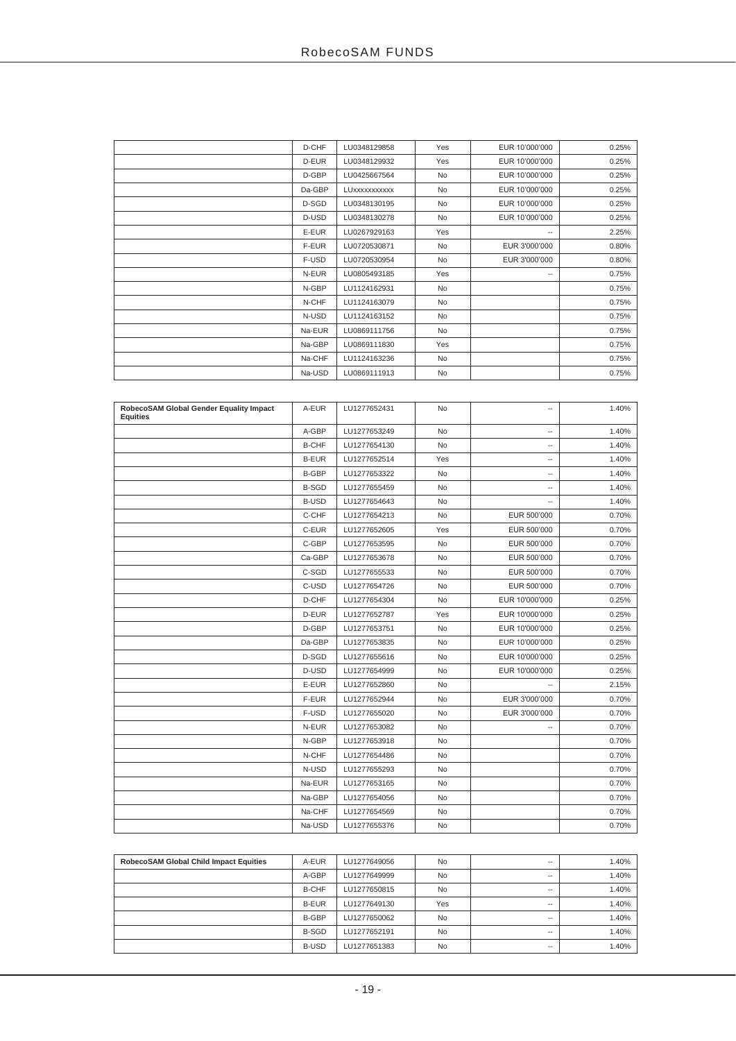| | D-CHF | LU0348129858 | Yes | EUR 10'000'000 | 0.25% |
|---|---|---|---|---|---|
| | D-EUR | LU0348129932 | Yes | EUR 10'000'000 | 0.25% |
| | D-GBP | LU0425667564 | No | EUR 10'000'000 | 0.25% |
| | Da-GBP | LUxxxxxxxxxx | No | EUR 10'000'000 | 0.25% |
| | D-SGD | LU0348130195 | No | EUR 10'000'000 | 0.25% |
| | D-USD | LU0348130278 | No | EUR 10'000'000 | 0.25% |
| | E-EUR | LU0267929163 | Yes | -- | 2.25% |
| | F-EUR | LU0720530871 | No | EUR 3'000'000 | 0.80% |
| | F-USD | LU0720530954 | No | EUR 3'000'000 | 0.80% |
| | N-EUR | LU0805493185 | Yes | -- | 0.75% |
| | N-GBP | LU1124162931 | No | | 0.75% |
| | N-CHF | LU1124163079 | No | | 0.75% |
| | N-USD | LU1124163152 | No | | 0.75% |
| | Na-EUR | LU0869111756 | No | | 0.75% |
| | Na-GBP | LU0869111830 | Yes | | 0.75% |
| | Na-CHF | LU1124163236 | No | | 0.75% |
| | Na-USD | LU0869111913 | No | | 0.75% |

| **RobecoSAM Global Gender Equality Impact Equities** | A-EUR | LU1277652431 | No | -- | 1.40% |
|---|---|---|---|---|---|
| | A-GBP | LU1277653249 | No | -- | 1.40% |
| | B-CHF | LU1277654130 | No | -- | 1.40% |
| | B-EUR | LU1277652514 | Yes | -- | 1.40% |
| | B-GBP | LU1277653322 | No | -- | 1.40% |
| | B-SGD | LU1277655459 | No | -- | 1.40% |
| | B-USD | LU1277654643 | No | -- | 1.40% |
| | C-CHF | LU1277654213 | No | EUR 500'000 | 0.70% |
| | C-EUR | LU1277652605 | Yes | EUR 500'000 | 0.70% |
| | C-GBP | LU1277653595 | No | EUR 500'000 | 0.70% |
| | Ca-GBP | LU1277653678 | No | EUR 500'000 | 0.70% |
| | C-SGD | LU1277655533 | No | EUR 500'000 | 0.70% |
| | C-USD | LU1277654726 | No | EUR 500'000 | 0.70% |
| | D-CHF | LU1277654304 | No | EUR 10'000'000 | 0.25% |
| | D-EUR | LU1277652787 | Yes | EUR 10'000'000 | 0.25% |
| | D-GBP | LU1277653751 | No | EUR 10'000'000 | 0.25% |
| | Da-GBP | LU1277653835 | No | EUR 10'000'000 | 0.25% |
| | D-SGD | LU1277655616 | No | EUR 10'000'000 | 0.25% |
| | D-USD | LU1277654999 | No | EUR 10'000'000 | 0.25% |
| | E-EUR | LU1277652860 | No | -- | 2.15% |
| | F-EUR | LU1277652944 | No | EUR 3'000'000 | 0.70% |
| | F-USD | LU1277655020 | No | EUR 3'000'000 | 0.70% |
| | N-EUR | LU1277653082 | No | -- | 0.70% |
| | N-GBP | LU1277653918 | No | | 0.70% |
| | N-CHF | LU1277654486 | No | | 0.70% |
| | N-USD | LU1277655293 | No | | 0.70% |
| | Na-EUR | LU1277653165 | No | | 0.70% |
| | Na-GBP | LU1277654056 | No | | 0.70% |
| | Na-CHF | LU1277654569 | No | | 0.70% |
| | Na-USD | LU1277655376 | No | | 0.70% |

| **RobecoSAM Global Child Impact Equities** | A-EUR | LU1277649056 | No | -- | 1.40% |
|---|---|---|---|---|---|
| | A-GBP | LU1277649999 | No | -- | 1.40% |
| | B-CHF | LU1277650815 | No | -- | 1.40% |
| | B-EUR | LU1277649130 | Yes | -- | 1.40% |
| | B-GBP | LU1277650062 | No | -- | 1.40% |
| | B-SGD | LU1277652191 | No | -- | 1.40% |
| | B-USD | LU1277651383 | No | -- | 1.40% |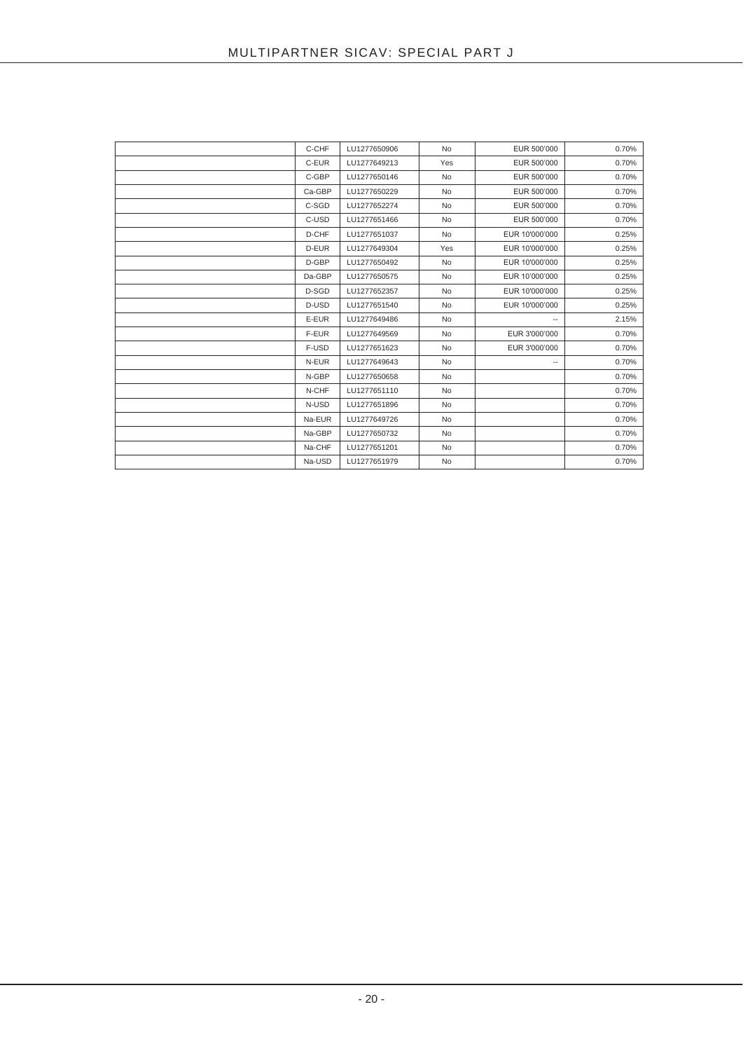| | | | | | |
|---|---|---|---|---|---|
| | C-CHF | LU1277650906 | No | EUR 500'000 | 0.70% |
| | C-EUR | LU1277649213 | Yes | EUR 500'000 | 0.70% |
| | C-GBP | LU1277650146 | No | EUR 500'000 | 0.70% |
| | Ca-GBP | LU1277650229 | No | EUR 500'000 | 0.70% |
| | C-SGD | LU1277652274 | No | EUR 500'000 | 0.70% |
| | C-USD | LU1277651466 | No | EUR 500'000 | 0.70% |
| | D-CHF | LU1277651037 | No | EUR 10'000'000 | 0.25% |
| | D-EUR | LU1277649304 | Yes | EUR 10'000'000 | 0.25% |
| | D-GBP | LU1277650492 | No | EUR 10'000'000 | 0.25% |
| | Da-GBP | LU1277650575 | No | EUR 10'000'000 | 0.25% |
| | D-SGD | LU1277652357 | No | EUR 10'000'000 | 0.25% |
| | D-USD | LU1277651540 | No | EUR 10'000'000 | 0.25% |
| | E-EUR | LU1277649486 | No | -- | 2.15% |
| | F-EUR | LU1277649569 | No | EUR 3'000'000 | 0.70% |
| | F-USD | LU1277651623 | No | EUR 3'000'000 | 0.70% |
| | N-EUR | LU1277649643 | No | -- | 0.70% |
| | N-GBP | LU1277650658 | No | | 0.70% |
| | N-CHF | LU1277651110 | No | | 0.70% |
| | N-USD | LU1277651896 | No | | 0.70% |
| | Na-EUR | LU1277649726 | No | | 0.70% |
| | Na-GBP | LU1277650732 | No | | 0.70% |
| | Na-CHF | LU1277651201 | No | | 0.70% |
| | Na-USD | LU1277651979 | No | | 0.70% |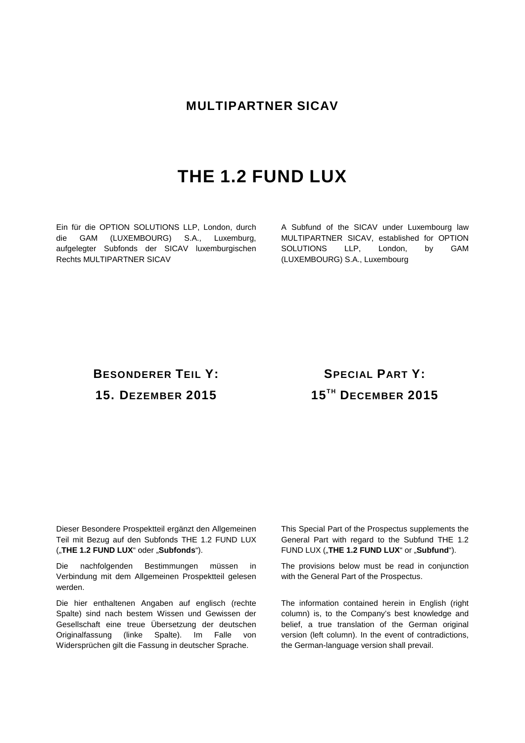**MULTIPARTNER SICAV**

# THE 1.2 FUND LUX

Ein für die OPTION SOLUTIONS LLP, London, durch die GAM (LUXEMBOURG) S.A., Luxemburg, aufgelegter Subfonds der SICAV luxemburgischen Rechts MULTIPARTNER SICAV

A Subfund of the SICAV under Luxembourg law MULTIPARTNER SICAV, established for OPTION SOLUTIONS LLP, London, by GAM (LUXEMBOURG) S.A., Luxembourg

## BESONDERER TEIL Y:

## 15. DEZEMBER 2015

## SPECIAL PART Y:

## 15TH DECEMBER 2015

Dieser Besondere Prospektteil ergänzt den Allgemeinen Teil mit Bezug auf den Subfonds THE 1.2 FUND LUX („**THE 1.2 FUND LUX**" oder „**Subfonds**").

Die nachfolgenden Bestimmungen müssen in Verbindung mit dem Allgemeinen Prospektteil gelesen werden.

Die hier enthaltenen Angaben auf englisch (rechte Spalte) sind nach bestem Wissen und Gewissen der Gesellschaft eine treue Übersetzung der deutschen Originalfassung (linke Spalte). Im Falle von Widersprüchen gilt die Fassung in deutscher Sprache.

This Special Part of the Prospectus supplements the General Part with regard to the Subfund THE 1.2 FUND LUX („**THE 1.2 FUND LUX**" or „**Subfund**").

The provisions below must be read in conjunction with the General Part of the Prospectus.

The information contained herein in English (right column) is, to the Company's best knowledge and belief, a true translation of the German original version (left column). In the event of contradictions, the German-language version shall prevail.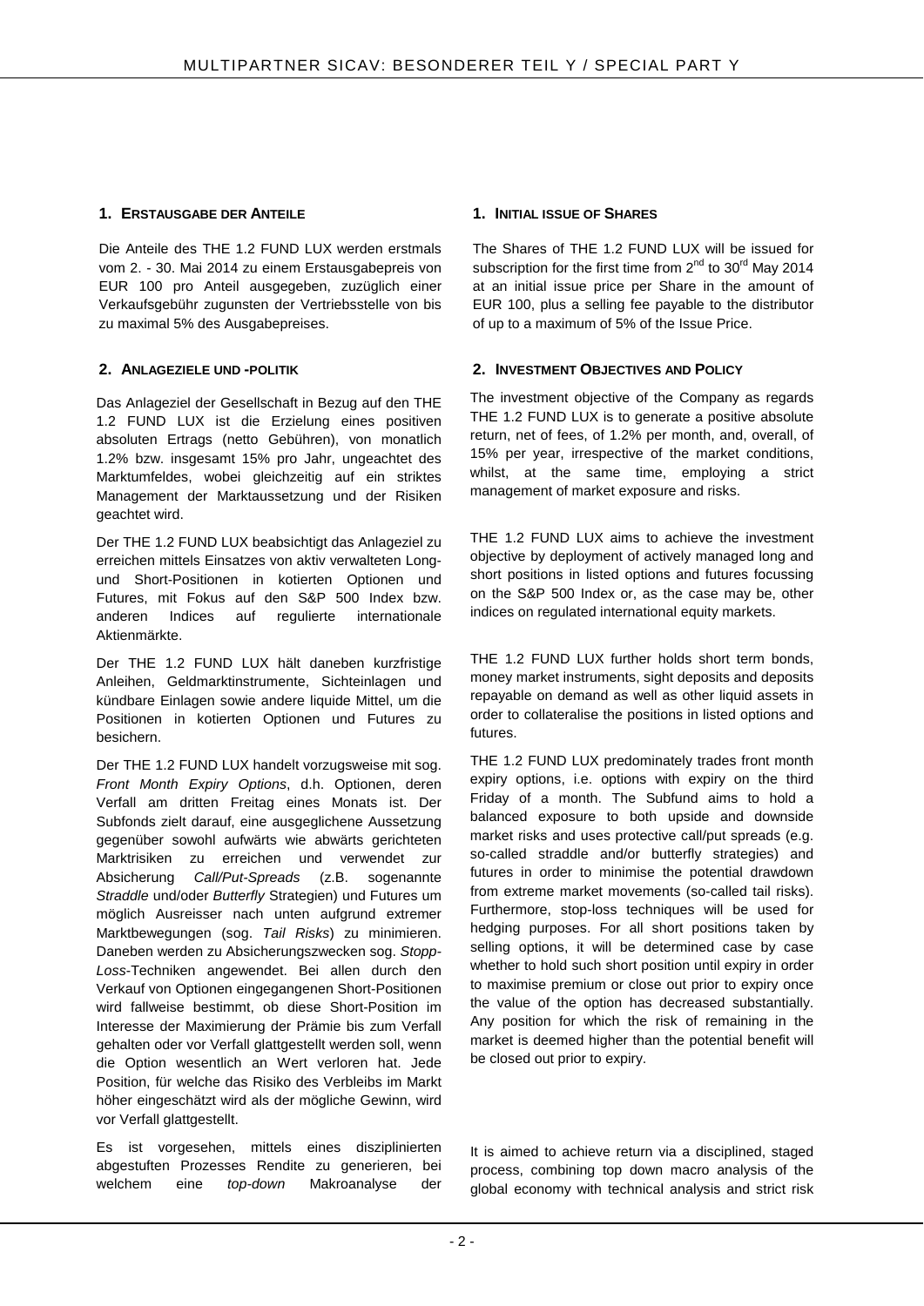## 1. ERSTAUSGABE DER ANTEILE

Die Anteile des THE 1.2 FUND LUX werden erstmals vom 2. - 30. Mai 2014 zu einem Erstausgabepreis von EUR 100 pro Anteil ausgegeben, zuzüglich einer Verkaufsgebühr zugunsten der Vertriebsstelle von bis zu maximal 5% des Ausgabepreises.

## 2. ANLAGEZIELE UND -POLITIK

Das Anlageziel der Gesellschaft in Bezug auf den THE 1.2 FUND LUX ist die Erzielung eines positiven absoluten Ertrags (netto Gebühren), von monatlich 1.2% bzw. insgesamt 15% pro Jahr, ungeachtet des Marktumfeldes, wobei gleichzeitig auf ein striktes Management der Marktaussetzung und der Risiken geachtet wird.

Der THE 1.2 FUND LUX beabsichtigt das Anlageziel zu erreichen mittels Einsatzes von aktiv verwalteten Long- und Short-Positionen in kotierten Optionen und Futures, mit Fokus auf den S&P 500 Index bzw. anderen Indices auf regulierte internationale Aktienmärkte.

Der THE 1.2 FUND LUX hält daneben kurzfristige Anleihen, Geldmarktinstrumente, Sichteinlagen und kündbare Einlagen sowie andere liquide Mittel, um die Positionen in kotierten Optionen und Futures zu besichern.

Der THE 1.2 FUND LUX handelt vorzugsweise mit sog. *Front Month Expiry Options*, d.h. Optionen, deren Verfall am dritten Freitag eines Monats ist. Der Subfonds zielt darauf, eine ausgeglichene Aussetzung gegenüber sowohl aufwärts wie abwärts gerichteten Marktrisiken zu erreichen und verwendet zur Absicherung *Call/Put-Spreads* (z.B. sogenannte *Straddle* und/oder *Butterfly* Strategien) und Futures um möglich Ausreisser nach unten aufgrund extremer Marktbewegungen (sog. *Tail Risks*) zu minimieren. Daneben werden zu Absicherungszwecken sog. *Stopp-Loss*-Techniken angewendet. Bei allen durch den Verkauf von Optionen eingegangenen Short-Positionen wird fallweise bestimmt, ob diese Short-Position im Interesse der Maximierung der Prämie bis zum Verfall gehalten oder vor Verfall glattgestellt werden soll, wenn die Option wesentlich an Wert verloren hat. Jede Position, für welche das Risiko des Verbleibs im Markt höher eingeschätzt wird als der mögliche Gewinn, wird vor Verfall glattgestellt.

Es ist vorgesehen, mittels eines disziplinierten abgestuften Prozesses Rendite zu generieren, bei welchem eine *top-down* Makroanalyse der

## 1. INITIAL ISSUE OF SHARES

The Shares of THE 1.2 FUND LUX will be issued for subscription for the first time from 2nd to 30rd May 2014 at an initial issue price per Share in the amount of EUR 100, plus a selling fee payable to the distributor of up to a maximum of 5% of the Issue Price.

## 2. INVESTMENT OBJECTIVES AND POLICY

The investment objective of the Company as regards THE 1.2 FUND LUX is to generate a positive absolute return, net of fees, of 1.2% per month, and, overall, of 15% per year, irrespective of the market conditions, whilst, at the same time, employing a strict management of market exposure and risks.

THE 1.2 FUND LUX aims to achieve the investment objective by deployment of actively managed long and short positions in listed options and futures focussing on the S&P 500 Index or, as the case may be, other indices on regulated international equity markets.

THE 1.2 FUND LUX further holds short term bonds, money market instruments, sight deposits and deposits repayable on demand as well as other liquid assets in order to collateralise the positions in listed options and futures.

THE 1.2 FUND LUX predominately trades front month expiry options, i.e. options with expiry on the third Friday of a month. The Subfund aims to hold a balanced exposure to both upside and downside market risks and uses protective call/put spreads (e.g. so-called straddle and/or butterfly strategies) and futures in order to minimise the potential drawdown from extreme market movements (so-called tail risks). Furthermore, stop-loss techniques will be used for hedging purposes. For all short positions taken by selling options, it will be determined case by case whether to hold such short position until expiry in order to maximise premium or close out prior to expiry once the value of the option has decreased substantially. Any position for which the risk of remaining in the market is deemed higher than the potential benefit will be closed out prior to expiry.

It is aimed to achieve return via a disciplined, staged process, combining top down macro analysis of the global economy with technical analysis and strict risk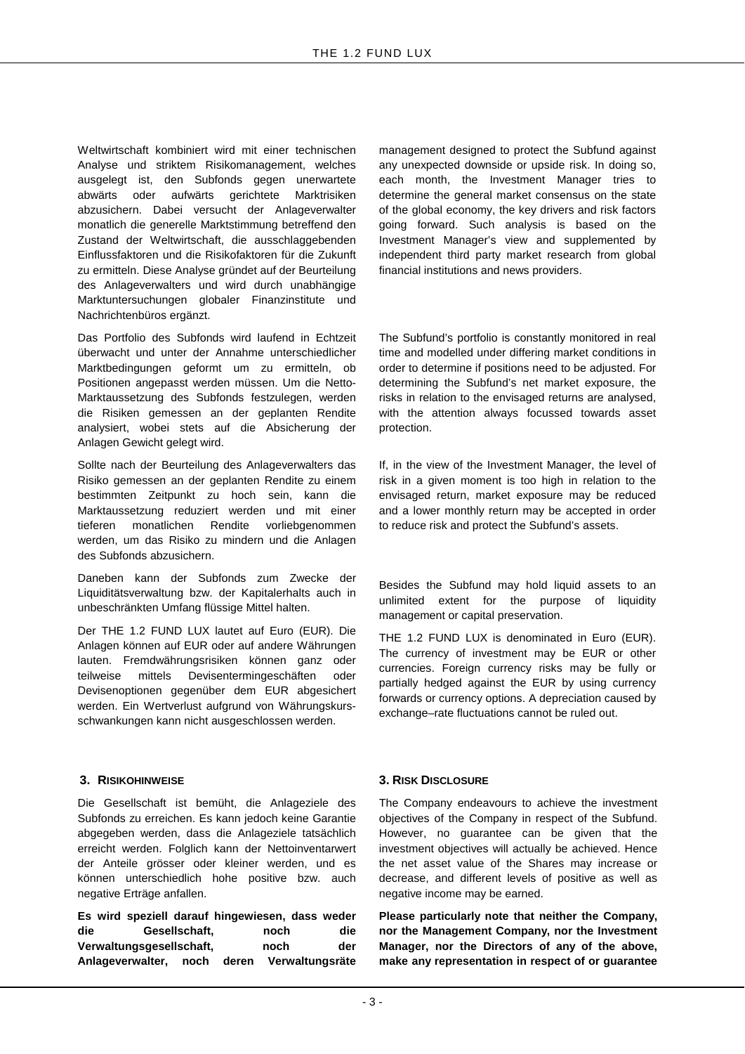Weltwirtschaft kombiniert wird mit einer technischen Analyse und striktem Risikomanagement, welches ausgelegt ist, den Subfonds gegen unerwartete abwärts oder aufwärts gerichtete Marktrisiken abzusichern. Dabei versucht der Anlageverwalter monatlich die generelle Marktstimmung betreffend den Zustand der Weltwirtschaft, die ausschlaggebenden Einflussfaktoren und die Risikofaktoren für die Zukunft zu ermitteln. Diese Analyse gründet auf der Beurteilung des Anlageverwalters und wird durch unabhängige Marktuntersuchungen globaler Finanzinstitute und Nachrichtenbüros ergänzt.

Das Portfolio des Subfonds wird laufend in Echtzeit überwacht und unter der Annahme unterschiedlicher Marktbedingungen geformt um zu ermitteln, ob Positionen angepasst werden müssen. Um die Netto-Marktaussetzung des Subfonds festzulegen, werden die Risiken gemessen an der geplanten Rendite analysiert, wobei stets auf die Absicherung der Anlagen Gewicht gelegt wird.

Sollte nach der Beurteilung des Anlageverwalters das Risiko gemessen an der geplanten Rendite zu einem bestimmten Zeitpunkt zu hoch sein, kann die Marktaussetzung reduziert werden und mit einer tieferen monatlichen Rendite vorliebgenommen werden, um das Risiko zu mindern und die Anlagen des Subfonds abzusichern.

Daneben kann der Subfonds zum Zwecke der Liquiditätsverwaltung bzw. der Kapitalerhalts auch in unbeschränkten Umfang flüssige Mittel halten.

Der THE 1.2 FUND LUX lautet auf Euro (EUR). Die Anlagen können auf EUR oder auf andere Währungen lauten. Fremdwährungsrisiken können ganz oder teilweise mittels Devisentermingeschäften oder Devisenoptionen gegenüber dem EUR abgesichert werden. Ein Wertverlust aufgrund von Währungskursschwankungen kann nicht ausgeschlossen werden.

management designed to protect the Subfund against any unexpected downside or upside risk. In doing so, each month, the Investment Manager tries to determine the general market consensus on the state of the global economy, the key drivers and risk factors going forward. Such analysis is based on the Investment Manager's view and supplemented by independent third party market research from global financial institutions and news providers.

The Subfund's portfolio is constantly monitored in real time and modelled under differing market conditions in order to determine if positions need to be adjusted. For determining the Subfund's net market exposure, the risks in relation to the envisaged returns are analysed, with the attention always focussed towards asset protection.

If, in the view of the Investment Manager, the level of risk in a given moment is too high in relation to the envisaged return, market exposure may be reduced and a lower monthly return may be accepted in order to reduce risk and protect the Subfund's assets.

Besides the Subfund may hold liquid assets to an unlimited extent for the purpose of liquidity management or capital preservation.

THE 1.2 FUND LUX is denominated in Euro (EUR). The currency of investment may be EUR or other currencies. Foreign currency risks may be fully or partially hedged against the EUR by using currency forwards or currency options. A depreciation caused by exchange–rate fluctuations cannot be ruled out.

## 3. RISIKOHINWEISE

Die Gesellschaft ist bemüht, die Anlageziele des Subfonds zu erreichen. Es kann jedoch keine Garantie abgegeben werden, dass die Anlageziele tatsächlich erreicht werden. Folglich kann der Nettoinventarwert der Anteile grösser oder kleiner werden, und es können unterschiedlich hohe positive bzw. auch negative Erträge anfallen.

**Es wird speziell darauf hingewiesen, dass weder die Gesellschaft, noch die Verwaltungsgesellschaft, noch der Anlageverwalter, noch deren Verwaltungsräte**

## 3. RISK DISCLOSURE

The Company endeavours to achieve the investment objectives of the Company in respect of the Subfund. However, no guarantee can be given that the investment objectives will actually be achieved. Hence the net asset value of the Shares may increase or decrease, and different levels of positive as well as negative income may be earned.

**Please particularly note that neither the Company, nor the Management Company, nor the Investment Manager, nor the Directors of any of the above, make any representation in respect of or guarantee**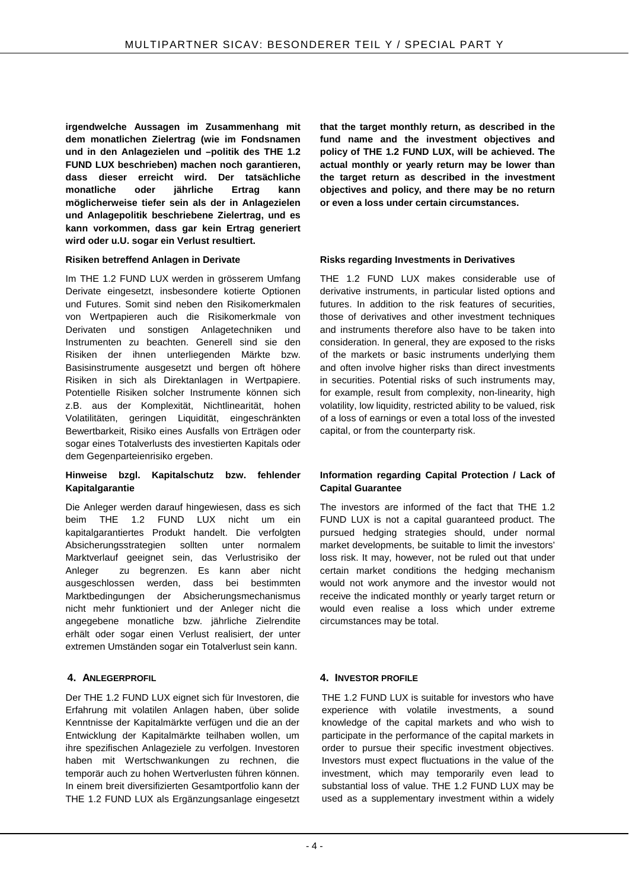**irgendwelche Aussagen im Zusammenhang mit dem monatlichen Zielertrag (wie im Fondsnamen und in den Anlagezielen und –politik des THE 1.2 FUND LUX beschrieben) machen noch garantieren, dass dieser erreicht wird. Der tatsächliche monatliche oder jährliche Ertrag kann möglicherweise tiefer sein als der in Anlagezielen und Anlagepolitik beschriebene Zielertrag, und es kann vorkommen, dass gar kein Ertrag generiert wird oder u.U. sogar ein Verlust resultiert.**

**Risiken betreffend Anlagen in Derivate**

Im THE 1.2 FUND LUX werden in grösserem Umfang Derivate eingesetzt, insbesondere kotierte Optionen und Futures. Somit sind neben den Risikomerkmalen von Wertpapieren auch die Risikomerkmale von Derivaten und sonstigen Anlagetechniken und Instrumenten zu beachten. Generell sind sie den Risiken der ihnen unterliegenden Märkte bzw. Basisinstrumente ausgesetzt und bergen oft höhere Risiken in sich als Direktanlagen in Wertpapiere. Potentielle Risiken solcher Instrumente können sich z.B. aus der Komplexität, Nichtlinearität, hohen Volatilitäten, geringen Liquidität, eingeschränkten Bewertbarkeit, Risiko eines Ausfalls von Erträgen oder sogar eines Totalverlusts des investierten Kapitals oder dem Gegenparteienrisiko ergeben.

**Hinweise bzgl. Kapitalschutz bzw. fehlender Kapitalgarantie**

Die Anleger werden darauf hingewiesen, dass es sich beim THE 1.2 FUND LUX nicht um ein kapitalgarantiertes Produkt handelt. Die verfolgten Absicherungsstrategien sollten unter normalem Marktverlauf geeignet sein, das Verlustrisiko der Anleger zu begrenzen. Es kann aber nicht ausgeschlossen werden, dass bei bestimmten Marktbedingungen der Absicherungsmechanismus nicht mehr funktioniert und der Anleger nicht die angegebene monatliche bzw. jährliche Zielrendite erhält oder sogar einen Verlust realisiert, der unter extremen Umständen sogar ein Totalverlust sein kann.

## 4. Anlegerprofil

Der THE 1.2 FUND LUX eignet sich für Investoren, die Erfahrung mit volatilen Anlagen haben, über solide Kenntnisse der Kapitalmärkte verfügen und die an der Entwicklung der Kapitalmärkte teilhaben wollen, um ihre spezifischen Anlageziele zu verfolgen. Investoren haben mit Wertschwankungen zu rechnen, die temporär auch zu hohen Wertverlusten führen können. In einem breit diversifizierten Gesamtportfolio kann der THE 1.2 FUND LUX als Ergänzungsanlage eingesetzt

**that the target monthly return, as described in the fund name and the investment objectives and policy of THE 1.2 FUND LUX, will be achieved. The actual monthly or yearly return may be lower than the target return as described in the investment objectives and policy, and there may be no return or even a loss under certain circumstances.**

**Risks regarding Investments in Derivatives**

THE 1.2 FUND LUX makes considerable use of derivative instruments, in particular listed options and futures. In addition to the risk features of securities, those of derivatives and other investment techniques and instruments therefore also have to be taken into consideration. In general, they are exposed to the risks of the markets or basic instruments underlying them and often involve higher risks than direct investments in securities. Potential risks of such instruments may, for example, result from complexity, non-linearity, high volatility, low liquidity, restricted ability to be valued, risk of a loss of earnings or even a total loss of the invested capital, or from the counterparty risk.

**Information regarding Capital Protection / Lack of Capital Guarantee**

The investors are informed of the fact that THE 1.2 FUND LUX is not a capital guaranteed product. The pursued hedging strategies should, under normal market developments, be suitable to limit the investors' loss risk. It may, however, not be ruled out that under certain market conditions the hedging mechanism would not work anymore and the investor would not receive the indicated monthly or yearly target return or would even realise a loss which under extreme circumstances may be total.

## 4. Investor Profile

THE 1.2 FUND LUX is suitable for investors who have experience with volatile investments, a sound knowledge of the capital markets and who wish to participate in the performance of the capital markets in order to pursue their specific investment objectives. Investors must expect fluctuations in the value of the investment, which may temporarily even lead to substantial loss of value. THE 1.2 FUND LUX may be used as a supplementary investment within a widely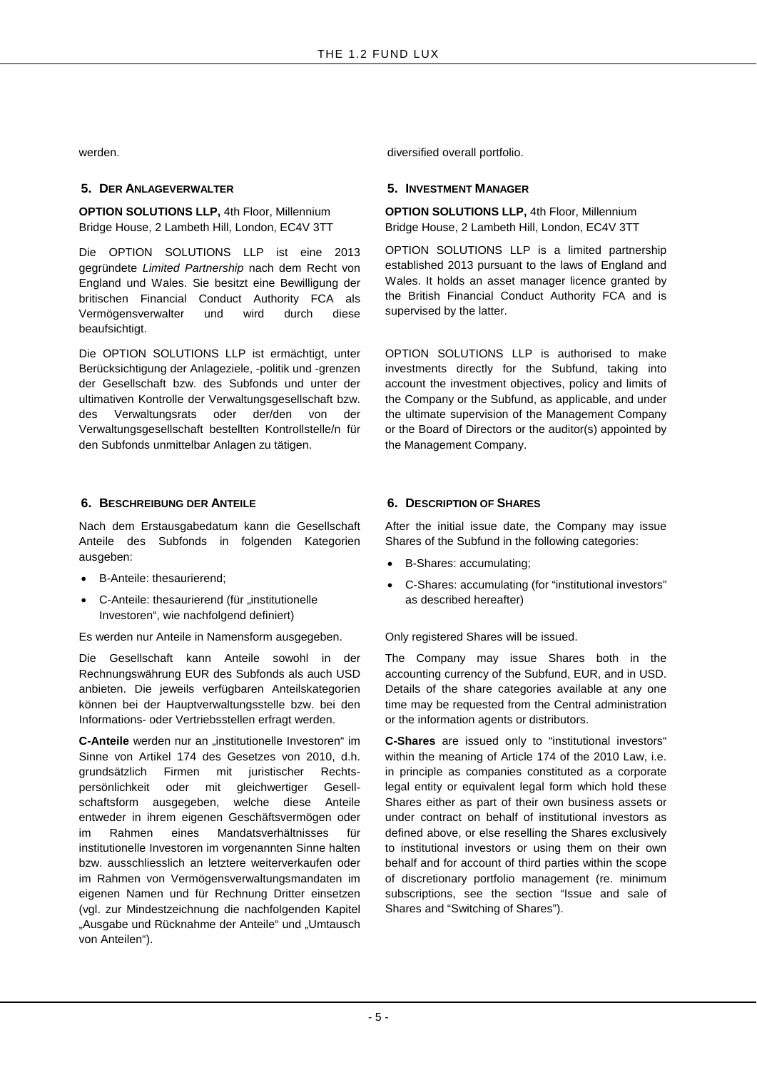werden.

diversified overall portfolio.

## 5. DER ANLAGEVERWALTER

**OPTION SOLUTIONS LLP,** 4th Floor, Millennium Bridge House, 2 Lambeth Hill, London, EC4V 3TT

Die OPTION SOLUTIONS LLP ist eine 2013 gegründete *Limited Partnership* nach dem Recht von England und Wales. Sie besitzt eine Bewilligung der britischen Financial Conduct Authority FCA als Vermögensverwalter und wird durch diese beaufsichtigt.

Die OPTION SOLUTIONS LLP ist ermächtigt, unter Berücksichtigung der Anlageziele, -politik und -grenzen der Gesellschaft bzw. des Subfonds und unter der ultimativen Kontrolle der Verwaltungsgesellschaft bzw. des Verwaltungsrats oder der/den von der Verwaltungsgesellschaft bestellten Kontrollstelle/n für den Subfonds unmittelbar Anlagen zu tätigen.

## 5. INVESTMENT MANAGER

**OPTION SOLUTIONS LLP,** 4th Floor, Millennium Bridge House, 2 Lambeth Hill, London, EC4V 3TT

OPTION SOLUTIONS LLP is a limited partnership established 2013 pursuant to the laws of England and Wales. It holds an asset manager licence granted by the British Financial Conduct Authority FCA and is supervised by the latter.

OPTION SOLUTIONS LLP is authorised to make investments directly for the Subfund, taking into account the investment objectives, policy and limits of the Company or the Subfund, as applicable, and under the ultimate supervision of the Management Company or the Board of Directors or the auditor(s) appointed by the Management Company.

## 6. BESCHREIBUNG DER ANTEILE

Nach dem Erstausgabedatum kann die Gesellschaft Anteile des Subfonds in folgenden Kategorien ausgeben:

- B-Anteile: thesaurierend;
- C-Anteile: thesaurierend (für „institutionelle Investoren", wie nachfolgend definiert)

Es werden nur Anteile in Namensform ausgegeben.

Die Gesellschaft kann Anteile sowohl in der Rechnungswährung EUR des Subfonds als auch USD anbieten. Die jeweils verfügbaren Anteilskategorien können bei der Hauptverwaltungsstelle bzw. bei den Informations- oder Vertriebsstellen erfragt werden.

**C-Anteile** werden nur an „institutionelle Investoren" im Sinne von Artikel 174 des Gesetzes von 2010, d.h. grundsätzlich Firmen mit juristischer Rechtspersönlichkeit oder mit gleichwertiger Gesellschaftsform ausgegeben, welche diese Anteile entweder in ihrem eigenen Geschäftsvermögen oder im Rahmen eines Mandatsverhältnisses für institutionelle Investoren im vorgenannten Sinne halten bzw. ausschliesslich an letztere weiterverkaufen oder im Rahmen von Vermögensverwaltungsmandaten im eigenen Namen und für Rechnung Dritter einsetzen (vgl. zur Mindestzeichnung die nachfolgenden Kapitel „Ausgabe und Rücknahme der Anteile" und „Umtausch von Anteilen").

## 6. DESCRIPTION OF SHARES

After the initial issue date, the Company may issue Shares of the Subfund in the following categories:

- B-Shares: accumulating;
- C-Shares: accumulating (for "institutional investors" as described hereafter)

Only registered Shares will be issued.

The Company may issue Shares both in the accounting currency of the Subfund, EUR, and in USD. Details of the share categories available at any one time may be requested from the Central administration or the information agents or distributors.

**C-Shares** are issued only to "institutional investors" within the meaning of Article 174 of the 2010 Law, i.e. in principle as companies constituted as a corporate legal entity or equivalent legal form which hold these Shares either as part of their own business assets or under contract on behalf of institutional investors as defined above, or else reselling the Shares exclusively to institutional investors or using them on their own behalf and for account of third parties within the scope of discretionary portfolio management (re. minimum subscriptions, see the section "Issue and sale of Shares and "Switching of Shares").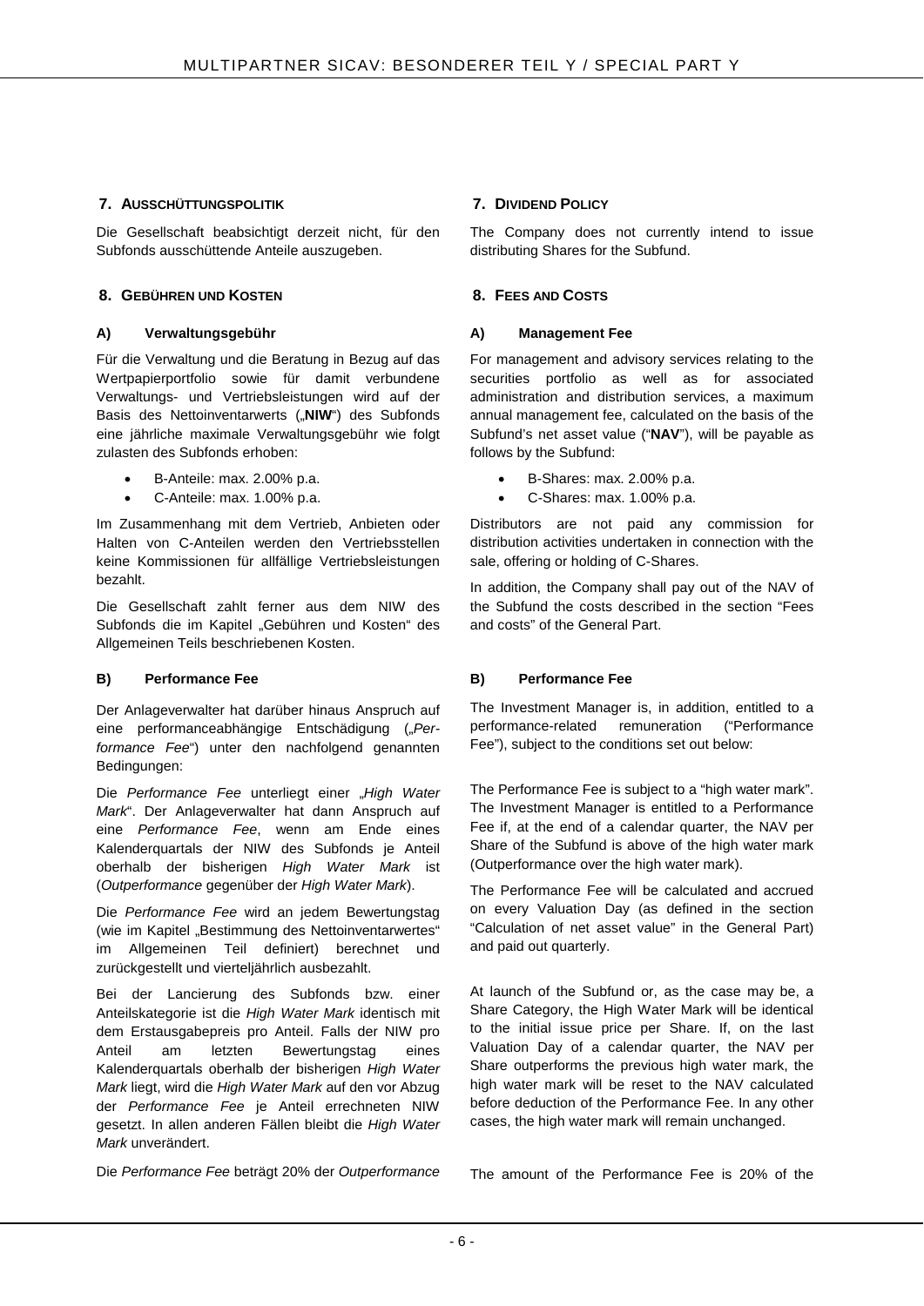## 7. Ausschüttungspolitik

Die Gesellschaft beabsichtigt derzeit nicht, für den Subfonds ausschüttende Anteile auszugeben.

## 8. Gebühren und Kosten

### A) Verwaltungsgebühr

Für die Verwaltung und die Beratung in Bezug auf das Wertpapierportfolio sowie für damit verbundene Verwaltungs- und Vertriebsleistungen wird auf der Basis des Nettoinventarwerts („**NIW**") des Subfonds eine jährliche maximale Verwaltungsgebühr wie folgt zulasten des Subfonds erhoben:

- B-Anteile: max. 2.00% p.a.
- C-Anteile: max. 1.00% p.a.

Im Zusammenhang mit dem Vertrieb, Anbieten oder Halten von C-Anteilen werden den Vertriebsstellen keine Kommissionen für allfällige Vertriebsleistungen bezahlt.

Die Gesellschaft zahlt ferner aus dem NIW des Subfonds die im Kapitel „Gebühren und Kosten" des Allgemeinen Teils beschriebenen Kosten.

### B) Performance Fee

Der Anlageverwalter hat darüber hinaus Anspruch auf eine performanceabhängige Entschädigung („*Performance Fee*") unter den nachfolgend genannten Bedingungen:

Die *Performance Fee* unterliegt einer „*High Water Mark*". Der Anlageverwalter hat dann Anspruch auf eine *Performance Fee*, wenn am Ende eines Kalenderquartals der NIW des Subfonds je Anteil oberhalb der bisherigen *High Water Mark* ist (*Outperformance* gegenüber der *High Water Mark*).

Die *Performance Fee* wird an jedem Bewertungstag (wie im Kapitel „Bestimmung des Nettoinventarwertes" im Allgemeinen Teil definiert) berechnet und zurückgestellt und vierteljährlich ausbezahlt.

Bei der Lancierung des Subfonds bzw. einer Anteilskategorie ist die *High Water Mark* identisch mit dem Erstausgabepreis pro Anteil. Falls der NIW pro Anteil am letzten Bewertungstag eines Kalenderquartals oberhalb der bisherigen *High Water Mark* liegt, wird die *High Water Mark* auf den vor Abzug der *Performance Fee* je Anteil errechneten NIW gesetzt. In allen anderen Fällen bleibt die *High Water Mark* unverändert.

Die *Performance Fee* beträgt 20% der *Outperformance*

## 7. Dividend Policy

The Company does not currently intend to issue distributing Shares for the Subfund.

## 8. Fees and Costs

### A) Management Fee

For management and advisory services relating to the securities portfolio as well as for associated administration and distribution services, a maximum annual management fee, calculated on the basis of the Subfund's net asset value ("**NAV**"), will be payable as follows by the Subfund:

- B-Shares: max. 2.00% p.a.
- C-Shares: max. 1.00% p.a.

Distributors are not paid any commission for distribution activities undertaken in connection with the sale, offering or holding of C-Shares.

In addition, the Company shall pay out of the NAV of the Subfund the costs described in the section "Fees and costs" of the General Part.

### B) Performance Fee

The Investment Manager is, in addition, entitled to a performance-related remuneration ("Performance Fee"), subject to the conditions set out below:

The Performance Fee is subject to a "high water mark". The Investment Manager is entitled to a Performance Fee if, at the end of a calendar quarter, the NAV per Share of the Subfund is above of the high water mark (Outperformance over the high water mark).

The Performance Fee will be calculated and accrued on every Valuation Day (as defined in the section "Calculation of net asset value" in the General Part) and paid out quarterly.

At launch of the Subfund or, as the case may be, a Share Category, the High Water Mark will be identical to the initial issue price per Share. If, on the last Valuation Day of a calendar quarter, the NAV per Share outperforms the previous high water mark, the high water mark will be reset to the NAV calculated before deduction of the Performance Fee. In any other cases, the high water mark will remain unchanged.

The amount of the Performance Fee is 20% of the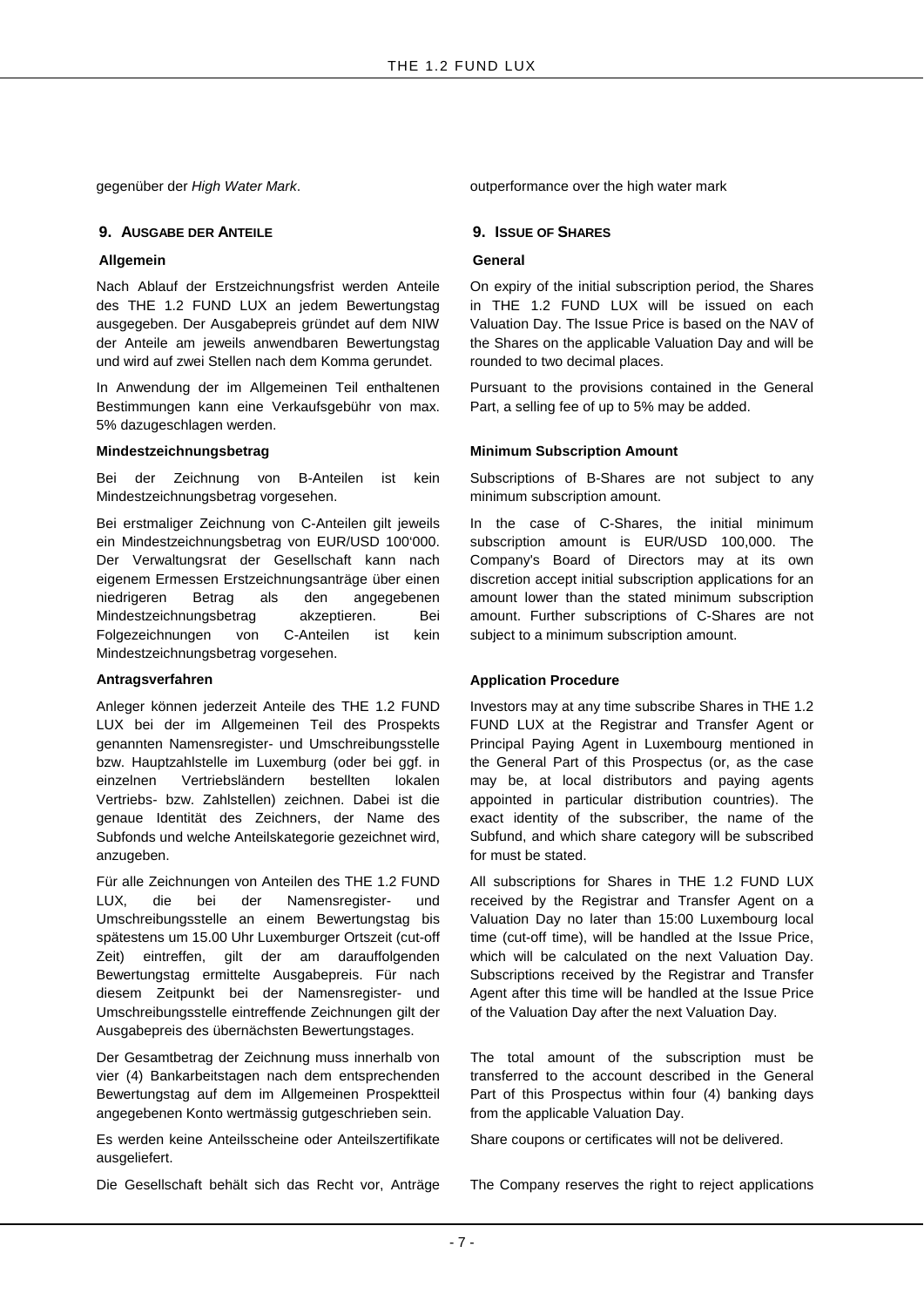gegenüber der *High Water Mark*.

outperformance over the high water mark

## 9. AUSGABE DER ANTEILE

**Allgemein**

Nach Ablauf der Erstzeichnungsfrist werden Anteile des THE 1.2 FUND LUX an jedem Bewertungstag ausgegeben. Der Ausgabepreis gründet auf dem NIW der Anteile am jeweils anwendbaren Bewertungstag und wird auf zwei Stellen nach dem Komma gerundet.

In Anwendung der im Allgemeinen Teil enthaltenen Bestimmungen kann eine Verkaufsgebühr von max. 5% dazugeschlagen werden.

**Mindestzeichnungsbetrag**

Bei der Zeichnung von B-Anteilen ist kein Mindestzeichnungsbetrag vorgesehen.

Bei erstmaliger Zeichnung von C-Anteilen gilt jeweils ein Mindestzeichnungsbetrag von EUR/USD 100'000. Der Verwaltungsrat der Gesellschaft kann nach eigenem Ermessen Erstzeichnungsanträge über einen niedrigeren Betrag als den angegebenen Mindestzeichnungsbetrag akzeptieren. Bei Folgezeichnungen von C-Anteilen ist kein Mindestzeichnungsbetrag vorgesehen.

**Antragsverfahren**

Anleger können jederzeit Anteile des THE 1.2 FUND LUX bei der im Allgemeinen Teil des Prospekts genannten Namensregister- und Umschreibungsstelle bzw. Hauptzahlstelle im Luxemburg (oder bei ggf. in einzelnen Vertriebsländern bestellten lokalen Vertriebs- bzw. Zahlstellen) zeichnen. Dabei ist die genaue Identität des Zeichners, der Name des Subfonds und welche Anteilskategorie gezeichnet wird, anzugeben.

Für alle Zeichnungen von Anteilen des THE 1.2 FUND LUX, die bei der Namensregister- und Umschreibungsstelle an einem Bewertungstag bis spätestens um 15.00 Uhr Luxemburger Ortszeit (cut-off Zeit) eintreffen, gilt der am darauffolgenden Bewertungstag ermittelte Ausgabepreis. Für nach diesem Zeitpunkt bei der Namensregister- und Umschreibungsstelle eintreffende Zeichnungen gilt der Ausgabepreis des übernächsten Bewertungstages.

Der Gesamtbetrag der Zeichnung muss innerhalb von vier (4) Bankarbeitstagen nach dem entsprechenden Bewertungstag auf dem im Allgemeinen Prospektteil angegebenen Konto wertmässig gutgeschrieben sein.

Es werden keine Anteilsscheine oder Anteilszertifikate ausgeliefert.

Die Gesellschaft behält sich das Recht vor, Anträge

## 9. ISSUE OF SHARES

**General**

On expiry of the initial subscription period, the Shares in THE 1.2 FUND LUX will be issued on each Valuation Day. The Issue Price is based on the NAV of the Shares on the applicable Valuation Day and will be rounded to two decimal places.

Pursuant to the provisions contained in the General Part, a selling fee of up to 5% may be added.

**Minimum Subscription Amount**

Subscriptions of B-Shares are not subject to any minimum subscription amount.

In the case of C-Shares, the initial minimum subscription amount is EUR/USD 100,000. The Company's Board of Directors may at its own discretion accept initial subscription applications for an amount lower than the stated minimum subscription amount. Further subscriptions of C-Shares are not subject to a minimum subscription amount.

**Application Procedure**

Investors may at any time subscribe Shares in THE 1.2 FUND LUX at the Registrar and Transfer Agent or Principal Paying Agent in Luxembourg mentioned in the General Part of this Prospectus (or, as the case may be, at local distributors and paying agents appointed in particular distribution countries). The exact identity of the subscriber, the name of the Subfund, and which share category will be subscribed for must be stated.

All subscriptions for Shares in THE 1.2 FUND LUX received by the Registrar and Transfer Agent on a Valuation Day no later than 15:00 Luxembourg local time (cut-off time), will be handled at the Issue Price, which will be calculated on the next Valuation Day. Subscriptions received by the Registrar and Transfer Agent after this time will be handled at the Issue Price of the Valuation Day after the next Valuation Day.

The total amount of the subscription must be transferred to the account described in the General Part of this Prospectus within four (4) banking days from the applicable Valuation Day.

Share coupons or certificates will not be delivered.

The Company reserves the right to reject applications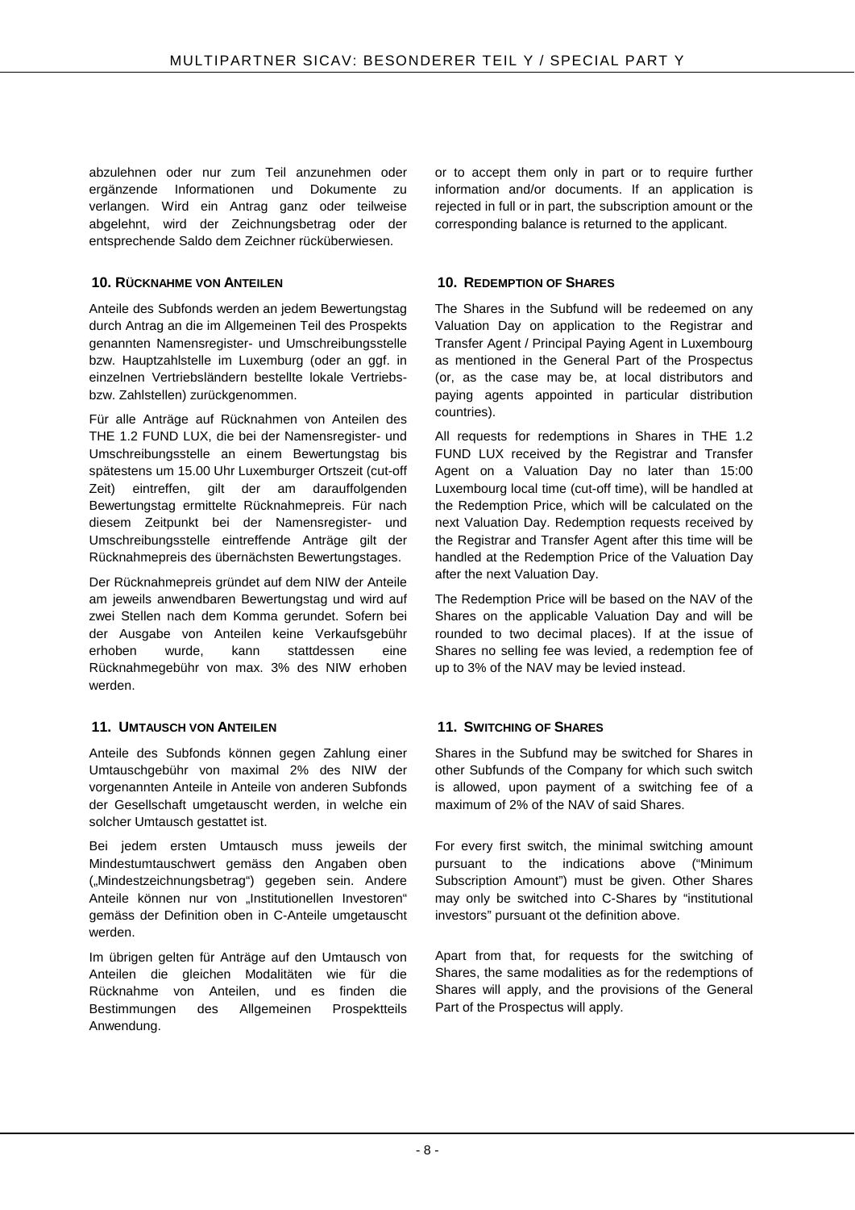abzulehnen oder nur zum Teil anzunehmen oder ergänzende Informationen und Dokumente zu verlangen. Wird ein Antrag ganz oder teilweise abgelehnt, wird der Zeichnungsbetrag oder der entsprechende Saldo dem Zeichner rücküberwiesen.

or to accept them only in part or to require further information and/or documents. If an application is rejected in full or in part, the subscription amount or the corresponding balance is returned to the applicant.

### 10. RÜCKNAHME VON ANTEILEN

Anteile des Subfonds werden an jedem Bewertungstag durch Antrag an die im Allgemeinen Teil des Prospekts genannten Namensregister- und Umschreibungsstelle bzw. Hauptzahlstelle im Luxemburg (oder an ggf. in einzelnen Vertriebsländern bestellte lokale Vertriebs- bzw. Zahlstellen) zurückgenommen.

Für alle Anträge auf Rücknahmen von Anteilen des THE 1.2 FUND LUX, die bei der Namensregister- und Umschreibungsstelle an einem Bewertungstag bis spätestens um 15.00 Uhr Luxemburger Ortszeit (cut-off Zeit) eintreffen, gilt der am darauffolgenden Bewertungstag ermittelte Rücknahmepreis. Für nach diesem Zeitpunkt bei der Namensregister- und Umschreibungsstelle eintreffende Anträge gilt der Rücknahmepreis des übernächsten Bewertungstages.

Der Rücknahmepreis gründet auf dem NIW der Anteile am jeweils anwendbaren Bewertungstag und wird auf zwei Stellen nach dem Komma gerundet. Sofern bei der Ausgabe von Anteilen keine Verkaufsgebühr erhoben wurde, kann stattdessen eine Rücknahmegebühr von max. 3% des NIW erhoben werden.

### 10. REDEMPTION OF SHARES

The Shares in the Subfund will be redeemed on any Valuation Day on application to the Registrar and Transfer Agent / Principal Paying Agent in Luxembourg as mentioned in the General Part of the Prospectus (or, as the case may be, at local distributors and paying agents appointed in particular distribution countries).

All requests for redemptions in Shares in THE 1.2 FUND LUX received by the Registrar and Transfer Agent on a Valuation Day no later than 15:00 Luxembourg local time (cut-off time), will be handled at the Redemption Price, which will be calculated on the next Valuation Day. Redemption requests received by the Registrar and Transfer Agent after this time will be handled at the Redemption Price of the Valuation Day after the next Valuation Day.

The Redemption Price will be based on the NAV of the Shares on the applicable Valuation Day and will be rounded to two decimal places). If at the issue of Shares no selling fee was levied, a redemption fee of up to 3% of the NAV may be levied instead.

### 11. UMTAUSCH VON ANTEILEN

Anteile des Subfonds können gegen Zahlung einer Umtauschgebühr von maximal 2% des NIW der vorgenannten Anteile in Anteile von anderen Subfonds der Gesellschaft umgetauscht werden, in welche ein solcher Umtausch gestattet ist.

Bei jedem ersten Umtausch muss jeweils der Mindestumtauschwert gemäss den Angaben oben („Mindestzeichnungsbetrag") gegeben sein. Andere Anteile können nur von „Institutionellen Investoren" gemäss der Definition oben in C-Anteile umgetauscht werden.

Im übrigen gelten für Anträge auf den Umtausch von Anteilen die gleichen Modalitäten wie für die Rücknahme von Anteilen, und es finden die Bestimmungen des Allgemeinen Prospektteils Anwendung.

### 11. SWITCHING OF SHARES

Shares in the Subfund may be switched for Shares in other Subfunds of the Company for which such switch is allowed, upon payment of a switching fee of a maximum of 2% of the NAV of said Shares.

For every first switch, the minimal switching amount pursuant to the indications above ("Minimum Subscription Amount") must be given. Other Shares may only be switched into C-Shares by "institutional investors" pursuant ot the definition above.

Apart from that, for requests for the switching of Shares, the same modalities as for the redemptions of Shares will apply, and the provisions of the General Part of the Prospectus will apply.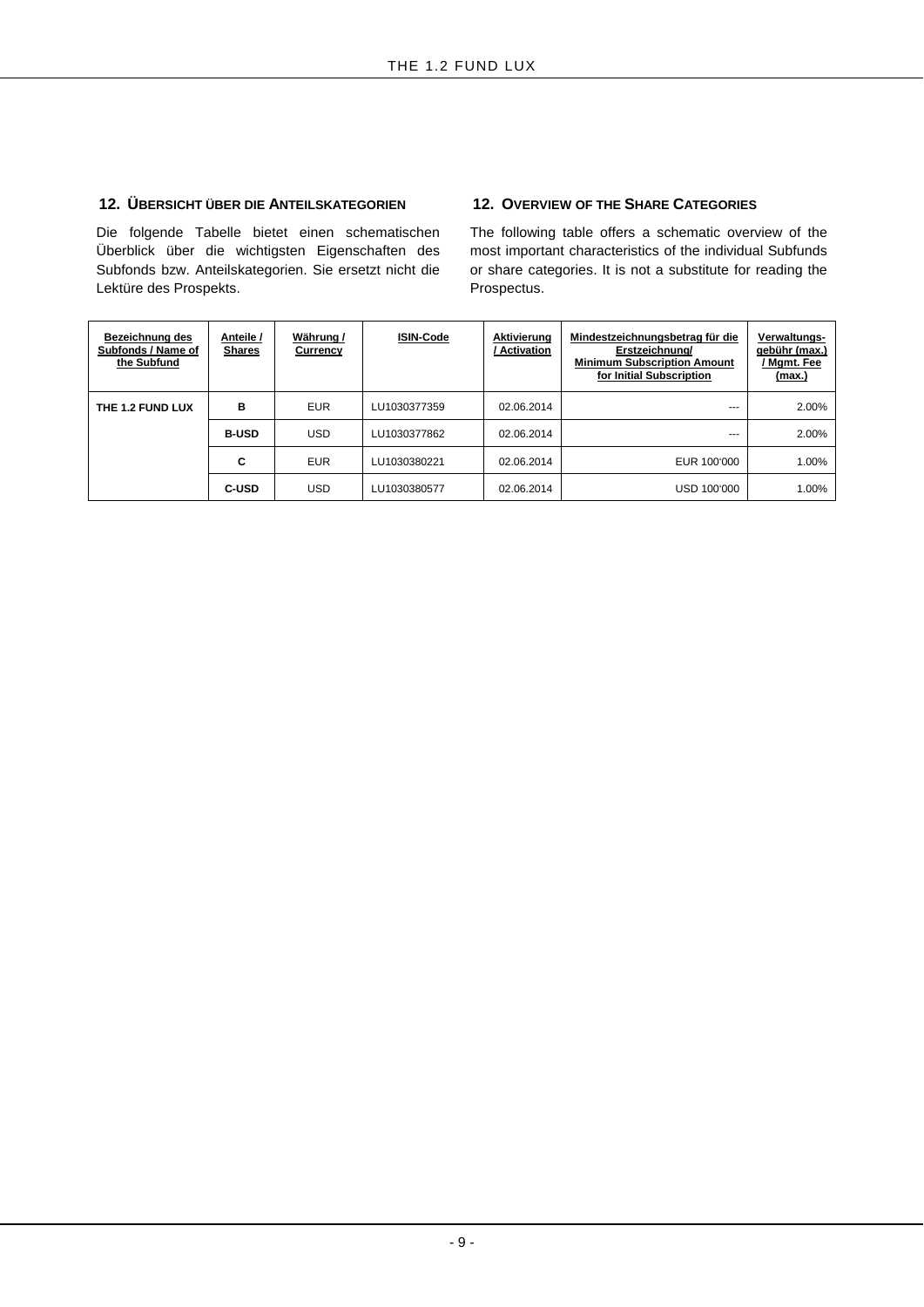## 12. ÜBERSICHT ÜBER DIE ANTEILSKATEGORIEN

Die folgende Tabelle bietet einen schematischen Überblick über die wichtigsten Eigenschaften des Subfonds bzw. Anteilskategorien. Sie ersetzt nicht die Lektüre des Prospekts.

## 12. OVERVIEW OF THE SHARE CATEGORIES

The following table offers a schematic overview of the most important characteristics of the individual Subfunds or share categories. It is not a substitute for reading the Prospectus.

| Bezeichnung des Subfonds / Name of the Subfund | Anteile / Shares | Währung / Currency | ISIN-Code | Aktivierung / Activation | Mindestzeichnungsbetrag für die Erstzeichnung/ Minimum Subscription Amount for Initial Subscription | Verwaltungs-gebühr (max.) / Mgmt. Fee (max.) |
|---|---|---|---|---|---|---|
| THE 1.2 FUND LUX | B | EUR | LU1030377359 | 02.06.2014 | --- | 2.00% |
| | B-USD | USD | LU1030377862 | 02.06.2014 | --- | 2.00% |
| | C | EUR | LU1030380221 | 02.06.2014 | EUR 100'000 | 1.00% |
| | C-USD | USD | LU1030380577 | 02.06.2014 | USD 100'000 | 1.00% |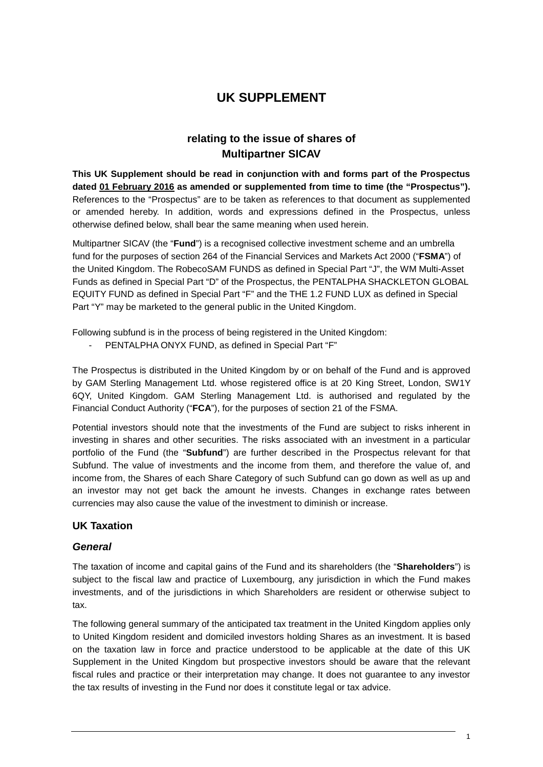# UK SUPPLEMENT

## relating to the issue of shares of Multipartner SICAV

**This UK Supplement should be read in conjunction with and forms part of the Prospectus dated 01 February 2016 as amended or supplemented from time to time (the "Prospectus").** References to the "Prospectus" are to be taken as references to that document as supplemented or amended hereby. In addition, words and expressions defined in the Prospectus, unless otherwise defined below, shall bear the same meaning when used herein.

Multipartner SICAV (the "**Fund**") is a recognised collective investment scheme and an umbrella fund for the purposes of section 264 of the Financial Services and Markets Act 2000 ("**FSMA**") of the United Kingdom. The RobecoSAM FUNDS as defined in Special Part "J", the WM Multi-Asset Funds as defined in Special Part "D" of the Prospectus, the PENTALPHA SHACKLETON GLOBAL EQUITY FUND as defined in Special Part "F" and the THE 1.2 FUND LUX as defined in Special Part "Y" may be marketed to the general public in the United Kingdom.

Following subfund is in the process of being registered in the United Kingdom:

- PENTALPHA ONYX FUND, as defined in Special Part "F"

The Prospectus is distributed in the United Kingdom by or on behalf of the Fund and is approved by GAM Sterling Management Ltd. whose registered office is at 20 King Street, London, SW1Y 6QY, United Kingdom. GAM Sterling Management Ltd. is authorised and regulated by the Financial Conduct Authority ("**FCA**"), for the purposes of section 21 of the FSMA.

Potential investors should note that the investments of the Fund are subject to risks inherent in investing in shares and other securities. The risks associated with an investment in a particular portfolio of the Fund (the "**Subfund**") are further described in the Prospectus relevant for that Subfund. The value of investments and the income from them, and therefore the value of, and income from, the Shares of each Share Category of such Subfund can go down as well as up and an investor may not get back the amount he invests. Changes in exchange rates between currencies may also cause the value of the investment to diminish or increase.

### UK Taxation

#### *General*

The taxation of income and capital gains of the Fund and its shareholders (the "**Shareholders**") is subject to the fiscal law and practice of Luxembourg, any jurisdiction in which the Fund makes investments, and of the jurisdictions in which Shareholders are resident or otherwise subject to tax.

The following general summary of the anticipated tax treatment in the United Kingdom applies only to United Kingdom resident and domiciled investors holding Shares as an investment. It is based on the taxation law in force and practice understood to be applicable at the date of this UK Supplement in the United Kingdom but prospective investors should be aware that the relevant fiscal rules and practice or their interpretation may change. It does not guarantee to any investor the tax results of investing in the Fund nor does it constitute legal or tax advice.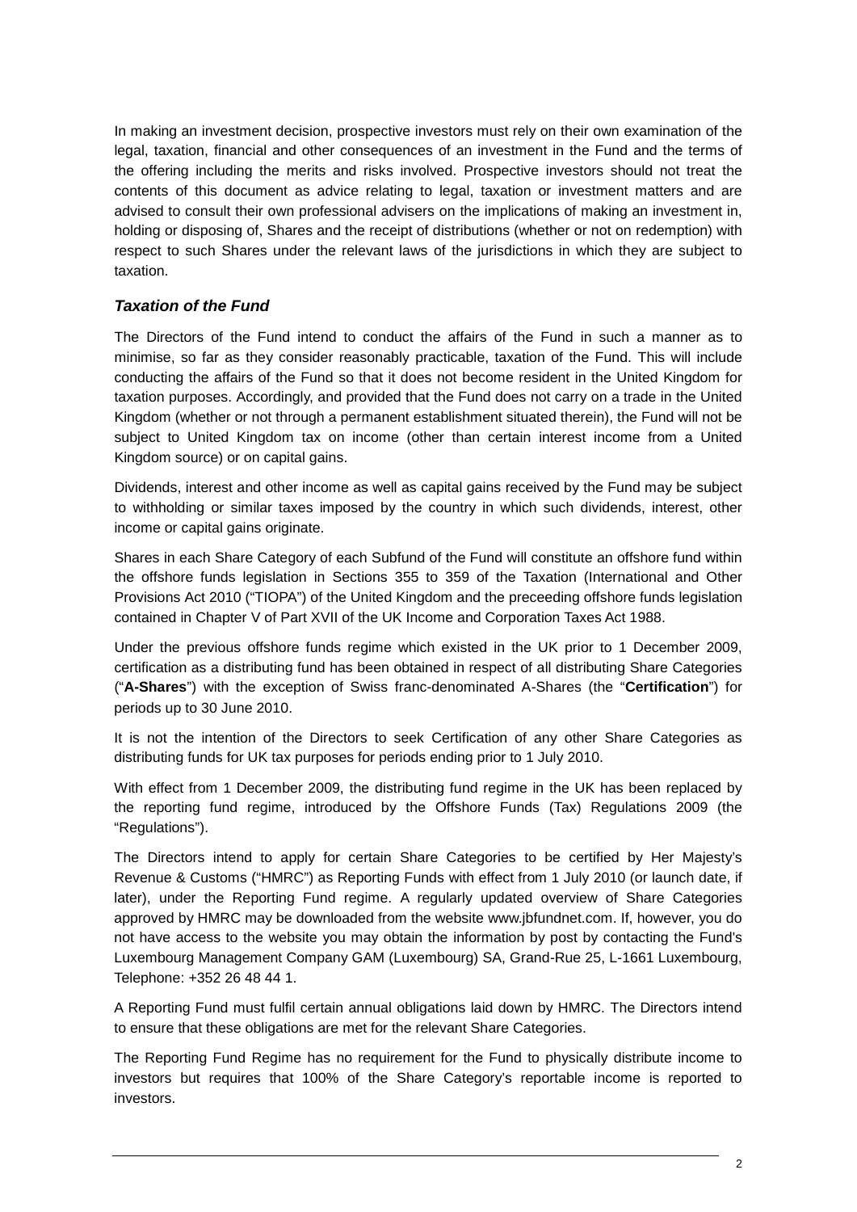In making an investment decision, prospective investors must rely on their own examination of the legal, taxation, financial and other consequences of an investment in the Fund and the terms of the offering including the merits and risks involved. Prospective investors should not treat the contents of this document as advice relating to legal, taxation or investment matters and are advised to consult their own professional advisers on the implications of making an investment in, holding or disposing of, Shares and the receipt of distributions (whether or not on redemption) with respect to such Shares under the relevant laws of the jurisdictions in which they are subject to taxation.

### *Taxation of the Fund*

The Directors of the Fund intend to conduct the affairs of the Fund in such a manner as to minimise, so far as they consider reasonably practicable, taxation of the Fund. This will include conducting the affairs of the Fund so that it does not become resident in the United Kingdom for taxation purposes. Accordingly, and provided that the Fund does not carry on a trade in the United Kingdom (whether or not through a permanent establishment situated therein), the Fund will not be subject to United Kingdom tax on income (other than certain interest income from a United Kingdom source) or on capital gains.

Dividends, interest and other income as well as capital gains received by the Fund may be subject to withholding or similar taxes imposed by the country in which such dividends, interest, other income or capital gains originate.

Shares in each Share Category of each Subfund of the Fund will constitute an offshore fund within the offshore funds legislation in Sections 355 to 359 of the Taxation (International and Other Provisions Act 2010 ("TIOPA") of the United Kingdom and the preceeding offshore funds legislation contained in Chapter V of Part XVII of the UK Income and Corporation Taxes Act 1988.

Under the previous offshore funds regime which existed in the UK prior to 1 December 2009, certification as a distributing fund has been obtained in respect of all distributing Share Categories ("**A-Shares**") with the exception of Swiss franc-denominated A-Shares (the "**Certification**") for periods up to 30 June 2010.

It is not the intention of the Directors to seek Certification of any other Share Categories as distributing funds for UK tax purposes for periods ending prior to 1 July 2010.

With effect from 1 December 2009, the distributing fund regime in the UK has been replaced by the reporting fund regime, introduced by the Offshore Funds (Tax) Regulations 2009 (the "Regulations").

The Directors intend to apply for certain Share Categories to be certified by Her Majesty's Revenue & Customs ("HMRC") as Reporting Funds with effect from 1 July 2010 (or launch date, if later), under the Reporting Fund regime. A regularly updated overview of Share Categories approved by HMRC may be downloaded from the website www.jbfundnet.com. If, however, you do not have access to the website you may obtain the information by post by contacting the Fund's Luxembourg Management Company GAM (Luxembourg) SA, Grand-Rue 25, L-1661 Luxembourg, Telephone: +352 26 48 44 1.

A Reporting Fund must fulfil certain annual obligations laid down by HMRC. The Directors intend to ensure that these obligations are met for the relevant Share Categories.

The Reporting Fund Regime has no requirement for the Fund to physically distribute income to investors but requires that 100% of the Share Category's reportable income is reported to investors.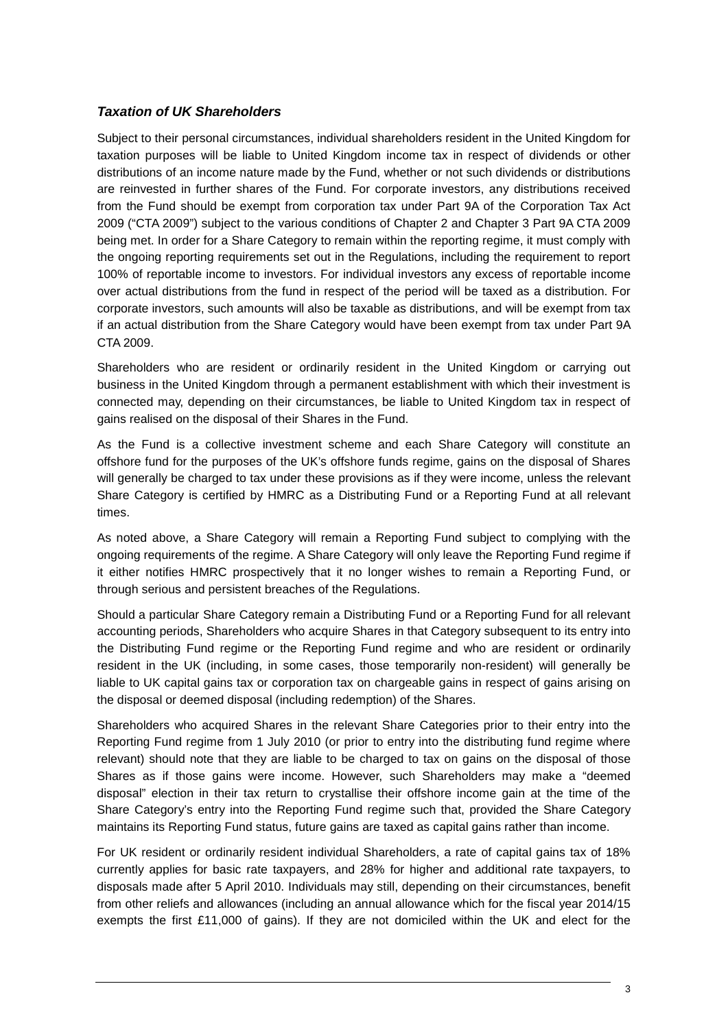### ***Taxation of UK Shareholders***

Subject to their personal circumstances, individual shareholders resident in the United Kingdom for taxation purposes will be liable to United Kingdom income tax in respect of dividends or other distributions of an income nature made by the Fund, whether or not such dividends or distributions are reinvested in further shares of the Fund. For corporate investors, any distributions received from the Fund should be exempt from corporation tax under Part 9A of the Corporation Tax Act 2009 ("CTA 2009") subject to the various conditions of Chapter 2 and Chapter 3 Part 9A CTA 2009 being met. In order for a Share Category to remain within the reporting regime, it must comply with the ongoing reporting requirements set out in the Regulations, including the requirement to report 100% of reportable income to investors. For individual investors any excess of reportable income over actual distributions from the fund in respect of the period will be taxed as a distribution. For corporate investors, such amounts will also be taxable as distributions, and will be exempt from tax if an actual distribution from the Share Category would have been exempt from tax under Part 9A CTA 2009.

Shareholders who are resident or ordinarily resident in the United Kingdom or carrying out business in the United Kingdom through a permanent establishment with which their investment is connected may, depending on their circumstances, be liable to United Kingdom tax in respect of gains realised on the disposal of their Shares in the Fund.

As the Fund is a collective investment scheme and each Share Category will constitute an offshore fund for the purposes of the UK's offshore funds regime, gains on the disposal of Shares will generally be charged to tax under these provisions as if they were income, unless the relevant Share Category is certified by HMRC as a Distributing Fund or a Reporting Fund at all relevant times.

As noted above, a Share Category will remain a Reporting Fund subject to complying with the ongoing requirements of the regime. A Share Category will only leave the Reporting Fund regime if it either notifies HMRC prospectively that it no longer wishes to remain a Reporting Fund, or through serious and persistent breaches of the Regulations.

Should a particular Share Category remain a Distributing Fund or a Reporting Fund for all relevant accounting periods, Shareholders who acquire Shares in that Category subsequent to its entry into the Distributing Fund regime or the Reporting Fund regime and who are resident or ordinarily resident in the UK (including, in some cases, those temporarily non-resident) will generally be liable to UK capital gains tax or corporation tax on chargeable gains in respect of gains arising on the disposal or deemed disposal (including redemption) of the Shares.

Shareholders who acquired Shares in the relevant Share Categories prior to their entry into the Reporting Fund regime from 1 July 2010 (or prior to entry into the distributing fund regime where relevant) should note that they are liable to be charged to tax on gains on the disposal of those Shares as if those gains were income. However, such Shareholders may make a "deemed disposal" election in their tax return to crystallise their offshore income gain at the time of the Share Category's entry into the Reporting Fund regime such that, provided the Share Category maintains its Reporting Fund status, future gains are taxed as capital gains rather than income.

For UK resident or ordinarily resident individual Shareholders, a rate of capital gains tax of 18% currently applies for basic rate taxpayers, and 28% for higher and additional rate taxpayers, to disposals made after 5 April 2010. Individuals may still, depending on their circumstances, benefit from other reliefs and allowances (including an annual allowance which for the fiscal year 2014/15 exempts the first £11,000 of gains). If they are not domiciled within the UK and elect for the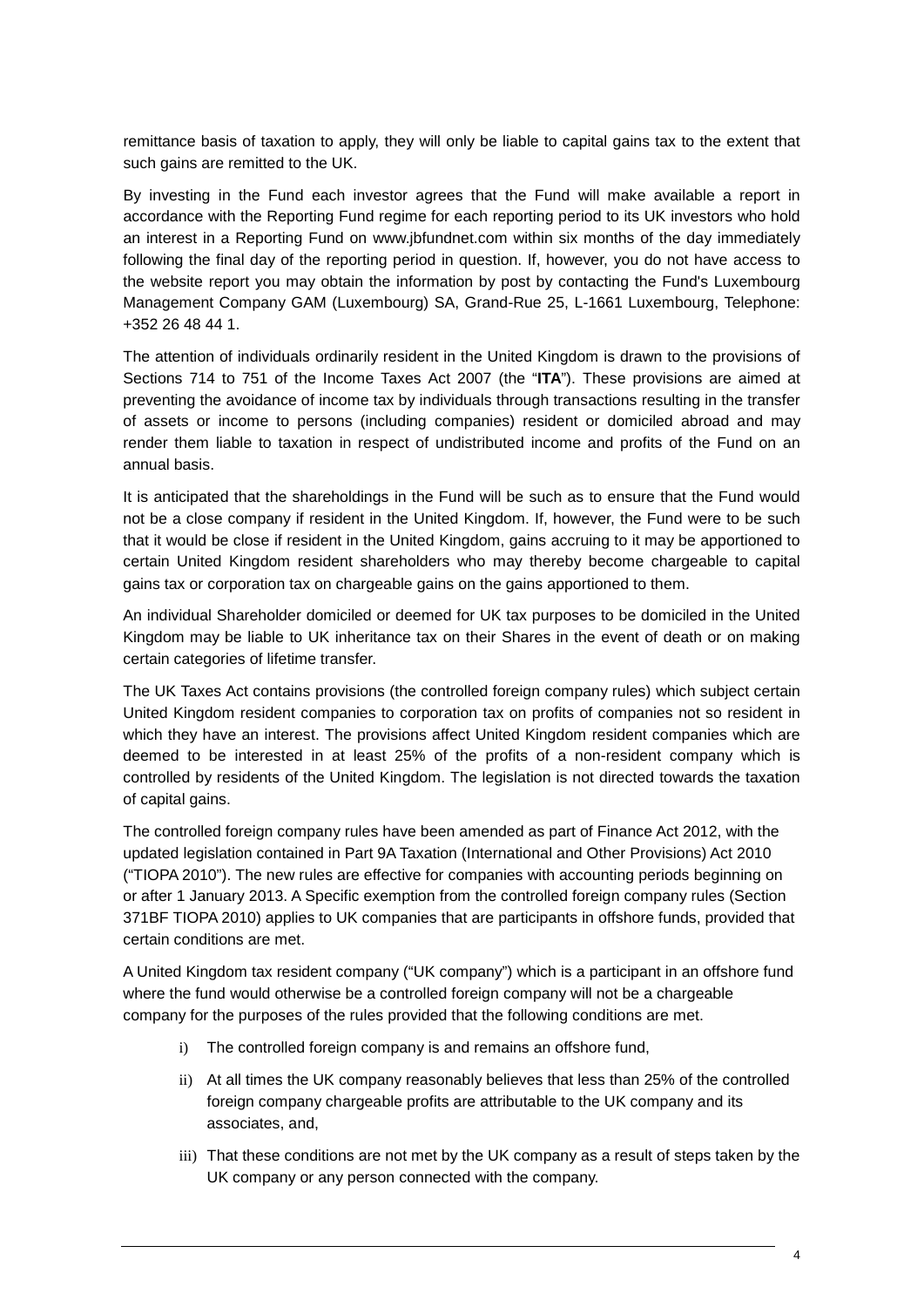remittance basis of taxation to apply, they will only be liable to capital gains tax to the extent that such gains are remitted to the UK.

By investing in the Fund each investor agrees that the Fund will make available a report in accordance with the Reporting Fund regime for each reporting period to its UK investors who hold an interest in a Reporting Fund on www.jbfundnet.com within six months of the day immediately following the final day of the reporting period in question. If, however, you do not have access to the website report you may obtain the information by post by contacting the Fund's Luxembourg Management Company GAM (Luxembourg) SA, Grand-Rue 25, L-1661 Luxembourg, Telephone: +352 26 48 44 1.

The attention of individuals ordinarily resident in the United Kingdom is drawn to the provisions of Sections 714 to 751 of the Income Taxes Act 2007 (the "**ITA**"). These provisions are aimed at preventing the avoidance of income tax by individuals through transactions resulting in the transfer of assets or income to persons (including companies) resident or domiciled abroad and may render them liable to taxation in respect of undistributed income and profits of the Fund on an annual basis.

It is anticipated that the shareholdings in the Fund will be such as to ensure that the Fund would not be a close company if resident in the United Kingdom. If, however, the Fund were to be such that it would be close if resident in the United Kingdom, gains accruing to it may be apportioned to certain United Kingdom resident shareholders who may thereby become chargeable to capital gains tax or corporation tax on chargeable gains on the gains apportioned to them.

An individual Shareholder domiciled or deemed for UK tax purposes to be domiciled in the United Kingdom may be liable to UK inheritance tax on their Shares in the event of death or on making certain categories of lifetime transfer.

The UK Taxes Act contains provisions (the controlled foreign company rules) which subject certain United Kingdom resident companies to corporation tax on profits of companies not so resident in which they have an interest. The provisions affect United Kingdom resident companies which are deemed to be interested in at least 25% of the profits of a non-resident company which is controlled by residents of the United Kingdom. The legislation is not directed towards the taxation of capital gains.

The controlled foreign company rules have been amended as part of Finance Act 2012, with the updated legislation contained in Part 9A Taxation (International and Other Provisions) Act 2010 ("TIOPA 2010"). The new rules are effective for companies with accounting periods beginning on or after 1 January 2013. A Specific exemption from the controlled foreign company rules (Section 371BF TIOPA 2010) applies to UK companies that are participants in offshore funds, provided that certain conditions are met.

A United Kingdom tax resident company ("UK company") which is a participant in an offshore fund where the fund would otherwise be a controlled foreign company will not be a chargeable company for the purposes of the rules provided that the following conditions are met.

i) The controlled foreign company is and remains an offshore fund,

ii) At all times the UK company reasonably believes that less than 25% of the controlled foreign company chargeable profits are attributable to the UK company and its associates, and,

iii) That these conditions are not met by the UK company as a result of steps taken by the UK company or any person connected with the company.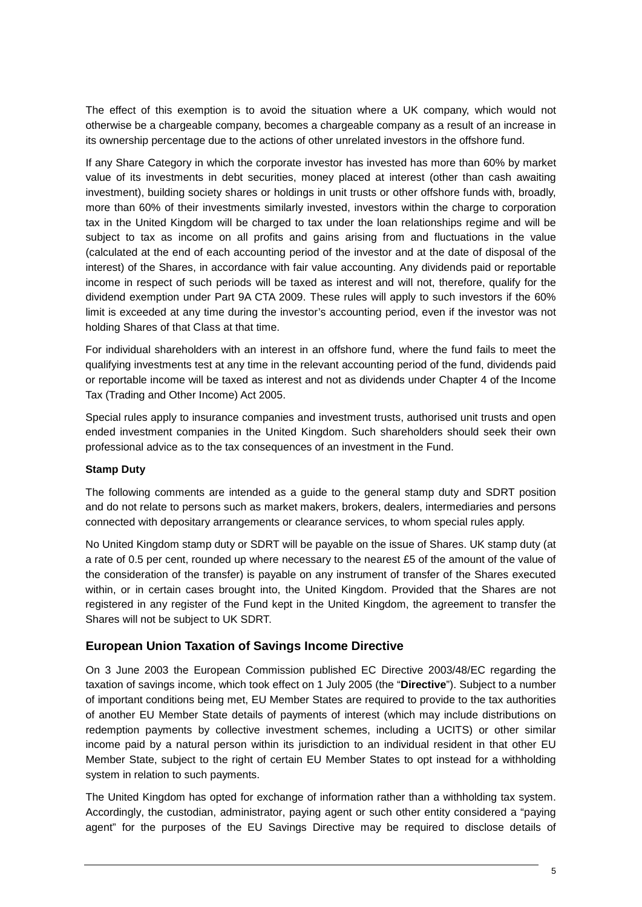The effect of this exemption is to avoid the situation where a UK company, which would not otherwise be a chargeable company, becomes a chargeable company as a result of an increase in its ownership percentage due to the actions of other unrelated investors in the offshore fund.

If any Share Category in which the corporate investor has invested has more than 60% by market value of its investments in debt securities, money placed at interest (other than cash awaiting investment), building society shares or holdings in unit trusts or other offshore funds with, broadly, more than 60% of their investments similarly invested, investors within the charge to corporation tax in the United Kingdom will be charged to tax under the loan relationships regime and will be subject to tax as income on all profits and gains arising from and fluctuations in the value (calculated at the end of each accounting period of the investor and at the date of disposal of the interest) of the Shares, in accordance with fair value accounting. Any dividends paid or reportable income in respect of such periods will be taxed as interest and will not, therefore, qualify for the dividend exemption under Part 9A CTA 2009. These rules will apply to such investors if the 60% limit is exceeded at any time during the investor's accounting period, even if the investor was not holding Shares of that Class at that time.

For individual shareholders with an interest in an offshore fund, where the fund fails to meet the qualifying investments test at any time in the relevant accounting period of the fund, dividends paid or reportable income will be taxed as interest and not as dividends under Chapter 4 of the Income Tax (Trading and Other Income) Act 2005.

Special rules apply to insurance companies and investment trusts, authorised unit trusts and open ended investment companies in the United Kingdom. Such shareholders should seek their own professional advice as to the tax consequences of an investment in the Fund.

**Stamp Duty**

The following comments are intended as a guide to the general stamp duty and SDRT position and do not relate to persons such as market makers, brokers, dealers, intermediaries and persons connected with depositary arrangements or clearance services, to whom special rules apply.

No United Kingdom stamp duty or SDRT will be payable on the issue of Shares. UK stamp duty (at a rate of 0.5 per cent, rounded up where necessary to the nearest £5 of the amount of the value of the consideration of the transfer) is payable on any instrument of transfer of the Shares executed within, or in certain cases brought into, the United Kingdom. Provided that the Shares are not registered in any register of the Fund kept in the United Kingdom, the agreement to transfer the Shares will not be subject to UK SDRT.

## European Union Taxation of Savings Income Directive

On 3 June 2003 the European Commission published EC Directive 2003/48/EC regarding the taxation of savings income, which took effect on 1 July 2005 (the "**Directive**"). Subject to a number of important conditions being met, EU Member States are required to provide to the tax authorities of another EU Member State details of payments of interest (which may include distributions on redemption payments by collective investment schemes, including a UCITS) or other similar income paid by a natural person within its jurisdiction to an individual resident in that other EU Member State, subject to the right of certain EU Member States to opt instead for a withholding system in relation to such payments.

The United Kingdom has opted for exchange of information rather than a withholding tax system. Accordingly, the custodian, administrator, paying agent or such other entity considered a "paying agent" for the purposes of the EU Savings Directive may be required to disclose details of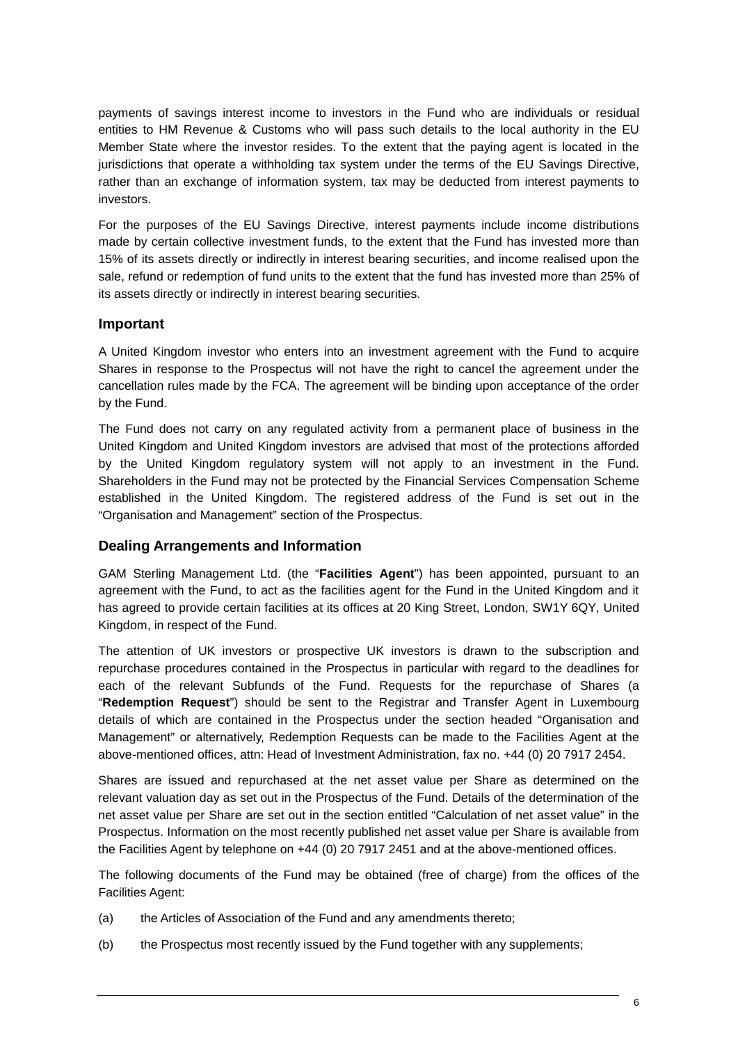payments of savings interest income to investors in the Fund who are individuals or residual entities to HM Revenue & Customs who will pass such details to the local authority in the EU Member State where the investor resides. To the extent that the paying agent is located in the jurisdictions that operate a withholding tax system under the terms of the EU Savings Directive, rather than an exchange of information system, tax may be deducted from interest payments to investors.

For the purposes of the EU Savings Directive, interest payments include income distributions made by certain collective investment funds, to the extent that the Fund has invested more than 15% of its assets directly or indirectly in interest bearing securities, and income realised upon the sale, refund or redemption of fund units to the extent that the fund has invested more than 25% of its assets directly or indirectly in interest bearing securities.

## Important

A United Kingdom investor who enters into an investment agreement with the Fund to acquire Shares in response to the Prospectus will not have the right to cancel the agreement under the cancellation rules made by the FCA. The agreement will be binding upon acceptance of the order by the Fund.

The Fund does not carry on any regulated activity from a permanent place of business in the United Kingdom and United Kingdom investors are advised that most of the protections afforded by the United Kingdom regulatory system will not apply to an investment in the Fund. Shareholders in the Fund may not be protected by the Financial Services Compensation Scheme established in the United Kingdom. The registered address of the Fund is set out in the "Organisation and Management" section of the Prospectus.

## Dealing Arrangements and Information

GAM Sterling Management Ltd. (the "**Facilities Agent**") has been appointed, pursuant to an agreement with the Fund, to act as the facilities agent for the Fund in the United Kingdom and it has agreed to provide certain facilities at its offices at 20 King Street, London, SW1Y 6QY, United Kingdom, in respect of the Fund.

The attention of UK investors or prospective UK investors is drawn to the subscription and repurchase procedures contained in the Prospectus in particular with regard to the deadlines for each of the relevant Subfunds of the Fund. Requests for the repurchase of Shares (a "**Redemption Request**") should be sent to the Registrar and Transfer Agent in Luxembourg details of which are contained in the Prospectus under the section headed "Organisation and Management" or alternatively, Redemption Requests can be made to the Facilities Agent at the above-mentioned offices, attn: Head of Investment Administration, fax no. +44 (0) 20 7917 2454.

Shares are issued and repurchased at the net asset value per Share as determined on the relevant valuation day as set out in the Prospectus of the Fund. Details of the determination of the net asset value per Share are set out in the section entitled "Calculation of net asset value" in the Prospectus. Information on the most recently published net asset value per Share is available from the Facilities Agent by telephone on +44 (0) 20 7917 2451 and at the above-mentioned offices.

The following documents of the Fund may be obtained (free of charge) from the offices of the Facilities Agent:

(a) the Articles of Association of the Fund and any amendments thereto;

(b) the Prospectus most recently issued by the Fund together with any supplements;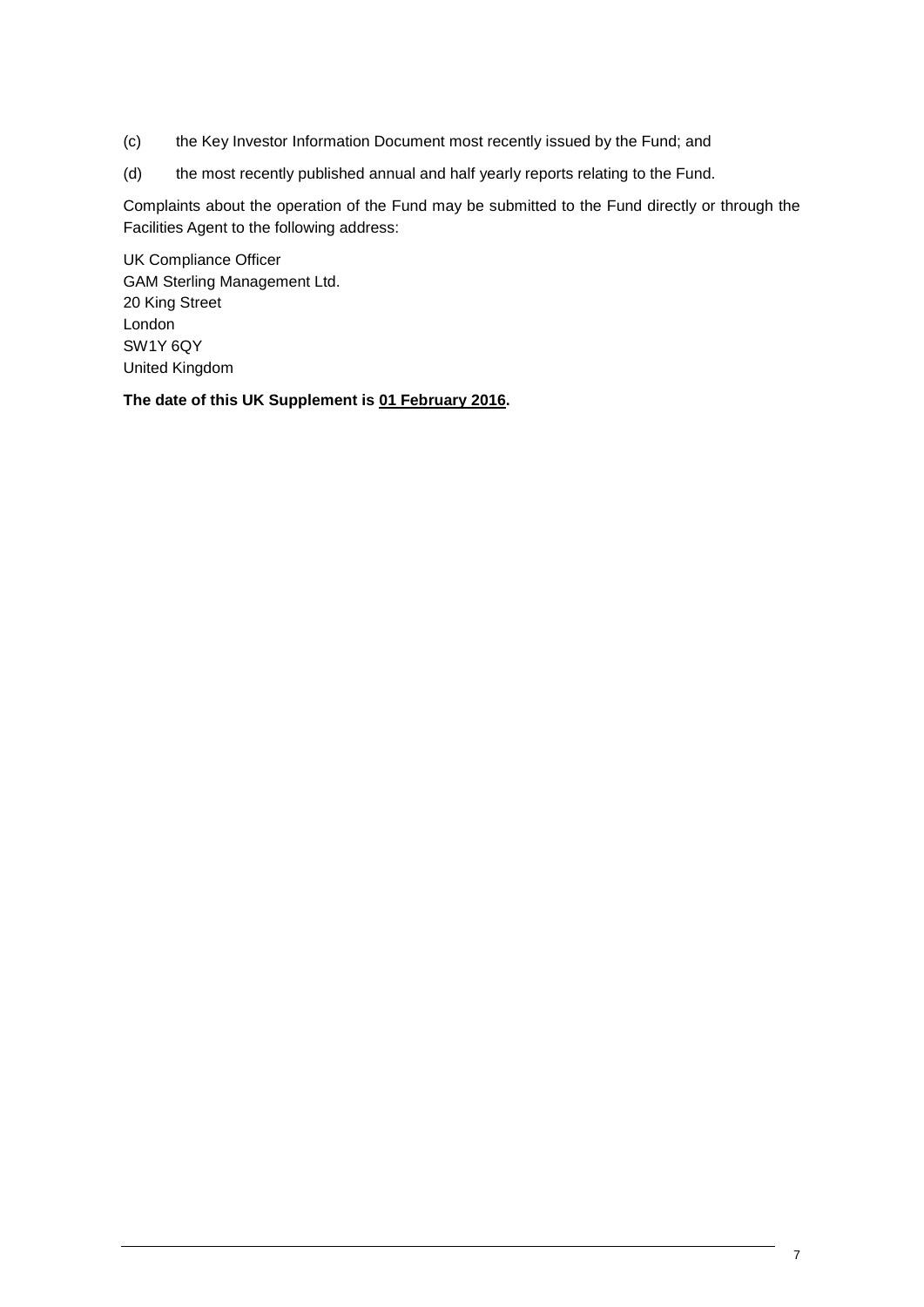(c) the Key Investor Information Document most recently issued by the Fund; and

(d) the most recently published annual and half yearly reports relating to the Fund.

Complaints about the operation of the Fund may be submitted to the Fund directly or through the Facilities Agent to the following address:

UK Compliance Officer
GAM Sterling Management Ltd.
20 King Street
London
SW1Y 6QY
United Kingdom

**The date of this UK Supplement is 01 February 2016.**